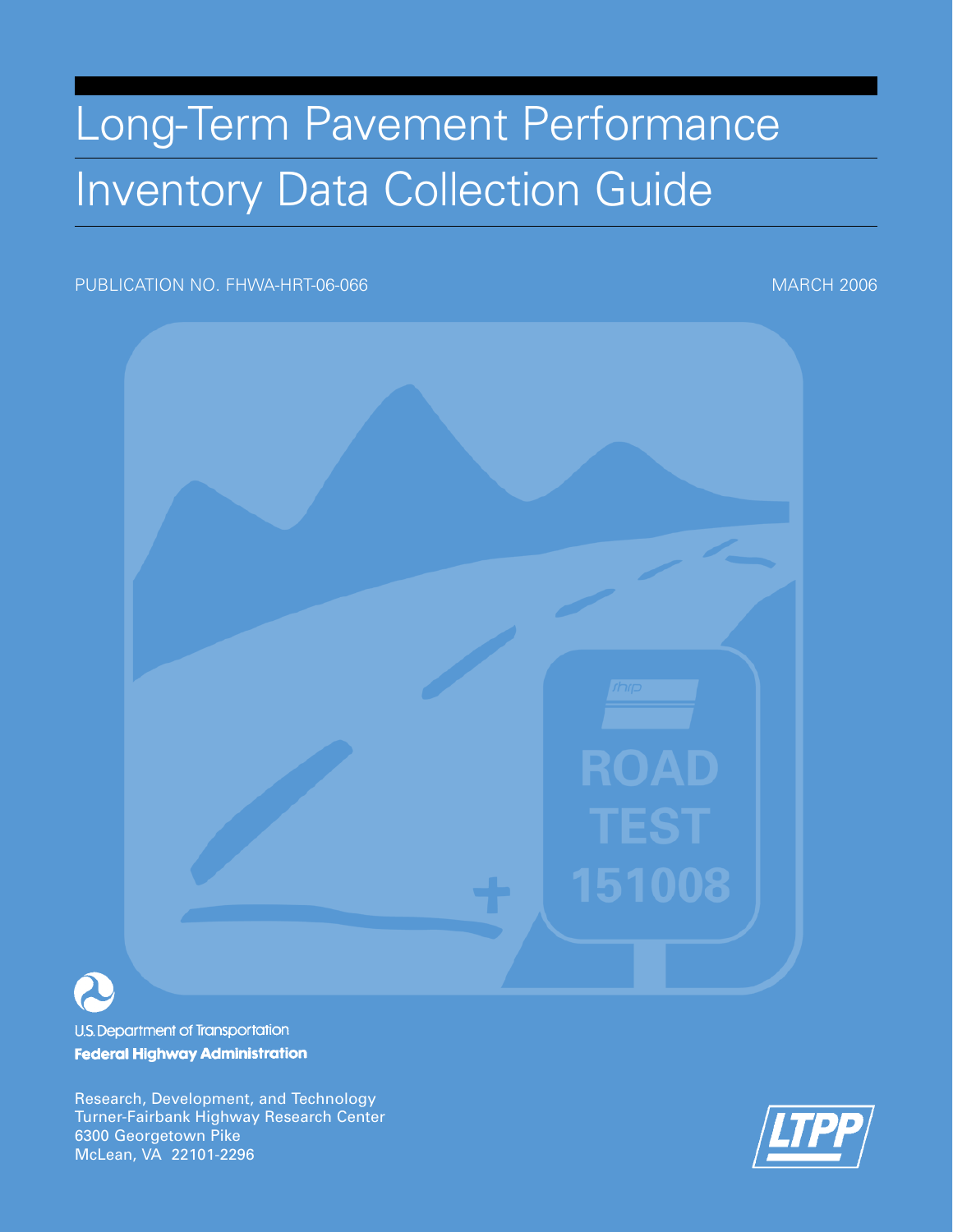# Long-Term Pavement Performance

# Inventory Data Collection Guide

PUBLICATION NO. FHWA-HRT-06-066

MARCH 2006

U.S. Department of Transportation

**Federal Highway Administration**

Research, Development, and Technology
Turner-Fairbank Highway Research Center
6300 Georgetown Pike
McLean, VA 22101-2296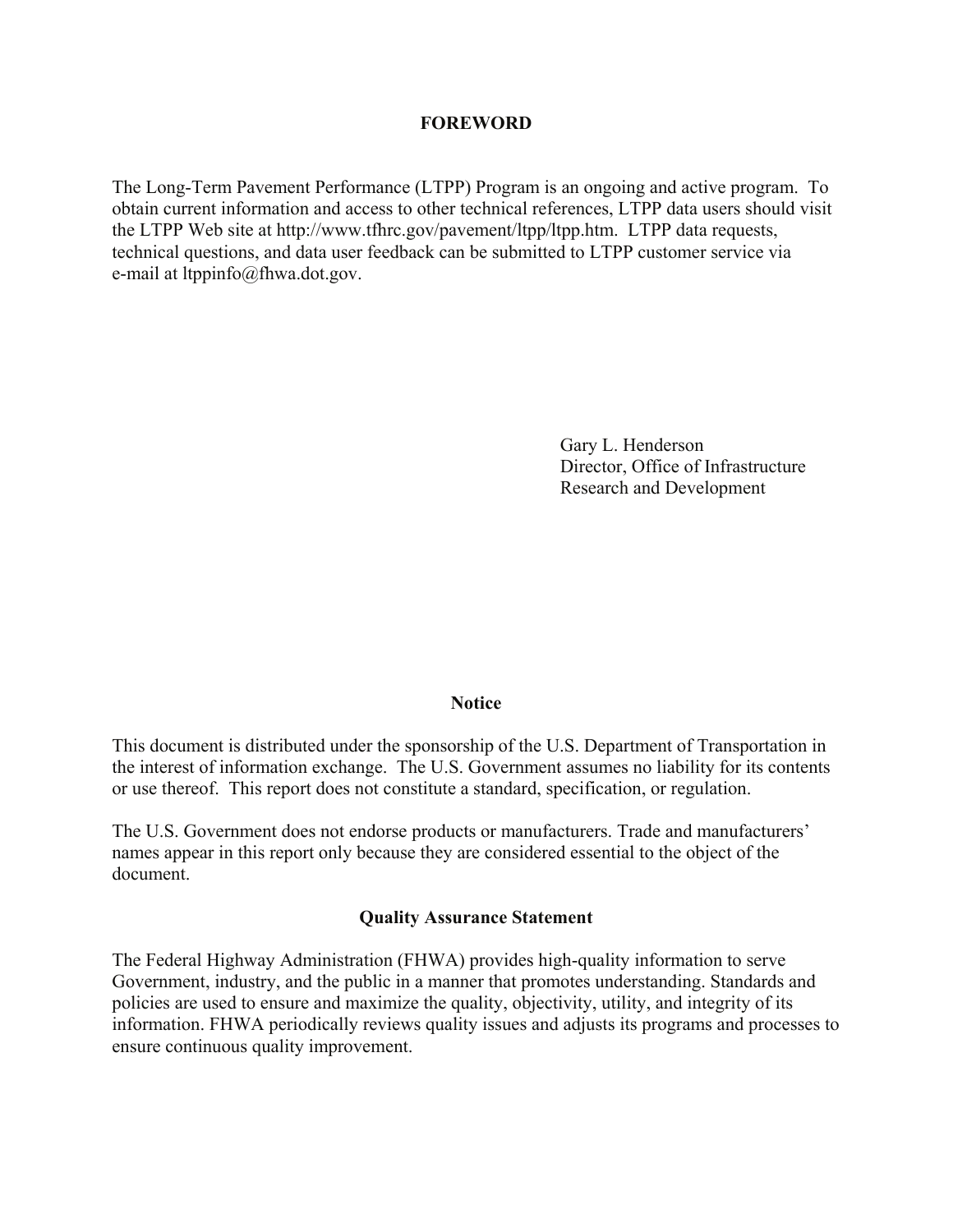# FOREWORD

The Long-Term Pavement Performance (LTPP) Program is an ongoing and active program. To obtain current information and access to other technical references, LTPP data users should visit the LTPP Web site at http://www.tfhrc.gov/pavement/ltpp/ltpp.htm. LTPP data requests, technical questions, and data user feedback can be submitted to LTPP customer service via e-mail at ltppinfo@fhwa.dot.gov.

Gary L. Henderson
Director, Office of Infrastructure
Research and Development

## Notice

This document is distributed under the sponsorship of the U.S. Department of Transportation in the interest of information exchange. The U.S. Government assumes no liability for its contents or use thereof. This report does not constitute a standard, specification, or regulation.

The U.S. Government does not endorse products or manufacturers. Trade and manufacturers' names appear in this report only because they are considered essential to the object of the document.

## Quality Assurance Statement

The Federal Highway Administration (FHWA) provides high-quality information to serve Government, industry, and the public in a manner that promotes understanding. Standards and policies are used to ensure and maximize the quality, objectivity, utility, and integrity of its information. FHWA periodically reviews quality issues and adjusts its programs and processes to ensure continuous quality improvement.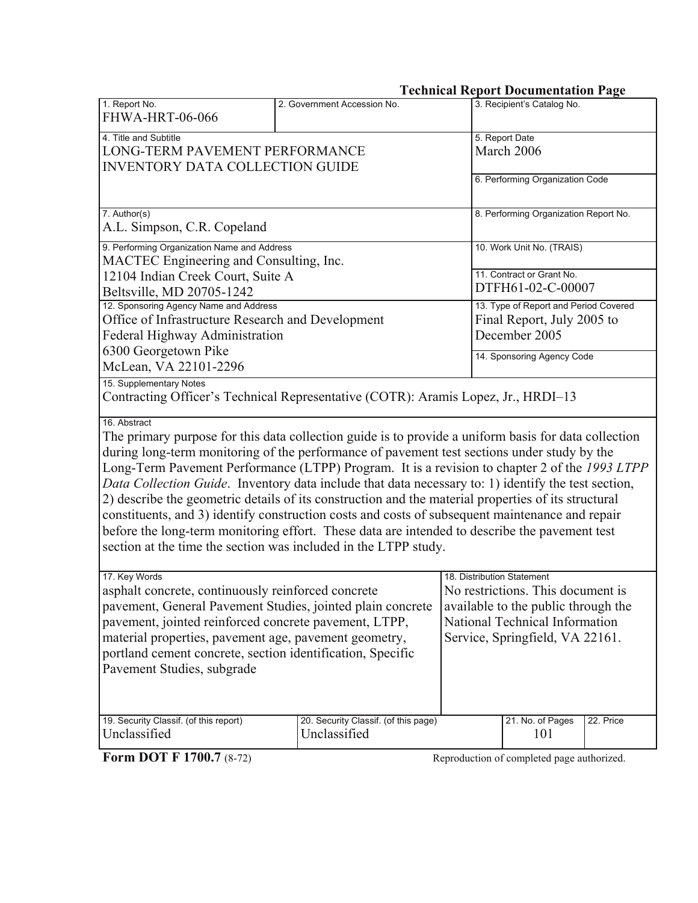## Technical Report Documentation Page

| 1. Report No. | 2. Government Accession No. | 3. Recipient's Catalog No. |
|---|---|---|
| FHWA-HRT-06-066 | | |

| 4. Title and Subtitle | 5. Report Date |
|---|---|
| LONG-TERM PAVEMENT PERFORMANCE INVENTORY DATA COLLECTION GUIDE | March 2006 |
| | 6. Performing Organization Code |
| 7. Author(s) | 8. Performing Organization Report No. |
| A.L. Simpson, C.R. Copeland | |
| 9. Performing Organization Name and Address | 10. Work Unit No. (TRAIS) |
| MACTEC Engineering and Consulting, Inc.<br>12104 Indian Creek Court, Suite A<br>Beltsville, MD 20705-1242 | 11. Contract or Grant No.<br>DTFH61-02-C-00007 |
| 12. Sponsoring Agency Name and Address | 13. Type of Report and Period Covered |
| Office of Infrastructure Research and Development<br>Federal Highway Administration<br>6300 Georgetown Pike<br>McLean, VA 22101-2296 | Final Report, July 2005 to December 2005 |
| | 14. Sponsoring Agency Code |

15. Supplementary Notes

Contracting Officer's Technical Representative (COTR): Aramis Lopez, Jr., HRDI–13

16. Abstract

The primary purpose for this data collection guide is to provide a uniform basis for data collection during long-term monitoring of the performance of pavement test sections under study by the Long-Term Pavement Performance (LTPP) Program. It is a revision to chapter 2 of the *1993 LTPP Data Collection Guide*. Inventory data include that data necessary to: 1) identify the test section, 2) describe the geometric details of its construction and the material properties of its structural constituents, and 3) identify construction costs and costs of subsequent maintenance and repair before the long-term monitoring effort. These data are intended to describe the pavement test section at the time the section was included in the LTPP study.

| 17. Key Words | 18. Distribution Statement |
|---|---|
| asphalt concrete, continuously reinforced concrete pavement, General Pavement Studies, jointed plain concrete pavement, jointed reinforced concrete pavement, LTPP, material properties, pavement age, pavement geometry, portland cement concrete, section identification, Specific Pavement Studies, subgrade | No restrictions. This document is available to the public through the National Technical Information Service, Springfield, VA 22161. |

| 19. Security Classif. (of this report) | 20. Security Classif. (of this page) | 21. No. of Pages | 22. Price |
|---|---|---|---|
| Unclassified | Unclassified | 101 | |

**Form DOT F 1700.7** (8-72) Reproduction of completed page authorized.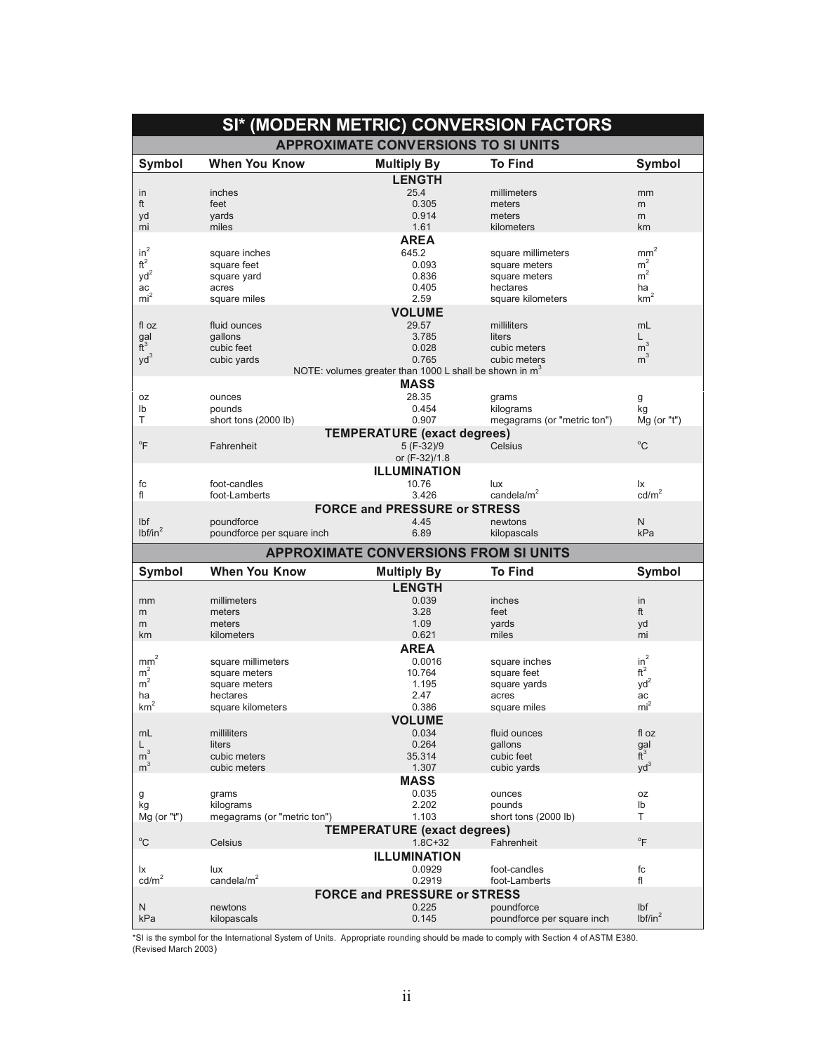# SI* (MODERN METRIC) CONVERSION FACTORS

## APPROXIMATE CONVERSIONS TO SI UNITS

| Symbol | When You Know | Multiply By | To Find | Symbol |
|---|---|---|---|---|
| | | **LENGTH** | | |
| in | inches | 25.4 | millimeters | mm |
| ft | feet | 0.305 | meters | m |
| yd | yards | 0.914 | meters | m |
| mi | miles | 1.61 | kilometers | km |
| | | **AREA** | | |
| $in^2$ | square inches | 645.2 | square millimeters | $mm^2$ |
| $ft^2$ | square feet | 0.093 | square meters | $m^2$ |
| $yd^2$ | square yard | 0.836 | square meters | $m^2$ |
| ac | acres | 0.405 | hectares | ha |
| $mi^2$ | square miles | 2.59 | square kilometers | $km^2$ |
| | | **VOLUME** | | |
| fl oz | fluid ounces | 29.57 | milliliters | mL |
| gal | gallons | 3.785 | liters | L |
| $ft^3$ | cubic feet | 0.028 | cubic meters | $m^3$ |
| $yd^3$ | cubic yards | 0.765 | cubic meters | $m^3$ |
| | NOTE: volumes greater than 1000 L shall be shown in $m^3$ | | | |
| | | **MASS** | | |
| oz | ounces | 28.35 | grams | g |
| lb | pounds | 0.454 | kilograms | kg |
| T | short tons (2000 lb) | 0.907 | megagrams (or "metric ton") | Mg (or "t") |
| | | **TEMPERATURE (exact degrees)** | | |
| °F | Fahrenheit | 5 (F-32)/9 or (F-32)/1.8 | Celsius | °C |
| | | **ILLUMINATION** | | |
| fc | foot-candles | 10.76 | lux | lx |
| fl | foot-Lamberts | 3.426 | candela/$m^2$ | cd/$m^2$ |
| | | **FORCE and PRESSURE or STRESS** | | |
| lbf | poundforce | 4.45 | newtons | N |
| lbf/$in^2$ | poundforce per square inch | 6.89 | kilopascals | kPa |

## APPROXIMATE CONVERSIONS FROM SI UNITS

| Symbol | When You Know | Multiply By | To Find | Symbol |
|---|---|---|---|---|
| | | **LENGTH** | | |
| mm | millimeters | 0.039 | inches | in |
| m | meters | 3.28 | feet | ft |
| m | meters | 1.09 | yards | yd |
| km | kilometers | 0.621 | miles | mi |
| | | **AREA** | | |
| $mm^2$ | square millimeters | 0.0016 | square inches | $in^2$ |
| $m^2$ | square meters | 10.764 | square feet | $ft^2$ |
| $m^2$ | square meters | 1.195 | square yards | $yd^2$ |
| ha | hectares | 2.47 | acres | ac |
| $km^2$ | square kilometers | 0.386 | square miles | $mi^2$ |
| | | **VOLUME** | | |
| mL | milliliters | 0.034 | fluid ounces | fl oz |
| L | liters | 0.264 | gallons | gal |
| $m^3$ | cubic meters | 35.314 | cubic feet | $ft^3$ |
| $m^3$ | cubic meters | 1.307 | cubic yards | $yd^3$ |
| | | **MASS** | | |
| g | grams | 0.035 | ounces | oz |
| kg | kilograms | 2.202 | pounds | lb |
| Mg (or "t") | megagrams (or "metric ton") | 1.103 | short tons (2000 lb) | T |
| | | **TEMPERATURE (exact degrees)** | | |
| °C | Celsius | 1.8C+32 | Fahrenheit | °F |
| | | **ILLUMINATION** | | |
| lx | lux | 0.0929 | foot-candles | fc |
| cd/$m^2$ | candela/$m^2$ | 0.2919 | foot-Lamberts | fl |
| | | **FORCE and PRESSURE or STRESS** | | |
| N | newtons | 0.225 | poundforce | lbf |
| kPa | kilopascals | 0.145 | poundforce per square inch | lbf/$in^2$ |

*SI is the symbol for the International System of Units. Appropriate rounding should be made to comply with Section 4 of ASTM E380.
(Revised March 2003)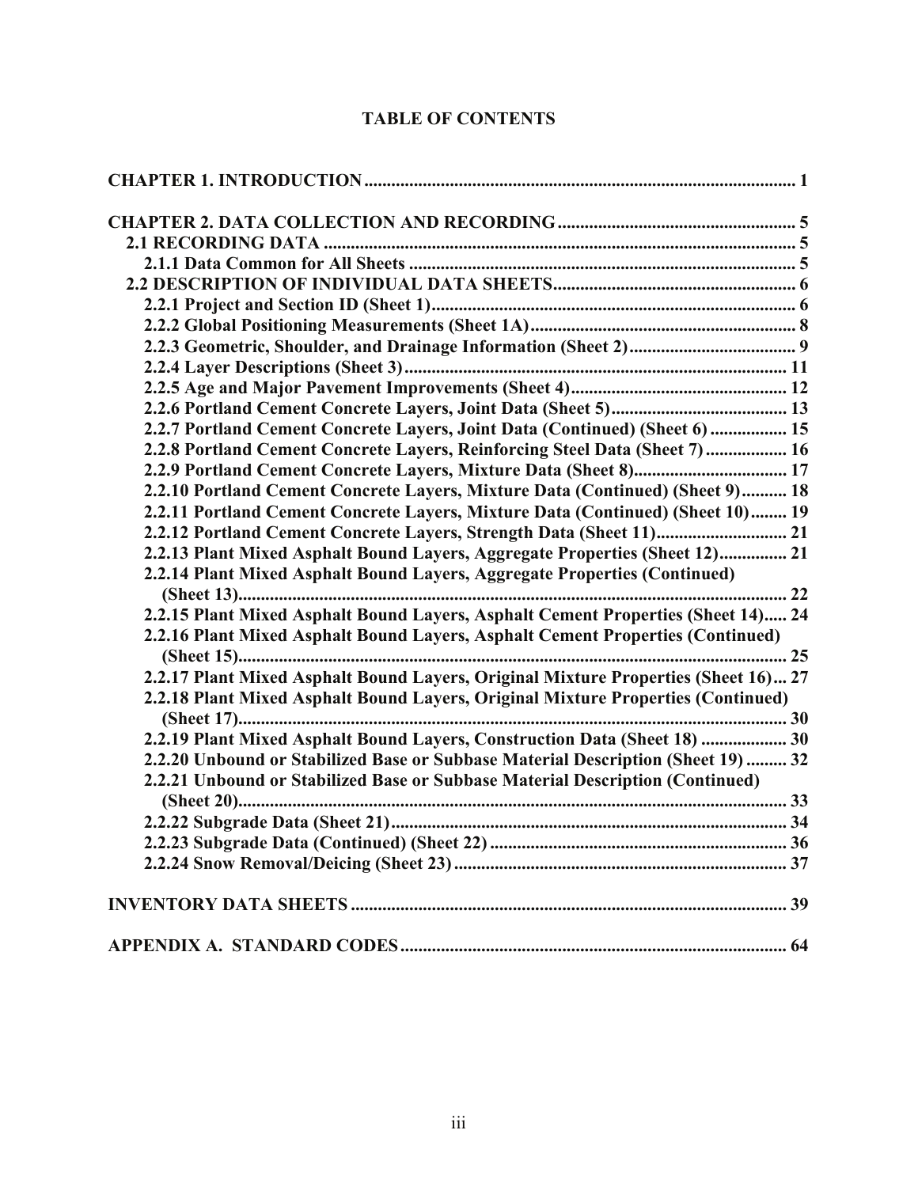# TABLE OF CONTENTS

**CHAPTER 1. INTRODUCTION** ............ 1

**CHAPTER 2. DATA COLLECTION AND RECORDING** ............ 5

- **2.1 RECORDING DATA** ............ 5
  - **2.1.1 Data Common for All Sheets** ............ 5
- **2.2 DESCRIPTION OF INDIVIDUAL DATA SHEETS** ............ 6
  - **2.2.1 Project and Section ID (Sheet 1)** ............ 6
  - **2.2.2 Global Positioning Measurements (Sheet 1A)** ............ 8
  - **2.2.3 Geometric, Shoulder, and Drainage Information (Sheet 2)** ............ 9
  - **2.2.4 Layer Descriptions (Sheet 3)** ............ 11
  - **2.2.5 Age and Major Pavement Improvements (Sheet 4)** ............ 12
  - **2.2.6 Portland Cement Concrete Layers, Joint Data (Sheet 5)** ............ 13
  - **2.2.7 Portland Cement Concrete Layers, Joint Data (Continued) (Sheet 6)** ............ 15
  - **2.2.8 Portland Cement Concrete Layers, Reinforcing Steel Data (Sheet 7)** ............ 16
  - **2.2.9 Portland Cement Concrete Layers, Mixture Data (Sheet 8)** ............ 17
  - **2.2.10 Portland Cement Concrete Layers, Mixture Data (Continued) (Sheet 9)** ............ 18
  - **2.2.11 Portland Cement Concrete Layers, Mixture Data (Continued) (Sheet 10)** ............ 19
  - **2.2.12 Portland Cement Concrete Layers, Strength Data (Sheet 11)** ............ 21
  - **2.2.13 Plant Mixed Asphalt Bound Layers, Aggregate Properties (Sheet 12)** ............ 21
  - **2.2.14 Plant Mixed Asphalt Bound Layers, Aggregate Properties (Continued) (Sheet 13)** ............ 22
  - **2.2.15 Plant Mixed Asphalt Bound Layers, Asphalt Cement Properties (Sheet 14)** ............ 24
  - **2.2.16 Plant Mixed Asphalt Bound Layers, Asphalt Cement Properties (Continued) (Sheet 15)** ............ 25
  - **2.2.17 Plant Mixed Asphalt Bound Layers, Original Mixture Properties (Sheet 16)** ............ 27
  - **2.2.18 Plant Mixed Asphalt Bound Layers, Original Mixture Properties (Continued) (Sheet 17)** ............ 30
  - **2.2.19 Plant Mixed Asphalt Bound Layers, Construction Data (Sheet 18)** ............ 30
  - **2.2.20 Unbound or Stabilized Base or Subbase Material Description (Sheet 19)** ............ 32
  - **2.2.21 Unbound or Stabilized Base or Subbase Material Description (Continued) (Sheet 20)** ............ 33
  - **2.2.22 Subgrade Data (Sheet 21)** ............ 34
  - **2.2.23 Subgrade Data (Continued) (Sheet 22)** ............ 36
  - **2.2.24 Snow Removal/Deicing (Sheet 23)** ............ 37

**INVENTORY DATA SHEETS** ............ 39

**APPENDIX A. STANDARD CODES** ............ 64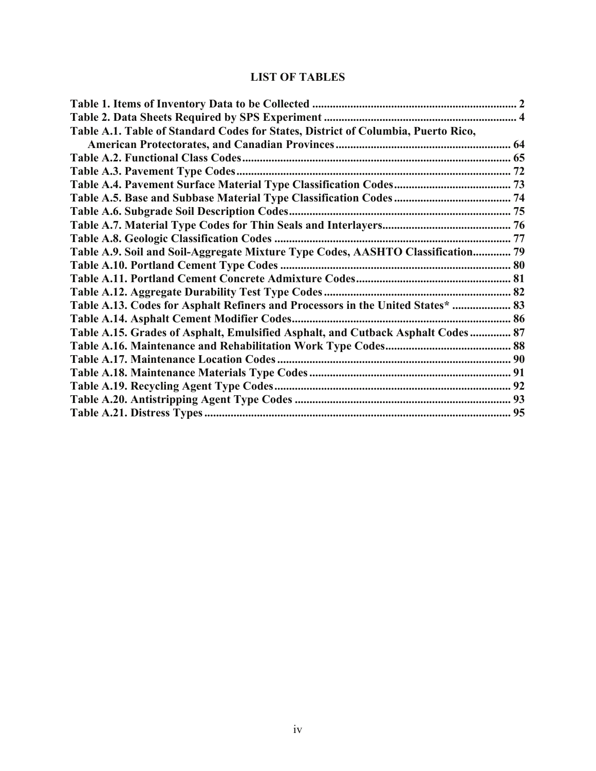# LIST OF TABLES

**Table 1. Items of Inventory Data to be Collected .......................................................................... 2**
**Table 2. Data Sheets Required by SPS Experiment ........................................................................ 4**
**Table A.1. Table of Standard Codes for States, District of Columbia, Puerto Rico, American Protectorates, and Canadian Provinces ........................................................................ 64**
**Table A.2. Functional Class Codes ........................................................................................... 65**
**Table A.3. Pavement Type Codes ............................................................................................. 72**
**Table A.4. Pavement Surface Material Type Classification Codes ........................................ 73**
**Table A.5. Base and Subbase Material Type Classification Codes ........................................ 74**
**Table A.6. Subgrade Soil Description Codes ........................................................................... 75**
**Table A.7. Material Type Codes for Thin Seals and Interlayers ............................................ 76**
**Table A.8. Geologic Classification Codes ................................................................................ 77**
**Table A.9. Soil and Soil-Aggregate Mixture Type Codes, AASHTO Classification ............. 79**
**Table A.10. Portland Cement Type Codes ............................................................................... 80**
**Table A.11. Portland Cement Concrete Admixture Codes ..................................................... 81**
**Table A.12. Aggregate Durability Test Type Codes ................................................................ 82**
**Table A.13. Codes for Asphalt Refiners and Processors in the United States* .................... 83**
**Table A.14. Asphalt Cement Modifier Codes ........................................................................... 86**
**Table A.15. Grades of Asphalt, Emulsified Asphalt, and Cutback Asphalt Codes .............. 87**
**Table A.16. Maintenance and Rehabilitation Work Type Codes ........................................... 88**
**Table A.17. Maintenance Location Codes ................................................................................ 90**
**Table A.18. Maintenance Materials Type Codes ..................................................................... 91**
**Table A.19. Recycling Agent Type Codes ................................................................................. 92**
**Table A.20. Antistripping Agent Type Codes .......................................................................... 93**
**Table A.21. Distress Types ......................................................................................................... 95**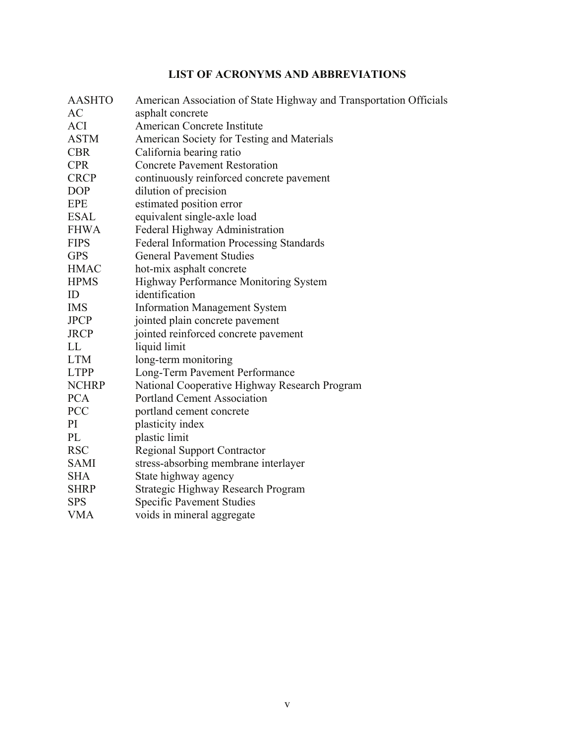# LIST OF ACRONYMS AND ABBREVIATIONS

| | |
|---|---|
| AASHTO | American Association of State Highway and Transportation Officials |
| AC | asphalt concrete |
| ACI | American Concrete Institute |
| ASTM | American Society for Testing and Materials |
| CBR | California bearing ratio |
| CPR | Concrete Pavement Restoration |
| CRCP | continuously reinforced concrete pavement |
| DOP | dilution of precision |
| EPE | estimated position error |
| ESAL | equivalent single-axle load |
| FHWA | Federal Highway Administration |
| FIPS | Federal Information Processing Standards |
| GPS | General Pavement Studies |
| HMAC | hot-mix asphalt concrete |
| HPMS | Highway Performance Monitoring System |
| ID | identification |
| IMS | Information Management System |
| JPCP | jointed plain concrete pavement |
| JRCP | jointed reinforced concrete pavement |
| LL | liquid limit |
| LTM | long-term monitoring |
| LTPP | Long-Term Pavement Performance |
| NCHRP | National Cooperative Highway Research Program |
| PCA | Portland Cement Association |
| PCC | portland cement concrete |
| PI | plasticity index |
| PL | plastic limit |
| RSC | Regional Support Contractor |
| SAMI | stress-absorbing membrane interlayer |
| SHA | State highway agency |
| SHRP | Strategic Highway Research Program |
| SPS | Specific Pavement Studies |
| VMA | voids in mineral aggregate |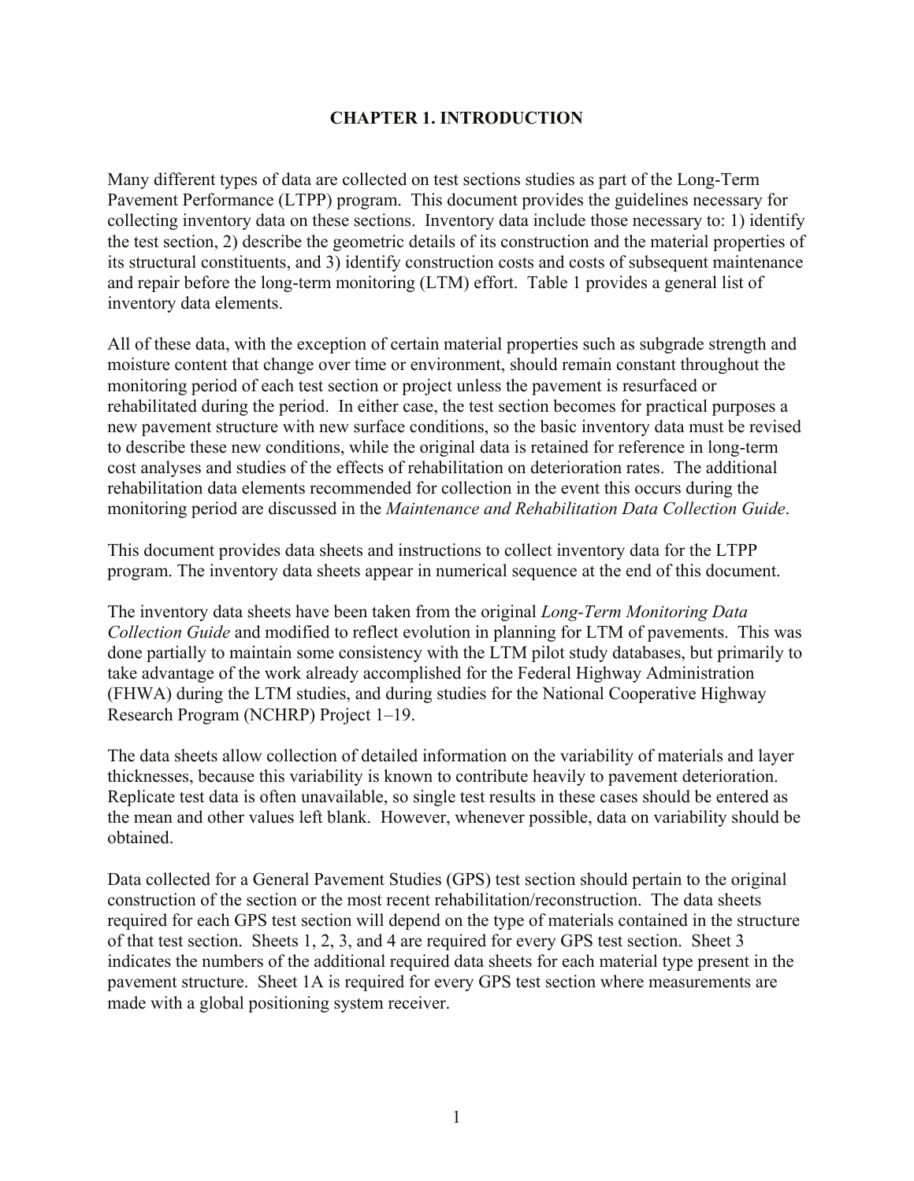# CHAPTER 1. INTRODUCTION

Many different types of data are collected on test sections studies as part of the Long-Term Pavement Performance (LTPP) program. This document provides the guidelines necessary for collecting inventory data on these sections. Inventory data include those necessary to: 1) identify the test section, 2) describe the geometric details of its construction and the material properties of its structural constituents, and 3) identify construction costs and costs of subsequent maintenance and repair before the long-term monitoring (LTM) effort. Table 1 provides a general list of inventory data elements.

All of these data, with the exception of certain material properties such as subgrade strength and moisture content that change over time or environment, should remain constant throughout the monitoring period of each test section or project unless the pavement is resurfaced or rehabilitated during the period. In either case, the test section becomes for practical purposes a new pavement structure with new surface conditions, so the basic inventory data must be revised to describe these new conditions, while the original data is retained for reference in long-term cost analyses and studies of the effects of rehabilitation on deterioration rates. The additional rehabilitation data elements recommended for collection in the event this occurs during the monitoring period are discussed in the *Maintenance and Rehabilitation Data Collection Guide*.

This document provides data sheets and instructions to collect inventory data for the LTPP program. The inventory data sheets appear in numerical sequence at the end of this document.

The inventory data sheets have been taken from the original *Long-Term Monitoring Data Collection Guide* and modified to reflect evolution in planning for LTM of pavements. This was done partially to maintain some consistency with the LTM pilot study databases, but primarily to take advantage of the work already accomplished for the Federal Highway Administration (FHWA) during the LTM studies, and during studies for the National Cooperative Highway Research Program (NCHRP) Project 1–19.

The data sheets allow collection of detailed information on the variability of materials and layer thicknesses, because this variability is known to contribute heavily to pavement deterioration. Replicate test data is often unavailable, so single test results in these cases should be entered as the mean and other values left blank. However, whenever possible, data on variability should be obtained.

Data collected for a General Pavement Studies (GPS) test section should pertain to the original construction of the section or the most recent rehabilitation/reconstruction. The data sheets required for each GPS test section will depend on the type of materials contained in the structure of that test section. Sheets 1, 2, 3, and 4 are required for every GPS test section. Sheet 3 indicates the numbers of the additional required data sheets for each material type present in the pavement structure. Sheet 1A is required for every GPS test section where measurements are made with a global positioning system receiver.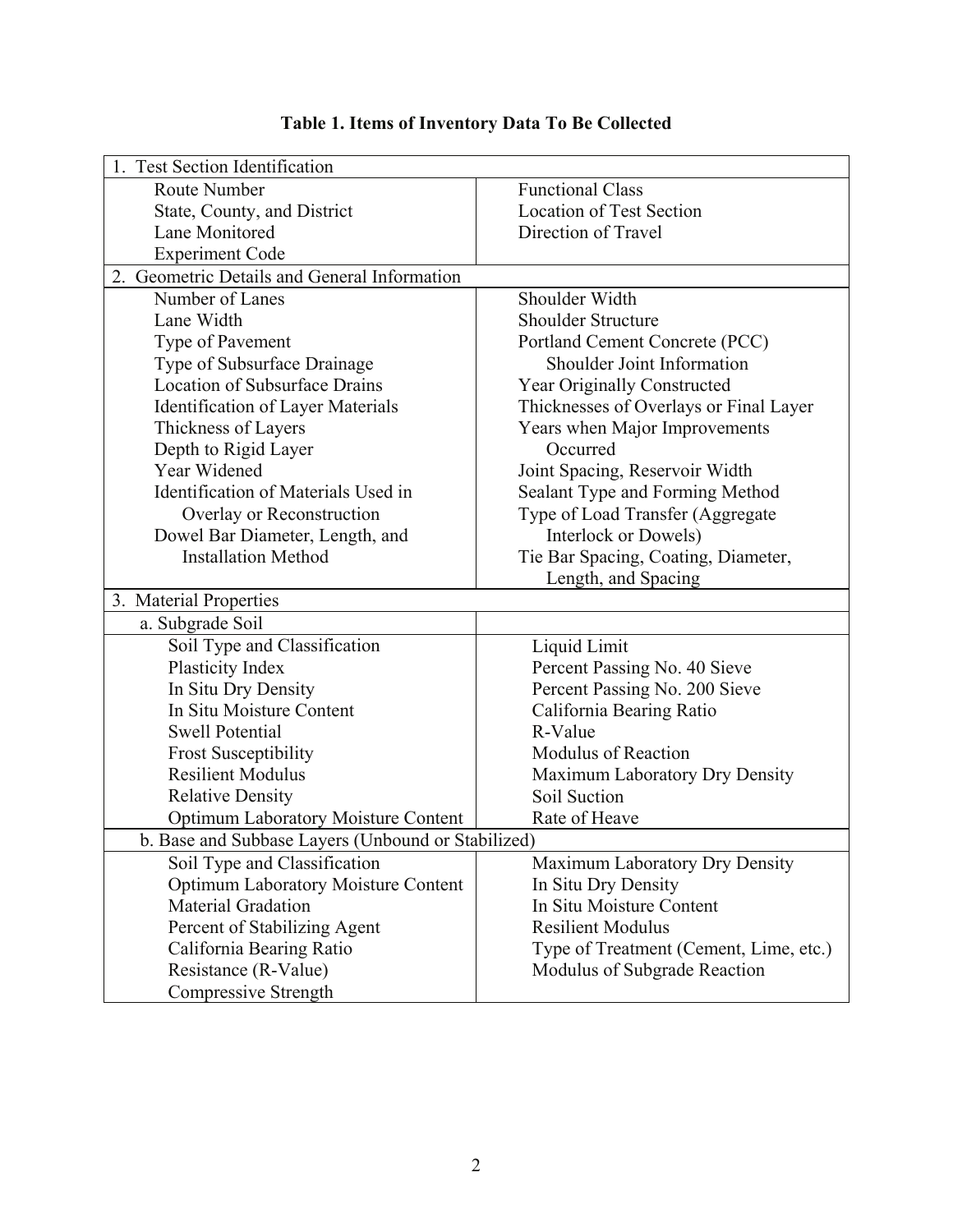**Table 1. Items of Inventory Data To Be Collected**

| 1. Test Section Identification | |
|---|---|
| Route Number<br>State, County, and District<br>Lane Monitored<br>Experiment Code | Functional Class<br>Location of Test Section<br>Direction of Travel |
| **2. Geometric Details and General Information** | |
| Number of Lanes<br>Lane Width<br>Type of Pavement<br>Type of Subsurface Drainage<br>Location of Subsurface Drains<br>Identification of Layer Materials<br>Thickness of Layers<br>Depth to Rigid Layer<br>Year Widened<br>Identification of Materials Used in Overlay or Reconstruction<br>Dowel Bar Diameter, Length, and Installation Method | Shoulder Width<br>Shoulder Structure<br>Portland Cement Concrete (PCC) Shoulder Joint Information<br>Year Originally Constructed<br>Thicknesses of Overlays or Final Layer<br>Years when Major Improvements Occurred<br>Joint Spacing, Reservoir Width<br>Sealant Type and Forming Method<br>Type of Load Transfer (Aggregate Interlock or Dowels)<br>Tie Bar Spacing, Coating, Diameter, Length, and Spacing |
| **3. Material Properties** | |
| a. Subgrade Soil | |
| Soil Type and Classification<br>Plasticity Index<br>In Situ Dry Density<br>In Situ Moisture Content<br>Swell Potential<br>Frost Susceptibility<br>Resilient Modulus<br>Relative Density<br>Optimum Laboratory Moisture Content | Liquid Limit<br>Percent Passing No. 40 Sieve<br>Percent Passing No. 200 Sieve<br>California Bearing Ratio<br>R-Value<br>Modulus of Reaction<br>Maximum Laboratory Dry Density<br>Soil Suction<br>Rate of Heave |
| b. Base and Subbase Layers (Unbound or Stabilized) | |
| Soil Type and Classification<br>Optimum Laboratory Moisture Content<br>Material Gradation<br>Percent of Stabilizing Agent<br>California Bearing Ratio<br>Resistance (R-Value)<br>Compressive Strength | Maximum Laboratory Dry Density<br>In Situ Dry Density<br>In Situ Moisture Content<br>Resilient Modulus<br>Type of Treatment (Cement, Lime, etc.)<br>Modulus of Subgrade Reaction |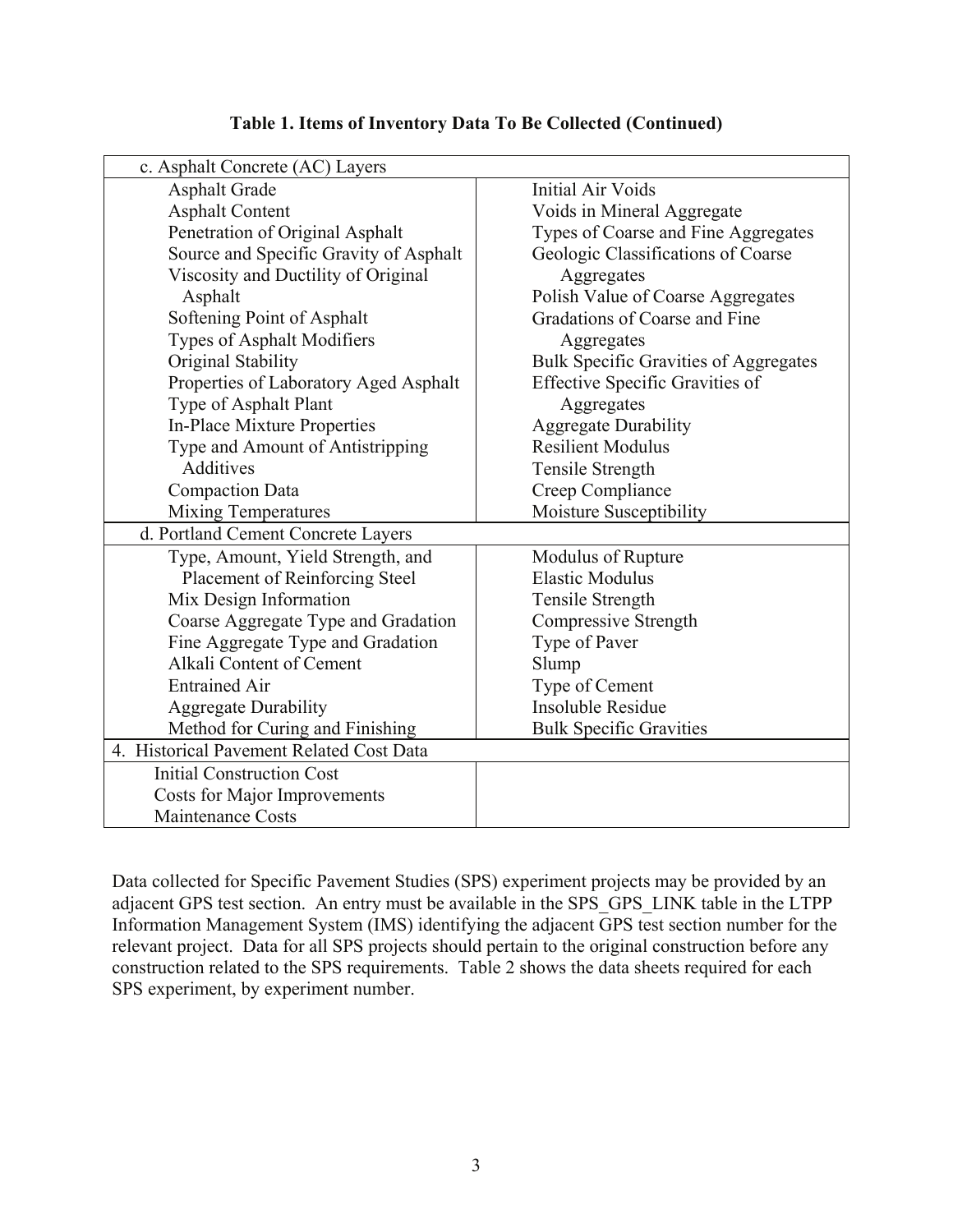**Table 1. Items of Inventory Data To Be Collected (Continued)**

| c. Asphalt Concrete (AC) Layers | |
|---|---|
| Asphalt Grade | Initial Air Voids |
| Asphalt Content | Voids in Mineral Aggregate |
| Penetration of Original Asphalt | Types of Coarse and Fine Aggregates |
| Source and Specific Gravity of Asphalt | Geologic Classifications of Coarse Aggregates |
| Viscosity and Ductility of Original Asphalt | Polish Value of Coarse Aggregates |
| Softening Point of Asphalt | Gradations of Coarse and Fine Aggregates |
| Types of Asphalt Modifiers | Bulk Specific Gravities of Aggregates |
| Original Stability | Effective Specific Gravities of Aggregates |
| Properties of Laboratory Aged Asphalt | Aggregate Durability |
| Type of Asphalt Plant | Resilient Modulus |
| In-Place Mixture Properties | Tensile Strength |
| Type and Amount of Antistripping Additives | Creep Compliance |
| Compaction Data | Moisture Susceptibility |
| Mixing Temperatures | |
| **d. Portland Cement Concrete Layers** | |
| Type, Amount, Yield Strength, and Placement of Reinforcing Steel | Modulus of Rupture |
| Mix Design Information | Elastic Modulus |
| Coarse Aggregate Type and Gradation | Tensile Strength |
| Fine Aggregate Type and Gradation | Compressive Strength |
| Alkali Content of Cement | Type of Paver |
| Entrained Air | Slump |
| Aggregate Durability | Type of Cement |
| Method for Curing and Finishing | Insoluble Residue |
| | Bulk Specific Gravities |
| **4. Historical Pavement Related Cost Data** | |
| Initial Construction Cost | |
| Costs for Major Improvements | |
| Maintenance Costs | |

Data collected for Specific Pavement Studies (SPS) experiment projects may be provided by an adjacent GPS test section. An entry must be available in the SPS_GPS_LINK table in the LTPP Information Management System (IMS) identifying the adjacent GPS test section number for the relevant project. Data for all SPS projects should pertain to the original construction before any construction related to the SPS requirements. Table 2 shows the data sheets required for each SPS experiment, by experiment number.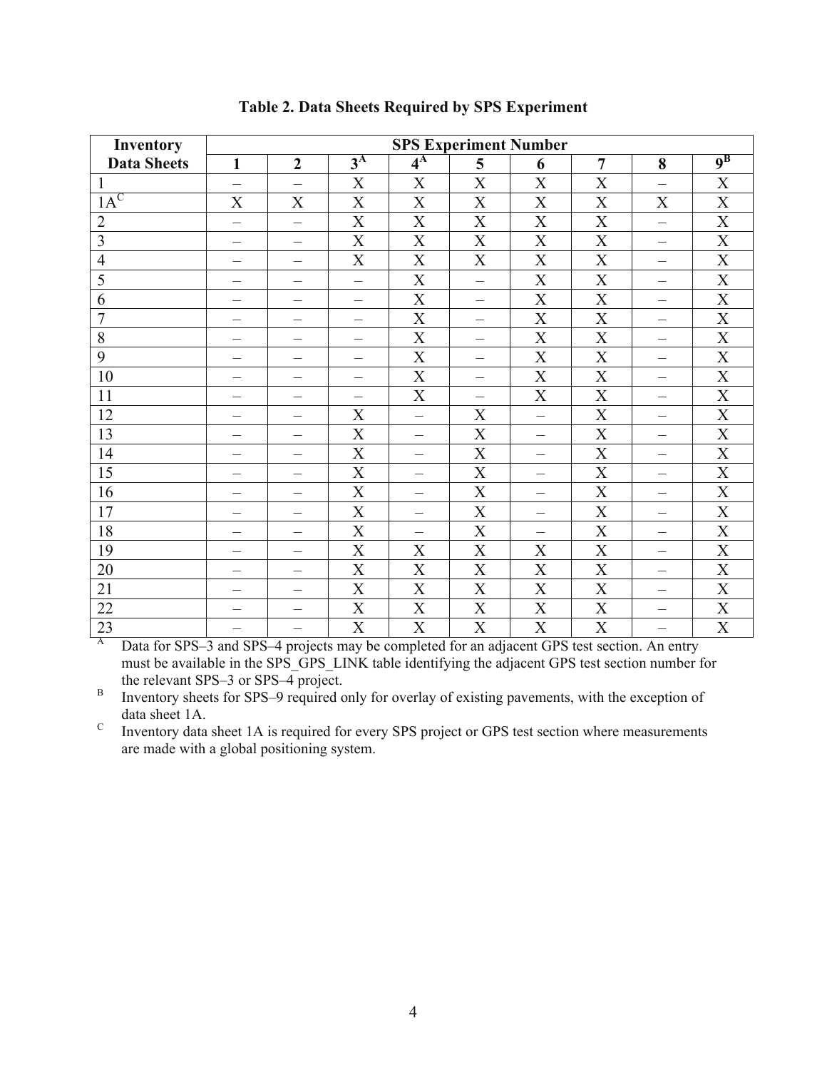**Table 2. Data Sheets Required by SPS Experiment**

| Inventory Data Sheets | SPS Experiment Number | | | | | | | | |
|---|---|---|---|---|---|---|---|---|---|
| | 1 | 2 | 3[A] | 4[A] | 5 | 6 | 7 | 8 | 9[B] |
| 1 | – | – | X | X | X | X | X | – | X |
| 1A[C] | X | X | X | X | X | X | X | X | X |
| 2 | – | – | X | X | X | X | X | – | X |
| 3 | – | – | X | X | X | X | X | – | X |
| 4 | – | – | X | X | X | X | X | – | X |
| 5 | – | – | – | X | – | X | X | – | X |
| 6 | – | – | – | X | – | X | X | – | X |
| 7 | – | – | – | X | – | X | X | – | X |
| 8 | – | – | – | X | – | X | X | – | X |
| 9 | – | – | – | X | – | X | X | – | X |
| 10 | – | – | – | X | – | X | X | – | X |
| 11 | – | – | – | X | – | X | X | – | X |
| 12 | – | – | X | – | X | – | X | – | X |
| 13 | – | – | X | – | X | – | X | – | X |
| 14 | – | – | X | – | X | – | X | – | X |
| 15 | – | – | X | – | X | – | X | – | X |
| 16 | – | – | X | – | X | – | X | – | X |
| 17 | – | – | X | – | X | – | X | – | X |
| 18 | – | – | X | – | X | – | X | – | X |
| 19 | – | – | X | X | X | X | X | – | X |
| 20 | – | – | X | X | X | X | X | – | X |
| 21 | – | – | X | X | X | X | X | – | X |
| 22 | – | – | X | X | X | X | X | – | X |
| 23 | – | – | X | X | X | X | X | – | X |

[A] Data for SPS–3 and SPS–4 projects may be completed for an adjacent GPS test section. An entry must be available in the SPS_GPS_LINK table identifying the adjacent GPS test section number for the relevant SPS–3 or SPS–4 project.

[B] Inventory sheets for SPS–9 required only for overlay of existing pavements, with the exception of data sheet 1A.

[C] Inventory data sheet 1A is required for every SPS project or GPS test section where measurements are made with a global positioning system.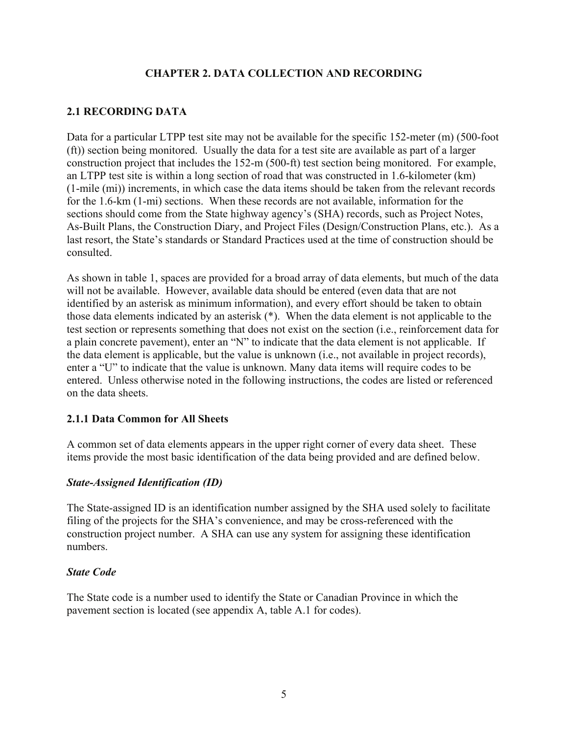# CHAPTER 2. DATA COLLECTION AND RECORDING

## 2.1 RECORDING DATA

Data for a particular LTPP test site may not be available for the specific 152-meter (m) (500-foot (ft)) section being monitored. Usually the data for a test site are available as part of a larger construction project that includes the 152-m (500-ft) test section being monitored. For example, an LTPP test site is within a long section of road that was constructed in 1.6-kilometer (km) (1-mile (mi)) increments, in which case the data items should be taken from the relevant records for the 1.6-km (1-mi) sections. When these records are not available, information for the sections should come from the State highway agency's (SHA) records, such as Project Notes, As-Built Plans, the Construction Diary, and Project Files (Design/Construction Plans, etc.). As a last resort, the State's standards or Standard Practices used at the time of construction should be consulted.

As shown in table 1, spaces are provided for a broad array of data elements, but much of the data will not be available. However, available data should be entered (even data that are not identified by an asterisk as minimum information), and every effort should be taken to obtain those data elements indicated by an asterisk (*). When the data element is not applicable to the test section or represents something that does not exist on the section (i.e., reinforcement data for a plain concrete pavement), enter an "N" to indicate that the data element is not applicable. If the data element is applicable, but the value is unknown (i.e., not available in project records), enter a "U" to indicate that the value is unknown. Many data items will require codes to be entered. Unless otherwise noted in the following instructions, the codes are listed or referenced on the data sheets.

### 2.1.1 Data Common for All Sheets

A common set of data elements appears in the upper right corner of every data sheet. These items provide the most basic identification of the data being provided and are defined below.

***State-Assigned Identification (ID)***

The State-assigned ID is an identification number assigned by the SHA used solely to facilitate filing of the projects for the SHA's convenience, and may be cross-referenced with the construction project number. A SHA can use any system for assigning these identification numbers.

***State Code***

The State code is a number used to identify the State or Canadian Province in which the pavement section is located (see appendix A, table A.1 for codes).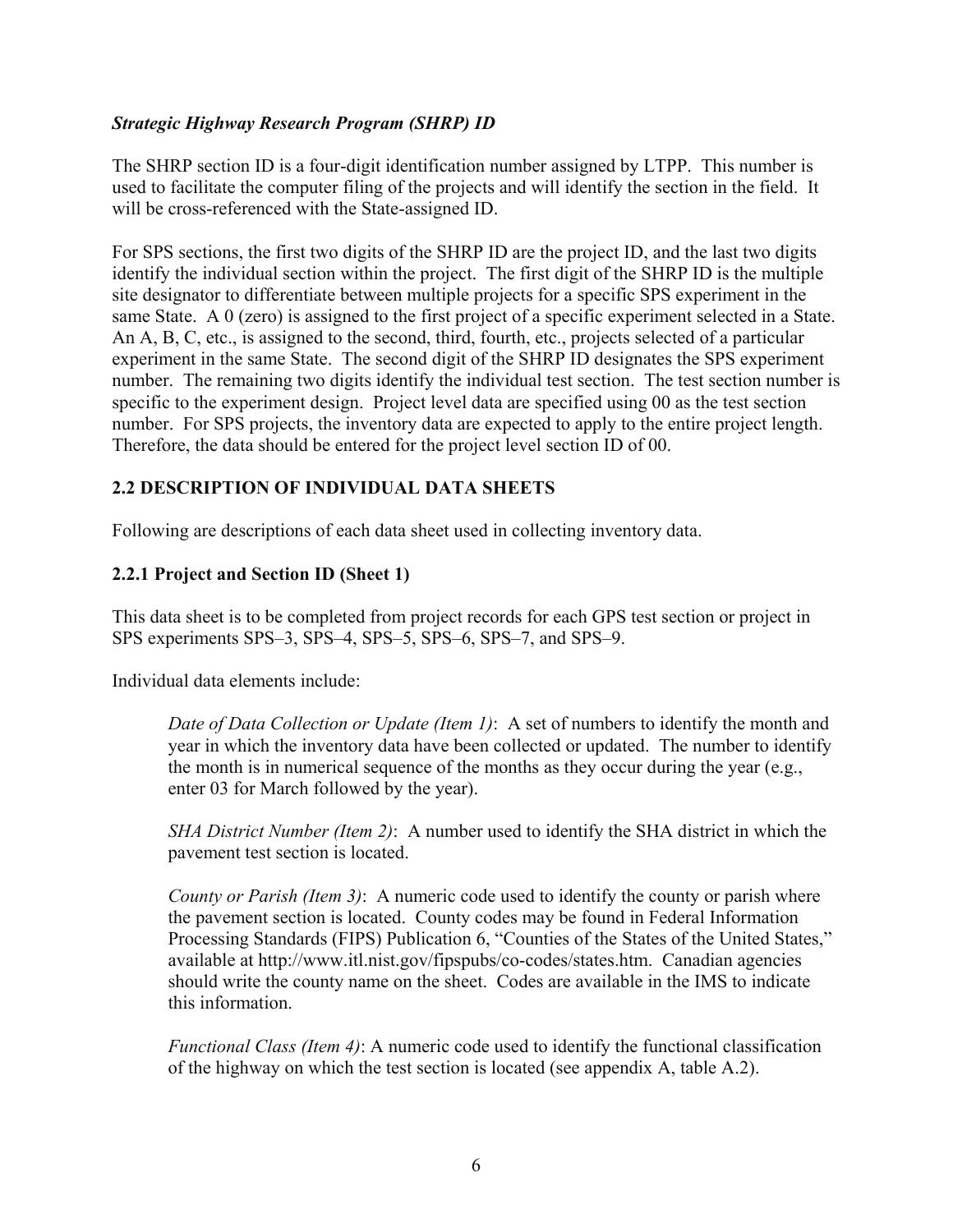*Strategic Highway Research Program (SHRP) ID*

The SHRP section ID is a four-digit identification number assigned by LTPP. This number is used to facilitate the computer filing of the projects and will identify the section in the field. It will be cross-referenced with the State-assigned ID.

For SPS sections, the first two digits of the SHRP ID are the project ID, and the last two digits identify the individual section within the project. The first digit of the SHRP ID is the multiple site designator to differentiate between multiple projects for a specific SPS experiment in the same State. A 0 (zero) is assigned to the first project of a specific experiment selected in a State. An A, B, C, etc., is assigned to the second, third, fourth, etc., projects selected of a particular experiment in the same State. The second digit of the SHRP ID designates the SPS experiment number. The remaining two digits identify the individual test section. The test section number is specific to the experiment design. Project level data are specified using 00 as the test section number. For SPS projects, the inventory data are expected to apply to the entire project length. Therefore, the data should be entered for the project level section ID of 00.

## 2.2 DESCRIPTION OF INDIVIDUAL DATA SHEETS

Following are descriptions of each data sheet used in collecting inventory data.

### 2.2.1 Project and Section ID (Sheet 1)

This data sheet is to be completed from project records for each GPS test section or project in SPS experiments SPS–3, SPS–4, SPS–5, SPS–6, SPS–7, and SPS–9.

Individual data elements include:

> *Date of Data Collection or Update (Item 1)*: A set of numbers to identify the month and year in which the inventory data have been collected or updated. The number to identify the month is in numerical sequence of the months as they occur during the year (e.g., enter 03 for March followed by the year).
>
> *SHA District Number (Item 2)*: A number used to identify the SHA district in which the pavement test section is located.
>
> *County or Parish (Item 3)*: A numeric code used to identify the county or parish where the pavement section is located. County codes may be found in Federal Information Processing Standards (FIPS) Publication 6, "Counties of the States of the United States," available at http://www.itl.nist.gov/fipspubs/co-codes/states.htm. Canadian agencies should write the county name on the sheet. Codes are available in the IMS to indicate this information.
>
> *Functional Class (Item 4)*: A numeric code used to identify the functional classification of the highway on which the test section is located (see appendix A, table A.2).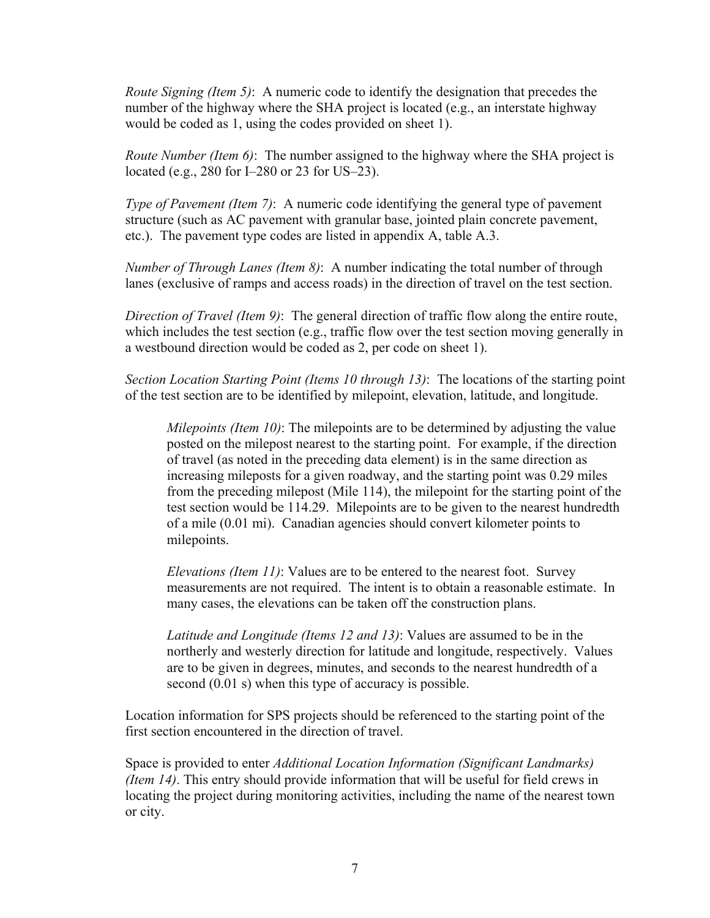*Route Signing (Item 5)*: A numeric code to identify the designation that precedes the number of the highway where the SHA project is located (e.g., an interstate highway would be coded as 1, using the codes provided on sheet 1).

*Route Number (Item 6)*: The number assigned to the highway where the SHA project is located (e.g., 280 for I–280 or 23 for US–23).

*Type of Pavement (Item 7)*: A numeric code identifying the general type of pavement structure (such as AC pavement with granular base, jointed plain concrete pavement, etc.). The pavement type codes are listed in appendix A, table A.3.

*Number of Through Lanes (Item 8)*: A number indicating the total number of through lanes (exclusive of ramps and access roads) in the direction of travel on the test section.

*Direction of Travel (Item 9)*: The general direction of traffic flow along the entire route, which includes the test section (e.g., traffic flow over the test section moving generally in a westbound direction would be coded as 2, per code on sheet 1).

*Section Location Starting Point (Items 10 through 13)*: The locations of the starting point of the test section are to be identified by milepoint, elevation, latitude, and longitude.

> *Milepoints (Item 10)*: The milepoints are to be determined by adjusting the value posted on the milepost nearest to the starting point. For example, if the direction of travel (as noted in the preceding data element) is in the same direction as increasing mileposts for a given roadway, and the starting point was 0.29 miles from the preceding milepost (Mile 114), the milepoint for the starting point of the test section would be 114.29. Milepoints are to be given to the nearest hundredth of a mile (0.01 mi). Canadian agencies should convert kilometer points to milepoints.
>
> *Elevations (Item 11)*: Values are to be entered to the nearest foot. Survey measurements are not required. The intent is to obtain a reasonable estimate. In many cases, the elevations can be taken off the construction plans.
>
> *Latitude and Longitude (Items 12 and 13)*: Values are assumed to be in the northerly and westerly direction for latitude and longitude, respectively. Values are to be given in degrees, minutes, and seconds to the nearest hundredth of a second (0.01 s) when this type of accuracy is possible.

Location information for SPS projects should be referenced to the starting point of the first section encountered in the direction of travel.

Space is provided to enter *Additional Location Information (Significant Landmarks) (Item 14)*. This entry should provide information that will be useful for field crews in locating the project during monitoring activities, including the name of the nearest town or city.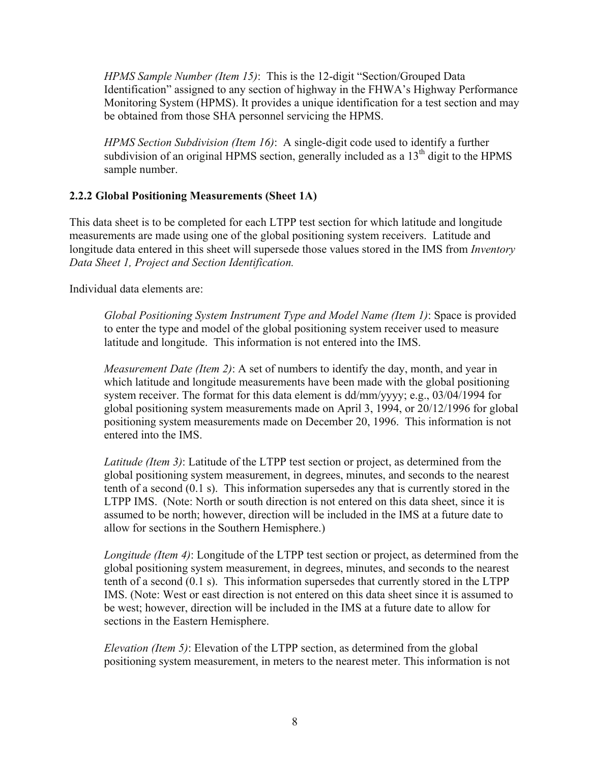*HPMS Sample Number (Item 15)*: This is the 12-digit "Section/Grouped Data Identification" assigned to any section of highway in the FHWA's Highway Performance Monitoring System (HPMS). It provides a unique identification for a test section and may be obtained from those SHA personnel servicing the HPMS.

*HPMS Section Subdivision (Item 16)*: A single-digit code used to identify a further subdivision of an original HPMS section, generally included as a 13th digit to the HPMS sample number.

### 2.2.2 Global Positioning Measurements (Sheet 1A)

This data sheet is to be completed for each LTPP test section for which latitude and longitude measurements are made using one of the global positioning system receivers. Latitude and longitude data entered in this sheet will supersede those values stored in the IMS from *Inventory Data Sheet 1, Project and Section Identification.*

Individual data elements are:

*Global Positioning System Instrument Type and Model Name (Item 1)*: Space is provided to enter the type and model of the global positioning system receiver used to measure latitude and longitude. This information is not entered into the IMS.

*Measurement Date (Item 2)*: A set of numbers to identify the day, month, and year in which latitude and longitude measurements have been made with the global positioning system receiver. The format for this data element is dd/mm/yyyy; e.g., 03/04/1994 for global positioning system measurements made on April 3, 1994, or 20/12/1996 for global positioning system measurements made on December 20, 1996. This information is not entered into the IMS.

*Latitude (Item 3)*: Latitude of the LTPP test section or project, as determined from the global positioning system measurement, in degrees, minutes, and seconds to the nearest tenth of a second (0.1 s). This information supersedes any that is currently stored in the LTPP IMS. (Note: North or south direction is not entered on this data sheet, since it is assumed to be north; however, direction will be included in the IMS at a future date to allow for sections in the Southern Hemisphere.)

*Longitude (Item 4)*: Longitude of the LTPP test section or project, as determined from the global positioning system measurement, in degrees, minutes, and seconds to the nearest tenth of a second (0.1 s). This information supersedes that currently stored in the LTPP IMS. (Note: West or east direction is not entered on this data sheet since it is assumed to be west; however, direction will be included in the IMS at a future date to allow for sections in the Eastern Hemisphere.

*Elevation (Item 5)*: Elevation of the LTPP section, as determined from the global positioning system measurement, in meters to the nearest meter. This information is not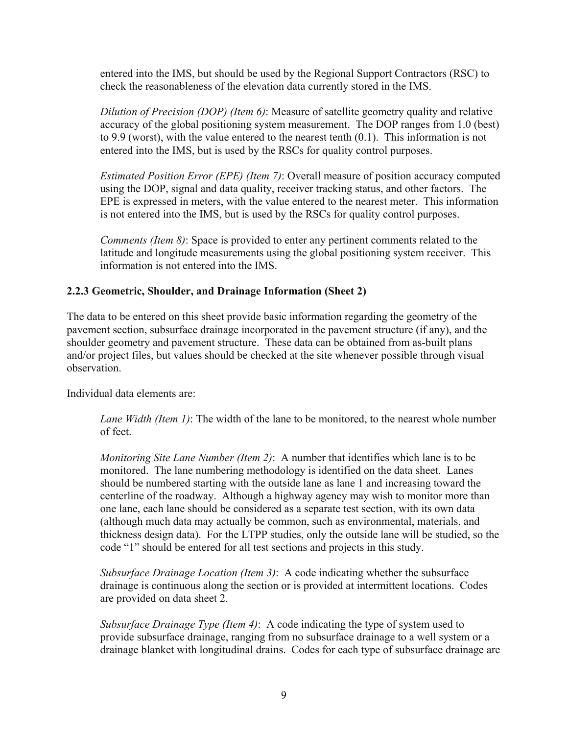entered into the IMS, but should be used by the Regional Support Contractors (RSC) to check the reasonableness of the elevation data currently stored in the IMS.

*Dilution of Precision (DOP) (Item 6)*: Measure of satellite geometry quality and relative accuracy of the global positioning system measurement. The DOP ranges from 1.0 (best) to 9.9 (worst), with the value entered to the nearest tenth (0.1). This information is not entered into the IMS, but is used by the RSCs for quality control purposes.

*Estimated Position Error (EPE) (Item 7)*: Overall measure of position accuracy computed using the DOP, signal and data quality, receiver tracking status, and other factors. The EPE is expressed in meters, with the value entered to the nearest meter. This information is not entered into the IMS, but is used by the RSCs for quality control purposes.

*Comments (Item 8)*: Space is provided to enter any pertinent comments related to the latitude and longitude measurements using the global positioning system receiver. This information is not entered into the IMS.

### 2.2.3 Geometric, Shoulder, and Drainage Information (Sheet 2)

The data to be entered on this sheet provide basic information regarding the geometry of the pavement section, subsurface drainage incorporated in the pavement structure (if any), and the shoulder geometry and pavement structure. These data can be obtained from as-built plans and/or project files, but values should be checked at the site whenever possible through visual observation.

Individual data elements are:

*Lane Width (Item 1)*: The width of the lane to be monitored, to the nearest whole number of feet.

*Monitoring Site Lane Number (Item 2)*: A number that identifies which lane is to be monitored. The lane numbering methodology is identified on the data sheet. Lanes should be numbered starting with the outside lane as lane 1 and increasing toward the centerline of the roadway. Although a highway agency may wish to monitor more than one lane, each lane should be considered as a separate test section, with its own data (although much data may actually be common, such as environmental, materials, and thickness design data). For the LTPP studies, only the outside lane will be studied, so the code "1" should be entered for all test sections and projects in this study.

*Subsurface Drainage Location (Item 3)*: A code indicating whether the subsurface drainage is continuous along the section or is provided at intermittent locations. Codes are provided on data sheet 2.

*Subsurface Drainage Type (Item 4)*: A code indicating the type of system used to provide subsurface drainage, ranging from no subsurface drainage to a well system or a drainage blanket with longitudinal drains. Codes for each type of subsurface drainage are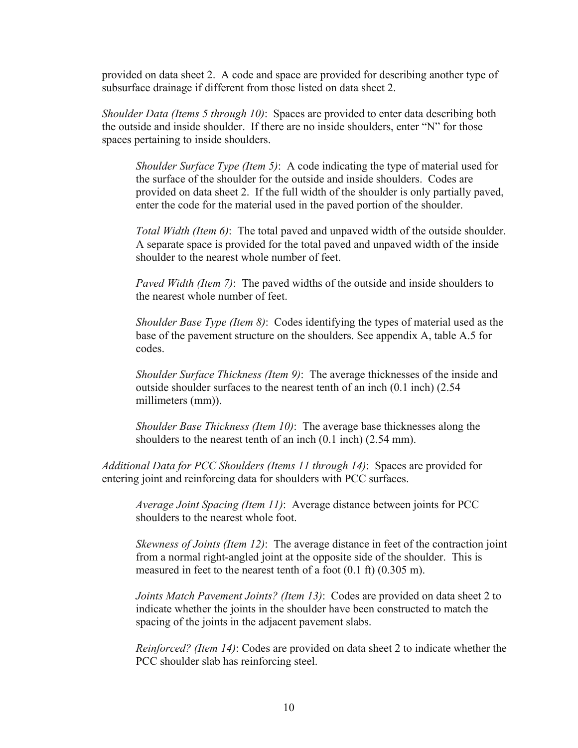provided on data sheet 2. A code and space are provided for describing another type of subsurface drainage if different from those listed on data sheet 2.

*Shoulder Data (Items 5 through 10)*: Spaces are provided to enter data describing both the outside and inside shoulder. If there are no inside shoulders, enter "N" for those spaces pertaining to inside shoulders.

> *Shoulder Surface Type (Item 5)*: A code indicating the type of material used for the surface of the shoulder for the outside and inside shoulders. Codes are provided on data sheet 2. If the full width of the shoulder is only partially paved, enter the code for the material used in the paved portion of the shoulder.
>
> *Total Width (Item 6)*: The total paved and unpaved width of the outside shoulder. A separate space is provided for the total paved and unpaved width of the inside shoulder to the nearest whole number of feet.
>
> *Paved Width (Item 7)*: The paved widths of the outside and inside shoulders to the nearest whole number of feet.
>
> *Shoulder Base Type (Item 8)*: Codes identifying the types of material used as the base of the pavement structure on the shoulders. See appendix A, table A.5 for codes.
>
> *Shoulder Surface Thickness (Item 9)*: The average thicknesses of the inside and outside shoulder surfaces to the nearest tenth of an inch (0.1 inch) (2.54 millimeters (mm)).
>
> *Shoulder Base Thickness (Item 10)*: The average base thicknesses along the shoulders to the nearest tenth of an inch (0.1 inch) (2.54 mm).

*Additional Data for PCC Shoulders (Items 11 through 14)*: Spaces are provided for entering joint and reinforcing data for shoulders with PCC surfaces.

> *Average Joint Spacing (Item 11)*: Average distance between joints for PCC shoulders to the nearest whole foot.
>
> *Skewness of Joints (Item 12)*: The average distance in feet of the contraction joint from a normal right-angled joint at the opposite side of the shoulder. This is measured in feet to the nearest tenth of a foot (0.1 ft) (0.305 m).
>
> *Joints Match Pavement Joints? (Item 13)*: Codes are provided on data sheet 2 to indicate whether the joints in the shoulder have been constructed to match the spacing of the joints in the adjacent pavement slabs.
>
> *Reinforced? (Item 14)*: Codes are provided on data sheet 2 to indicate whether the PCC shoulder slab has reinforcing steel.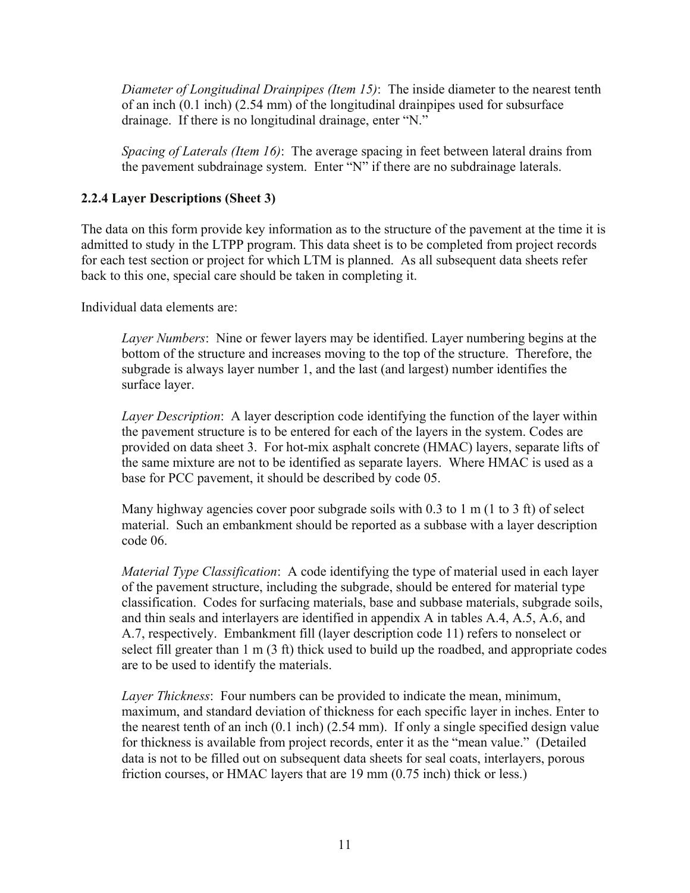*Diameter of Longitudinal Drainpipes (Item 15)*: The inside diameter to the nearest tenth of an inch (0.1 inch) (2.54 mm) of the longitudinal drainpipes used for subsurface drainage. If there is no longitudinal drainage, enter "N."

*Spacing of Laterals (Item 16)*: The average spacing in feet between lateral drains from the pavement subdrainage system. Enter "N" if there are no subdrainage laterals.

### 2.2.4 Layer Descriptions (Sheet 3)

The data on this form provide key information as to the structure of the pavement at the time it is admitted to study in the LTPP program. This data sheet is to be completed from project records for each test section or project for which LTM is planned. As all subsequent data sheets refer back to this one, special care should be taken in completing it.

Individual data elements are:

*Layer Numbers*: Nine or fewer layers may be identified. Layer numbering begins at the bottom of the structure and increases moving to the top of the structure. Therefore, the subgrade is always layer number 1, and the last (and largest) number identifies the surface layer.

*Layer Description*: A layer description code identifying the function of the layer within the pavement structure is to be entered for each of the layers in the system. Codes are provided on data sheet 3. For hot-mix asphalt concrete (HMAC) layers, separate lifts of the same mixture are not to be identified as separate layers. Where HMAC is used as a base for PCC pavement, it should be described by code 05.

Many highway agencies cover poor subgrade soils with 0.3 to 1 m (1 to 3 ft) of select material. Such an embankment should be reported as a subbase with a layer description code 06.

*Material Type Classification*: A code identifying the type of material used in each layer of the pavement structure, including the subgrade, should be entered for material type classification. Codes for surfacing materials, base and subbase materials, subgrade soils, and thin seals and interlayers are identified in appendix A in tables A.4, A.5, A.6, and A.7, respectively. Embankment fill (layer description code 11) refers to nonselect or select fill greater than 1 m (3 ft) thick used to build up the roadbed, and appropriate codes are to be used to identify the materials.

*Layer Thickness*: Four numbers can be provided to indicate the mean, minimum, maximum, and standard deviation of thickness for each specific layer in inches. Enter to the nearest tenth of an inch (0.1 inch) (2.54 mm). If only a single specified design value for thickness is available from project records, enter it as the "mean value." (Detailed data is not to be filled out on subsequent data sheets for seal coats, interlayers, porous friction courses, or HMAC layers that are 19 mm (0.75 inch) thick or less.)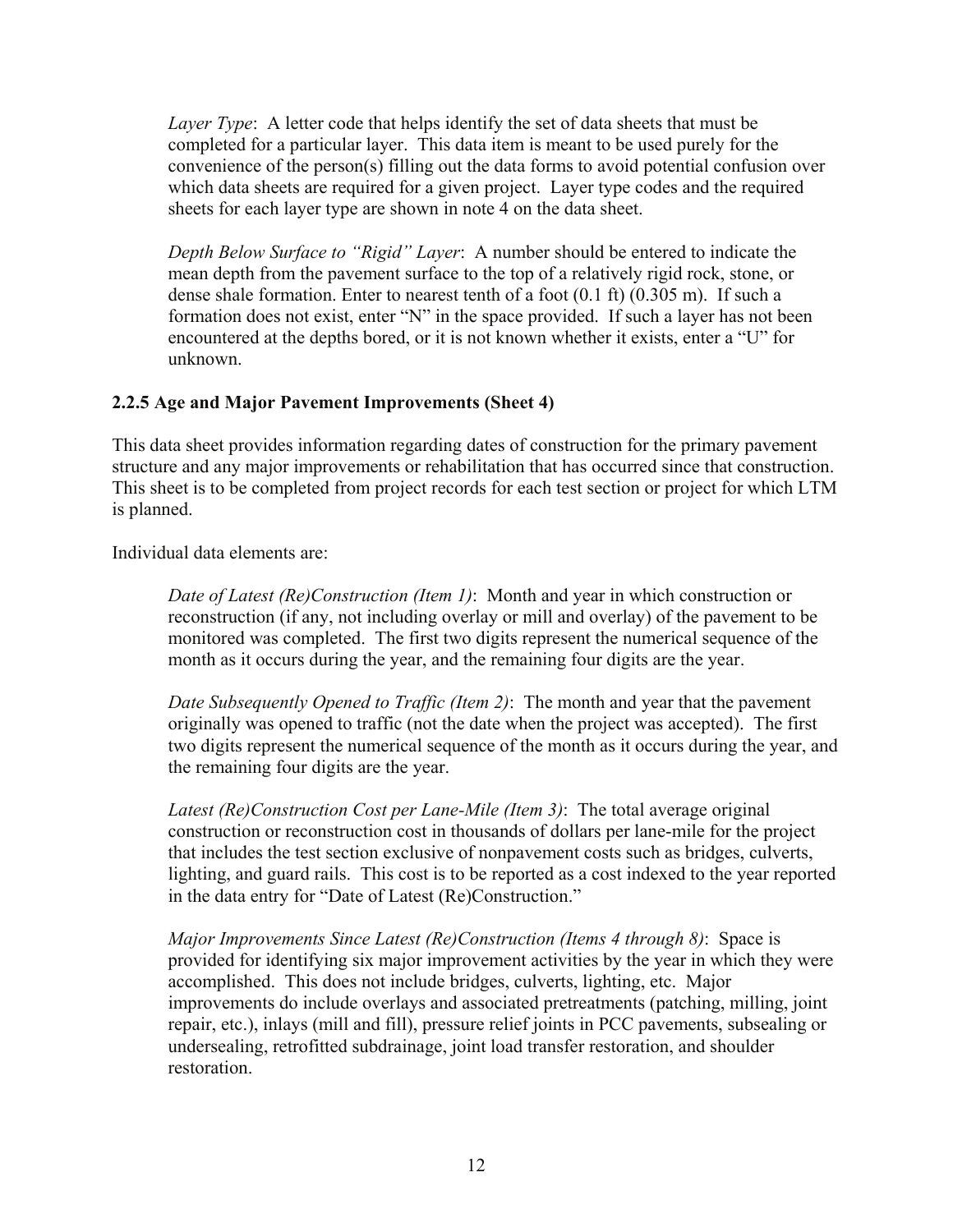*Layer Type*: A letter code that helps identify the set of data sheets that must be completed for a particular layer. This data item is meant to be used purely for the convenience of the person(s) filling out the data forms to avoid potential confusion over which data sheets are required for a given project. Layer type codes and the required sheets for each layer type are shown in note 4 on the data sheet.

*Depth Below Surface to "Rigid" Layer*: A number should be entered to indicate the mean depth from the pavement surface to the top of a relatively rigid rock, stone, or dense shale formation. Enter to nearest tenth of a foot (0.1 ft) (0.305 m). If such a formation does not exist, enter "N" in the space provided. If such a layer has not been encountered at the depths bored, or it is not known whether it exists, enter a "U" for unknown.

### 2.2.5 Age and Major Pavement Improvements (Sheet 4)

This data sheet provides information regarding dates of construction for the primary pavement structure and any major improvements or rehabilitation that has occurred since that construction. This sheet is to be completed from project records for each test section or project for which LTM is planned.

Individual data elements are:

*Date of Latest (Re)Construction (Item 1)*: Month and year in which construction or reconstruction (if any, not including overlay or mill and overlay) of the pavement to be monitored was completed. The first two digits represent the numerical sequence of the month as it occurs during the year, and the remaining four digits are the year.

*Date Subsequently Opened to Traffic (Item 2)*: The month and year that the pavement originally was opened to traffic (not the date when the project was accepted). The first two digits represent the numerical sequence of the month as it occurs during the year, and the remaining four digits are the year.

*Latest (Re)Construction Cost per Lane-Mile (Item 3)*: The total average original construction or reconstruction cost in thousands of dollars per lane-mile for the project that includes the test section exclusive of nonpavement costs such as bridges, culverts, lighting, and guard rails. This cost is to be reported as a cost indexed to the year reported in the data entry for "Date of Latest (Re)Construction."

*Major Improvements Since Latest (Re)Construction (Items 4 through 8)*: Space is provided for identifying six major improvement activities by the year in which they were accomplished. This does not include bridges, culverts, lighting, etc. Major improvements do include overlays and associated pretreatments (patching, milling, joint repair, etc.), inlays (mill and fill), pressure relief joints in PCC pavements, subsealing or undersealing, retrofitted subdrainage, joint load transfer restoration, and shoulder restoration.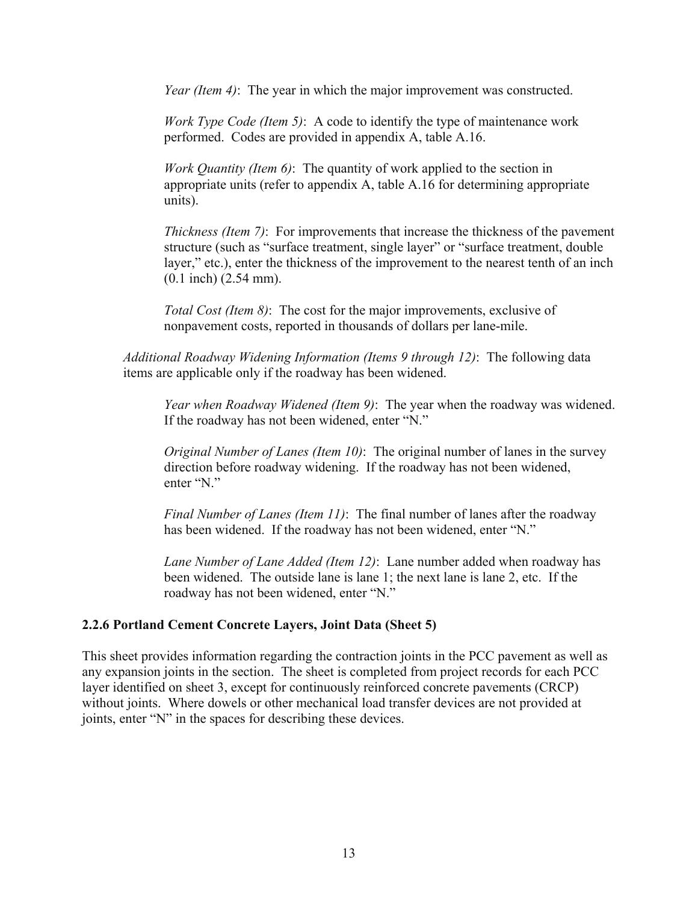*Year (Item 4)*: The year in which the major improvement was constructed.

*Work Type Code (Item 5)*: A code to identify the type of maintenance work performed. Codes are provided in appendix A, table A.16.

*Work Quantity (Item 6)*: The quantity of work applied to the section in appropriate units (refer to appendix A, table A.16 for determining appropriate units).

*Thickness (Item 7)*: For improvements that increase the thickness of the pavement structure (such as "surface treatment, single layer" or "surface treatment, double layer," etc.), enter the thickness of the improvement to the nearest tenth of an inch (0.1 inch) (2.54 mm).

*Total Cost (Item 8)*: The cost for the major improvements, exclusive of nonpavement costs, reported in thousands of dollars per lane-mile.

*Additional Roadway Widening Information (Items 9 through 12)*: The following data items are applicable only if the roadway has been widened.

*Year when Roadway Widened (Item 9)*: The year when the roadway was widened. If the roadway has not been widened, enter "N."

*Original Number of Lanes (Item 10)*: The original number of lanes in the survey direction before roadway widening. If the roadway has not been widened, enter "N."

*Final Number of Lanes (Item 11)*: The final number of lanes after the roadway has been widened. If the roadway has not been widened, enter "N."

*Lane Number of Lane Added (Item 12)*: Lane number added when roadway has been widened. The outside lane is lane 1; the next lane is lane 2, etc. If the roadway has not been widened, enter "N."

### 2.2.6 Portland Cement Concrete Layers, Joint Data (Sheet 5)

This sheet provides information regarding the contraction joints in the PCC pavement as well as any expansion joints in the section. The sheet is completed from project records for each PCC layer identified on sheet 3, except for continuously reinforced concrete pavements (CRCP) without joints. Where dowels or other mechanical load transfer devices are not provided at joints, enter "N" in the spaces for describing these devices.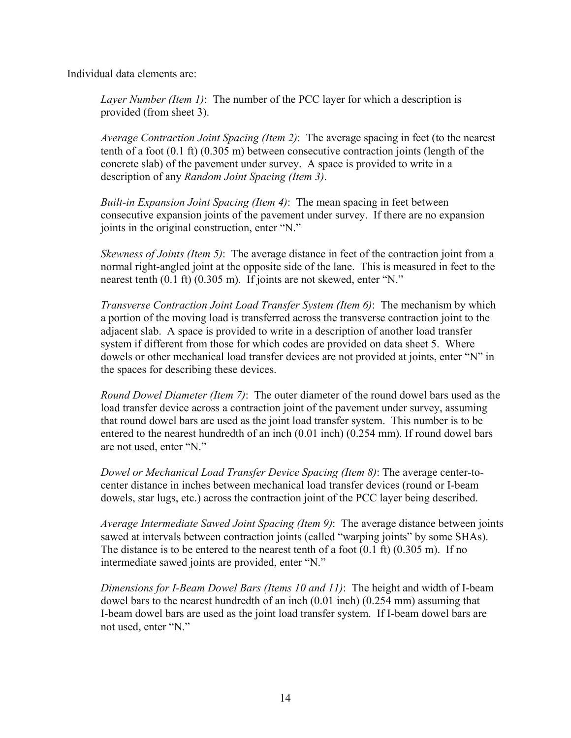Individual data elements are:

*Layer Number (Item 1)*: The number of the PCC layer for which a description is provided (from sheet 3).

*Average Contraction Joint Spacing (Item 2)*: The average spacing in feet (to the nearest tenth of a foot (0.1 ft) (0.305 m) between consecutive contraction joints (length of the concrete slab) of the pavement under survey. A space is provided to write in a description of any *Random Joint Spacing (Item 3)*.

*Built-in Expansion Joint Spacing (Item 4)*: The mean spacing in feet between consecutive expansion joints of the pavement under survey. If there are no expansion joints in the original construction, enter "N."

*Skewness of Joints (Item 5)*: The average distance in feet of the contraction joint from a normal right-angled joint at the opposite side of the lane. This is measured in feet to the nearest tenth (0.1 ft) (0.305 m). If joints are not skewed, enter "N."

*Transverse Contraction Joint Load Transfer System (Item 6)*: The mechanism by which a portion of the moving load is transferred across the transverse contraction joint to the adjacent slab. A space is provided to write in a description of another load transfer system if different from those for which codes are provided on data sheet 5. Where dowels or other mechanical load transfer devices are not provided at joints, enter "N" in the spaces for describing these devices.

*Round Dowel Diameter (Item 7)*: The outer diameter of the round dowel bars used as the load transfer device across a contraction joint of the pavement under survey, assuming that round dowel bars are used as the joint load transfer system. This number is to be entered to the nearest hundredth of an inch (0.01 inch) (0.254 mm). If round dowel bars are not used, enter "N."

*Dowel or Mechanical Load Transfer Device Spacing (Item 8)*: The average center-to-center distance in inches between mechanical load transfer devices (round or I-beam dowels, star lugs, etc.) across the contraction joint of the PCC layer being described.

*Average Intermediate Sawed Joint Spacing (Item 9)*: The average distance between joints sawed at intervals between contraction joints (called "warping joints" by some SHAs). The distance is to be entered to the nearest tenth of a foot (0.1 ft) (0.305 m). If no intermediate sawed joints are provided, enter "N."

*Dimensions for I-Beam Dowel Bars (Items 10 and 11)*: The height and width of I-beam dowel bars to the nearest hundredth of an inch (0.01 inch) (0.254 mm) assuming that I-beam dowel bars are used as the joint load transfer system. If I-beam dowel bars are not used, enter "N."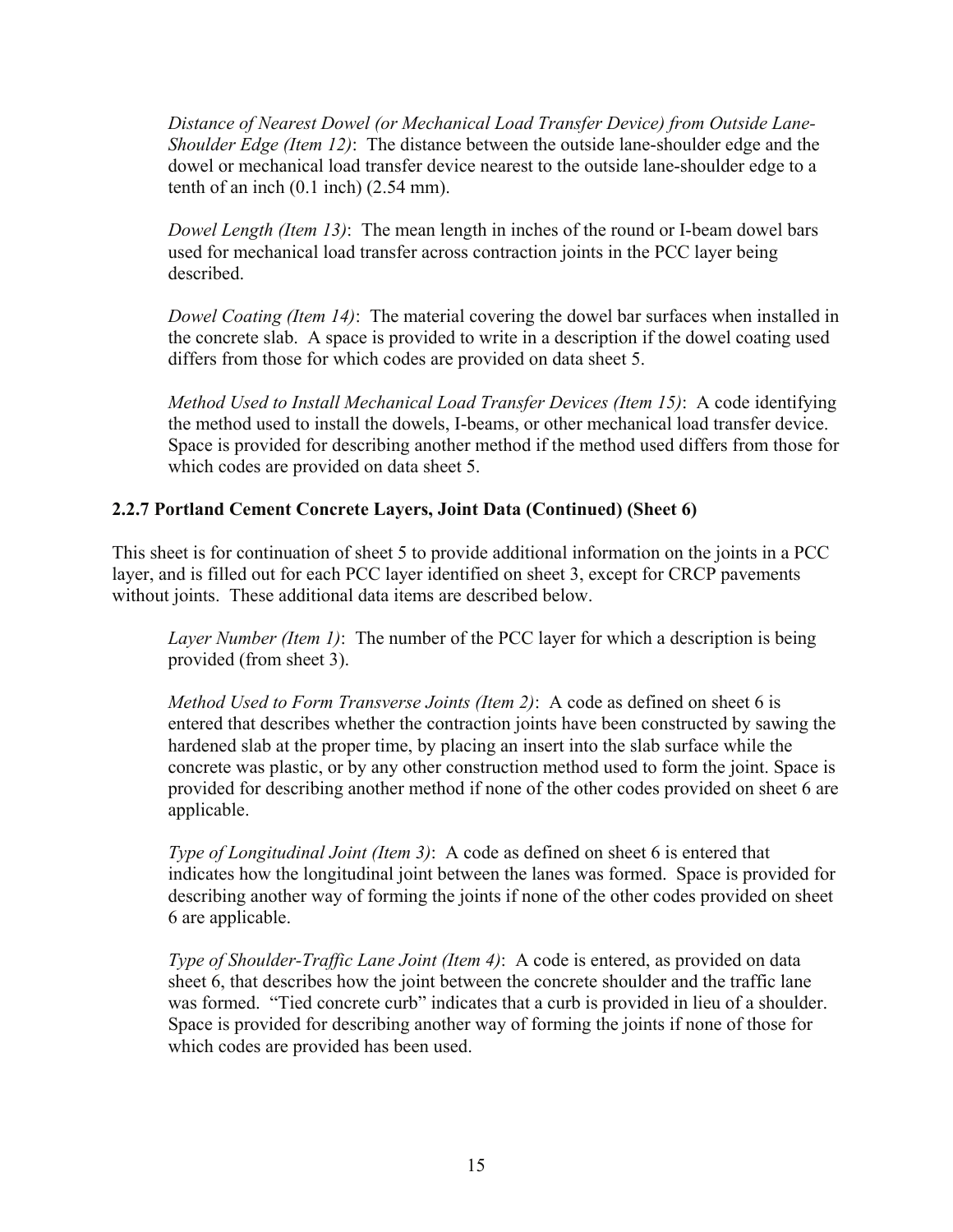*Distance of Nearest Dowel (or Mechanical Load Transfer Device) from Outside Lane-Shoulder Edge (Item 12)*: The distance between the outside lane-shoulder edge and the dowel or mechanical load transfer device nearest to the outside lane-shoulder edge to a tenth of an inch (0.1 inch) (2.54 mm).

*Dowel Length (Item 13)*: The mean length in inches of the round or I-beam dowel bars used for mechanical load transfer across contraction joints in the PCC layer being described.

*Dowel Coating (Item 14)*: The material covering the dowel bar surfaces when installed in the concrete slab. A space is provided to write in a description if the dowel coating used differs from those for which codes are provided on data sheet 5.

*Method Used to Install Mechanical Load Transfer Devices (Item 15)*: A code identifying the method used to install the dowels, I-beams, or other mechanical load transfer device. Space is provided for describing another method if the method used differs from those for which codes are provided on data sheet 5.

### 2.2.7 Portland Cement Concrete Layers, Joint Data (Continued) (Sheet 6)

This sheet is for continuation of sheet 5 to provide additional information on the joints in a PCC layer, and is filled out for each PCC layer identified on sheet 3, except for CRCP pavements without joints. These additional data items are described below.

*Layer Number (Item 1)*: The number of the PCC layer for which a description is being provided (from sheet 3).

*Method Used to Form Transverse Joints (Item 2)*: A code as defined on sheet 6 is entered that describes whether the contraction joints have been constructed by sawing the hardened slab at the proper time, by placing an insert into the slab surface while the concrete was plastic, or by any other construction method used to form the joint. Space is provided for describing another method if none of the other codes provided on sheet 6 are applicable.

*Type of Longitudinal Joint (Item 3)*: A code as defined on sheet 6 is entered that indicates how the longitudinal joint between the lanes was formed. Space is provided for describing another way of forming the joints if none of the other codes provided on sheet 6 are applicable.

*Type of Shoulder-Traffic Lane Joint (Item 4)*: A code is entered, as provided on data sheet 6, that describes how the joint between the concrete shoulder and the traffic lane was formed. "Tied concrete curb" indicates that a curb is provided in lieu of a shoulder. Space is provided for describing another way of forming the joints if none of those for which codes are provided has been used.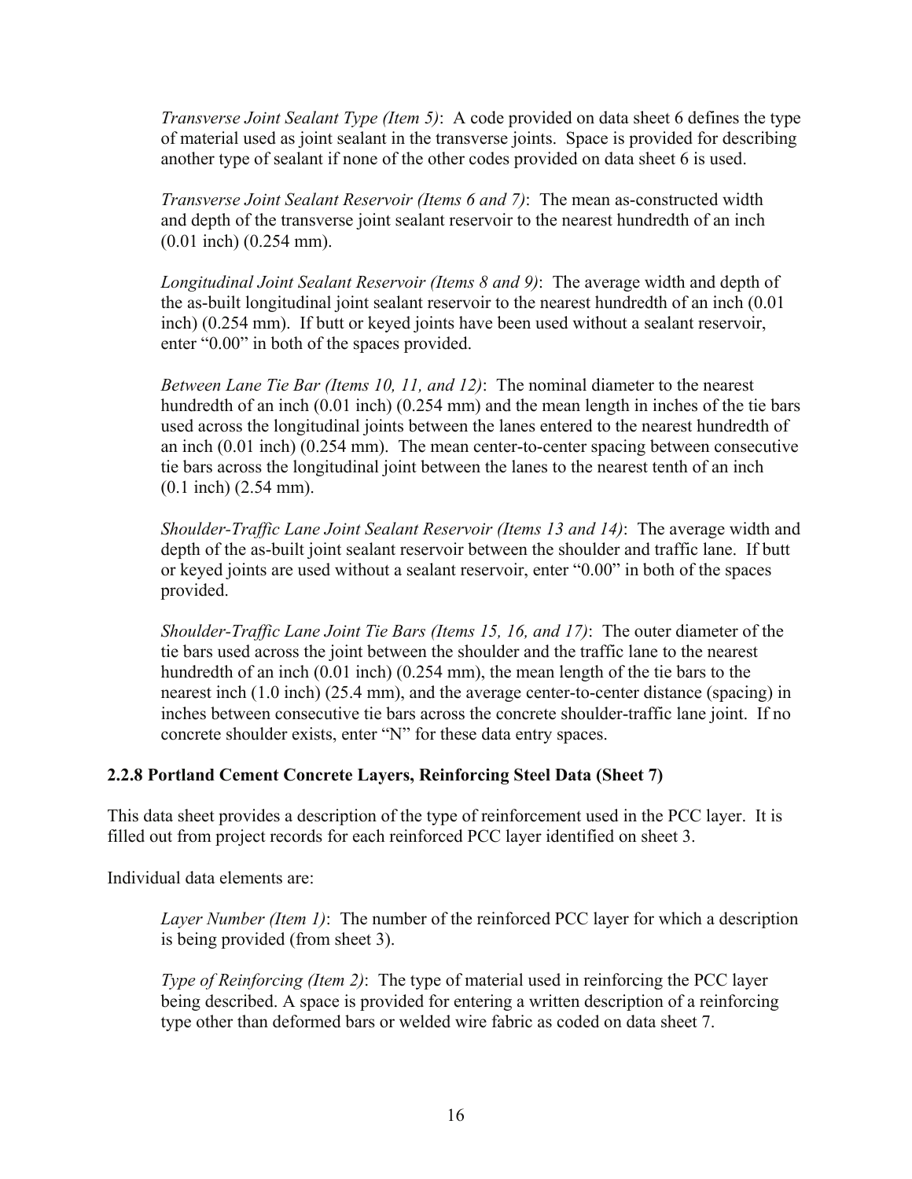*Transverse Joint Sealant Type (Item 5)*: A code provided on data sheet 6 defines the type of material used as joint sealant in the transverse joints. Space is provided for describing another type of sealant if none of the other codes provided on data sheet 6 is used.

*Transverse Joint Sealant Reservoir (Items 6 and 7)*: The mean as-constructed width and depth of the transverse joint sealant reservoir to the nearest hundredth of an inch (0.01 inch) (0.254 mm).

*Longitudinal Joint Sealant Reservoir (Items 8 and 9)*: The average width and depth of the as-built longitudinal joint sealant reservoir to the nearest hundredth of an inch (0.01 inch) (0.254 mm). If butt or keyed joints have been used without a sealant reservoir, enter "0.00" in both of the spaces provided.

*Between Lane Tie Bar (Items 10, 11, and 12)*: The nominal diameter to the nearest hundredth of an inch (0.01 inch) (0.254 mm) and the mean length in inches of the tie bars used across the longitudinal joints between the lanes entered to the nearest hundredth of an inch (0.01 inch) (0.254 mm). The mean center-to-center spacing between consecutive tie bars across the longitudinal joint between the lanes to the nearest tenth of an inch (0.1 inch) (2.54 mm).

*Shoulder-Traffic Lane Joint Sealant Reservoir (Items 13 and 14)*: The average width and depth of the as-built joint sealant reservoir between the shoulder and traffic lane. If butt or keyed joints are used without a sealant reservoir, enter "0.00" in both of the spaces provided.

*Shoulder-Traffic Lane Joint Tie Bars (Items 15, 16, and 17)*: The outer diameter of the tie bars used across the joint between the shoulder and the traffic lane to the nearest hundredth of an inch (0.01 inch) (0.254 mm), the mean length of the tie bars to the nearest inch (1.0 inch) (25.4 mm), and the average center-to-center distance (spacing) in inches between consecutive tie bars across the concrete shoulder-traffic lane joint. If no concrete shoulder exists, enter "N" for these data entry spaces.

### 2.2.8 Portland Cement Concrete Layers, Reinforcing Steel Data (Sheet 7)

This data sheet provides a description of the type of reinforcement used in the PCC layer. It is filled out from project records for each reinforced PCC layer identified on sheet 3.

Individual data elements are:

*Layer Number (Item 1)*: The number of the reinforced PCC layer for which a description is being provided (from sheet 3).

*Type of Reinforcing (Item 2)*: The type of material used in reinforcing the PCC layer being described. A space is provided for entering a written description of a reinforcing type other than deformed bars or welded wire fabric as coded on data sheet 7.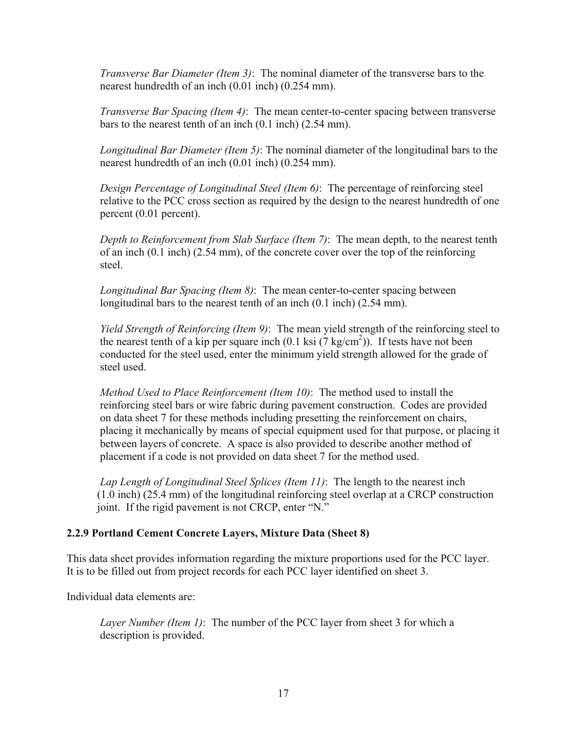*Transverse Bar Diameter (Item 3)*: The nominal diameter of the transverse bars to the nearest hundredth of an inch (0.01 inch) (0.254 mm).

*Transverse Bar Spacing (Item 4)*: The mean center-to-center spacing between transverse bars to the nearest tenth of an inch (0.1 inch) (2.54 mm).

*Longitudinal Bar Diameter (Item 5)*: The nominal diameter of the longitudinal bars to the nearest hundredth of an inch (0.01 inch) (0.254 mm).

*Design Percentage of Longitudinal Steel (Item 6)*: The percentage of reinforcing steel relative to the PCC cross section as required by the design to the nearest hundredth of one percent (0.01 percent).

*Depth to Reinforcement from Slab Surface (Item 7)*: The mean depth, to the nearest tenth of an inch (0.1 inch) (2.54 mm), of the concrete cover over the top of the reinforcing steel.

*Longitudinal Bar Spacing (Item 8)*: The mean center-to-center spacing between longitudinal bars to the nearest tenth of an inch (0.1 inch) (2.54 mm).

*Yield Strength of Reinforcing (Item 9)*: The mean yield strength of the reinforcing steel to the nearest tenth of a kip per square inch (0.1 ksi (7 kg/cm$^2$)). If tests have not been conducted for the steel used, enter the minimum yield strength allowed for the grade of steel used.

*Method Used to Place Reinforcement (Item 10)*: The method used to install the reinforcing steel bars or wire fabric during pavement construction. Codes are provided on data sheet 7 for these methods including presetting the reinforcement on chairs, placing it mechanically by means of special equipment used for that purpose, or placing it between layers of concrete. A space is also provided to describe another method of placement if a code is not provided on data sheet 7 for the method used.

*Lap Length of Longitudinal Steel Splices (Item 11)*: The length to the nearest inch (1.0 inch) (25.4 mm) of the longitudinal reinforcing steel overlap at a CRCP construction joint. If the rigid pavement is not CRCP, enter "N."

### 2.2.9 Portland Cement Concrete Layers, Mixture Data (Sheet 8)

This data sheet provides information regarding the mixture proportions used for the PCC layer. It is to be filled out from project records for each PCC layer identified on sheet 3.

Individual data elements are:

*Layer Number (Item 1)*: The number of the PCC layer from sheet 3 for which a description is provided.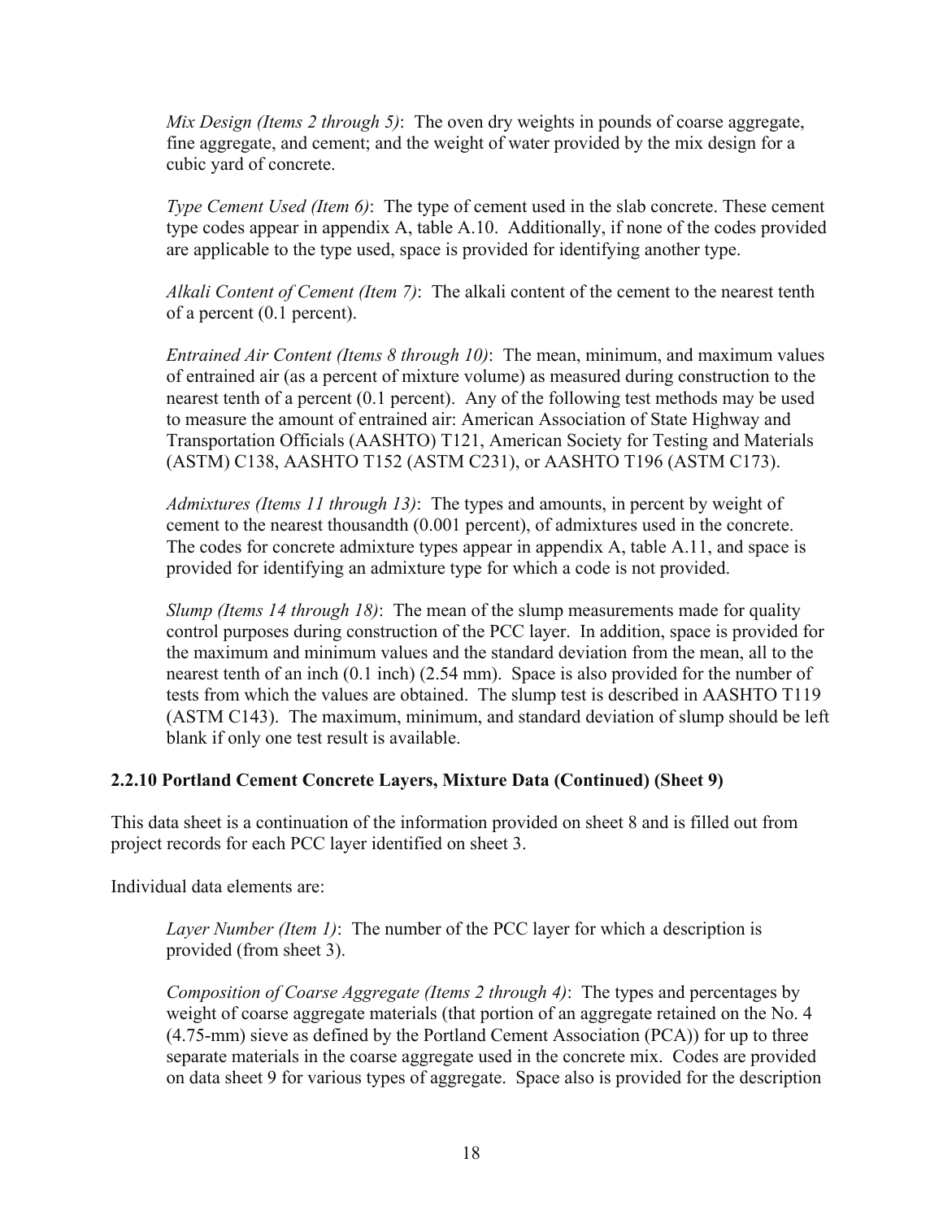*Mix Design (Items 2 through 5)*: The oven dry weights in pounds of coarse aggregate, fine aggregate, and cement; and the weight of water provided by the mix design for a cubic yard of concrete.

*Type Cement Used (Item 6)*: The type of cement used in the slab concrete. These cement type codes appear in appendix A, table A.10. Additionally, if none of the codes provided are applicable to the type used, space is provided for identifying another type.

*Alkali Content of Cement (Item 7)*: The alkali content of the cement to the nearest tenth of a percent (0.1 percent).

*Entrained Air Content (Items 8 through 10)*: The mean, minimum, and maximum values of entrained air (as a percent of mixture volume) as measured during construction to the nearest tenth of a percent (0.1 percent). Any of the following test methods may be used to measure the amount of entrained air: American Association of State Highway and Transportation Officials (AASHTO) T121, American Society for Testing and Materials (ASTM) C138, AASHTO T152 (ASTM C231), or AASHTO T196 (ASTM C173).

*Admixtures (Items 11 through 13)*: The types and amounts, in percent by weight of cement to the nearest thousandth (0.001 percent), of admixtures used in the concrete. The codes for concrete admixture types appear in appendix A, table A.11, and space is provided for identifying an admixture type for which a code is not provided.

*Slump (Items 14 through 18)*: The mean of the slump measurements made for quality control purposes during construction of the PCC layer. In addition, space is provided for the maximum and minimum values and the standard deviation from the mean, all to the nearest tenth of an inch (0.1 inch) (2.54 mm). Space is also provided for the number of tests from which the values are obtained. The slump test is described in AASHTO T119 (ASTM C143). The maximum, minimum, and standard deviation of slump should be left blank if only one test result is available.

### 2.2.10 Portland Cement Concrete Layers, Mixture Data (Continued) (Sheet 9)

This data sheet is a continuation of the information provided on sheet 8 and is filled out from project records for each PCC layer identified on sheet 3.

Individual data elements are:

*Layer Number (Item 1)*: The number of the PCC layer for which a description is provided (from sheet 3).

*Composition of Coarse Aggregate (Items 2 through 4)*: The types and percentages by weight of coarse aggregate materials (that portion of an aggregate retained on the No. 4 (4.75-mm) sieve as defined by the Portland Cement Association (PCA)) for up to three separate materials in the coarse aggregate used in the concrete mix. Codes are provided on data sheet 9 for various types of aggregate. Space also is provided for the description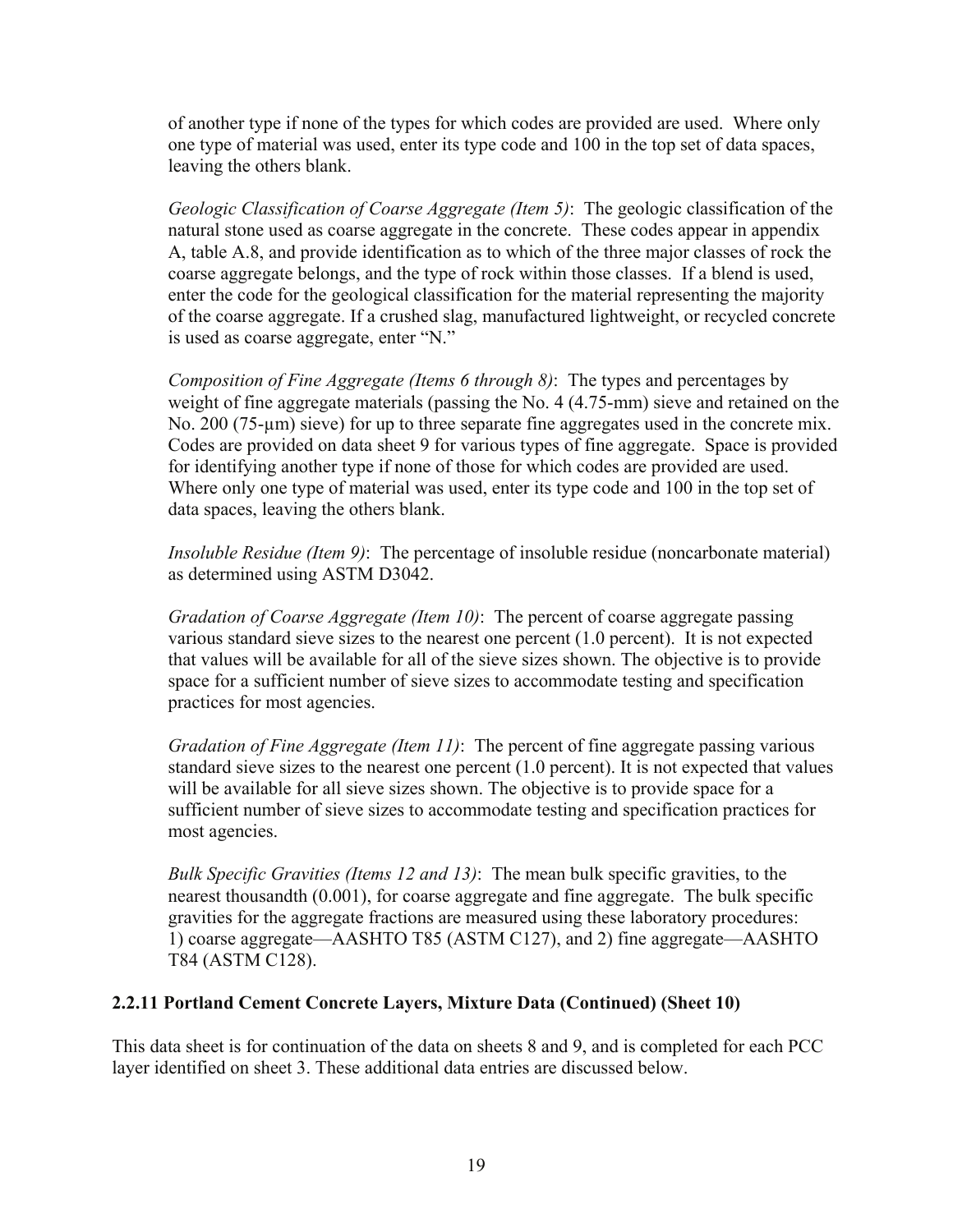of another type if none of the types for which codes are provided are used. Where only one type of material was used, enter its type code and 100 in the top set of data spaces, leaving the others blank.

*Geologic Classification of Coarse Aggregate (Item 5)*: The geologic classification of the natural stone used as coarse aggregate in the concrete. These codes appear in appendix A, table A.8, and provide identification as to which of the three major classes of rock the coarse aggregate belongs, and the type of rock within those classes. If a blend is used, enter the code for the geological classification for the material representing the majority of the coarse aggregate. If a crushed slag, manufactured lightweight, or recycled concrete is used as coarse aggregate, enter "N."

*Composition of Fine Aggregate (Items 6 through 8)*: The types and percentages by weight of fine aggregate materials (passing the No. 4 (4.75-mm) sieve and retained on the No. 200 (75-µm) sieve) for up to three separate fine aggregates used in the concrete mix. Codes are provided on data sheet 9 for various types of fine aggregate. Space is provided for identifying another type if none of those for which codes are provided are used. Where only one type of material was used, enter its type code and 100 in the top set of data spaces, leaving the others blank.

*Insoluble Residue (Item 9)*: The percentage of insoluble residue (noncarbonate material) as determined using ASTM D3042.

*Gradation of Coarse Aggregate (Item 10)*: The percent of coarse aggregate passing various standard sieve sizes to the nearest one percent (1.0 percent). It is not expected that values will be available for all of the sieve sizes shown. The objective is to provide space for a sufficient number of sieve sizes to accommodate testing and specification practices for most agencies.

*Gradation of Fine Aggregate (Item 11)*: The percent of fine aggregate passing various standard sieve sizes to the nearest one percent (1.0 percent). It is not expected that values will be available for all sieve sizes shown. The objective is to provide space for a sufficient number of sieve sizes to accommodate testing and specification practices for most agencies.

*Bulk Specific Gravities (Items 12 and 13)*: The mean bulk specific gravities, to the nearest thousandth (0.001), for coarse aggregate and fine aggregate. The bulk specific gravities for the aggregate fractions are measured using these laboratory procedures: 1) coarse aggregate—AASHTO T85 (ASTM C127), and 2) fine aggregate—AASHTO T84 (ASTM C128).

### 2.2.11 Portland Cement Concrete Layers, Mixture Data (Continued) (Sheet 10)

This data sheet is for continuation of the data on sheets 8 and 9, and is completed for each PCC layer identified on sheet 3. These additional data entries are discussed below.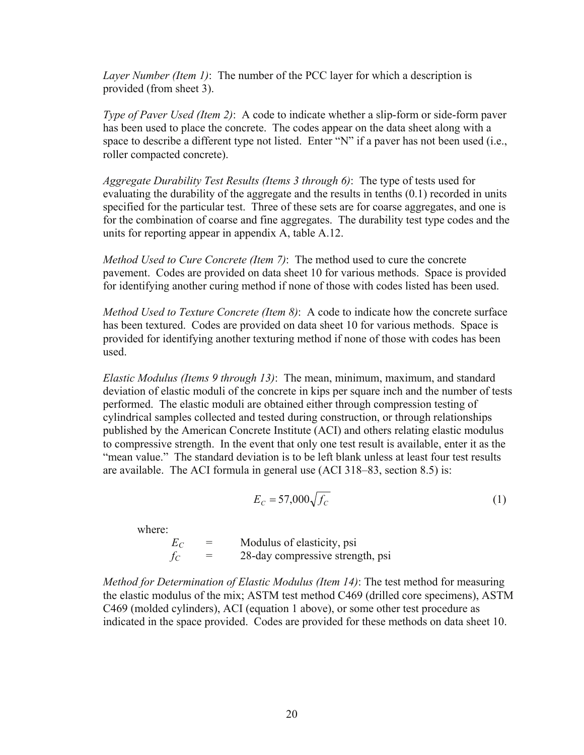*Layer Number (Item 1)*: The number of the PCC layer for which a description is provided (from sheet 3).

*Type of Paver Used (Item 2)*: A code to indicate whether a slip-form or side-form paver has been used to place the concrete. The codes appear on the data sheet along with a space to describe a different type not listed. Enter "N" if a paver has not been used (i.e., roller compacted concrete).

*Aggregate Durability Test Results (Items 3 through 6)*: The type of tests used for evaluating the durability of the aggregate and the results in tenths (0.1) recorded in units specified for the particular test. Three of these sets are for coarse aggregates, and one is for the combination of coarse and fine aggregates. The durability test type codes and the units for reporting appear in appendix A, table A.12.

*Method Used to Cure Concrete (Item 7)*: The method used to cure the concrete pavement. Codes are provided on data sheet 10 for various methods. Space is provided for identifying another curing method if none of those with codes listed has been used.

*Method Used to Texture Concrete (Item 8)*: A code to indicate how the concrete surface has been textured. Codes are provided on data sheet 10 for various methods. Space is provided for identifying another texturing method if none of those with codes has been used.

*Elastic Modulus (Items 9 through 13)*: The mean, minimum, maximum, and standard deviation of elastic moduli of the concrete in kips per square inch and the number of tests performed. The elastic moduli are obtained either through compression testing of cylindrical samples collected and tested during construction, or through relationships published by the American Concrete Institute (ACI) and others relating elastic modulus to compressive strength. In the event that only one test result is available, enter it as the "mean value." The standard deviation is to be left blank unless at least four test results are available. The ACI formula in general use (ACI 318–83, section 8.5) is:

$$E_C = 57{,}000\sqrt{f_C} \tag{1}$$

where:

$E_C$ = Modulus of elasticity, psi

$f_C$ = 28-day compressive strength, psi

*Method for Determination of Elastic Modulus (Item 14)*: The test method for measuring the elastic modulus of the mix; ASTM test method C469 (drilled core specimens), ASTM C469 (molded cylinders), ACI (equation 1 above), or some other test procedure as indicated in the space provided. Codes are provided for these methods on data sheet 10.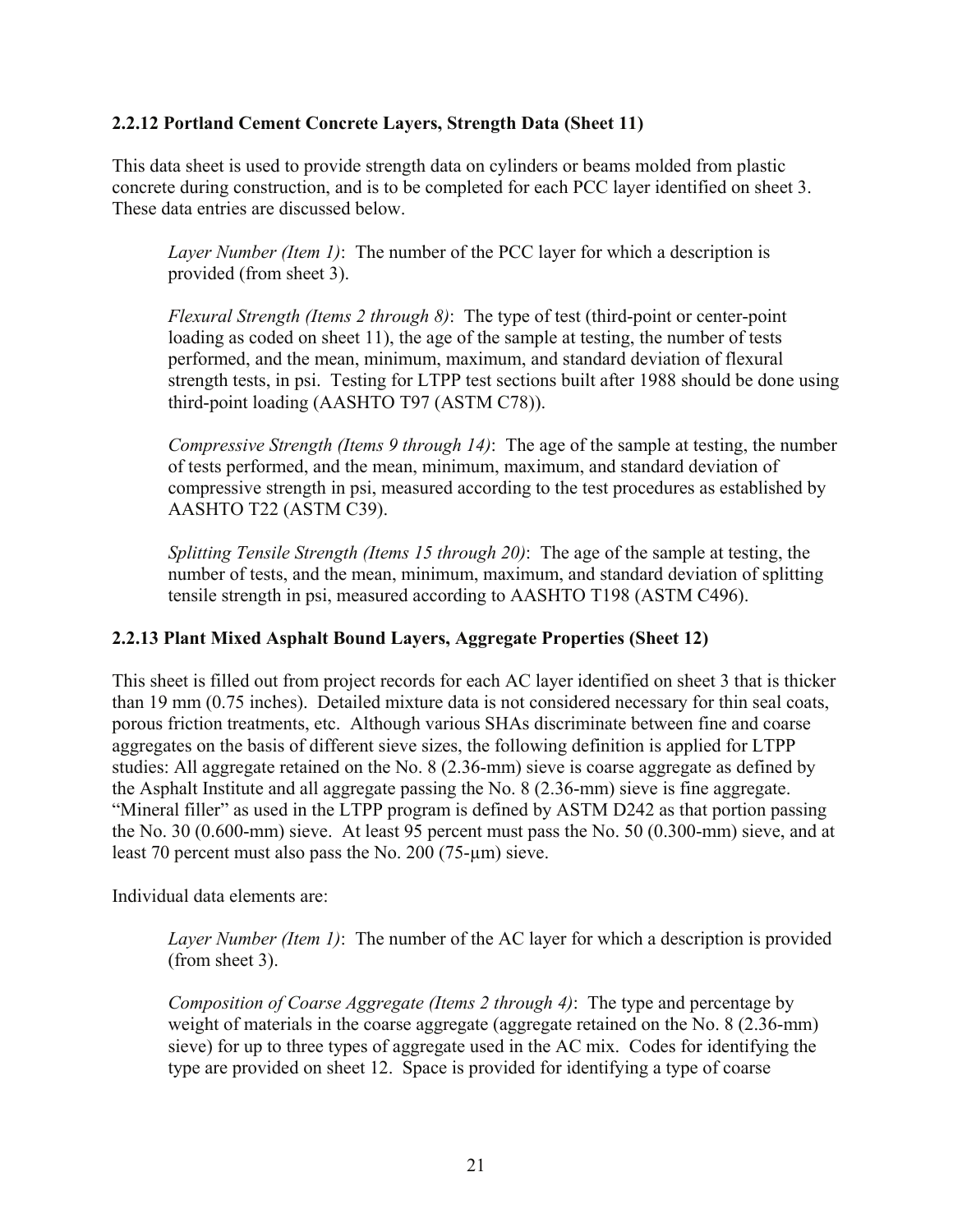### 2.2.12 Portland Cement Concrete Layers, Strength Data (Sheet 11)

This data sheet is used to provide strength data on cylinders or beams molded from plastic concrete during construction, and is to be completed for each PCC layer identified on sheet 3. These data entries are discussed below.

> *Layer Number (Item 1)*: The number of the PCC layer for which a description is provided (from sheet 3).
>
> *Flexural Strength (Items 2 through 8)*: The type of test (third-point or center-point loading as coded on sheet 11), the age of the sample at testing, the number of tests performed, and the mean, minimum, maximum, and standard deviation of flexural strength tests, in psi. Testing for LTPP test sections built after 1988 should be done using third-point loading (AASHTO T97 (ASTM C78)).
>
> *Compressive Strength (Items 9 through 14)*: The age of the sample at testing, the number of tests performed, and the mean, minimum, maximum, and standard deviation of compressive strength in psi, measured according to the test procedures as established by AASHTO T22 (ASTM C39).
>
> *Splitting Tensile Strength (Items 15 through 20)*: The age of the sample at testing, the number of tests, and the mean, minimum, maximum, and standard deviation of splitting tensile strength in psi, measured according to AASHTO T198 (ASTM C496).

### 2.2.13 Plant Mixed Asphalt Bound Layers, Aggregate Properties (Sheet 12)

This sheet is filled out from project records for each AC layer identified on sheet 3 that is thicker than 19 mm (0.75 inches). Detailed mixture data is not considered necessary for thin seal coats, porous friction treatments, etc. Although various SHAs discriminate between fine and coarse aggregates on the basis of different sieve sizes, the following definition is applied for LTPP studies: All aggregate retained on the No. 8 (2.36-mm) sieve is coarse aggregate as defined by the Asphalt Institute and all aggregate passing the No. 8 (2.36-mm) sieve is fine aggregate. "Mineral filler" as used in the LTPP program is defined by ASTM D242 as that portion passing the No. 30 (0.600-mm) sieve. At least 95 percent must pass the No. 50 (0.300-mm) sieve, and at least 70 percent must also pass the No. 200 (75-µm) sieve.

Individual data elements are:

> *Layer Number (Item 1)*: The number of the AC layer for which a description is provided (from sheet 3).
>
> *Composition of Coarse Aggregate (Items 2 through 4)*: The type and percentage by weight of materials in the coarse aggregate (aggregate retained on the No. 8 (2.36-mm) sieve) for up to three types of aggregate used in the AC mix. Codes for identifying the type are provided on sheet 12. Space is provided for identifying a type of coarse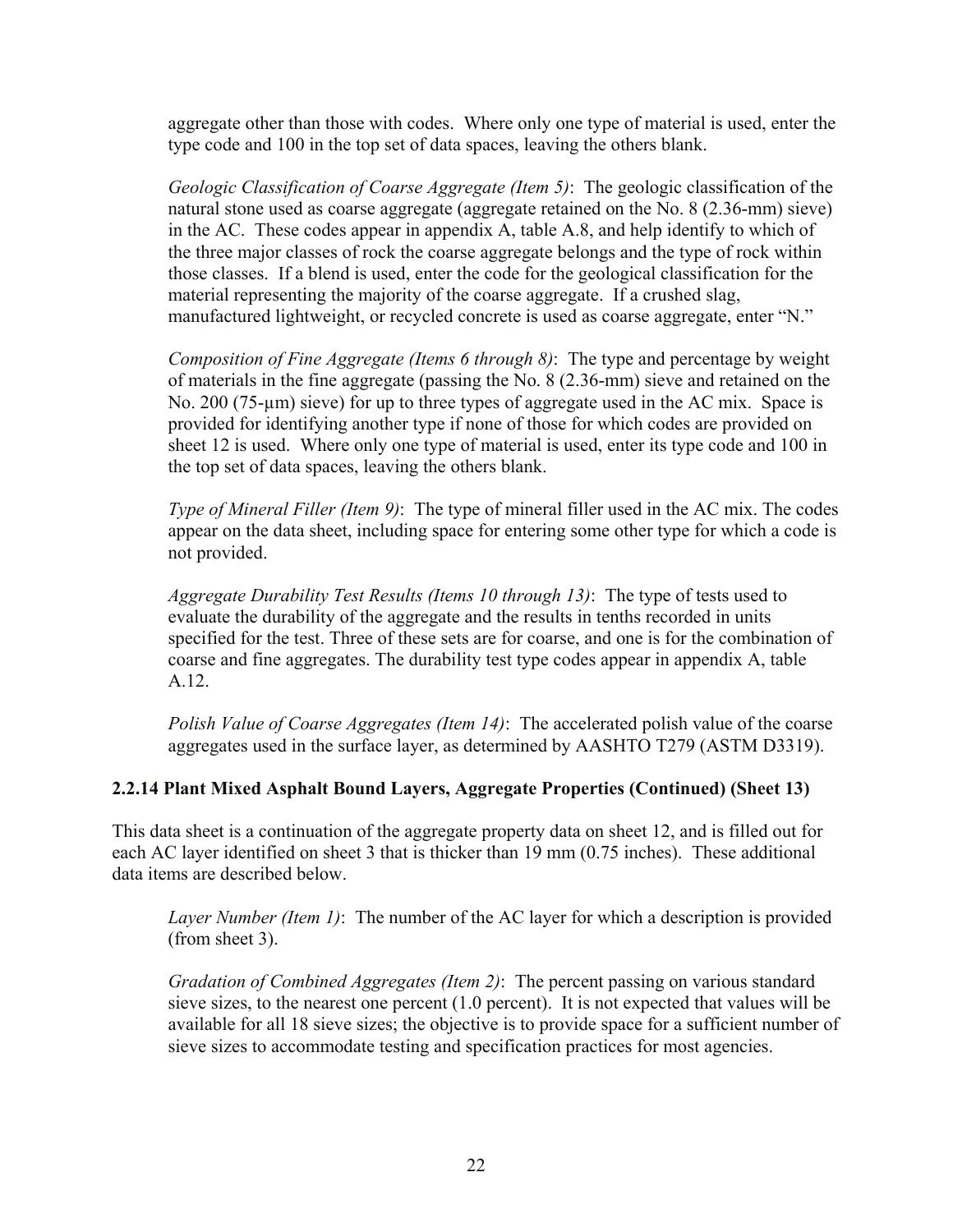aggregate other than those with codes. Where only one type of material is used, enter the type code and 100 in the top set of data spaces, leaving the others blank.

*Geologic Classification of Coarse Aggregate (Item 5)*: The geologic classification of the natural stone used as coarse aggregate (aggregate retained on the No. 8 (2.36-mm) sieve) in the AC. These codes appear in appendix A, table A.8, and help identify to which of the three major classes of rock the coarse aggregate belongs and the type of rock within those classes. If a blend is used, enter the code for the geological classification for the material representing the majority of the coarse aggregate. If a crushed slag, manufactured lightweight, or recycled concrete is used as coarse aggregate, enter "N."

*Composition of Fine Aggregate (Items 6 through 8)*: The type and percentage by weight of materials in the fine aggregate (passing the No. 8 (2.36-mm) sieve and retained on the No. 200 (75-µm) sieve) for up to three types of aggregate used in the AC mix. Space is provided for identifying another type if none of those for which codes are provided on sheet 12 is used. Where only one type of material is used, enter its type code and 100 in the top set of data spaces, leaving the others blank.

*Type of Mineral Filler (Item 9)*: The type of mineral filler used in the AC mix. The codes appear on the data sheet, including space for entering some other type for which a code is not provided.

*Aggregate Durability Test Results (Items 10 through 13)*: The type of tests used to evaluate the durability of the aggregate and the results in tenths recorded in units specified for the test. Three of these sets are for coarse, and one is for the combination of coarse and fine aggregates. The durability test type codes appear in appendix A, table A.12.

*Polish Value of Coarse Aggregates (Item 14)*: The accelerated polish value of the coarse aggregates used in the surface layer, as determined by AASHTO T279 (ASTM D3319).

### 2.2.14 Plant Mixed Asphalt Bound Layers, Aggregate Properties (Continued) (Sheet 13)

This data sheet is a continuation of the aggregate property data on sheet 12, and is filled out for each AC layer identified on sheet 3 that is thicker than 19 mm (0.75 inches). These additional data items are described below.

*Layer Number (Item 1)*: The number of the AC layer for which a description is provided (from sheet 3).

*Gradation of Combined Aggregates (Item 2)*: The percent passing on various standard sieve sizes, to the nearest one percent (1.0 percent). It is not expected that values will be available for all 18 sieve sizes; the objective is to provide space for a sufficient number of sieve sizes to accommodate testing and specification practices for most agencies.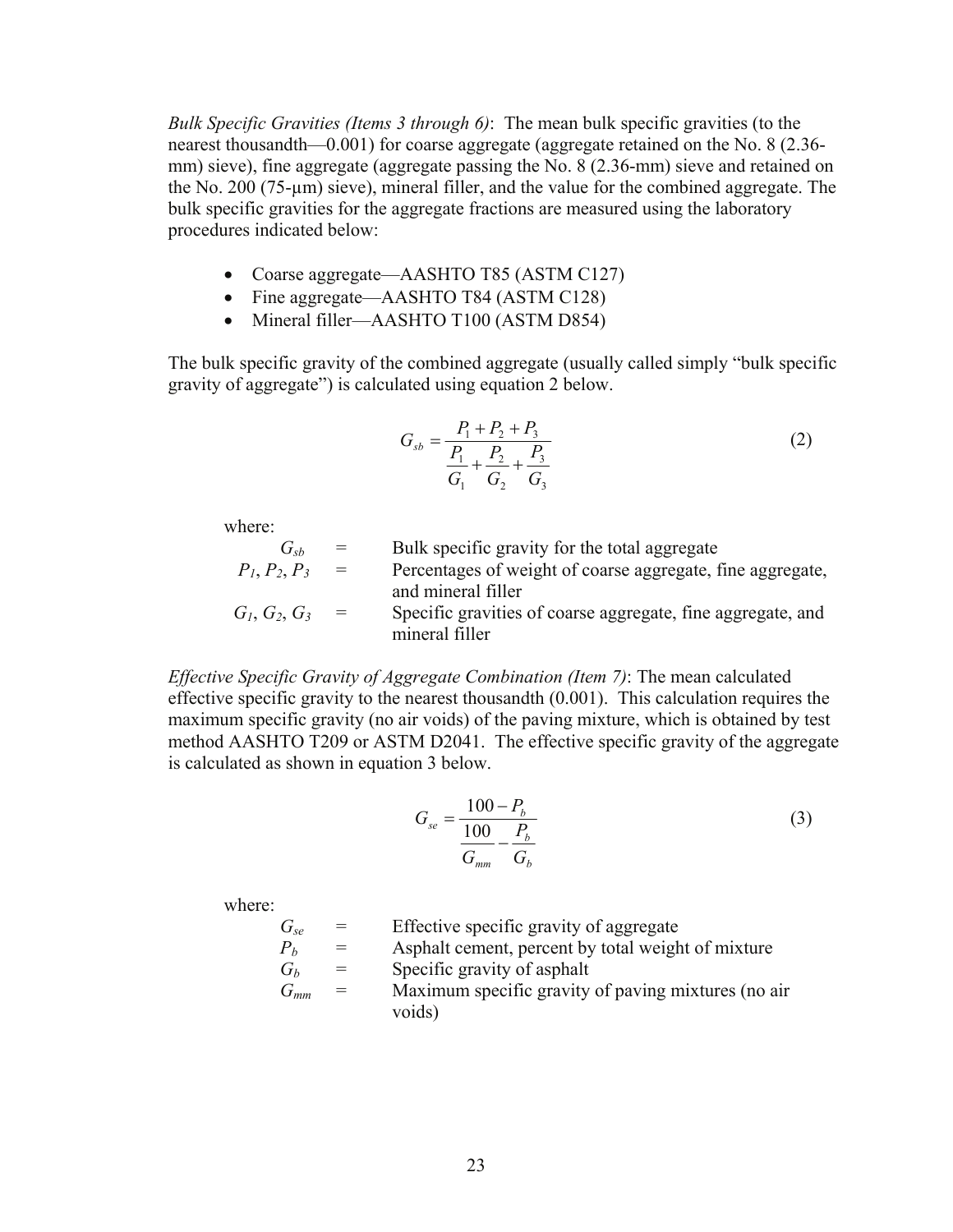*Bulk Specific Gravities (Items 3 through 6)*: The mean bulk specific gravities (to the nearest thousandth—0.001) for coarse aggregate (aggregate retained on the No. 8 (2.36-mm) sieve), fine aggregate (aggregate passing the No. 8 (2.36-mm) sieve and retained on the No. 200 (75-µm) sieve), mineral filler, and the value for the combined aggregate. The bulk specific gravities for the aggregate fractions are measured using the laboratory procedures indicated below:

- Coarse aggregate—AASHTO T85 (ASTM C127)
- Fine aggregate—AASHTO T84 (ASTM C128)
- Mineral filler—AASHTO T100 (ASTM D854)

The bulk specific gravity of the combined aggregate (usually called simply "bulk specific gravity of aggregate") is calculated using equation 2 below.

$$G_{sb} = \frac{P_1 + P_2 + P_3}{\dfrac{P_1}{G_1} + \dfrac{P_2}{G_2} + \dfrac{P_3}{G_3}} \tag{2}$$

where:

| | | |
|---|---|---|
| $G_{sb}$ | = | Bulk specific gravity for the total aggregate |
| $P_1, P_2, P_3$ | = | Percentages of weight of coarse aggregate, fine aggregate, and mineral filler |
| $G_1, G_2, G_3$ | = | Specific gravities of coarse aggregate, fine aggregate, and mineral filler |

*Effective Specific Gravity of Aggregate Combination (Item 7)*: The mean calculated effective specific gravity to the nearest thousandth (0.001). This calculation requires the maximum specific gravity (no air voids) of the paving mixture, which is obtained by test method AASHTO T209 or ASTM D2041. The effective specific gravity of the aggregate is calculated as shown in equation 3 below.

$$G_{se} = \frac{100 - P_b}{\dfrac{100}{G_{mm}} - \dfrac{P_b}{G_b}} \tag{3}$$

where:

| | | |
|---|---|---|
| $G_{se}$ | = | Effective specific gravity of aggregate |
| $P_b$ | = | Asphalt cement, percent by total weight of mixture |
| $G_b$ | = | Specific gravity of asphalt |
| $G_{mm}$ | = | Maximum specific gravity of paving mixtures (no air voids) |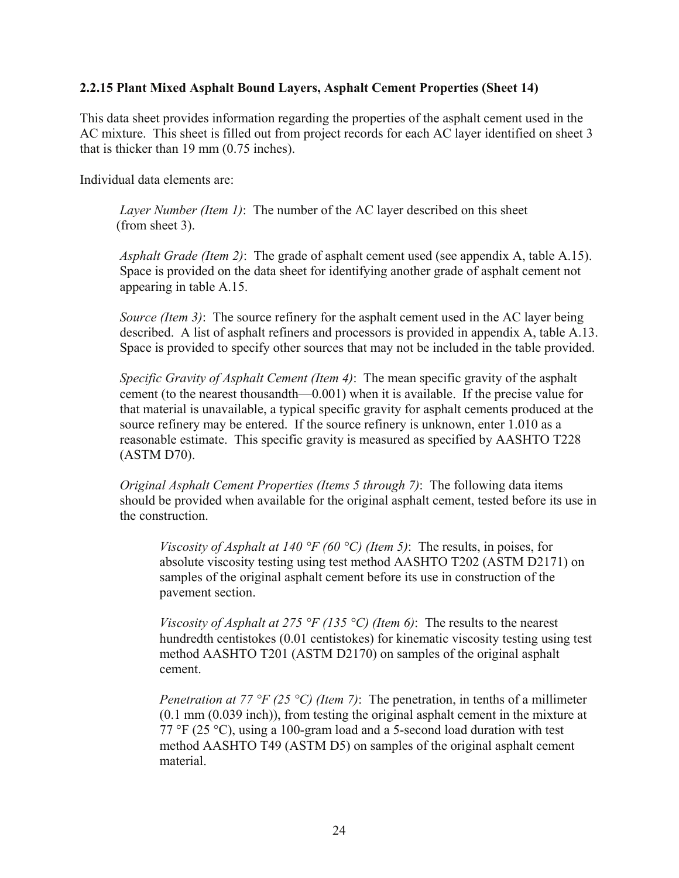### 2.2.15 Plant Mixed Asphalt Bound Layers, Asphalt Cement Properties (Sheet 14)

This data sheet provides information regarding the properties of the asphalt cement used in the AC mixture. This sheet is filled out from project records for each AC layer identified on sheet 3 that is thicker than 19 mm (0.75 inches).

Individual data elements are:

*Layer Number (Item 1)*: The number of the AC layer described on this sheet (from sheet 3).

*Asphalt Grade (Item 2)*: The grade of asphalt cement used (see appendix A, table A.15). Space is provided on the data sheet for identifying another grade of asphalt cement not appearing in table A.15.

*Source (Item 3)*: The source refinery for the asphalt cement used in the AC layer being described. A list of asphalt refiners and processors is provided in appendix A, table A.13. Space is provided to specify other sources that may not be included in the table provided.

*Specific Gravity of Asphalt Cement (Item 4)*: The mean specific gravity of the asphalt cement (to the nearest thousandth—0.001) when it is available. If the precise value for that material is unavailable, a typical specific gravity for asphalt cements produced at the source refinery may be entered. If the source refinery is unknown, enter 1.010 as a reasonable estimate. This specific gravity is measured as specified by AASHTO T228 (ASTM D70).

*Original Asphalt Cement Properties (Items 5 through 7)*: The following data items should be provided when available for the original asphalt cement, tested before its use in the construction.

*Viscosity of Asphalt at 140 °F (60 °C) (Item 5)*: The results, in poises, for absolute viscosity testing using test method AASHTO T202 (ASTM D2171) on samples of the original asphalt cement before its use in construction of the pavement section.

*Viscosity of Asphalt at 275 °F (135 °C) (Item 6)*: The results to the nearest hundredth centistokes (0.01 centistokes) for kinematic viscosity testing using test method AASHTO T201 (ASTM D2170) on samples of the original asphalt cement.

*Penetration at 77 °F (25 °C) (Item 7)*: The penetration, in tenths of a millimeter (0.1 mm (0.039 inch)), from testing the original asphalt cement in the mixture at 77 °F (25 °C), using a 100-gram load and a 5-second load duration with test method AASHTO T49 (ASTM D5) on samples of the original asphalt cement material.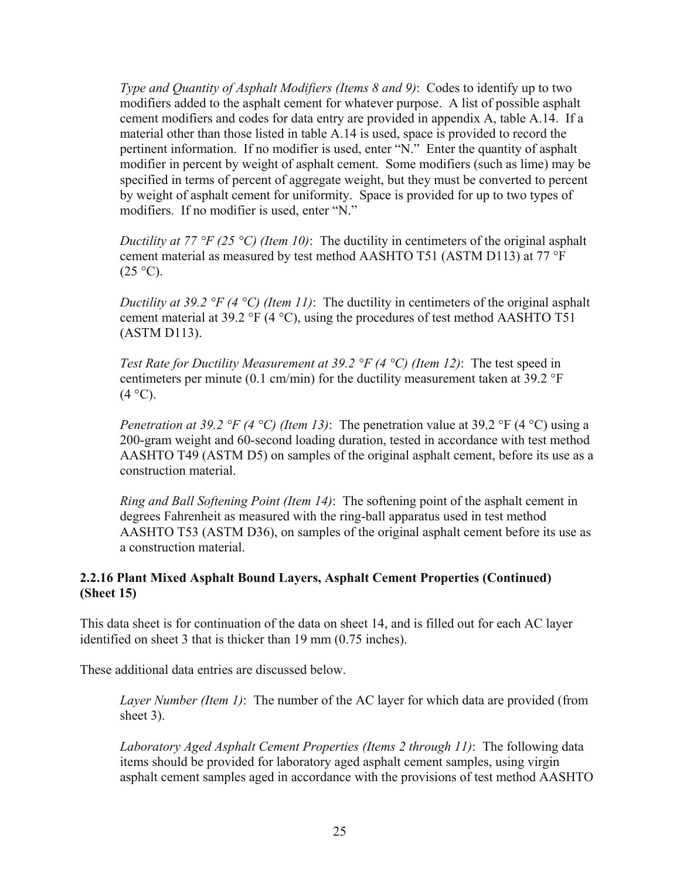*Type and Quantity of Asphalt Modifiers (Items 8 and 9)*: Codes to identify up to two modifiers added to the asphalt cement for whatever purpose. A list of possible asphalt cement modifiers and codes for data entry are provided in appendix A, table A.14. If a material other than those listed in table A.14 is used, space is provided to record the pertinent information. If no modifier is used, enter "N." Enter the quantity of asphalt modifier in percent by weight of asphalt cement. Some modifiers (such as lime) may be specified in terms of percent of aggregate weight, but they must be converted to percent by weight of asphalt cement for uniformity. Space is provided for up to two types of modifiers. If no modifier is used, enter "N."

*Ductility at 77 °F (25 °C) (Item 10)*: The ductility in centimeters of the original asphalt cement material as measured by test method AASHTO T51 (ASTM D113) at 77 °F (25 °C).

*Ductility at 39.2 °F (4 °C) (Item 11)*: The ductility in centimeters of the original asphalt cement material at 39.2 °F (4 °C), using the procedures of test method AASHTO T51 (ASTM D113).

*Test Rate for Ductility Measurement at 39.2 °F (4 °C) (Item 12)*: The test speed in centimeters per minute (0.1 cm/min) for the ductility measurement taken at 39.2 °F (4 °C).

*Penetration at 39.2 °F (4 °C) (Item 13)*: The penetration value at 39.2 °F (4 °C) using a 200-gram weight and 60-second loading duration, tested in accordance with test method AASHTO T49 (ASTM D5) on samples of the original asphalt cement, before its use as a construction material.

*Ring and Ball Softening Point (Item 14)*: The softening point of the asphalt cement in degrees Fahrenheit as measured with the ring-ball apparatus used in test method AASHTO T53 (ASTM D36), on samples of the original asphalt cement before its use as a construction material.

### 2.2.16 Plant Mixed Asphalt Bound Layers, Asphalt Cement Properties (Continued) (Sheet 15)

This data sheet is for continuation of the data on sheet 14, and is filled out for each AC layer identified on sheet 3 that is thicker than 19 mm (0.75 inches).

These additional data entries are discussed below.

*Layer Number (Item 1)*: The number of the AC layer for which data are provided (from sheet 3).

*Laboratory Aged Asphalt Cement Properties (Items 2 through 11)*: The following data items should be provided for laboratory aged asphalt cement samples, using virgin asphalt cement samples aged in accordance with the provisions of test method AASHTO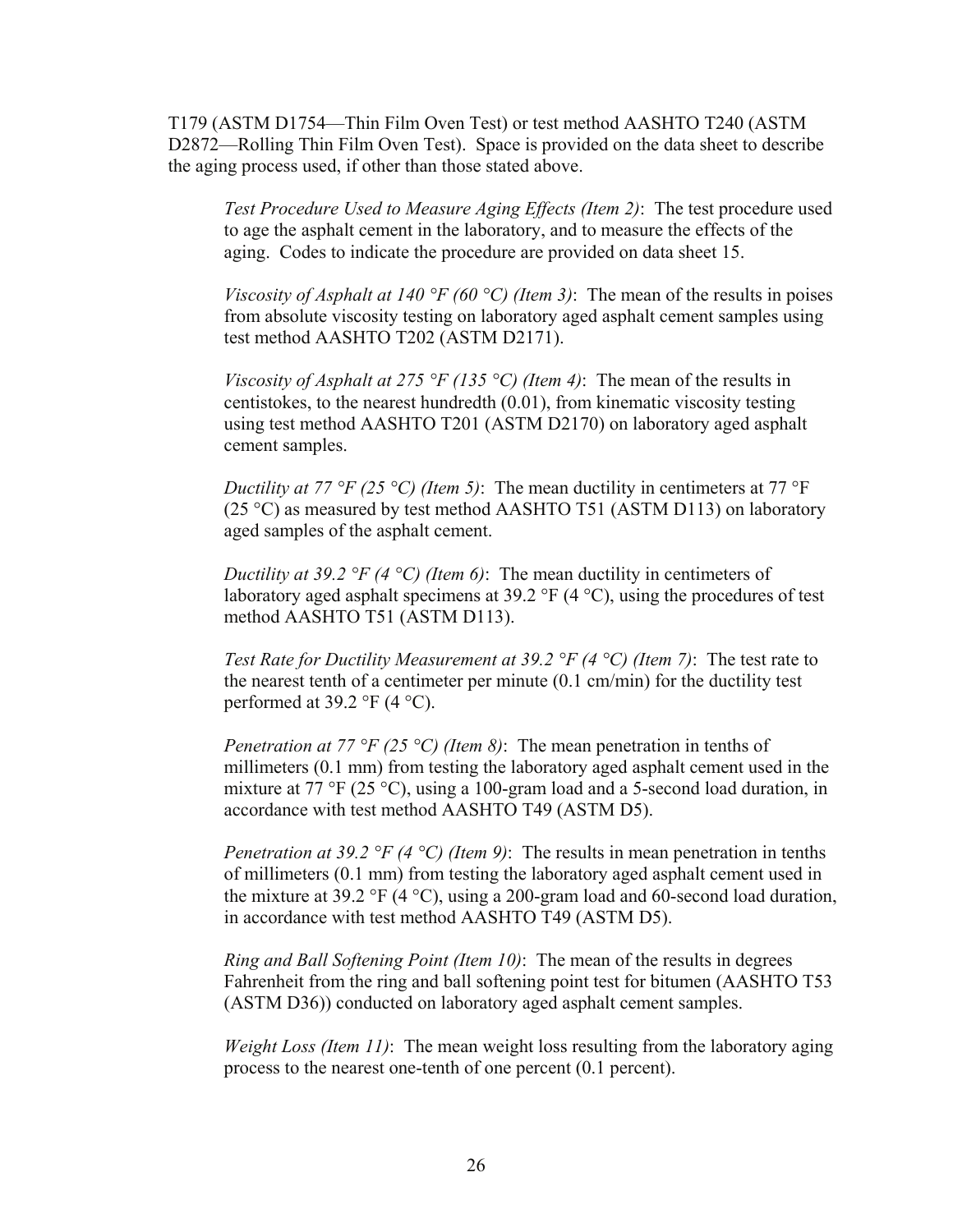T179 (ASTM D1754—Thin Film Oven Test) or test method AASHTO T240 (ASTM D2872—Rolling Thin Film Oven Test). Space is provided on the data sheet to describe the aging process used, if other than those stated above.

*Test Procedure Used to Measure Aging Effects (Item 2)*: The test procedure used to age the asphalt cement in the laboratory, and to measure the effects of the aging. Codes to indicate the procedure are provided on data sheet 15.

*Viscosity of Asphalt at 140 °F (60 °C) (Item 3)*: The mean of the results in poises from absolute viscosity testing on laboratory aged asphalt cement samples using test method AASHTO T202 (ASTM D2171).

*Viscosity of Asphalt at 275 °F (135 °C) (Item 4)*: The mean of the results in centistokes, to the nearest hundredth (0.01), from kinematic viscosity testing using test method AASHTO T201 (ASTM D2170) on laboratory aged asphalt cement samples.

*Ductility at 77 °F (25 °C) (Item 5)*: The mean ductility in centimeters at 77 °F (25 °C) as measured by test method AASHTO T51 (ASTM D113) on laboratory aged samples of the asphalt cement.

*Ductility at 39.2 °F (4 °C) (Item 6)*: The mean ductility in centimeters of laboratory aged asphalt specimens at 39.2 °F (4 °C), using the procedures of test method AASHTO T51 (ASTM D113).

*Test Rate for Ductility Measurement at 39.2 °F (4 °C) (Item 7)*: The test rate to the nearest tenth of a centimeter per minute (0.1 cm/min) for the ductility test performed at 39.2 °F (4 °C).

*Penetration at 77 °F (25 °C) (Item 8)*: The mean penetration in tenths of millimeters (0.1 mm) from testing the laboratory aged asphalt cement used in the mixture at 77 °F (25 °C), using a 100-gram load and a 5-second load duration, in accordance with test method AASHTO T49 (ASTM D5).

*Penetration at 39.2 °F (4 °C) (Item 9)*: The results in mean penetration in tenths of millimeters (0.1 mm) from testing the laboratory aged asphalt cement used in the mixture at 39.2 °F (4 °C), using a 200-gram load and 60-second load duration, in accordance with test method AASHTO T49 (ASTM D5).

*Ring and Ball Softening Point (Item 10)*: The mean of the results in degrees Fahrenheit from the ring and ball softening point test for bitumen (AASHTO T53 (ASTM D36)) conducted on laboratory aged asphalt cement samples.

*Weight Loss (Item 11)*: The mean weight loss resulting from the laboratory aging process to the nearest one-tenth of one percent (0.1 percent).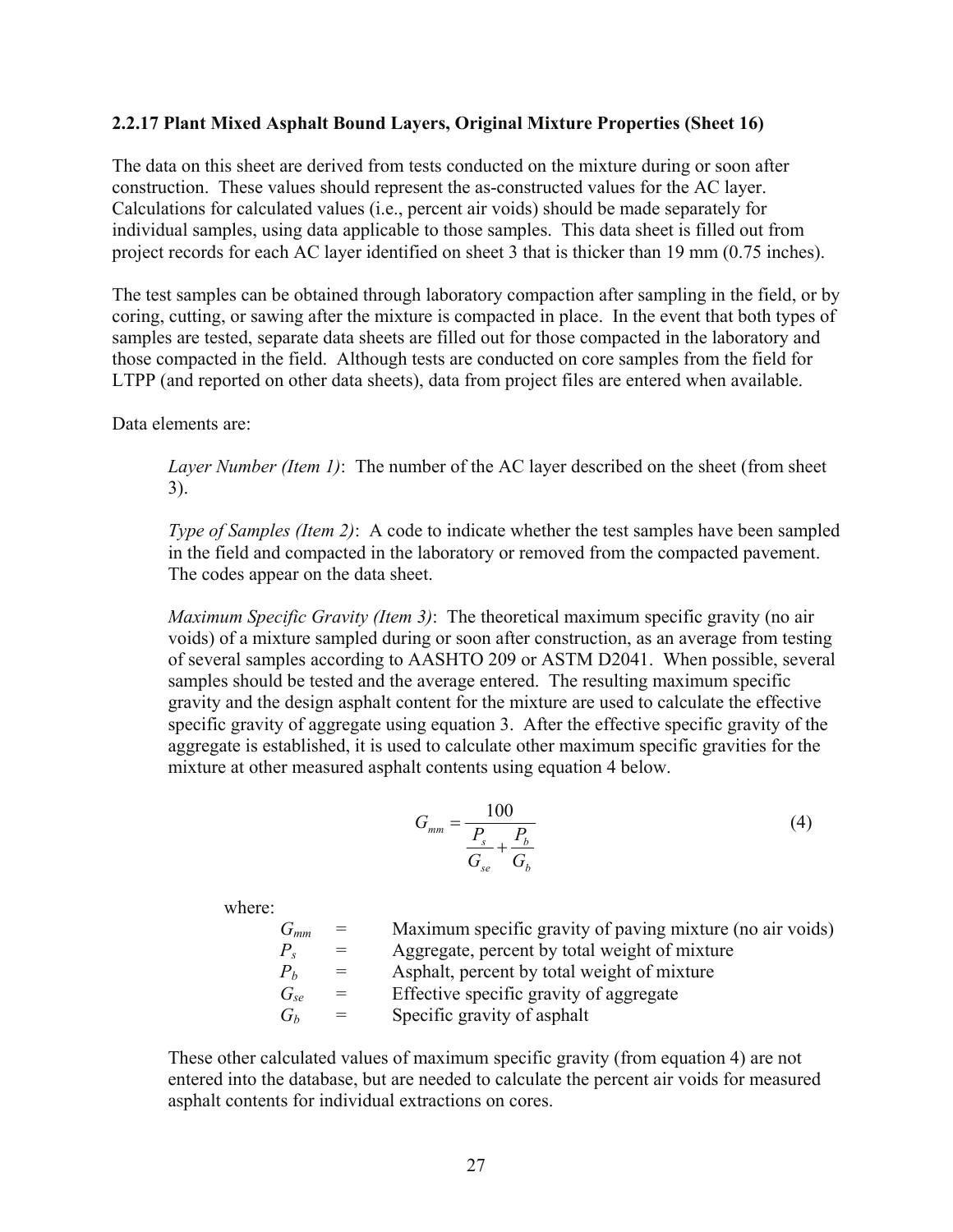### 2.2.17 Plant Mixed Asphalt Bound Layers, Original Mixture Properties (Sheet 16)

The data on this sheet are derived from tests conducted on the mixture during or soon after construction. These values should represent the as-constructed values for the AC layer. Calculations for calculated values (i.e., percent air voids) should be made separately for individual samples, using data applicable to those samples. This data sheet is filled out from project records for each AC layer identified on sheet 3 that is thicker than 19 mm (0.75 inches).

The test samples can be obtained through laboratory compaction after sampling in the field, or by coring, cutting, or sawing after the mixture is compacted in place. In the event that both types of samples are tested, separate data sheets are filled out for those compacted in the laboratory and those compacted in the field. Although tests are conducted on core samples from the field for LTPP (and reported on other data sheets), data from project files are entered when available.

Data elements are:

> *Layer Number (Item 1)*: The number of the AC layer described on the sheet (from sheet 3).
>
> *Type of Samples (Item 2)*: A code to indicate whether the test samples have been sampled in the field and compacted in the laboratory or removed from the compacted pavement. The codes appear on the data sheet.
>
> *Maximum Specific Gravity (Item 3)*: The theoretical maximum specific gravity (no air voids) of a mixture sampled during or soon after construction, as an average from testing of several samples according to AASHTO 209 or ASTM D2041. When possible, several samples should be tested and the average entered. The resulting maximum specific gravity and the design asphalt content for the mixture are used to calculate the effective specific gravity of aggregate using equation 3. After the effective specific gravity of the aggregate is established, it is used to calculate other maximum specific gravities for the mixture at other measured asphalt contents using equation 4 below.
>
> $$G_{mm} = \frac{100}{\frac{P_s}{G_{se}} + \frac{P_b}{G_b}} \tag{4}$$
>
> where:
>
> $G_{mm}$ = Maximum specific gravity of paving mixture (no air voids)
> $P_s$ = Aggregate, percent by total weight of mixture
> $P_b$ = Asphalt, percent by total weight of mixture
> $G_{se}$ = Effective specific gravity of aggregate
> $G_b$ = Specific gravity of asphalt
>
> These other calculated values of maximum specific gravity (from equation 4) are not entered into the database, but are needed to calculate the percent air voids for measured asphalt contents for individual extractions on cores.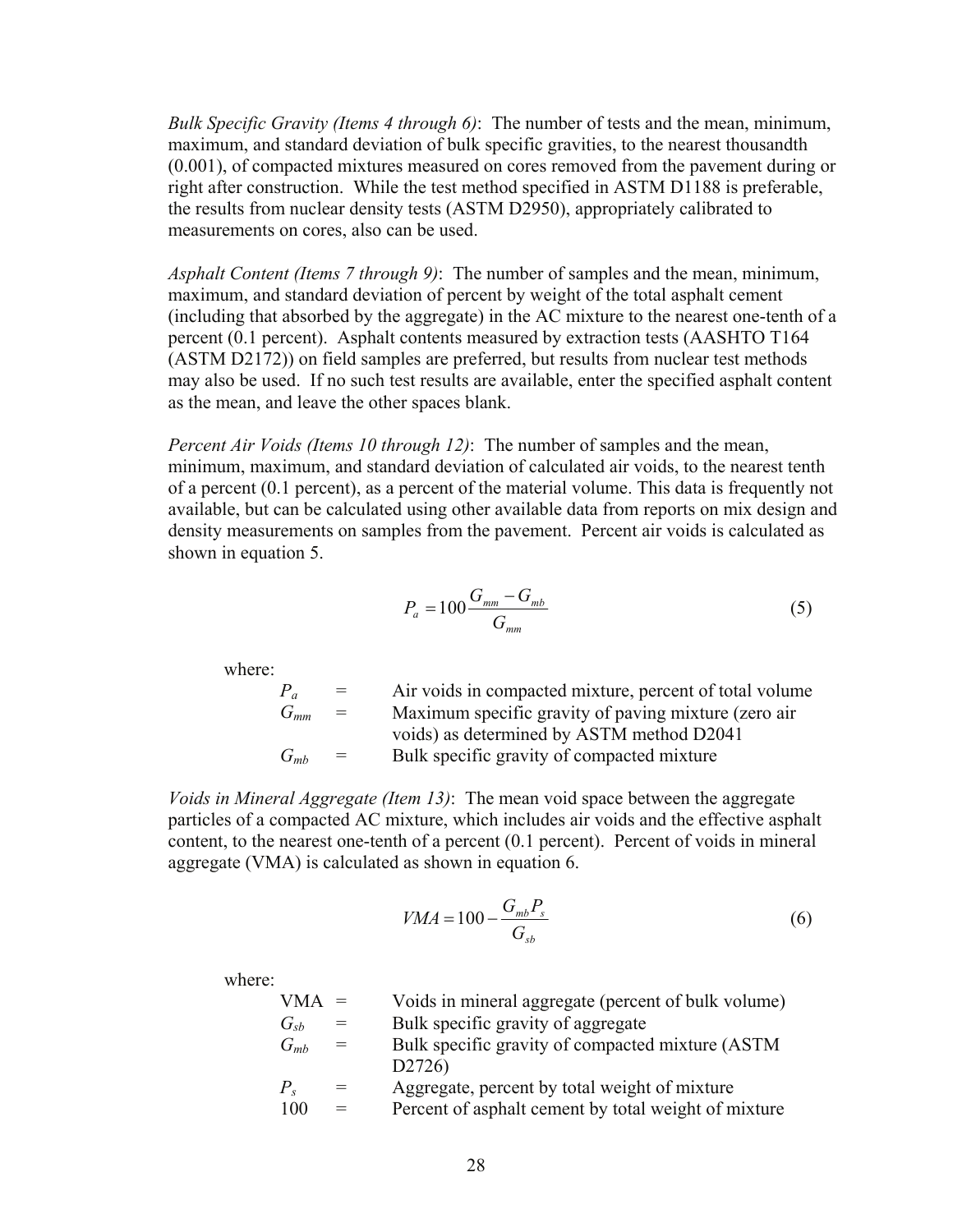*Bulk Specific Gravity (Items 4 through 6)*: The number of tests and the mean, minimum, maximum, and standard deviation of bulk specific gravities, to the nearest thousandth (0.001), of compacted mixtures measured on cores removed from the pavement during or right after construction. While the test method specified in ASTM D1188 is preferable, the results from nuclear density tests (ASTM D2950), appropriately calibrated to measurements on cores, also can be used.

*Asphalt Content (Items 7 through 9)*: The number of samples and the mean, minimum, maximum, and standard deviation of percent by weight of the total asphalt cement (including that absorbed by the aggregate) in the AC mixture to the nearest one-tenth of a percent (0.1 percent). Asphalt contents measured by extraction tests (AASHTO T164 (ASTM D2172)) on field samples are preferred, but results from nuclear test methods may also be used. If no such test results are available, enter the specified asphalt content as the mean, and leave the other spaces blank.

*Percent Air Voids (Items 10 through 12)*: The number of samples and the mean, minimum, maximum, and standard deviation of calculated air voids, to the nearest tenth of a percent (0.1 percent), as a percent of the material volume. This data is frequently not available, but can be calculated using other available data from reports on mix design and density measurements on samples from the pavement. Percent air voids is calculated as shown in equation 5.

$$P_a = 100 \frac{G_{mm} - G_{mb}}{G_{mm}} \tag{5}$$

where:

| | | |
|---|---|---|
| $P_a$ | = | Air voids in compacted mixture, percent of total volume |
| $G_{mm}$ | = | Maximum specific gravity of paving mixture (zero air voids) as determined by ASTM method D2041 |
| $G_{mb}$ | = | Bulk specific gravity of compacted mixture |

*Voids in Mineral Aggregate (Item 13)*: The mean void space between the aggregate particles of a compacted AC mixture, which includes air voids and the effective asphalt content, to the nearest one-tenth of a percent (0.1 percent). Percent of voids in mineral aggregate (VMA) is calculated as shown in equation 6.

$$VMA = 100 - \frac{G_{mb} P_s}{G_{sb}} \tag{6}$$

where:

| | | |
|---|---|---|
| VMA | = | Voids in mineral aggregate (percent of bulk volume) |
| $G_{sb}$ | = | Bulk specific gravity of aggregate |
| $G_{mb}$ | = | Bulk specific gravity of compacted mixture (ASTM D2726) |
| $P_s$ | = | Aggregate, percent by total weight of mixture |
| 100 | = | Percent of asphalt cement by total weight of mixture |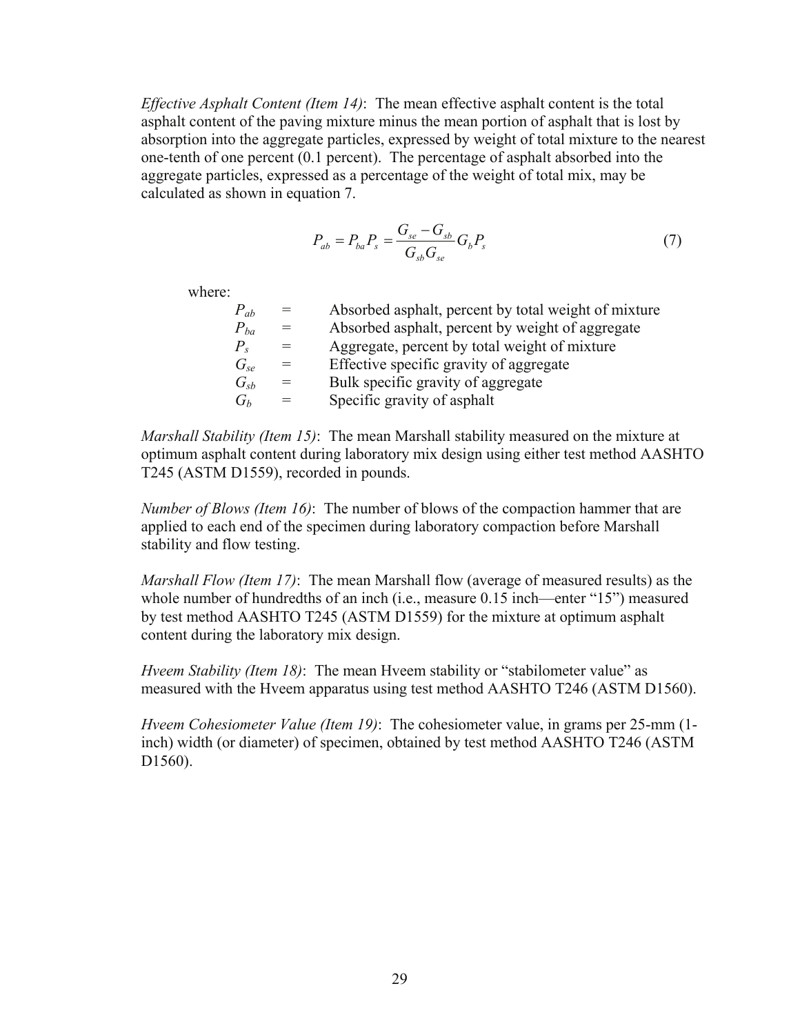*Effective Asphalt Content (Item 14)*: The mean effective asphalt content is the total asphalt content of the paving mixture minus the mean portion of asphalt that is lost by absorption into the aggregate particles, expressed by weight of total mixture to the nearest one-tenth of one percent (0.1 percent). The percentage of asphalt absorbed into the aggregate particles, expressed as a percentage of the weight of total mix, may be calculated as shown in equation 7.

$$P_{ab} = P_{ba} P_s = \frac{G_{se} - G_{sb}}{G_{sb} G_{se}} G_b P_s \tag{7}$$

where:

| | | |
|---|---|---|
| $P_{ab}$ | = | Absorbed asphalt, percent by total weight of mixture |
| $P_{ba}$ | = | Absorbed asphalt, percent by weight of aggregate |
| $P_s$ | = | Aggregate, percent by total weight of mixture |
| $G_{se}$ | = | Effective specific gravity of aggregate |
| $G_{sb}$ | = | Bulk specific gravity of aggregate |
| $G_b$ | = | Specific gravity of asphalt |

*Marshall Stability (Item 15)*: The mean Marshall stability measured on the mixture at optimum asphalt content during laboratory mix design using either test method AASHTO T245 (ASTM D1559), recorded in pounds.

*Number of Blows (Item 16)*: The number of blows of the compaction hammer that are applied to each end of the specimen during laboratory compaction before Marshall stability and flow testing.

*Marshall Flow (Item 17)*: The mean Marshall flow (average of measured results) as the whole number of hundredths of an inch (i.e., measure 0.15 inch—enter "15") measured by test method AASHTO T245 (ASTM D1559) for the mixture at optimum asphalt content during the laboratory mix design.

*Hveem Stability (Item 18)*: The mean Hveem stability or "stabilometer value" as measured with the Hveem apparatus using test method AASHTO T246 (ASTM D1560).

*Hveem Cohesiometer Value (Item 19)*: The cohesiometer value, in grams per 25-mm (1-inch) width (or diameter) of specimen, obtained by test method AASHTO T246 (ASTM D1560).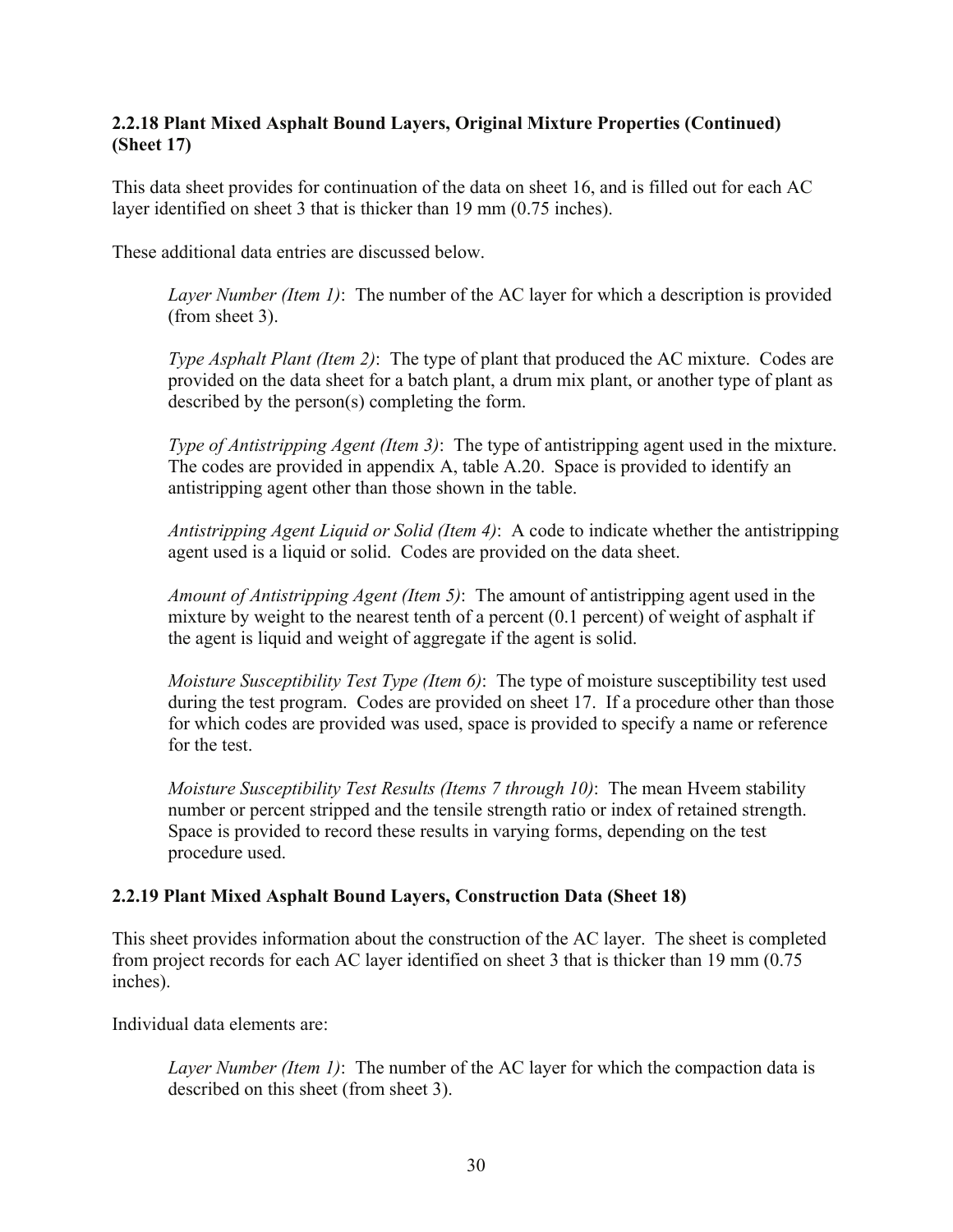### 2.2.18 Plant Mixed Asphalt Bound Layers, Original Mixture Properties (Continued) (Sheet 17)

This data sheet provides for continuation of the data on sheet 16, and is filled out for each AC layer identified on sheet 3 that is thicker than 19 mm (0.75 inches).

These additional data entries are discussed below.

*Layer Number (Item 1)*: The number of the AC layer for which a description is provided (from sheet 3).

*Type Asphalt Plant (Item 2)*: The type of plant that produced the AC mixture. Codes are provided on the data sheet for a batch plant, a drum mix plant, or another type of plant as described by the person(s) completing the form.

*Type of Antistripping Agent (Item 3)*: The type of antistripping agent used in the mixture. The codes are provided in appendix A, table A.20. Space is provided to identify an antistripping agent other than those shown in the table.

*Antistripping Agent Liquid or Solid (Item 4)*: A code to indicate whether the antistripping agent used is a liquid or solid. Codes are provided on the data sheet.

*Amount of Antistripping Agent (Item 5)*: The amount of antistripping agent used in the mixture by weight to the nearest tenth of a percent (0.1 percent) of weight of asphalt if the agent is liquid and weight of aggregate if the agent is solid.

*Moisture Susceptibility Test Type (Item 6)*: The type of moisture susceptibility test used during the test program. Codes are provided on sheet 17. If a procedure other than those for which codes are provided was used, space is provided to specify a name or reference for the test.

*Moisture Susceptibility Test Results (Items 7 through 10)*: The mean Hveem stability number or percent stripped and the tensile strength ratio or index of retained strength. Space is provided to record these results in varying forms, depending on the test procedure used.

### 2.2.19 Plant Mixed Asphalt Bound Layers, Construction Data (Sheet 18)

This sheet provides information about the construction of the AC layer. The sheet is completed from project records for each AC layer identified on sheet 3 that is thicker than 19 mm (0.75 inches).

Individual data elements are:

*Layer Number (Item 1)*: The number of the AC layer for which the compaction data is described on this sheet (from sheet 3).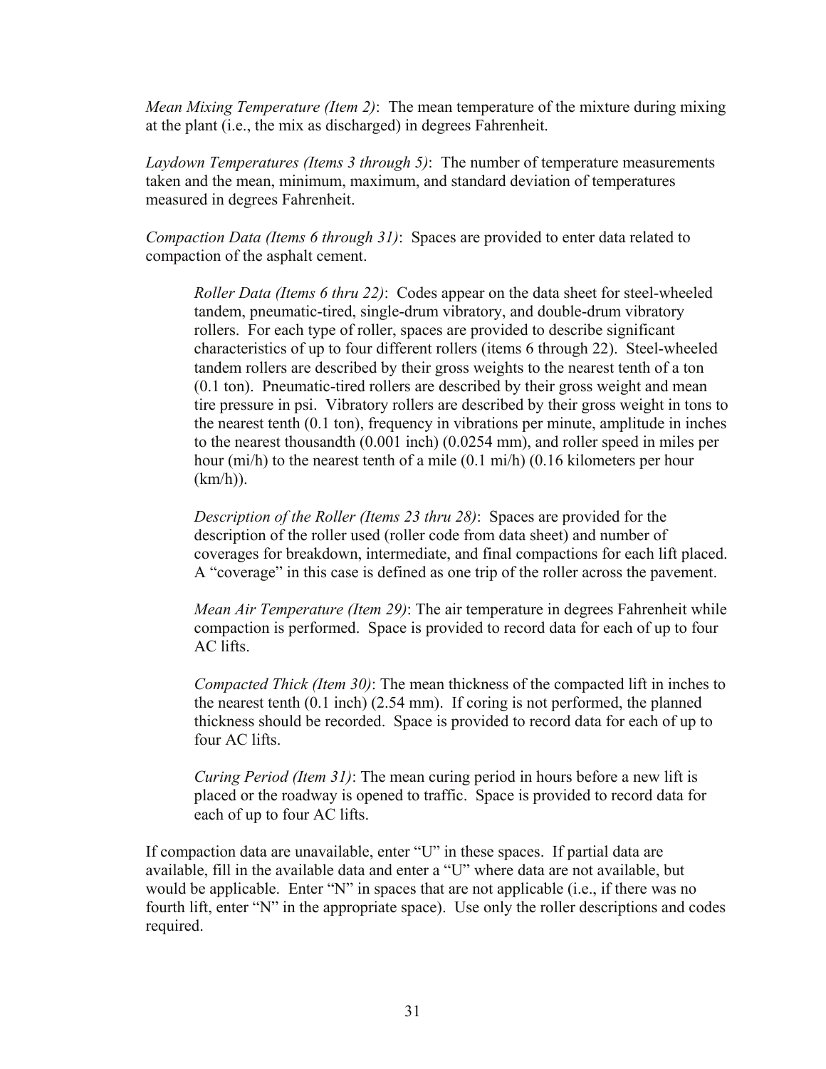*Mean Mixing Temperature (Item 2)*: The mean temperature of the mixture during mixing at the plant (i.e., the mix as discharged) in degrees Fahrenheit.

*Laydown Temperatures (Items 3 through 5)*: The number of temperature measurements taken and the mean, minimum, maximum, and standard deviation of temperatures measured in degrees Fahrenheit.

*Compaction Data (Items 6 through 31)*: Spaces are provided to enter data related to compaction of the asphalt cement.

> *Roller Data (Items 6 thru 22)*: Codes appear on the data sheet for steel-wheeled tandem, pneumatic-tired, single-drum vibratory, and double-drum vibratory rollers. For each type of roller, spaces are provided to describe significant characteristics of up to four different rollers (items 6 through 22). Steel-wheeled tandem rollers are described by their gross weights to the nearest tenth of a ton (0.1 ton). Pneumatic-tired rollers are described by their gross weight and mean tire pressure in psi. Vibratory rollers are described by their gross weight in tons to the nearest tenth (0.1 ton), frequency in vibrations per minute, amplitude in inches to the nearest thousandth (0.001 inch) (0.0254 mm), and roller speed in miles per hour (mi/h) to the nearest tenth of a mile (0.1 mi/h) (0.16 kilometers per hour (km/h)).
>
> *Description of the Roller (Items 23 thru 28)*: Spaces are provided for the description of the roller used (roller code from data sheet) and number of coverages for breakdown, intermediate, and final compactions for each lift placed. A "coverage" in this case is defined as one trip of the roller across the pavement.
>
> *Mean Air Temperature (Item 29)*: The air temperature in degrees Fahrenheit while compaction is performed. Space is provided to record data for each of up to four AC lifts.
>
> *Compacted Thick (Item 30)*: The mean thickness of the compacted lift in inches to the nearest tenth (0.1 inch) (2.54 mm). If coring is not performed, the planned thickness should be recorded. Space is provided to record data for each of up to four AC lifts.
>
> *Curing Period (Item 31)*: The mean curing period in hours before a new lift is placed or the roadway is opened to traffic. Space is provided to record data for each of up to four AC lifts.

If compaction data are unavailable, enter "U" in these spaces. If partial data are available, fill in the available data and enter a "U" where data are not available, but would be applicable. Enter "N" in spaces that are not applicable (i.e., if there was no fourth lift, enter "N" in the appropriate space). Use only the roller descriptions and codes required.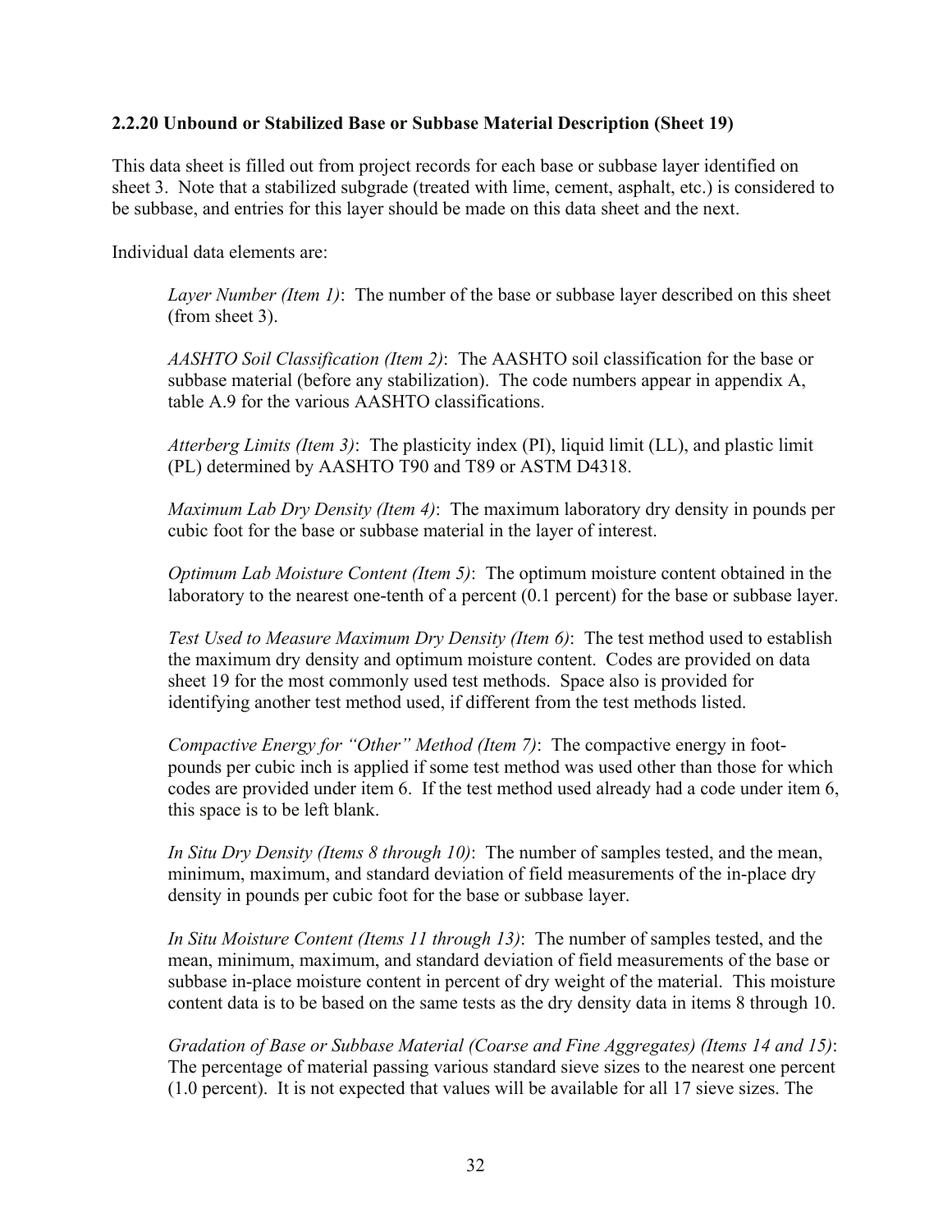### 2.2.20 Unbound or Stabilized Base or Subbase Material Description (Sheet 19)

This data sheet is filled out from project records for each base or subbase layer identified on sheet 3. Note that a stabilized subgrade (treated with lime, cement, asphalt, etc.) is considered to be subbase, and entries for this layer should be made on this data sheet and the next.

Individual data elements are:

> *Layer Number (Item 1)*: The number of the base or subbase layer described on this sheet (from sheet 3).
>
> *AASHTO Soil Classification (Item 2)*: The AASHTO soil classification for the base or subbase material (before any stabilization). The code numbers appear in appendix A, table A.9 for the various AASHTO classifications.
>
> *Atterberg Limits (Item 3)*: The plasticity index (PI), liquid limit (LL), and plastic limit (PL) determined by AASHTO T90 and T89 or ASTM D4318.
>
> *Maximum Lab Dry Density (Item 4)*: The maximum laboratory dry density in pounds per cubic foot for the base or subbase material in the layer of interest.
>
> *Optimum Lab Moisture Content (Item 5)*: The optimum moisture content obtained in the laboratory to the nearest one-tenth of a percent (0.1 percent) for the base or subbase layer.
>
> *Test Used to Measure Maximum Dry Density (Item 6)*: The test method used to establish the maximum dry density and optimum moisture content. Codes are provided on data sheet 19 for the most commonly used test methods. Space also is provided for identifying another test method used, if different from the test methods listed.
>
> *Compactive Energy for "Other" Method (Item 7)*: The compactive energy in foot-pounds per cubic inch is applied if some test method was used other than those for which codes are provided under item 6. If the test method used already had a code under item 6, this space is to be left blank.
>
> *In Situ Dry Density (Items 8 through 10)*: The number of samples tested, and the mean, minimum, maximum, and standard deviation of field measurements of the in-place dry density in pounds per cubic foot for the base or subbase layer.
>
> *In Situ Moisture Content (Items 11 through 13)*: The number of samples tested, and the mean, minimum, maximum, and standard deviation of field measurements of the base or subbase in-place moisture content in percent of dry weight of the material. This moisture content data is to be based on the same tests as the dry density data in items 8 through 10.
>
> *Gradation of Base or Subbase Material (Coarse and Fine Aggregates) (Items 14 and 15)*: The percentage of material passing various standard sieve sizes to the nearest one percent (1.0 percent). It is not expected that values will be available for all 17 sieve sizes. The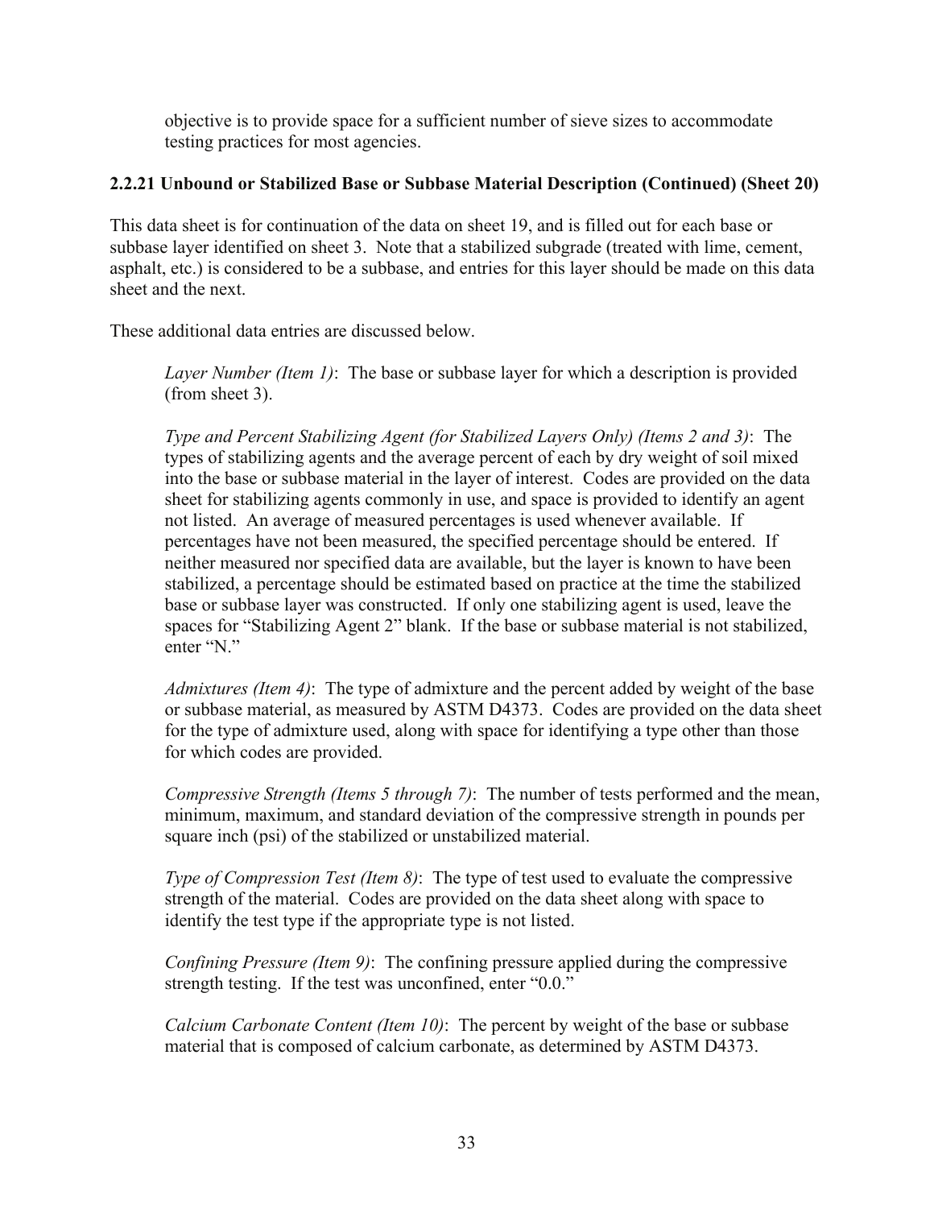objective is to provide space for a sufficient number of sieve sizes to accommodate testing practices for most agencies.

### 2.2.21 Unbound or Stabilized Base or Subbase Material Description (Continued) (Sheet 20)

This data sheet is for continuation of the data on sheet 19, and is filled out for each base or subbase layer identified on sheet 3. Note that a stabilized subgrade (treated with lime, cement, asphalt, etc.) is considered to be a subbase, and entries for this layer should be made on this data sheet and the next.

These additional data entries are discussed below.

*Layer Number (Item 1)*: The base or subbase layer for which a description is provided (from sheet 3).

*Type and Percent Stabilizing Agent (for Stabilized Layers Only) (Items 2 and 3)*: The types of stabilizing agents and the average percent of each by dry weight of soil mixed into the base or subbase material in the layer of interest. Codes are provided on the data sheet for stabilizing agents commonly in use, and space is provided to identify an agent not listed. An average of measured percentages is used whenever available. If percentages have not been measured, the specified percentage should be entered. If neither measured nor specified data are available, but the layer is known to have been stabilized, a percentage should be estimated based on practice at the time the stabilized base or subbase layer was constructed. If only one stabilizing agent is used, leave the spaces for "Stabilizing Agent 2" blank. If the base or subbase material is not stabilized, enter "N."

*Admixtures (Item 4)*: The type of admixture and the percent added by weight of the base or subbase material, as measured by ASTM D4373. Codes are provided on the data sheet for the type of admixture used, along with space for identifying a type other than those for which codes are provided.

*Compressive Strength (Items 5 through 7)*: The number of tests performed and the mean, minimum, maximum, and standard deviation of the compressive strength in pounds per square inch (psi) of the stabilized or unstabilized material.

*Type of Compression Test (Item 8)*: The type of test used to evaluate the compressive strength of the material. Codes are provided on the data sheet along with space to identify the test type if the appropriate type is not listed.

*Confining Pressure (Item 9)*: The confining pressure applied during the compressive strength testing. If the test was unconfined, enter "0.0."

*Calcium Carbonate Content (Item 10)*: The percent by weight of the base or subbase material that is composed of calcium carbonate, as determined by ASTM D4373.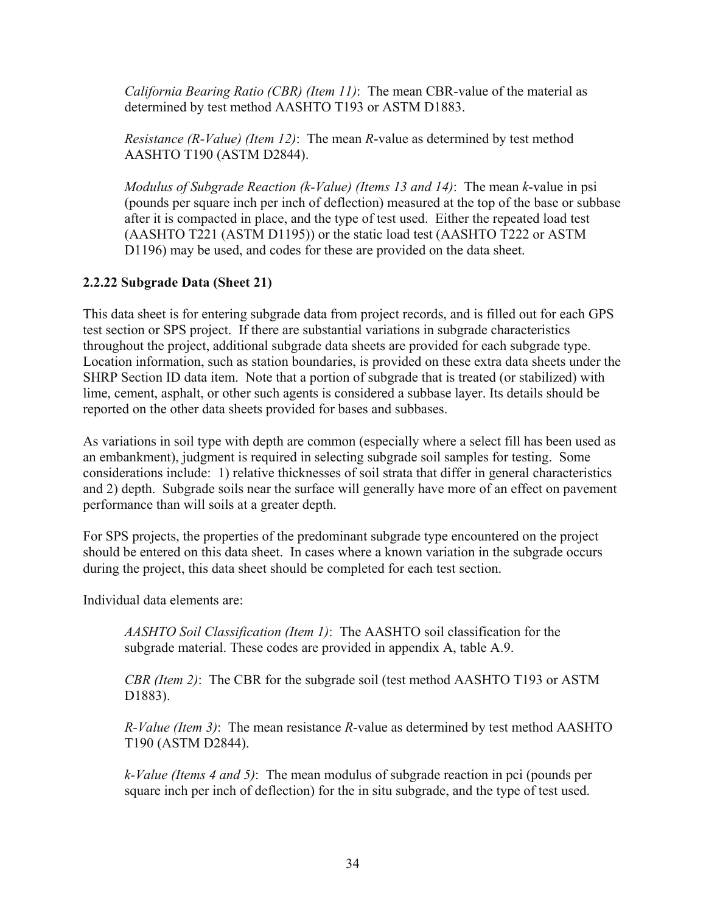*California Bearing Ratio (CBR) (Item 11)*: The mean CBR-value of the material as determined by test method AASHTO T193 or ASTM D1883.

*Resistance (R-Value) (Item 12)*: The mean *R*-value as determined by test method AASHTO T190 (ASTM D2844).

*Modulus of Subgrade Reaction (k-Value) (Items 13 and 14)*: The mean *k*-value in psi (pounds per square inch per inch of deflection) measured at the top of the base or subbase after it is compacted in place, and the type of test used. Either the repeated load test (AASHTO T221 (ASTM D1195)) or the static load test (AASHTO T222 or ASTM D1196) may be used, and codes for these are provided on the data sheet.

### 2.2.22 Subgrade Data (Sheet 21)

This data sheet is for entering subgrade data from project records, and is filled out for each GPS test section or SPS project. If there are substantial variations in subgrade characteristics throughout the project, additional subgrade data sheets are provided for each subgrade type. Location information, such as station boundaries, is provided on these extra data sheets under the SHRP Section ID data item. Note that a portion of subgrade that is treated (or stabilized) with lime, cement, asphalt, or other such agents is considered a subbase layer. Its details should be reported on the other data sheets provided for bases and subbases.

As variations in soil type with depth are common (especially where a select fill has been used as an embankment), judgment is required in selecting subgrade soil samples for testing. Some considerations include: 1) relative thicknesses of soil strata that differ in general characteristics and 2) depth. Subgrade soils near the surface will generally have more of an effect on pavement performance than will soils at a greater depth.

For SPS projects, the properties of the predominant subgrade type encountered on the project should be entered on this data sheet. In cases where a known variation in the subgrade occurs during the project, this data sheet should be completed for each test section.

Individual data elements are:

*AASHTO Soil Classification (Item 1)*: The AASHTO soil classification for the subgrade material. These codes are provided in appendix A, table A.9.

*CBR (Item 2)*: The CBR for the subgrade soil (test method AASHTO T193 or ASTM D1883).

*R-Value (Item 3)*: The mean resistance *R*-value as determined by test method AASHTO T190 (ASTM D2844).

*k-Value (Items 4 and 5)*: The mean modulus of subgrade reaction in pci (pounds per square inch per inch of deflection) for the in situ subgrade, and the type of test used.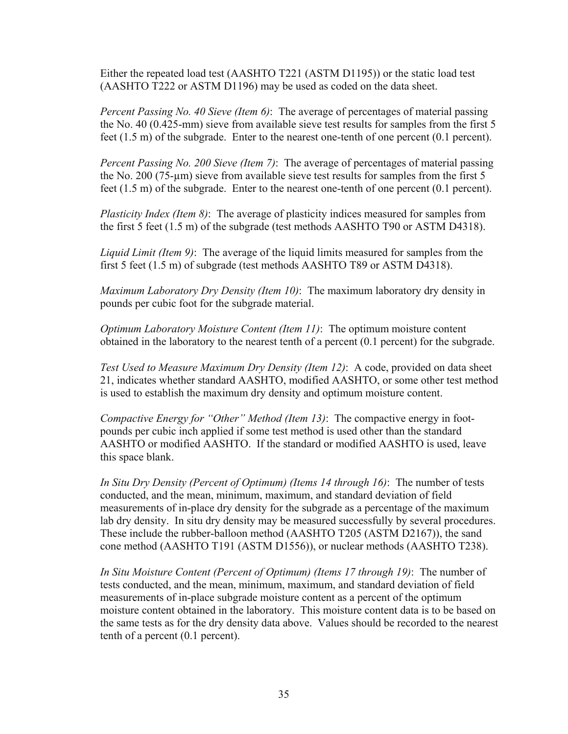Either the repeated load test (AASHTO T221 (ASTM D1195)) or the static load test (AASHTO T222 or ASTM D1196) may be used as coded on the data sheet.

*Percent Passing No. 40 Sieve (Item 6)*: The average of percentages of material passing the No. 40 (0.425-mm) sieve from available sieve test results for samples from the first 5 feet (1.5 m) of the subgrade. Enter to the nearest one-tenth of one percent (0.1 percent).

*Percent Passing No. 200 Sieve (Item 7)*: The average of percentages of material passing the No. 200 (75-μm) sieve from available sieve test results for samples from the first 5 feet (1.5 m) of the subgrade. Enter to the nearest one-tenth of one percent (0.1 percent).

*Plasticity Index (Item 8)*: The average of plasticity indices measured for samples from the first 5 feet (1.5 m) of the subgrade (test methods AASHTO T90 or ASTM D4318).

*Liquid Limit (Item 9)*: The average of the liquid limits measured for samples from the first 5 feet (1.5 m) of subgrade (test methods AASHTO T89 or ASTM D4318).

*Maximum Laboratory Dry Density (Item 10)*: The maximum laboratory dry density in pounds per cubic foot for the subgrade material.

*Optimum Laboratory Moisture Content (Item 11)*: The optimum moisture content obtained in the laboratory to the nearest tenth of a percent (0.1 percent) for the subgrade.

*Test Used to Measure Maximum Dry Density (Item 12)*: A code, provided on data sheet 21, indicates whether standard AASHTO, modified AASHTO, or some other test method is used to establish the maximum dry density and optimum moisture content.

*Compactive Energy for "Other" Method (Item 13)*: The compactive energy in foot-pounds per cubic inch applied if some test method is used other than the standard AASHTO or modified AASHTO. If the standard or modified AASHTO is used, leave this space blank.

*In Situ Dry Density (Percent of Optimum) (Items 14 through 16)*: The number of tests conducted, and the mean, minimum, maximum, and standard deviation of field measurements of in-place dry density for the subgrade as a percentage of the maximum lab dry density. In situ dry density may be measured successfully by several procedures. These include the rubber-balloon method (AASHTO T205 (ASTM D2167)), the sand cone method (AASHTO T191 (ASTM D1556)), or nuclear methods (AASHTO T238).

*In Situ Moisture Content (Percent of Optimum) (Items 17 through 19)*: The number of tests conducted, and the mean, minimum, maximum, and standard deviation of field measurements of in-place subgrade moisture content as a percent of the optimum moisture content obtained in the laboratory. This moisture content data is to be based on the same tests as for the dry density data above. Values should be recorded to the nearest tenth of a percent (0.1 percent).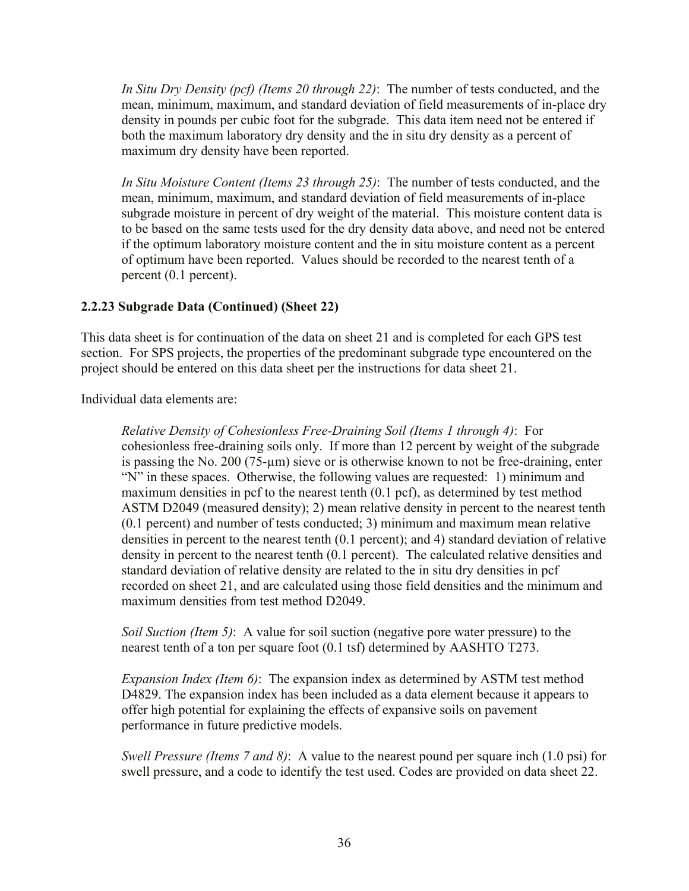*In Situ Dry Density (pcf) (Items 20 through 22)*: The number of tests conducted, and the mean, minimum, maximum, and standard deviation of field measurements of in-place dry density in pounds per cubic foot for the subgrade. This data item need not be entered if both the maximum laboratory dry density and the in situ dry density as a percent of maximum dry density have been reported.

*In Situ Moisture Content (Items 23 through 25)*: The number of tests conducted, and the mean, minimum, maximum, and standard deviation of field measurements of in-place subgrade moisture in percent of dry weight of the material. This moisture content data is to be based on the same tests used for the dry density data above, and need not be entered if the optimum laboratory moisture content and the in situ moisture content as a percent of optimum have been reported. Values should be recorded to the nearest tenth of a percent (0.1 percent).

### 2.2.23 Subgrade Data (Continued) (Sheet 22)

This data sheet is for continuation of the data on sheet 21 and is completed for each GPS test section. For SPS projects, the properties of the predominant subgrade type encountered on the project should be entered on this data sheet per the instructions for data sheet 21.

Individual data elements are:

*Relative Density of Cohesionless Free-Draining Soil (Items 1 through 4)*: For cohesionless free-draining soils only. If more than 12 percent by weight of the subgrade is passing the No. 200 (75-µm) sieve or is otherwise known to not be free-draining, enter "N" in these spaces. Otherwise, the following values are requested: 1) minimum and maximum densities in pcf to the nearest tenth (0.1 pcf), as determined by test method ASTM D2049 (measured density); 2) mean relative density in percent to the nearest tenth (0.1 percent) and number of tests conducted; 3) minimum and maximum mean relative densities in percent to the nearest tenth (0.1 percent); and 4) standard deviation of relative density in percent to the nearest tenth (0.1 percent). The calculated relative densities and standard deviation of relative density are related to the in situ dry densities in pcf recorded on sheet 21, and are calculated using those field densities and the minimum and maximum densities from test method D2049.

*Soil Suction (Item 5)*: A value for soil suction (negative pore water pressure) to the nearest tenth of a ton per square foot (0.1 tsf) determined by AASHTO T273.

*Expansion Index (Item 6)*: The expansion index as determined by ASTM test method D4829. The expansion index has been included as a data element because it appears to offer high potential for explaining the effects of expansive soils on pavement performance in future predictive models.

*Swell Pressure (Items 7 and 8)*: A value to the nearest pound per square inch (1.0 psi) for swell pressure, and a code to identify the test used. Codes are provided on data sheet 22.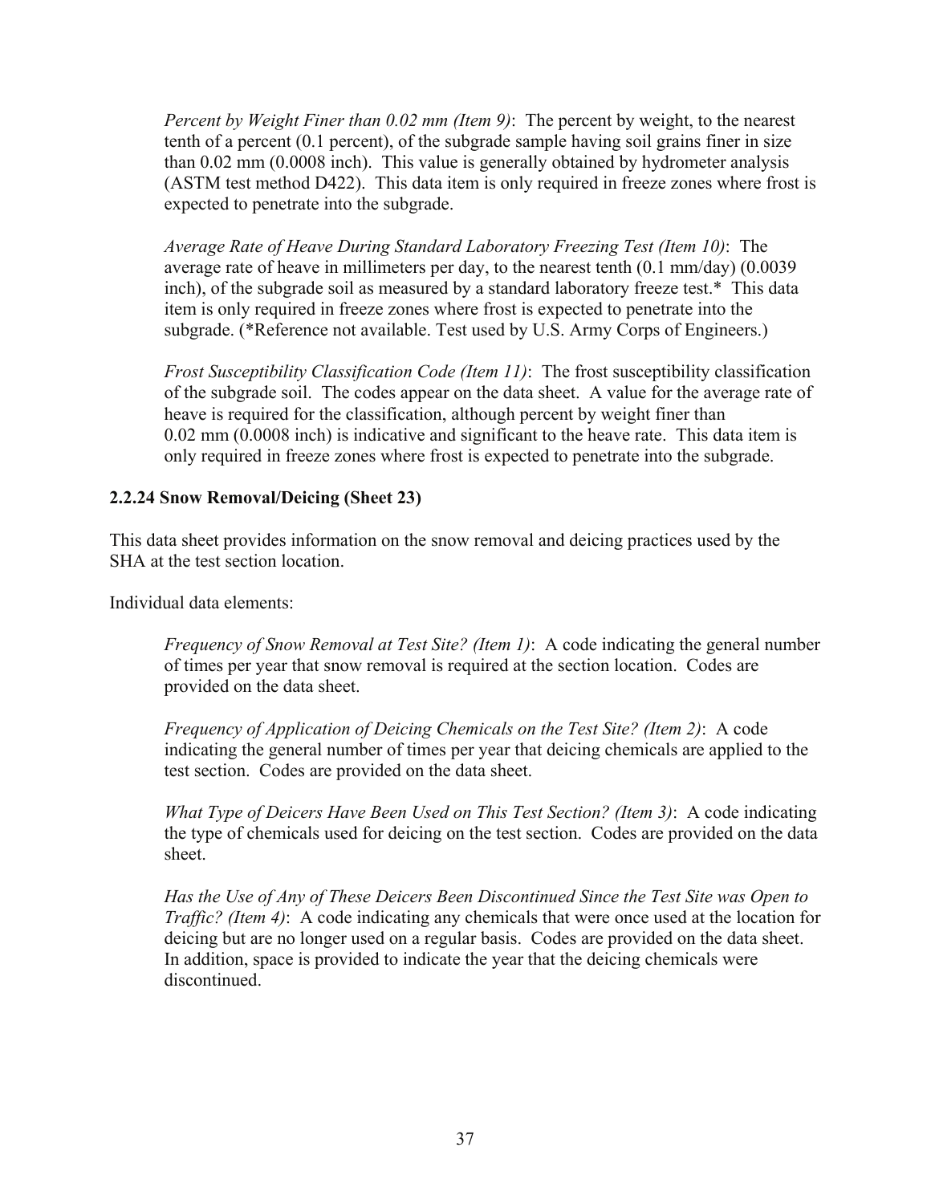*Percent by Weight Finer than 0.02 mm (Item 9)*: The percent by weight, to the nearest tenth of a percent (0.1 percent), of the subgrade sample having soil grains finer in size than 0.02 mm (0.0008 inch). This value is generally obtained by hydrometer analysis (ASTM test method D422). This data item is only required in freeze zones where frost is expected to penetrate into the subgrade.

*Average Rate of Heave During Standard Laboratory Freezing Test (Item 10)*: The average rate of heave in millimeters per day, to the nearest tenth (0.1 mm/day) (0.0039 inch), of the subgrade soil as measured by a standard laboratory freeze test.* This data item is only required in freeze zones where frost is expected to penetrate into the subgrade. (*Reference not available. Test used by U.S. Army Corps of Engineers.)

*Frost Susceptibility Classification Code (Item 11)*: The frost susceptibility classification of the subgrade soil. The codes appear on the data sheet. A value for the average rate of heave is required for the classification, although percent by weight finer than 0.02 mm (0.0008 inch) is indicative and significant to the heave rate. This data item is only required in freeze zones where frost is expected to penetrate into the subgrade.

### 2.2.24 Snow Removal/Deicing (Sheet 23)

This data sheet provides information on the snow removal and deicing practices used by the SHA at the test section location.

Individual data elements:

*Frequency of Snow Removal at Test Site? (Item 1)*: A code indicating the general number of times per year that snow removal is required at the section location. Codes are provided on the data sheet.

*Frequency of Application of Deicing Chemicals on the Test Site? (Item 2)*: A code indicating the general number of times per year that deicing chemicals are applied to the test section. Codes are provided on the data sheet.

*What Type of Deicers Have Been Used on This Test Section? (Item 3)*: A code indicating the type of chemicals used for deicing on the test section. Codes are provided on the data sheet.

*Has the Use of Any of These Deicers Been Discontinued Since the Test Site was Open to Traffic? (Item 4)*: A code indicating any chemicals that were once used at the location for deicing but are no longer used on a regular basis. Codes are provided on the data sheet. In addition, space is provided to indicate the year that the deicing chemicals were discontinued.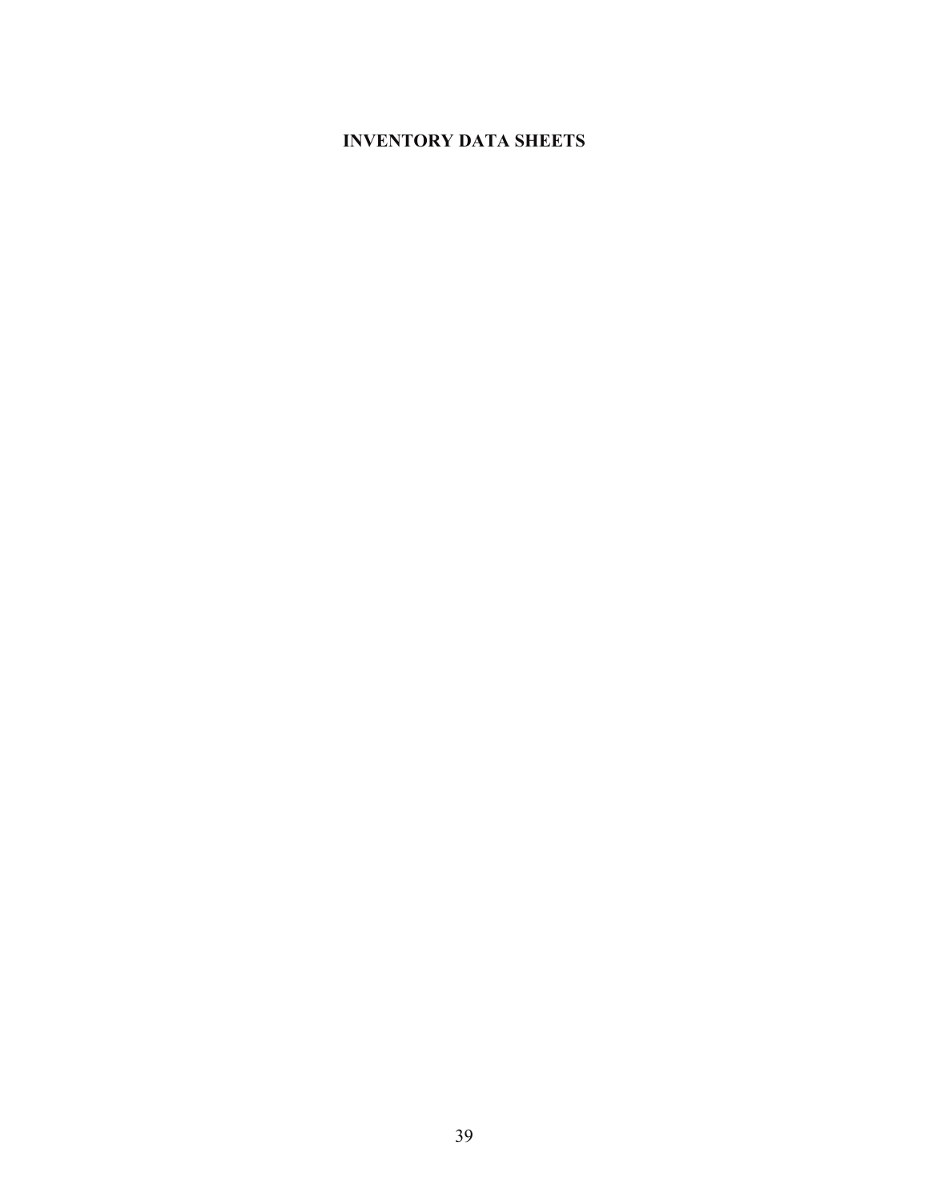# INVENTORY DATA SHEETS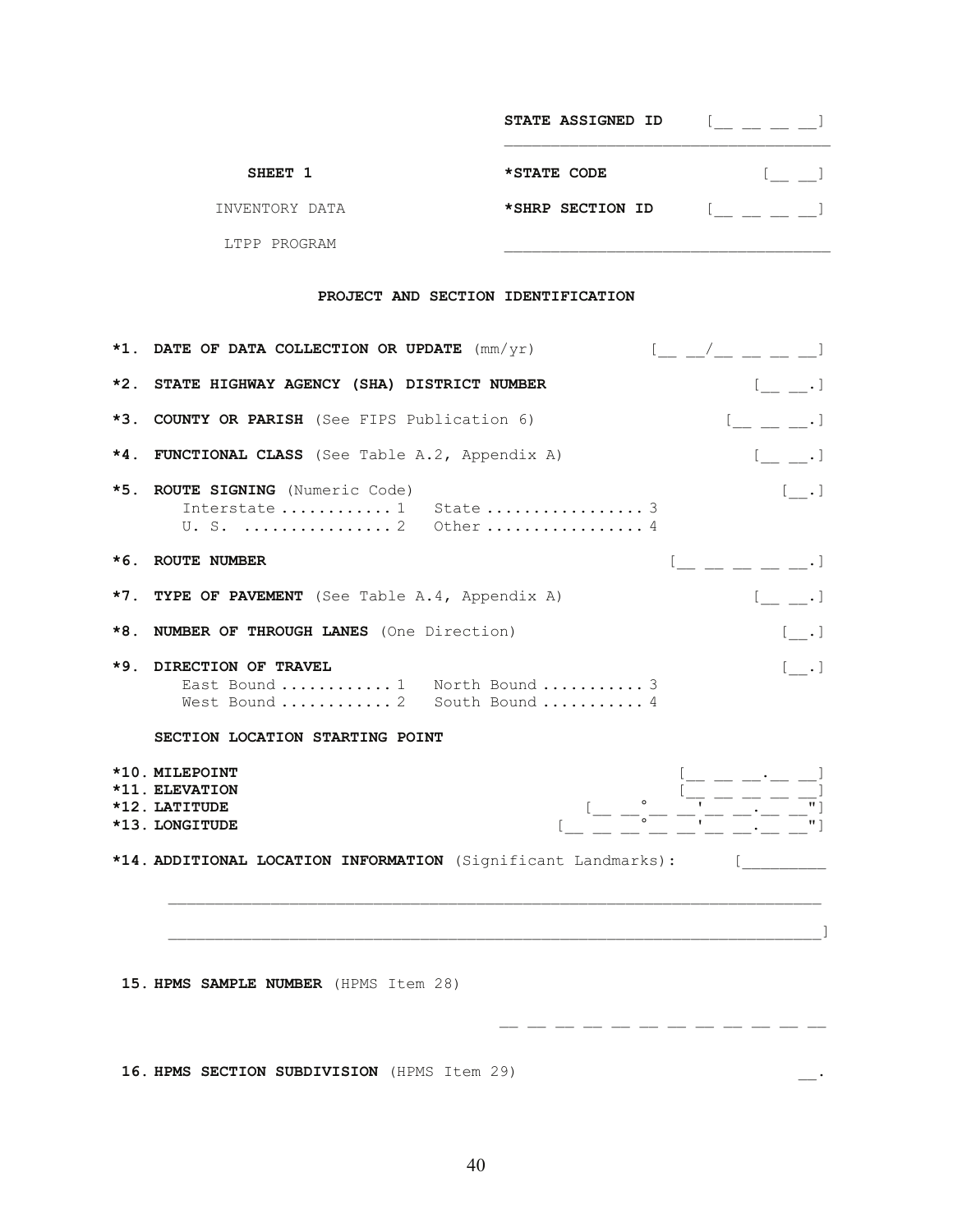| | |
|---|---|
| **STATE ASSIGNED ID** | [__ __ __ __] |
| **SHEET 1** | |
| INVENTORY DATA | **\*STATE CODE** [__ __] |
| LTPP PROGRAM | **\*SHRP SECTION ID** [__ __ __ __] |

**PROJECT AND SECTION IDENTIFICATION**

**\*1. DATE OF DATA COLLECTION OR UPDATE** (mm/yr) [__ __/__ __ __ __]

**\*2. STATE HIGHWAY AGENCY (SHA) DISTRICT NUMBER** [__ __.]

**\*3. COUNTY OR PARISH** (See FIPS Publication 6) [__ __ __.]

**\*4. FUNCTIONAL CLASS** (See Table A.2, Appendix A) [__ __.]

**\*5. ROUTE SIGNING** (Numeric Code) [__.]

Interstate ............ 1   State ................. 3
U. S. ................ 2   Other ................. 4

**\*6. ROUTE NUMBER** [__ __ __ __ __.]

**\*7. TYPE OF PAVEMENT** (See Table A.4, Appendix A) [__ __.]

**\*8. NUMBER OF THROUGH LANES** (One Direction) [__.]

**\*9. DIRECTION OF TRAVEL** [__.]

East Bound ............ 1   North Bound ........... 3
West Bound ............ 2   South Bound ........... 4

**SECTION LOCATION STARTING POINT**

**\*10. MILEPOINT** [__ __ __.__ __]
**\*11. ELEVATION** [__ __ __ __ __]
**\*12. LATITUDE** [__ __° __ __' __ __.__ __"]
**\*13. LONGITUDE** [__ __ __° __ __' __ __.__ __"]

**\*14. ADDITIONAL LOCATION INFORMATION** (Significant Landmarks): [_________

_______________________________________________________________________

_______________________________________________________________________]

**15. HPMS SAMPLE NUMBER** (HPMS Item 28)

__ __ __ __ __ __ __ __ __ __ __ __

**16. HPMS SECTION SUBDIVISION** (HPMS Item 29) __.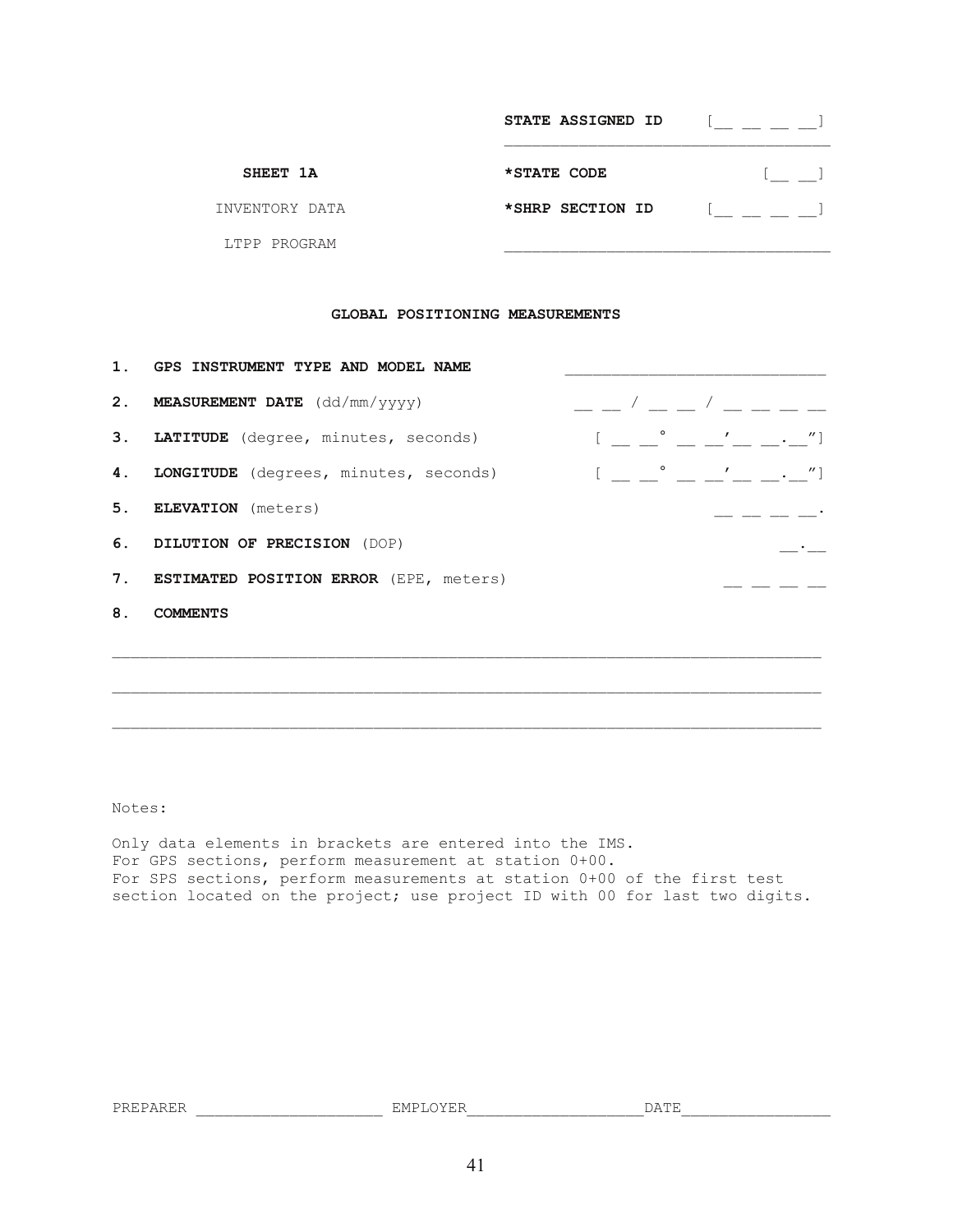| | | |
|---|---|---|
| | **STATE ASSIGNED ID** | [__ __ __ __] |
| **SHEET 1A** | ***STATE CODE** | [__ __] |
| INVENTORY DATA | ***SHRP SECTION ID** | [__ __ __ __] |
| LTPP PROGRAM | | |

**GLOBAL POSITIONING MEASUREMENTS**

| | | |
|---|---|---|
| **1.** | **GPS INSTRUMENT TYPE AND MODEL NAME** | ____________________________ |
| **2.** | **MEASUREMENT DATE** (dd/mm/yyyy) | __ __ / __ __ / __ __ __ __ |
| **3.** | **LATITUDE** (degree, minutes, seconds) | [ __ __° __ __′ __ __.__″] |
| **4.** | **LONGITUDE** (degrees, minutes, seconds) | [ __ __° __ __′ __ __.__″] |
| **5.** | **ELEVATION** (meters) | __ __ __ __. |
| **6.** | **DILUTION OF PRECISION** (DOP) | __.__ |
| **7.** | **ESTIMATED POSITION ERROR** (EPE, meters) | __ __ __ __ |
| **8.** | **COMMENTS** | |

_____________________________________________________________________________

_____________________________________________________________________________

_____________________________________________________________________________

Notes:

Only data elements in brackets are entered into the IMS.
For GPS sections, perform measurement at station 0+00.
For SPS sections, perform measurements at station 0+00 of the first test section located on the project; use project ID with 00 for last two digits.

PREPARER ____________________ EMPLOYER___________________ DATE________________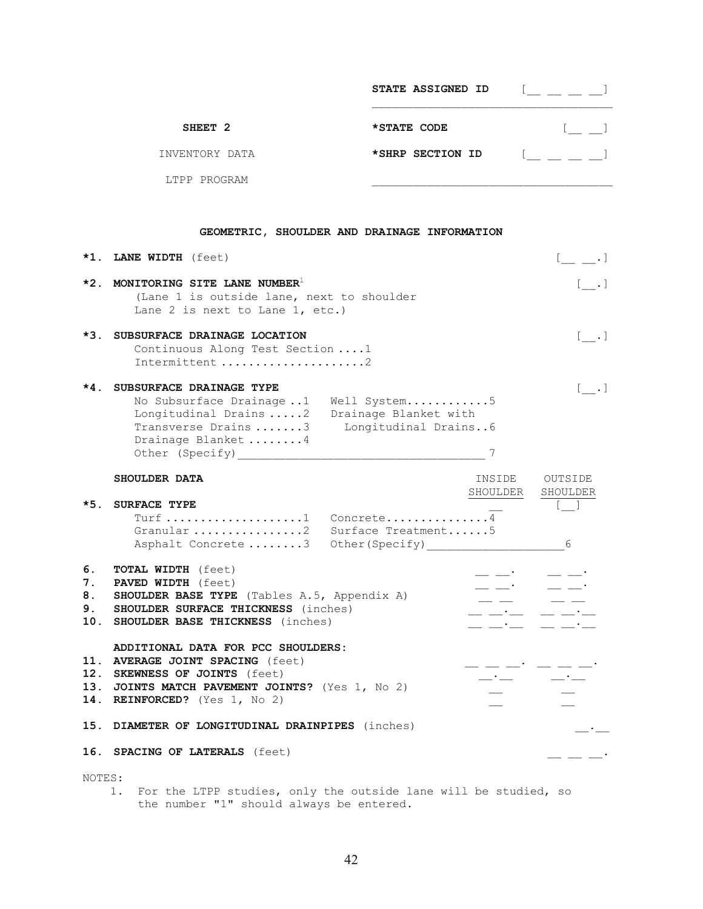| | |
|---|---|
| **STATE ASSIGNED ID** | [__ __ __ __] |
| ***STATE CODE** | [__ __] |
| ***SHRP SECTION ID** | [__ __ __ __] |

**SHEET 2**

INVENTORY DATA

LTPP PROGRAM

## GEOMETRIC, SHOULDER AND DRAINAGE INFORMATION

***1. LANE WIDTH** (feet) [__ __.]

***2. MONITORING SITE LANE NUMBER**[1] [__.]
(Lane 1 is outside lane, next to shoulder
Lane 2 is next to Lane 1, etc.)

***3. SUBSURFACE DRAINAGE LOCATION** [__.]
- Continuous Along Test Section ....1
- Intermittent .....................2

***4. SUBSURFACE DRAINAGE TYPE** [__.]
- No Subsurface Drainage ..1
- Longitudinal Drains .....2
- Transverse Drains .......3
- Drainage Blanket ........4
- Well System...........5
- Drainage Blanket with Longitudinal Drains..6
- Other (Specify)____________________________________ 7

**SHOULDER DATA**

| | | INSIDE SHOULDER | OUTSIDE SHOULDER |
|---|---|---|---|
| ***5.** | **SURFACE TYPE**<br>Turf ....................1 Concrete...............4<br>Granular ................2 Surface Treatment......5<br>Asphalt Concrete ........3 Other(Specify)____________________6 | __ | [__] |
| **6.** | **TOTAL WIDTH** (feet) | __ __. | __ __. |
| **7.** | **PAVED WIDTH** (feet) | __ __. | __ __. |
| **8.** | **SHOULDER BASE TYPE** (Tables A.5, Appendix A) | __ __ | __ __ |
| **9.** | **SHOULDER SURFACE THICKNESS** (inches) | __ __.__ | __ __.__ |
| **10.** | **SHOULDER BASE THICKNESS** (inches) | __ __.__ | __ __.__ |
| | **ADDITIONAL DATA FOR PCC SHOULDERS:** | | |
| **11.** | **AVERAGE JOINT SPACING** (feet) | __ __ __. | __ __ __. |
| **12.** | **SKEWNESS OF JOINTS** (feet) | __.__ | __.__ |
| **13.** | **JOINTS MATCH PAVEMENT JOINTS?** (Yes 1, No 2) | __ | __ |
| **14.** | **REINFORCED?** (Yes 1, No 2) | __ | __ |

**15. DIAMETER OF LONGITUDINAL DRAINPIPES** (inches) __.__

**16. SPACING OF LATERALS** (feet) __ __ __.

NOTES:
1. For the LTPP studies, only the outside lane will be studied, so the number "1" should always be entered.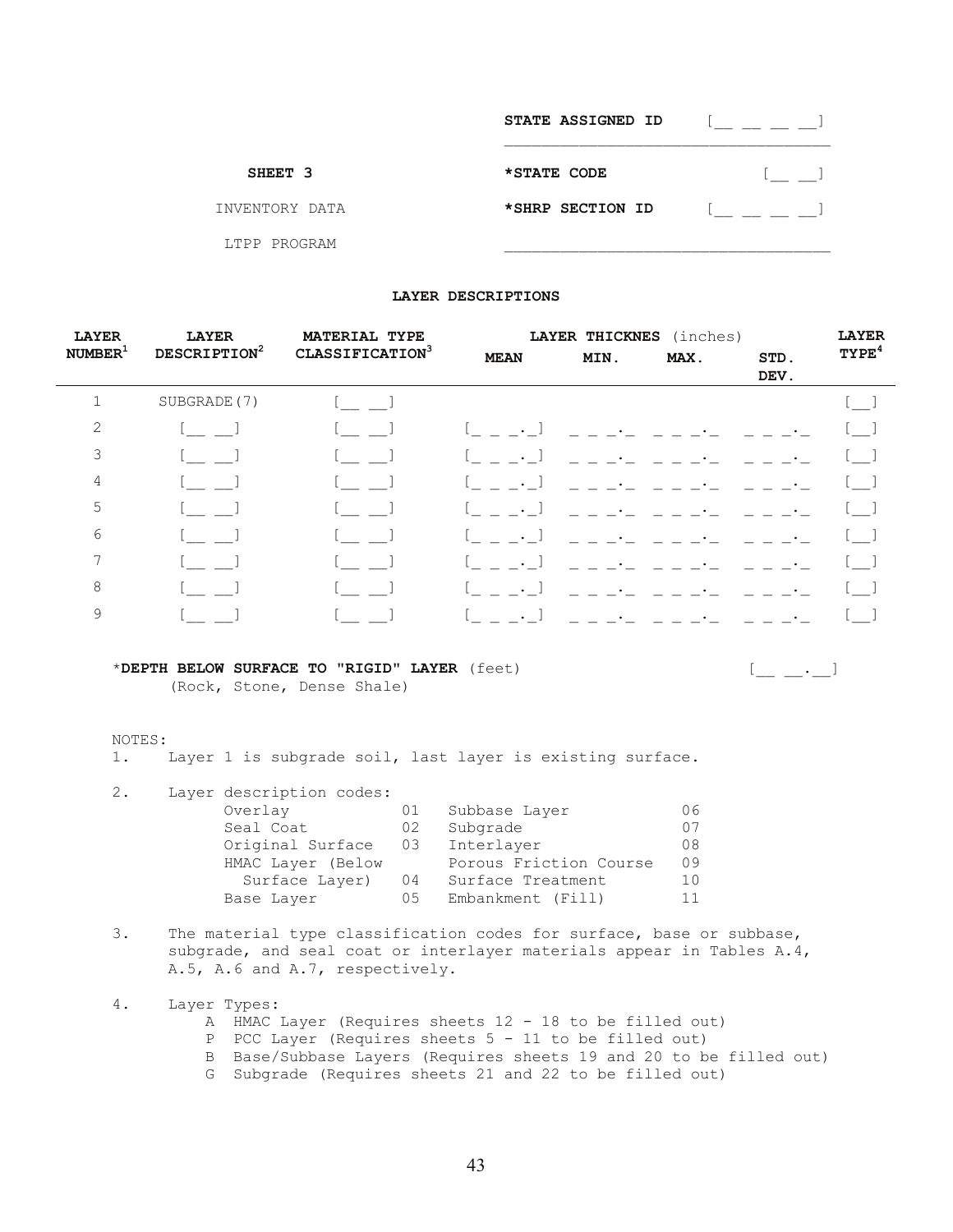STATE ASSIGNED ID [__ __ __ __]

SHEET 3 &nbsp;&nbsp;&nbsp; *STATE CODE [__ __]

INVENTORY DATA &nbsp;&nbsp;&nbsp; *SHRP SECTION ID [__ __ __ __]

LTPP PROGRAM

**LAYER DESCRIPTIONS**

| LAYER NUMBER[1] | LAYER DESCRIPTION[2] | MATERIAL TYPE CLASSIFICATION[3] | LAYER THICKNES (inches) | | | | LAYER TYPE[4] |
|---|---|---|---|---|---|---|---|
| | | | MEAN | MIN. | MAX. | STD. DEV. | |
| 1 | SUBGRADE(7) | [__ __] | | | | | [__] |
| 2 | [__ __] | [__ __] | [_ _ _._] | _ _ _._ | _ _ _._ | _ _ _._ | [__] |
| 3 | [__ __] | [__ __] | [_ _ _._] | _ _ _._ | _ _ _._ | _ _ _._ | [__] |
| 4 | [__ __] | [__ __] | [_ _ _._] | _ _ _._ | _ _ _._ | _ _ _._ | [__] |
| 5 | [__ __] | [__ __] | [_ _ _._] | _ _ _._ | _ _ _._ | _ _ _._ | [__] |
| 6 | [__ __] | [__ __] | [_ _ _._] | _ _ _._ | _ _ _._ | _ _ _._ | [__] |
| 7 | [__ __] | [__ __] | [_ _ _._] | _ _ _._ | _ _ _._ | _ _ _._ | [__] |
| 8 | [__ __] | [__ __] | [_ _ _._] | _ _ _._ | _ _ _._ | _ _ _._ | [__] |
| 9 | [__ __] | [__ __] | [_ _ _._] | _ _ _._ | _ _ _._ | _ _ _._ | [__] |

***DEPTH BELOW SURFACE TO "RIGID" LAYER** (feet) [__ __.__]
(Rock, Stone, Dense Shale)

NOTES:

1. Layer 1 is subgrade soil, last layer is existing surface.

2. Layer description codes:

| | | | |
|---|---|---|---|
| Overlay | 01 | Subbase Layer | 06 |
| Seal Coat | 02 | Subgrade | 07 |
| Original Surface | 03 | Interlayer | 08 |
| HMAC Layer (Below Surface Layer) | 04 | Porous Friction Course | 09 |
| | | Surface Treatment | 10 |
| Base Layer | 05 | Embankment (Fill) | 11 |

3. The material type classification codes for surface, base or subbase, subgrade, and seal coat or interlayer materials appear in Tables A.4, A.5, A.6 and A.7, respectively.

4. Layer Types:
   - A HMAC Layer (Requires sheets 12 - 18 to be filled out)
   - P PCC Layer (Requires sheets 5 - 11 to be filled out)
   - B Base/Subbase Layers (Requires sheets 19 and 20 to be filled out)
   - G Subgrade (Requires sheets 21 and 22 to be filled out)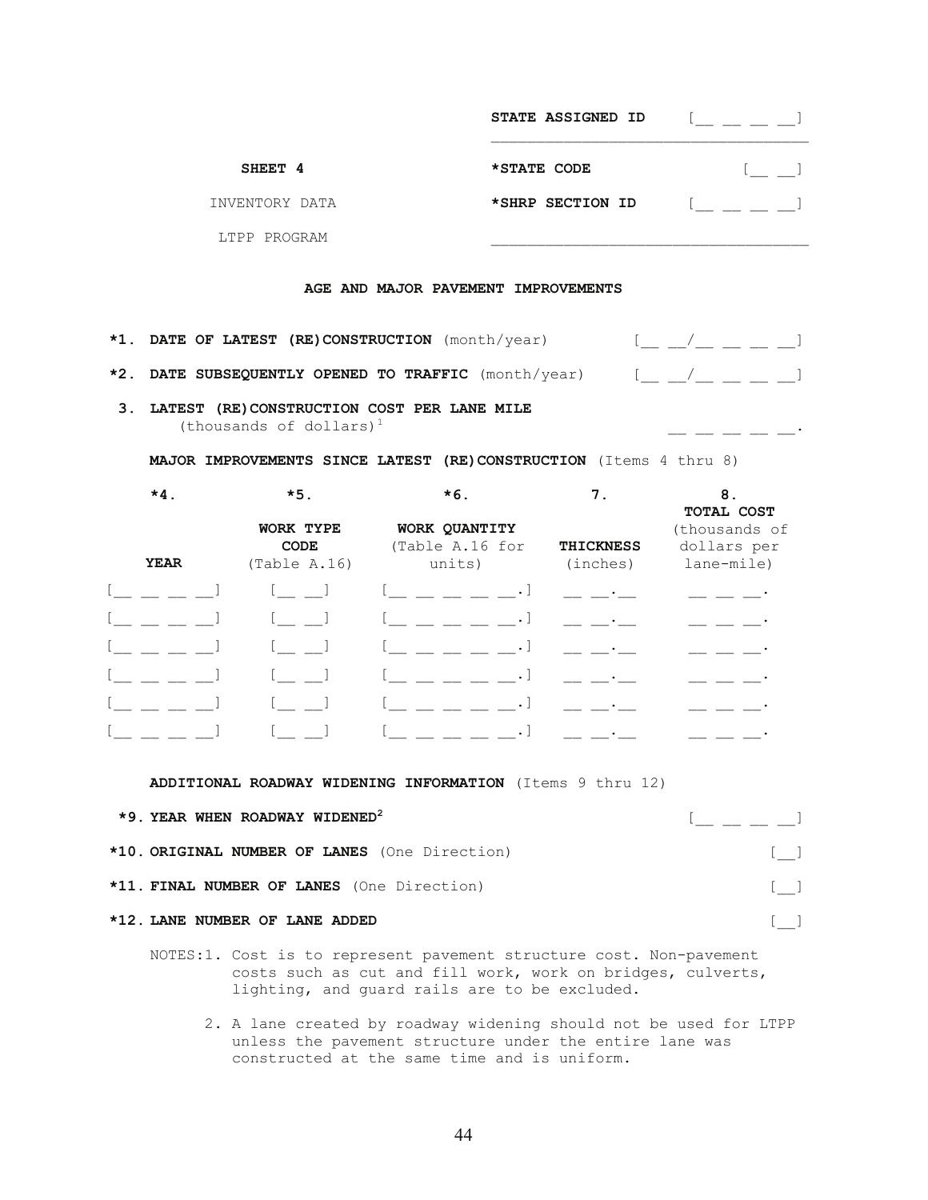| | | |
|---|---|---|
| | STATE ASSIGNED ID | [__ __ __ __] |
| **SHEET 4** | ***STATE CODE** | [__ __] |
| INVENTORY DATA | ***SHRP SECTION ID** | [__ __ __ __] |
| LTPP PROGRAM | | |

## AGE AND MAJOR PAVEMENT IMPROVEMENTS

***1. DATE OF LATEST (RE)CONSTRUCTION** (month/year) [__ __/__ __ __ __]

***2. DATE SUBSEQUENTLY OPENED TO TRAFFIC** (month/year) [__ __/__ __ __ __]

**3. LATEST (RE)CONSTRUCTION COST PER LANE MILE** (thousands of dollars)[1] __ __ __ __ __.

**MAJOR IMPROVEMENTS SINCE LATEST (RE)CONSTRUCTION** (Items 4 thru 8)

| *4. YEAR | *5. WORK TYPE CODE (Table A.16) | *6. WORK QUANTITY (Table A.16 for units) | 7. THICKNESS (inches) | 8. TOTAL COST (thousands of dollars per lane-mile) |
|---|---|---|---|---|
| [__ __ __ __] | [__ __] | [__ __ __ __ __.] | __ __.__ | __ __ __. |
| [__ __ __ __] | [__ __] | [__ __ __ __ __.] | __ __.__ | __ __ __. |
| [__ __ __ __] | [__ __] | [__ __ __ __ __.] | __ __.__ | __ __ __. |
| [__ __ __ __] | [__ __] | [__ __ __ __ __.] | __ __.__ | __ __ __. |
| [__ __ __ __] | [__ __] | [__ __ __ __ __.] | __ __.__ | __ __ __. |
| [__ __ __ __] | [__ __] | [__ __ __ __ __.] | __ __.__ | __ __ __. |

**ADDITIONAL ROADWAY WIDENING INFORMATION** (Items 9 thru 12)

***9. YEAR WHEN ROADWAY WIDENED**[2] [__ __ __ __]

***10. ORIGINAL NUMBER OF LANES** (One Direction) [__]

***11. FINAL NUMBER OF LANES** (One Direction) [__]

***12. LANE NUMBER OF LANE ADDED** [__]

NOTES:

1. Cost is to represent pavement structure cost. Non-pavement costs such as cut and fill work, work on bridges, culverts, lighting, and guard rails are to be excluded.
2. A lane created by roadway widening should not be used for LTPP unless the pavement structure under the entire lane was constructed at the same time and is uniform.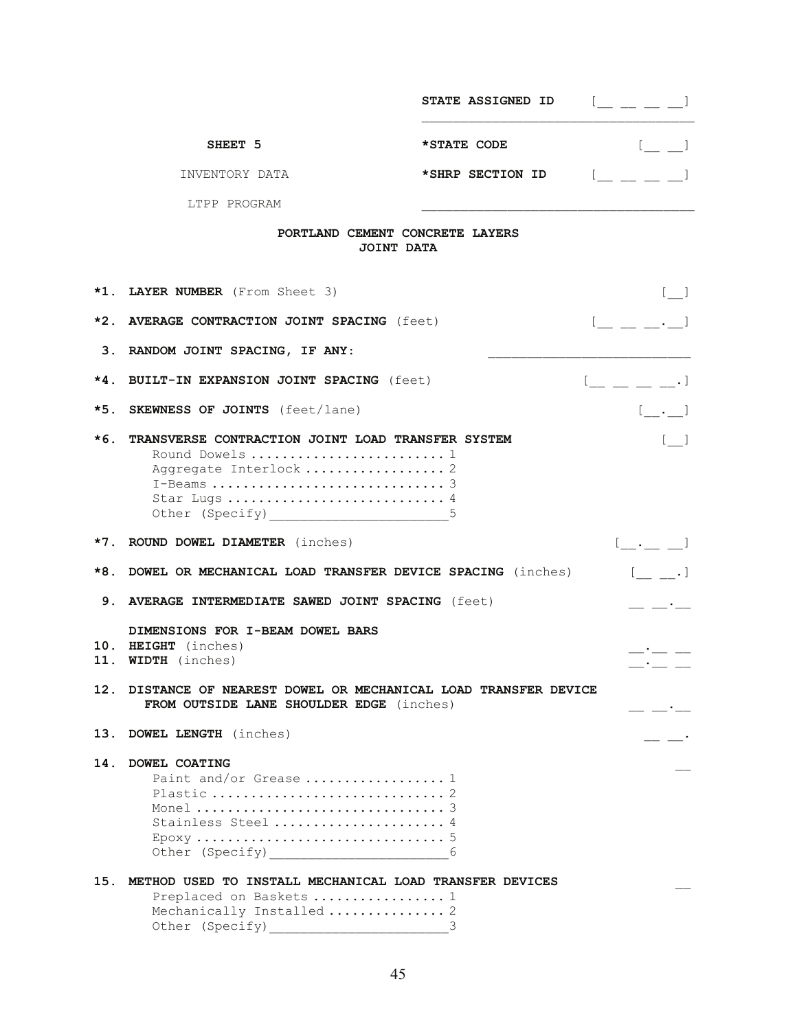STATE ASSIGNED ID [__ __ __ __]

SHEET 5

*STATE CODE [__ __]

INVENTORY DATA

*SHRP SECTION ID [__ __ __ __]

LTPP PROGRAM

**PORTLAND CEMENT CONCRETE LAYERS**
**JOINT DATA**

**\*1. LAYER NUMBER** (From Sheet 3) [__]

**\*2. AVERAGE CONTRACTION JOINT SPACING** (feet) [__ __ __.__]

**3. RANDOM JOINT SPACING, IF ANY:** ________________________

**\*4. BUILT-IN EXPANSION JOINT SPACING** (feet) [__ __ __ __.]

**\*5. SKEWNESS OF JOINTS** (feet/lane) [__.__]

**\*6. TRANSVERSE CONTRACTION JOINT LOAD TRANSFER SYSTEM** [__]
- Round Dowels ........................ 1
- Aggregate Interlock ................. 2
- I-Beams ............................. 3
- Star Lugs ........................... 4
- Other (Specify)______________________5

**\*7. ROUND DOWEL DIAMETER** (inches) [__.__ __]

**\*8. DOWEL OR MECHANICAL LOAD TRANSFER DEVICE SPACING** (inches) [__ __.]

**9. AVERAGE INTERMEDIATE SAWED JOINT SPACING** (feet) __ __.__

**DIMENSIONS FOR I-BEAM DOWEL BARS**

**10. HEIGHT** (inches) __.__ __

**11. WIDTH** (inches) __.__ __

**12. DISTANCE OF NEAREST DOWEL OR MECHANICAL LOAD TRANSFER DEVICE FROM OUTSIDE LANE SHOULDER EDGE** (inches) __ __.__

**13. DOWEL LENGTH** (inches) __ __.

**14. DOWEL COATING** __
- Paint and/or Grease ................. 1
- Plastic ............................. 2
- Monel ............................... 3
- Stainless Steel ..................... 4
- Epoxy ............................... 5
- Other (Specify)______________________6

**15. METHOD USED TO INSTALL MECHANICAL LOAD TRANSFER DEVICES** __
- Preplaced on Baskets ................ 1
- Mechanically Installed .............. 2
- Other (Specify)______________________3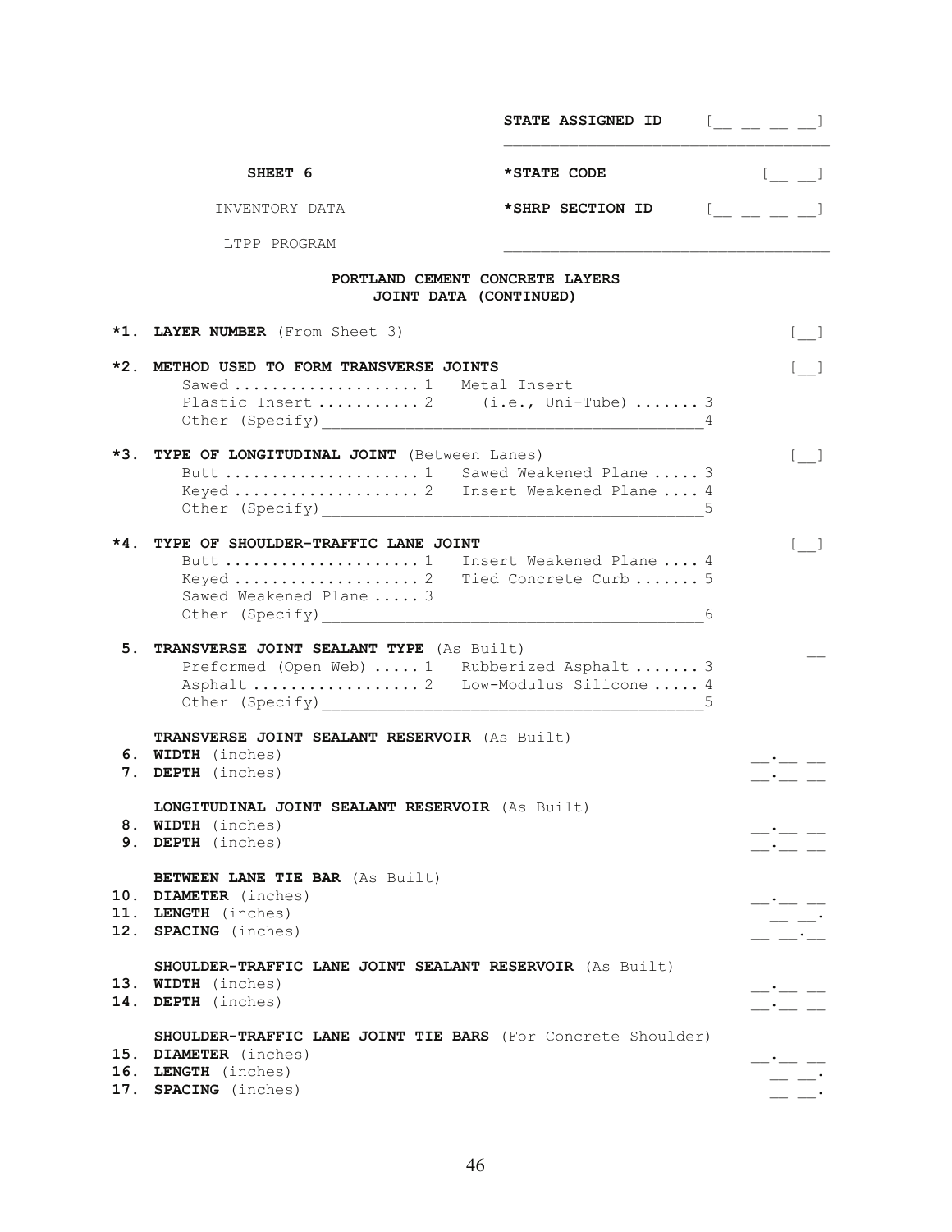STATE ASSIGNED ID [__ __ __ __]

**SHEET 6**

INVENTORY DATA

LTPP PROGRAM

***STATE CODE** [__ __]

***SHRP SECTION ID** [__ __ __ __]

## PORTLAND CEMENT CONCRETE LAYERS
## JOINT DATA (CONTINUED)

**\*1. LAYER NUMBER** (From Sheet 3) [__]

**\*2. METHOD USED TO FORM TRANSVERSE JOINTS** [__]

- Sawed .................... 1
- Plastic Insert ........... 2
- Metal Insert (i.e., Uni-Tube) ....... 3
- Other (Specify)__________________________________________ 4

**\*3. TYPE OF LONGITUDINAL JOINT** (Between Lanes) [__]

- Butt ..................... 1
- Keyed .................... 2
- Sawed Weakened Plane ..... 3
- Insert Weakened Plane .... 4
- Other (Specify)__________________________________________ 5

**\*4. TYPE OF SHOULDER-TRAFFIC LANE JOINT** [__]

- Butt ..................... 1
- Keyed .................... 2
- Sawed Weakened Plane ..... 3
- Insert Weakened Plane .... 4
- Tied Concrete Curb ....... 5
- Other (Specify)__________________________________________ 6

**5. TRANSVERSE JOINT SEALANT TYPE** (As Built) __

- Preformed (Open Web) ..... 1
- Asphalt .................. 2
- Rubberized Asphalt ....... 3
- Low-Modulus Silicone ..... 4
- Other (Specify)__________________________________________ 5

**TRANSVERSE JOINT SEALANT RESERVOIR** (As Built)

**6. WIDTH** (inches) __.__ __

**7. DEPTH** (inches) __.__ __

**LONGITUDINAL JOINT SEALANT RESERVOIR** (As Built)

**8. WIDTH** (inches) __.__ __

**9. DEPTH** (inches) __.__ __

**BETWEEN LANE TIE BAR** (As Built)

**10. DIAMETER** (inches) __.__ __

**11. LENGTH** (inches) __ __.

**12. SPACING** (inches) __ __.__

**SHOULDER-TRAFFIC LANE JOINT SEALANT RESERVOIR** (As Built)

**13. WIDTH** (inches) __.__ __

**14. DEPTH** (inches) __.__ __

**SHOULDER-TRAFFIC LANE JOINT TIE BARS** (For Concrete Shoulder)

**15. DIAMETER** (inches) __.__ __

**16. LENGTH** (inches) __ __.

**17. SPACING** (inches) __ __.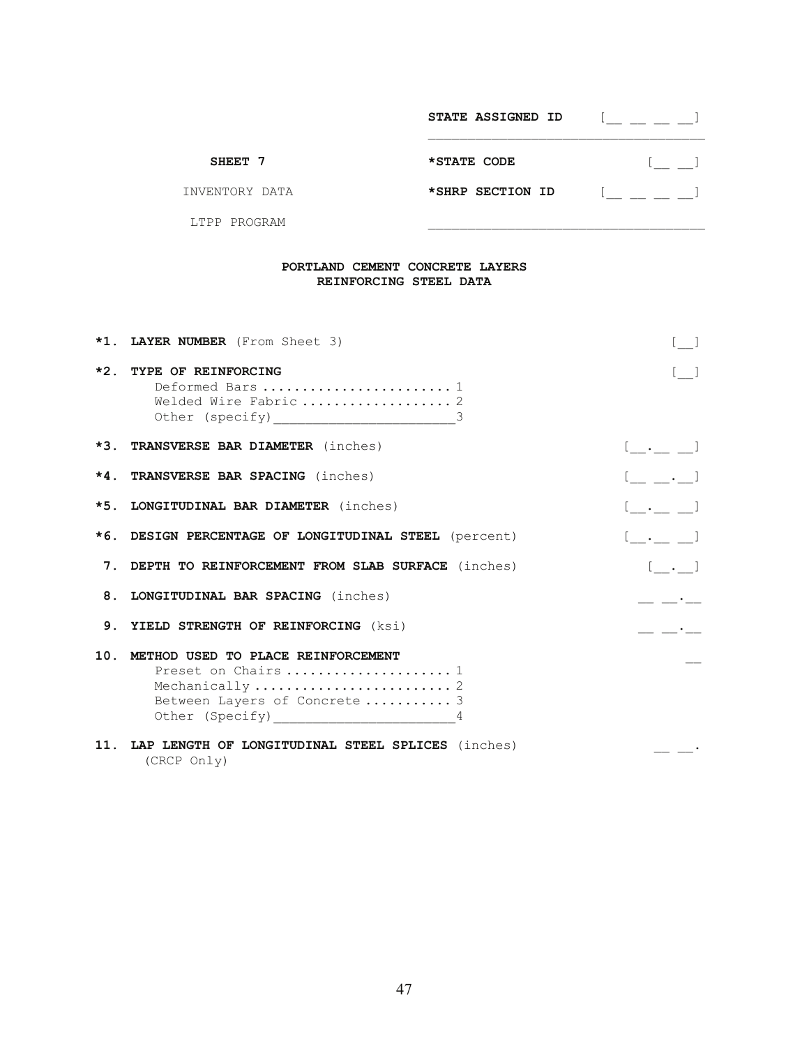**STATE ASSIGNED ID** [__ __ __ __]

**SHEET 7** **\*STATE CODE** [__ __]

INVENTORY DATA **\*SHRP SECTION ID** [__ __ __ __]

LTPP PROGRAM

## PORTLAND CEMENT CONCRETE LAYERS REINFORCING STEEL DATA

**\*1. LAYER NUMBER** (From Sheet 3) [__]

**\*2. TYPE OF REINFORCING** [__]

- Deformed Bars ........................ 1
- Welded Wire Fabric .................. 2
- Other (specify)______________________3

**\*3. TRANSVERSE BAR DIAMETER** (inches) [__.__ __]

**\*4. TRANSVERSE BAR SPACING** (inches) [__ __.__]

**\*5. LONGITUDINAL BAR DIAMETER** (inches) [__.__ __]

**\*6. DESIGN PERCENTAGE OF LONGITUDINAL STEEL** (percent) [__.__ __]

**7. DEPTH TO REINFORCEMENT FROM SLAB SURFACE** (inches) [__.__]

**8. LONGITUDINAL BAR SPACING** (inches) __ __.__

**9. YIELD STRENGTH OF REINFORCING** (ksi) __ __.__

**10. METHOD USED TO PLACE REINFORCEMENT** __

- Preset on Chairs .................... 1
- Mechanically ........................ 2
- Between Layers of Concrete ........... 3
- Other (Specify)______________________4

**11. LAP LENGTH OF LONGITUDINAL STEEL SPLICES** (inches) __ __.
(CRCP Only)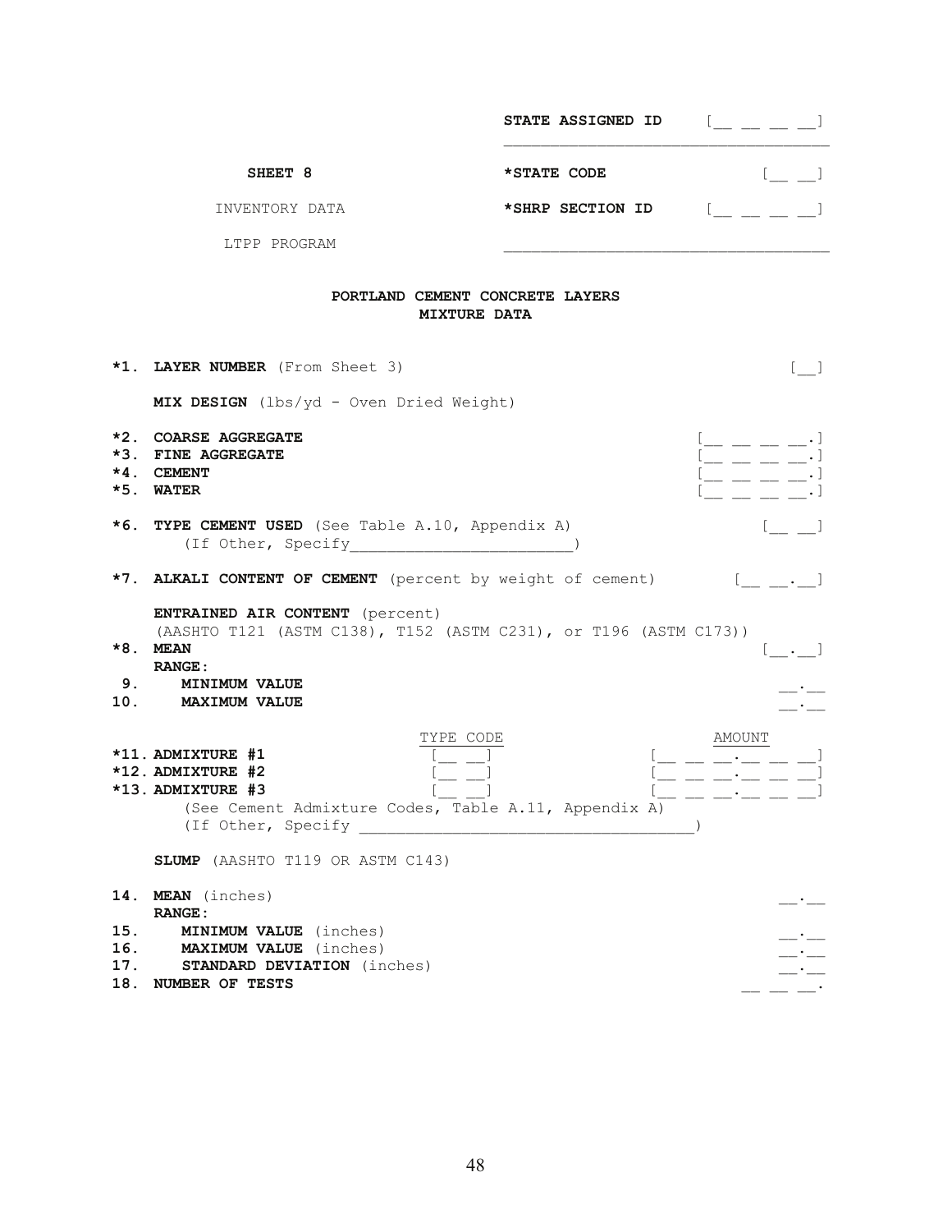STATE ASSIGNED ID [__ __ __ __]

**SHEET 8**

INVENTORY DATA

LTPP PROGRAM

***STATE CODE** [__ __]

***SHRP SECTION ID** [__ __ __ __]

**PORTLAND CEMENT CONCRETE LAYERS**
**MIXTURE DATA**

***1. LAYER NUMBER** (From Sheet 3) [__]

**MIX DESIGN** (lbs/yd - Oven Dried Weight)

***2. COARSE AGGREGATE** [__ __ __ __.]
***3. FINE AGGREGATE** [__ __ __ __.]
***4. CEMENT** [__ __ __ __.]
***5. WATER** [__ __ __ __.]

***6. TYPE CEMENT USED** (See Table A.10, Appendix A) [__ __]
(If Other, Specify________________________)

***7. ALKALI CONTENT OF CEMENT** (percent by weight of cement) [__ __.__]

**ENTRAINED AIR CONTENT** (percent)
(AASHTO T121 (ASTM C138), T152 (ASTM C231), or T196 (ASTM C173))

***8. MEAN** [__.__]

**RANGE:**

9. **MINIMUM VALUE** __.__

10. **MAXIMUM VALUE** __.__

| | TYPE CODE | AMOUNT |
|---|---|---|
| ***11. ADMIXTURE #1** | [__ __] | [__ __ __.__ __ __] |
| ***12. ADMIXTURE #2** | [__ __] | [__ __ __.__ __ __] |
| ***13. ADMIXTURE #3** | [__ __] | [__ __ __.__ __ __] |

(See Cement Admixture Codes, Table A.11, Appendix A)
(If Other, Specify ___________________________________)

**SLUMP** (AASHTO T119 OR ASTM C143)

14. **MEAN** (inches) __.__

**RANGE:**

15. **MINIMUM VALUE** (inches) __.__

16. **MAXIMUM VALUE** (inches) __.__

17. **STANDARD DEVIATION** (inches) __.__

18. **NUMBER OF TESTS** __ __ __.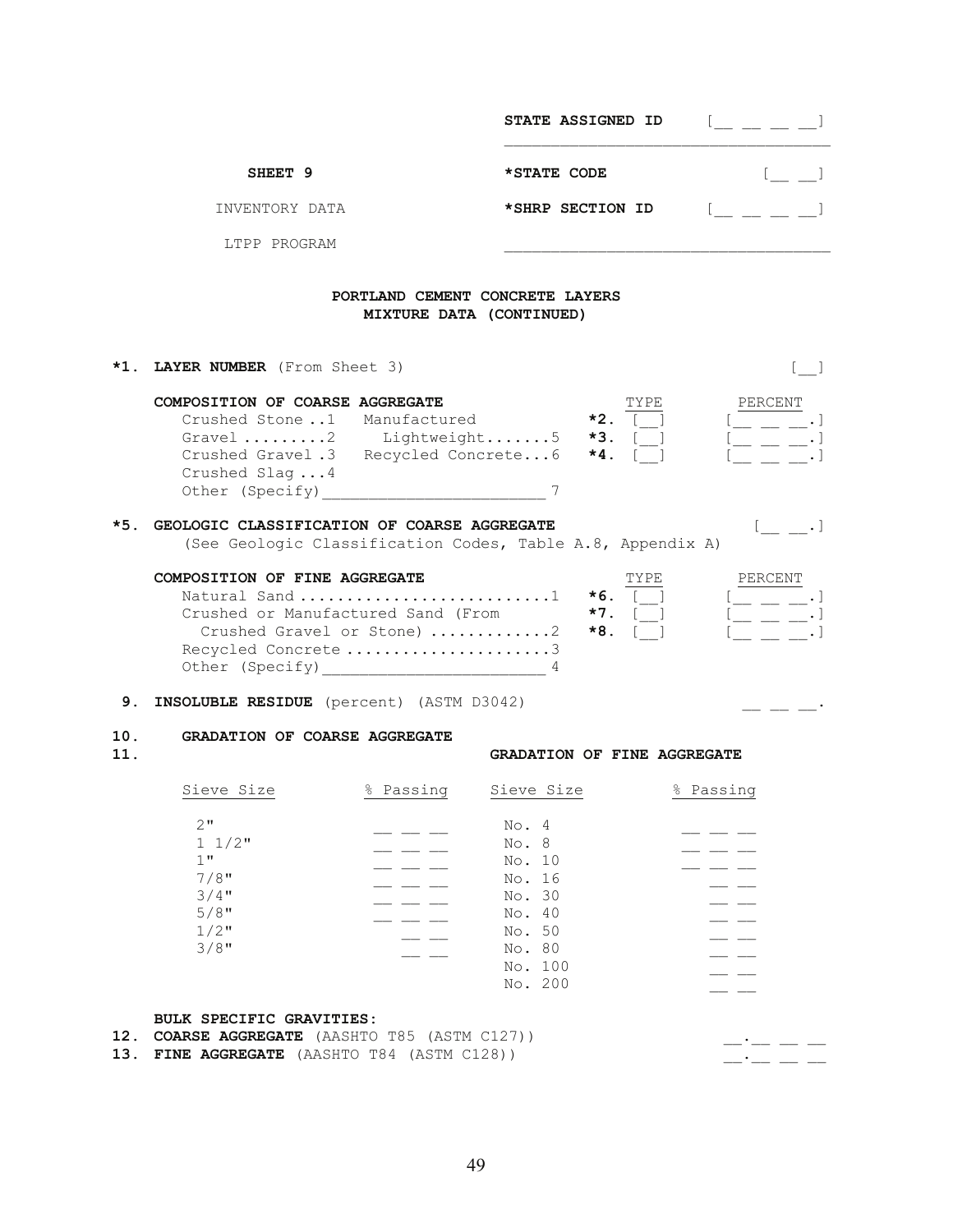| | |
|---|---|
| **STATE ASSIGNED ID** | [__ __ __ __] |

| | | |
|---|---|---|
| **SHEET 9** | ***STATE CODE** | [__ __] |
| INVENTORY DATA | ***SHRP SECTION ID** | [__ __ __ __] |
| LTPP PROGRAM | | |

## PORTLAND CEMENT CONCRETE LAYERS
## MIXTURE DATA (CONTINUED)

***1. LAYER NUMBER** (From Sheet 3) [__]

**COMPOSITION OF COARSE AGGREGATE**

| | | | TYPE | PERCENT |
|---|---|---|---|---|
| Crushed Stone ..1 | Manufactured | ***2.** | [__] | [__ __ __.] |
| Gravel .........2 | Lightweight.......5 | ***3.** | [__] | [__ __ __.] |
| Crushed Gravel .3 | Recycled Concrete...6 | ***4.** | [__] | [__ __ __.] |
| Crushed Slag ...4 | | | | |
| Other (Specify)________________________ 7 | | | | |

***5. GEOLOGIC CLASSIFICATION OF COARSE AGGREGATE** [__ __.]
(See Geologic Classification Codes, Table A.8, Appendix A)

**COMPOSITION OF FINE AGGREGATE**

| | | TYPE | PERCENT |
|---|---|---|---|
| Natural Sand ..........................1 | ***6.** | [__] | [__ __ __.] |
| Crushed or Manufactured Sand (From Crushed Gravel or Stone) ............2 | ***7.** | [__] | [__ __ __.] |
| Recycled Concrete .....................3 | ***8.** | [__] | [__ __ __.] |
| Other (Specify)________________________ 4 | | | |

**9. INSOLUBLE RESIDUE** (percent) (ASTM D3042) __ __ __.

**10. GRADATION OF COARSE AGGREGATE**

**11. GRADATION OF FINE AGGREGATE**

| Sieve Size | % Passing | Sieve Size | % Passing |
|---|---|---|---|
| 2" | __ __ __ | No. 4 | __ __ __ |
| 1 1/2" | __ __ __ | No. 8 | __ __ __ |
| 1" | __ __ __ | No. 10 | __ __ __ |
| 7/8" | __ __ __ | No. 16 | __ __ |
| 3/4" | __ __ __ | No. 30 | __ __ |
| 5/8" | __ __ __ | No. 40 | __ __ |
| 1/2" | __ __ | No. 50 | __ __ |
| 3/8" | __ __ | No. 80 | __ __ |
| | | No. 100 | __ __ |
| | | No. 200 | __ __ |

**BULK SPECIFIC GRAVITIES:**

**12. COARSE AGGREGATE** (AASHTO T85 (ASTM C127)) __.__ __ __

**13. FINE AGGREGATE** (AASHTO T84 (ASTM C128)) __.__ __ __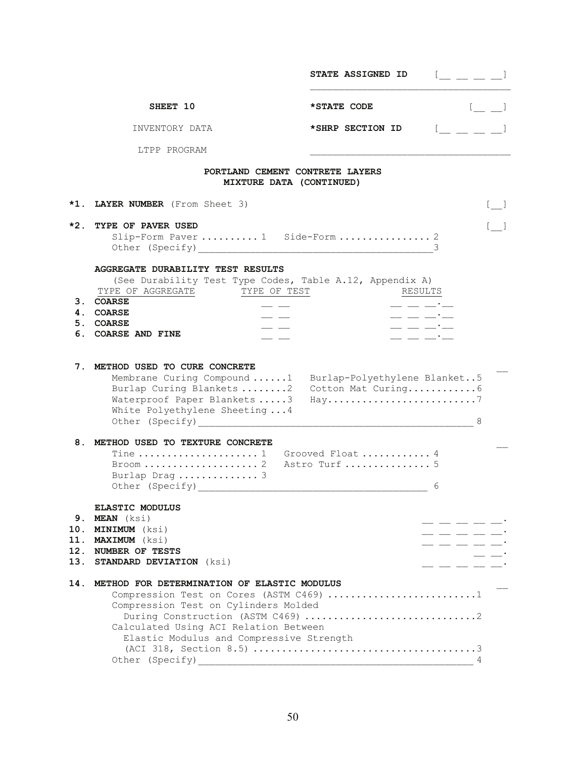STATE ASSIGNED ID [__ __ __ __]

SHEET 10 | *STATE CODE [__ __]

INVENTORY DATA | *SHRP SECTION ID [__ __ __ __]

LTPP PROGRAM

## PORTLAND CEMENT CONTRETE LAYERS
## MIXTURE DATA (CONTINUED)

**\*1. LAYER NUMBER** (From Sheet 3) [__]

**\*2. TYPE OF PAVER USED** [__]

Slip-Form Paver .......... 1 Side-Form ................ 2
Other (Specify)________________________________________3

**AGGREGATE DURABILITY TEST RESULTS**

(See Durability Test Type Codes, Table A.12, Appendix A)

| | TYPE OF AGGREGATE | TYPE OF TEST | RESULTS |
|---|---|---|---|
| 3. | **COARSE** | __ __ | __ __ __.__ |
| 4. | **COARSE** | __ __ | __ __ __.__ |
| 5. | **COARSE** | __ __ | __ __ __.__ |
| 6. | **COARSE AND FINE** | __ __ | __ __ __.__ |

**7. METHOD USED TO CURE CONCRETE** __

Membrane Curing Compound ......1 Burlap-Polyethylene Blanket..5
Burlap Curing Blankets ........2 Cotton Mat Curing............6
Waterproof Paper Blankets .....3 Hay..........................7
White Polyethylene Sheeting ...4
Other (Specify)________________________________________________ 8

**8. METHOD USED TO TEXTURE CONCRETE** __

Tine ..................... 1 Grooved Float ............ 4
Broom .................... 2 Astro Turf ............... 5
Burlap Drag .............. 3
Other (Specify)________________________________________ 6

**ELASTIC MODULUS**

**9. MEAN** (ksi) __ __ __ __ __.

**10. MINIMUM** (ksi) __ __ __ __ __.

**11. MAXIMUM** (ksi) __ __ __ __ __.

**12. NUMBER OF TESTS** __ __.

**13. STANDARD DEVIATION** (ksi) __ __ __ __ __.

**14. METHOD FOR DETERMINATION OF ELASTIC MODULUS** __

Compression Test on Cores (ASTM C469) ..........................1
Compression Test on Cylinders Molded
During Construction (ASTM C469) ..............................2
Calculated Using ACI Relation Between
Elastic Modulus and Compressive Strength
(ACI 318, Section 8.5) .......................................3
Other (Specify)________________________________________________ 4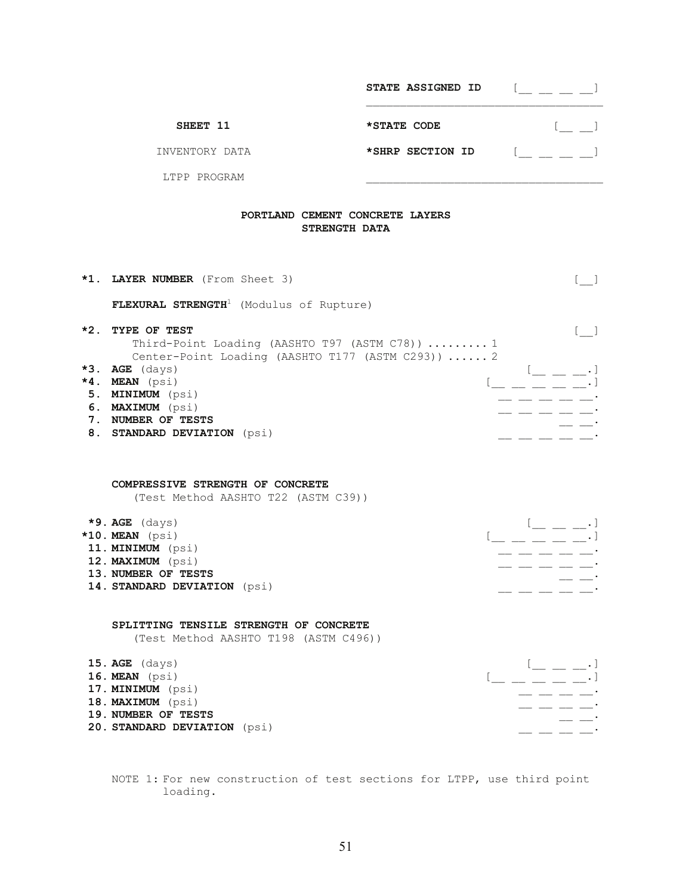STATE ASSIGNED ID [__ __ __ __]

**SHEET 11**

INVENTORY DATA

LTPP PROGRAM

*STATE CODE [__ __]

*SHRP SECTION ID [__ __ __ __]

## PORTLAND CEMENT CONCRETE LAYERS STRENGTH DATA

**\*1. LAYER NUMBER** (From Sheet 3) [__]

**FLEXURAL STRENGTH**[1] (Modulus of Rupture)

**\*2. TYPE OF TEST** [__]
- Third-Point Loading (AASHTO T97 (ASTM C78)) ......... 1
- Center-Point Loading (AASHTO T177 (ASTM C293)) ...... 2

**\*3. AGE** (days) [__ __ __.]
**\*4. MEAN** (psi) [__ __ __ __ __.]
**5. MINIMUM** (psi) __ __ __ __ __.
**6. MAXIMUM** (psi) __ __ __ __ __.
**7. NUMBER OF TESTS** __ __.
**8. STANDARD DEVIATION** (psi) __ __ __ __ __.

**COMPRESSIVE STRENGTH OF CONCRETE**
(Test Method AASHTO T22 (ASTM C39))

**\*9. AGE** (days) [__ __ __.]
**\*10. MEAN** (psi) [__ __ __ __ __.]
**11. MINIMUM** (psi) __ __ __ __ __.
**12. MAXIMUM** (psi) __ __ __ __ __.
**13. NUMBER OF TESTS** __ __.
**14. STANDARD DEVIATION** (psi) __ __ __ __ __.

**SPLITTING TENSILE STRENGTH OF CONCRETE**
(Test Method AASHTO T198 (ASTM C496))

**15. AGE** (days) [__ __ __.]
**16. MEAN** (psi) [__ __ __ __ __.]
**17. MINIMUM** (psi) __ __ __ __.
**18. MAXIMUM** (psi) __ __ __ __.
**19. NUMBER OF TESTS** __ __.
**20. STANDARD DEVIATION** (psi) __ __ __ __.

NOTE 1: For new construction of test sections for LTPP, use third point loading.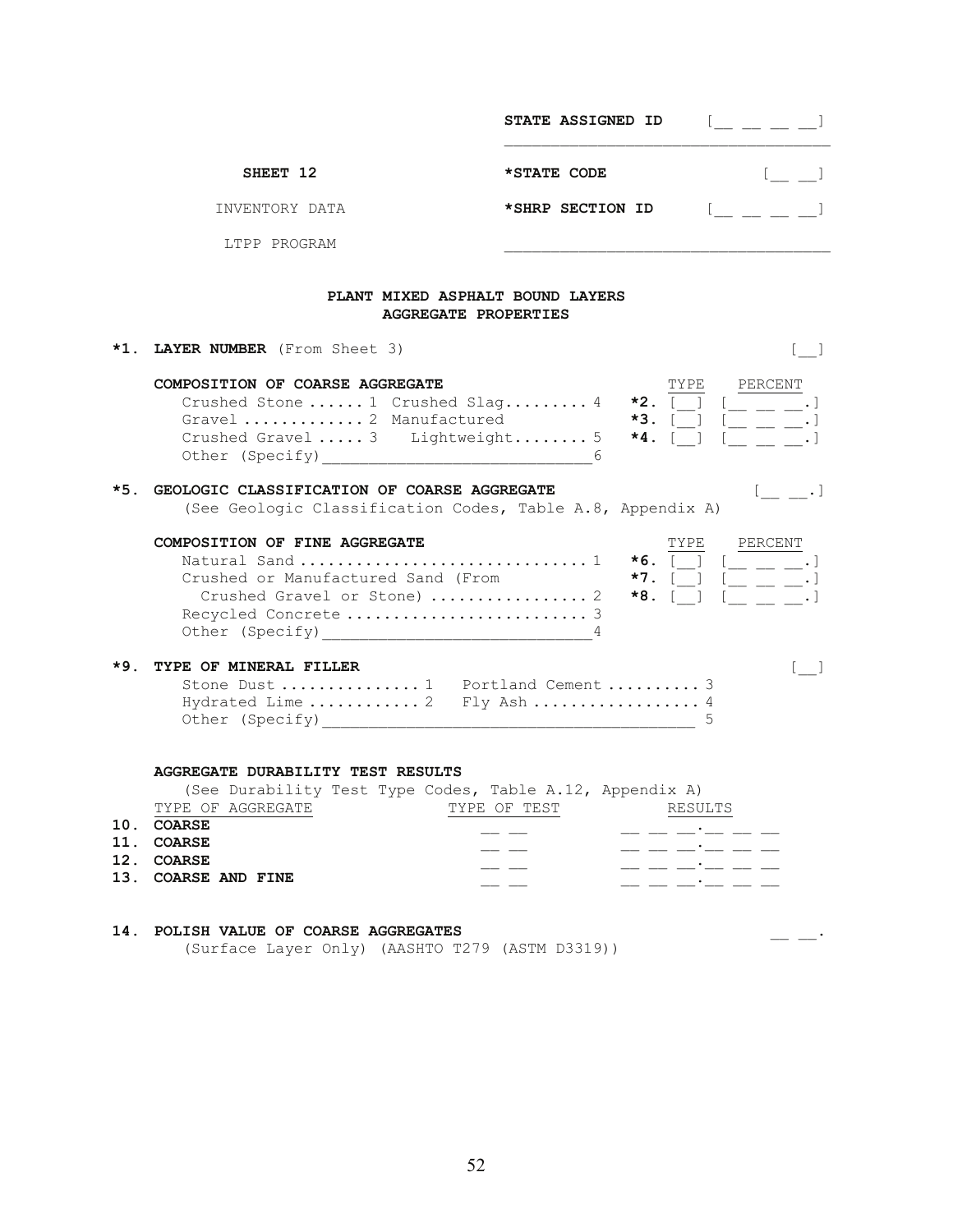STATE ASSIGNED ID [__ __ __ __]

SHEET 12 — *STATE CODE [__ __]

INVENTORY DATA — *SHRP SECTION ID [__ __ __ __]

LTPP PROGRAM

## PLANT MIXED ASPHALT BOUND LAYERS
## AGGREGATE PROPERTIES

**\*1. LAYER NUMBER** (From Sheet 3) [__]

**COMPOSITION OF COARSE AGGREGATE**

Crushed Stone ...... 1 Crushed Slag......... 4
Gravel ............ 2 Manufactured
Crushed Gravel ..... 3 Lightweight........ 5
Other (Specify)_____________________________6

| | TYPE | PERCENT |
|---|---|---|
| **\*2.** | [__] | [__ __ __.] |
| **\*3.** | [__] | [__ __ __.] |
| **\*4.** | [__] | [__ __ __.] |

**\*5. GEOLOGIC CLASSIFICATION OF COARSE AGGREGATE** [__ __.]
(See Geologic Classification Codes, Table A.8, Appendix A)

**COMPOSITION OF FINE AGGREGATE**

Natural Sand .............................. 1
Crushed or Manufactured Sand (From
Crushed Gravel or Stone) ................ 2
Recycled Concrete ......................... 3
Other (Specify)_____________________________4

| | TYPE | PERCENT |
|---|---|---|
| **\*6.** | [__] | [__ __ __.] |
| **\*7.** | [__] | [__ __ __.] |
| **\*8.** | [__] | [__ __ __.] |

**\*9. TYPE OF MINERAL FILLER** [__]

Stone Dust .............. 1 Portland Cement .......... 3
Hydrated Lime ........... 2 Fly Ash .................. 4
Other (Specify)________________________________________ 5

**AGGREGATE DURABILITY TEST RESULTS**
(See Durability Test Type Codes, Table A.12, Appendix A)

| | TYPE OF AGGREGATE | TYPE OF TEST | RESULTS |
|---|---|---|---|
| **10.** | **COARSE** | __ __ | __ __ __.__ __ __ |
| **11.** | **COARSE** | __ __ | __ __ __.__ __ __ |
| **12.** | **COARSE** | __ __ | __ __ __.__ __ __ |
| **13.** | **COARSE AND FINE** | __ __ | __ __ __.__ __ __ |

**14. POLISH VALUE OF COARSE AGGREGATES** __ __.
(Surface Layer Only) (AASHTO T279 (ASTM D3319))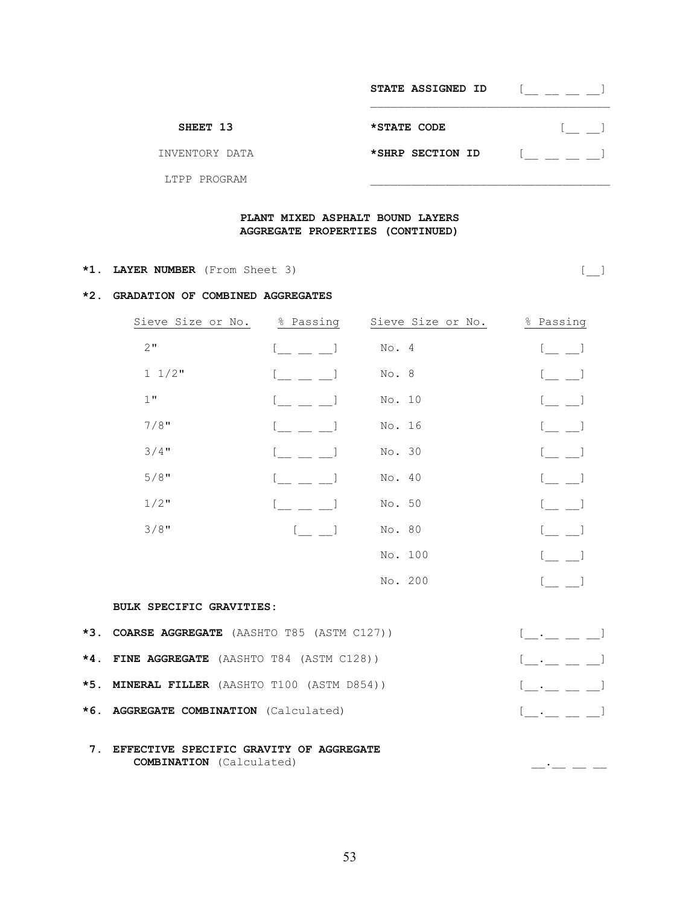| | |
|---|---|
| **STATE ASSIGNED ID** | [\_\_ \_\_ \_\_ \_\_] |
| **\*STATE CODE** | [\_\_ \_\_] |
| **\*SHRP SECTION ID** | [\_\_ \_\_ \_\_ \_\_] |

**SHEET 13**

INVENTORY DATA

LTPP PROGRAM

## PLANT MIXED ASPHALT BOUND LAYERS AGGREGATE PROPERTIES (CONTINUED)

**\*1. LAYER NUMBER** (From Sheet 3) [\_\_]

**\*2. GRADATION OF COMBINED AGGREGATES**

| Sieve Size or No. | % Passing | Sieve Size or No. | % Passing |
|---|---|---|---|
| 2" | [\_\_ \_\_ \_\_] | No. 4 | [\_\_ \_\_] |
| 1 1/2" | [\_\_ \_\_ \_\_] | No. 8 | [\_\_ \_\_] |
| 1" | [\_\_ \_\_ \_\_] | No. 10 | [\_\_ \_\_] |
| 7/8" | [\_\_ \_\_ \_\_] | No. 16 | [\_\_ \_\_] |
| 3/4" | [\_\_ \_\_ \_\_] | No. 30 | [\_\_ \_\_] |
| 5/8" | [\_\_ \_\_ \_\_] | No. 40 | [\_\_ \_\_] |
| 1/2" | [\_\_ \_\_ \_\_] | No. 50 | [\_\_ \_\_] |
| 3/8" | [\_\_ \_\_] | No. 80 | [\_\_ \_\_] |
| | | No. 100 | [\_\_ \_\_] |
| | | No. 200 | [\_\_ \_\_] |

**BULK SPECIFIC GRAVITIES:**

**\*3. COARSE AGGREGATE** (AASHTO T85 (ASTM C127)) [\_\_.\_\_ \_\_ \_\_]

**\*4. FINE AGGREGATE** (AASHTO T84 (ASTM C128)) [\_\_.\_\_ \_\_ \_\_]

**\*5. MINERAL FILLER** (AASHTO T100 (ASTM D854)) [\_\_.\_\_ \_\_ \_\_]

**\*6. AGGREGATE COMBINATION** (Calculated) [\_\_.\_\_ \_\_ \_\_]

**7. EFFECTIVE SPECIFIC GRAVITY OF AGGREGATE COMBINATION** (Calculated) \_\_.\_\_ \_\_ \_\_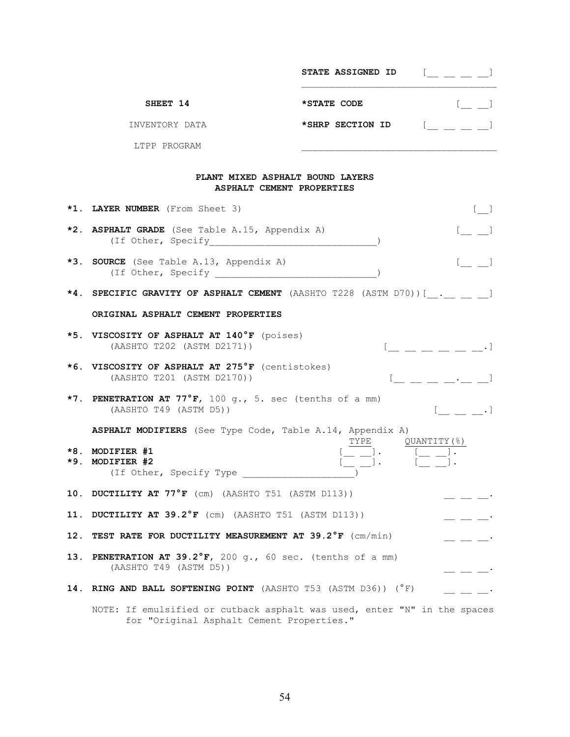STATE ASSIGNED ID [__ __ __ __]

**SHEET 14**

INVENTORY DATA

LTPP PROGRAM

***STATE CODE** [__ __]

***SHRP SECTION ID** [__ __ __ __]

**PLANT MIXED ASPHALT BOUND LAYERS**
**ASPHALT CEMENT PROPERTIES**

**\*1. LAYER NUMBER** (From Sheet 3) [__]

**\*2. ASPHALT GRADE** (See Table A.15, Appendix A) [__ __]
(If Other, Specify______________________________)

**\*3. SOURCE** (See Table A.13, Appendix A) [__ __]
(If Other, Specify ______________________________)

**\*4. SPECIFIC GRAVITY OF ASPHALT CEMENT** (AASHTO T228 (ASTM D70)) [__.__ __ __]

**ORIGINAL ASPHALT CEMENT PROPERTIES**

**\*5. VISCOSITY OF ASPHALT AT 140°F** (poises)
(AASHTO T202 (ASTM D2171)) [__ __ __ __ __ __.]

**\*6. VISCOSITY OF ASPHALT AT 275°F** (centistokes)
(AASHTO T201 (ASTM D2170)) [__ __ __ __.__ __]

**\*7. PENETRATION AT 77°F**, 100 g., 5. sec (tenths of a mm)
(AASHTO T49 (ASTM D5)) [__ __ __.]

**ASPHALT MODIFIERS** (See Type Code, Table A.14, Appendix A)

| | TYPE | QUANTITY(%) |
|---|---|---|
| **\*8. MODIFIER #1** | [__ __]. | [__ __]. |
| **\*9. MODIFIER #2** | [__ __]. | [__ __]. |

(If Other, Specify Type ____________________)

**10. DUCTILITY AT 77°F** (cm) (AASHTO T51 (ASTM D113)) __ __ __.

**11. DUCTILITY AT 39.2°F** (cm) (AASHTO T51 (ASTM D113)) __ __ __.

**12. TEST RATE FOR DUCTILITY MEASUREMENT AT 39.2°F** (cm/min) __ __ __.

**13. PENETRATION AT 39.2°F**, 200 g., 60 sec. (tenths of a mm)
(AASHTO T49 (ASTM D5)) __ __ __.

**14. RING AND BALL SOFTENING POINT** (AASHTO T53 (ASTM D36)) (°F) __ __ __.

NOTE: If emulsified or cutback asphalt was used, enter "N" in the spaces for "Original Asphalt Cement Properties."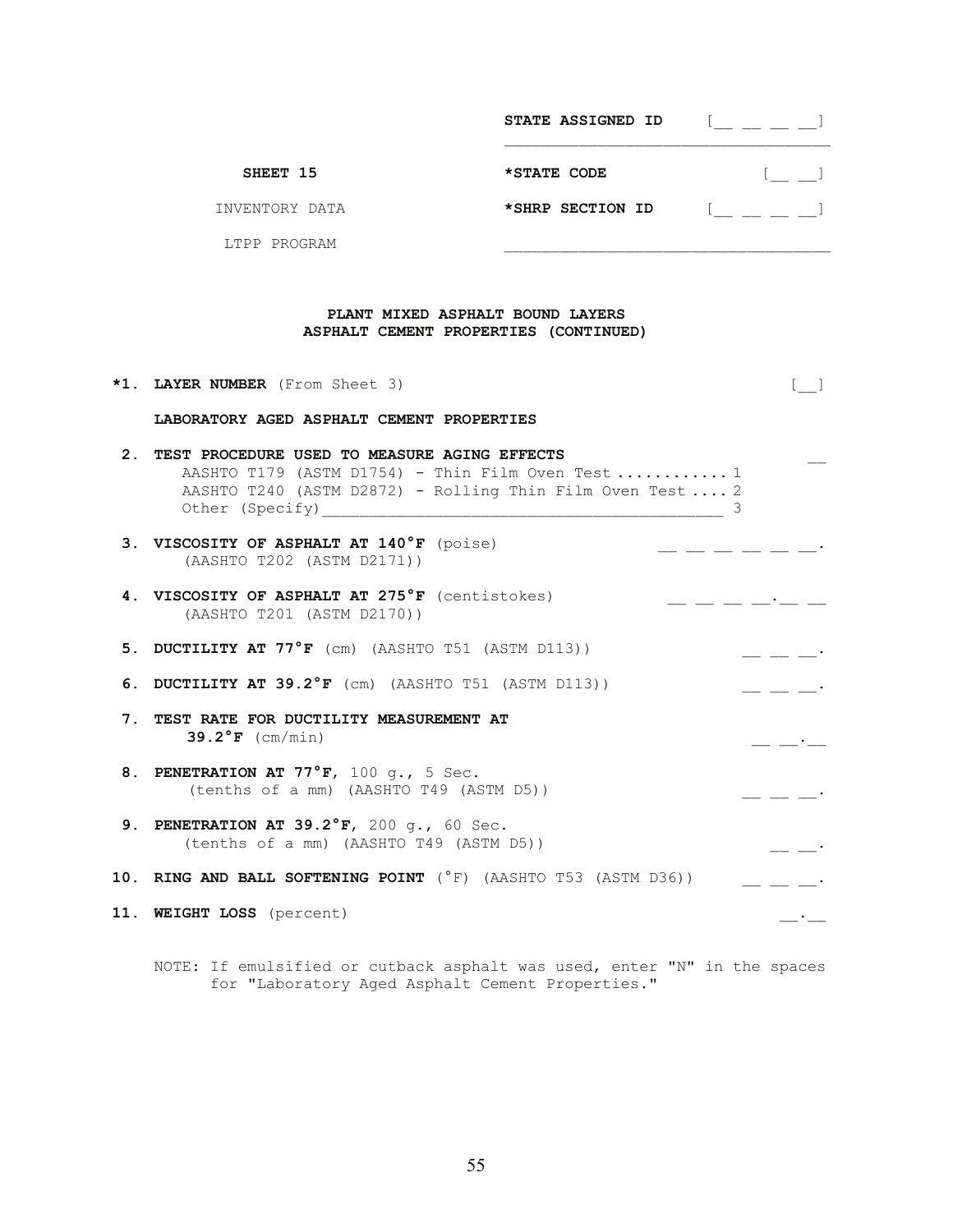STATE ASSIGNED ID [__ __ __ __]

SHEET 15

INVENTORY DATA

LTPP PROGRAM

*STATE CODE [__ __]

*SHRP SECTION ID [__ __ __ __]

## PLANT MIXED ASPHALT BOUND LAYERS
## ASPHALT CEMENT PROPERTIES (CONTINUED)

***1. LAYER NUMBER** (From Sheet 3) [__]

**LABORATORY AGED ASPHALT CEMENT PROPERTIES**

**2. TEST PROCEDURE USED TO MEASURE AGING EFFECTS** __
- AASHTO T179 (ASTM D1754) - Thin Film Oven Test ........... 1
- AASHTO T240 (ASTM D2872) - Rolling Thin Film Oven Test .... 2
- Other (Specify)____________________________________________ 3

**3. VISCOSITY OF ASPHALT AT 140°F** (poise) (AASHTO T202 (ASTM D2171)) __ __ __ __ __ __.

**4. VISCOSITY OF ASPHALT AT 275°F** (centistokes) (AASHTO T201 (ASTM D2170)) __ __ __ __.__ __

**5. DUCTILITY AT 77°F** (cm) (AASHTO T51 (ASTM D113)) __ __ __.

**6. DUCTILITY AT 39.2°F** (cm) (AASHTO T51 (ASTM D113)) __ __ __.

**7. TEST RATE FOR DUCTILITY MEASUREMENT AT 39.2°F** (cm/min) __ __.__

**8. PENETRATION AT 77°F**, 100 g., 5 Sec. (tenths of a mm) (AASHTO T49 (ASTM D5)) __ __ __.

**9. PENETRATION AT 39.2°F**, 200 g., 60 Sec. (tenths of a mm) (AASHTO T49 (ASTM D5)) __ __.

**10. RING AND BALL SOFTENING POINT** (°F) (AASHTO T53 (ASTM D36)) __ __ __.

**11. WEIGHT LOSS** (percent) __.__

NOTE: If emulsified or cutback asphalt was used, enter "N" in the spaces for "Laboratory Aged Asphalt Cement Properties."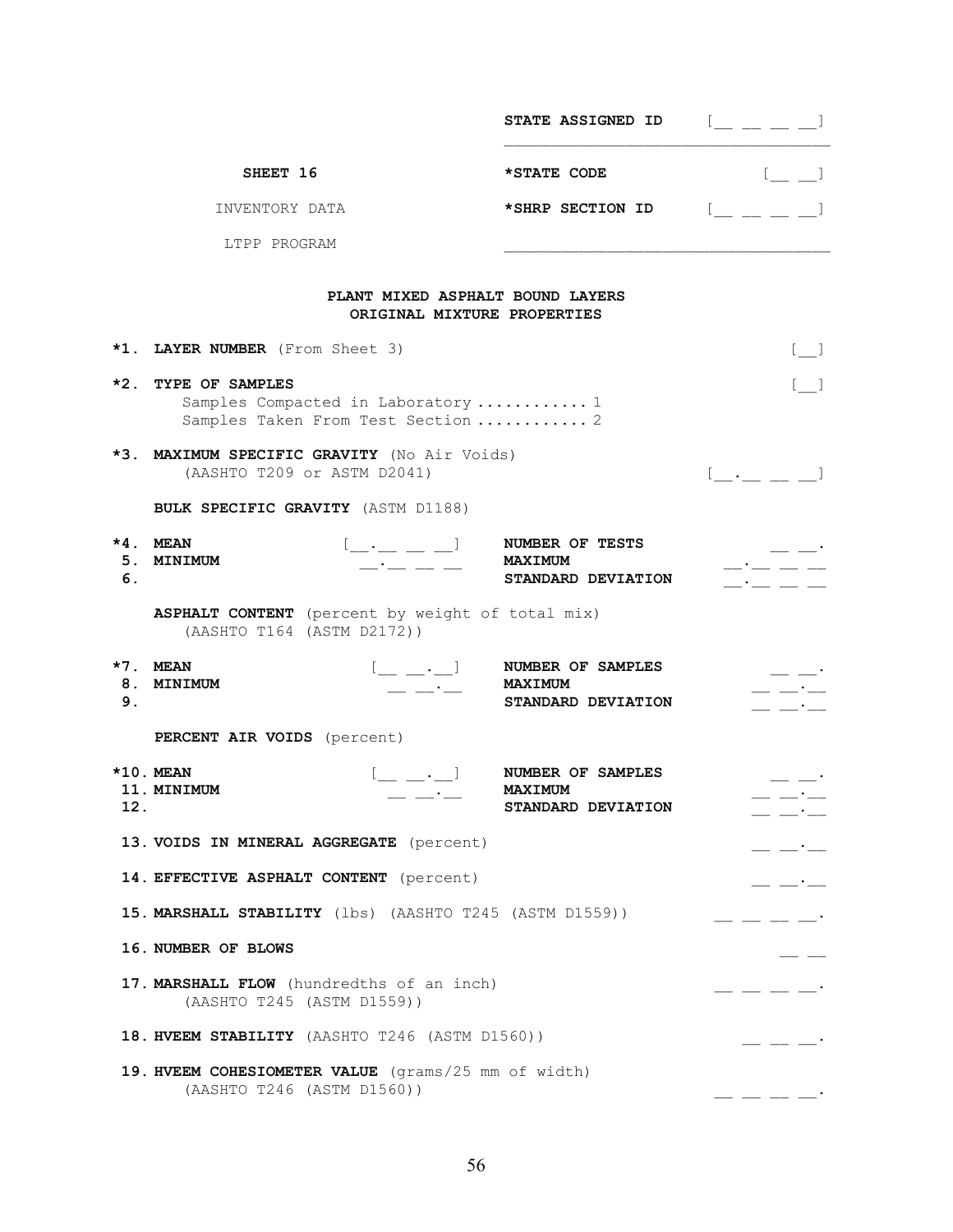STATE ASSIGNED ID [__ __ __ __]

**SHEET 16** | ***STATE CODE** [__ __]

INVENTORY DATA | ***SHRP SECTION ID** [__ __ __ __]

LTPP PROGRAM

**PLANT MIXED ASPHALT BOUND LAYERS**
**ORIGINAL MIXTURE PROPERTIES**

***1. LAYER NUMBER** (From Sheet 3) [__]

***2. TYPE OF SAMPLES** [__]

Samples Compacted in Laboratory ........... 1
Samples Taken From Test Section ........... 2

***3. MAXIMUM SPECIFIC GRAVITY** (No Air Voids)
(AASHTO T209 or ASTM D2041) [__.__ __ __]

**BULK SPECIFIC GRAVITY** (ASTM D1188)

***4. MEAN** [__.__ __ __] **NUMBER OF TESTS** __ __.
**5. MINIMUM** __.__ __ __ **MAXIMUM** __.__ __ __
**6.** **STANDARD DEVIATION** __.__ __ __

**ASPHALT CONTENT** (percent by weight of total mix)
(AASHTO T164 (ASTM D2172))

***7. MEAN** [__ __.__] **NUMBER OF SAMPLES** __ __.
**8. MINIMUM** __ __.__ **MAXIMUM** __ __.__
**9.** **STANDARD DEVIATION** __ __.__

**PERCENT AIR VOIDS** (percent)

***10. MEAN** [__ __.__] **NUMBER OF SAMPLES** __ __.
**11. MINIMUM** __ __.__ **MAXIMUM** __ __.__
**12.** **STANDARD DEVIATION** __ __.__

**13. VOIDS IN MINERAL AGGREGATE** (percent) __ __.__

**14. EFFECTIVE ASPHALT CONTENT** (percent) __ __.__

**15. MARSHALL STABILITY** (lbs) (AASHTO T245 (ASTM D1559)) __ __ __ __.

**16. NUMBER OF BLOWS** __ __

**17. MARSHALL FLOW** (hundredths of an inch)
(AASHTO T245 (ASTM D1559)) __ __ __ __.

**18. HVEEM STABILITY** (AASHTO T246 (ASTM D1560)) __ __ __.

**19. HVEEM COHESIOMETER VALUE** (grams/25 mm of width)
(AASHTO T246 (ASTM D1560)) __ __ __ __.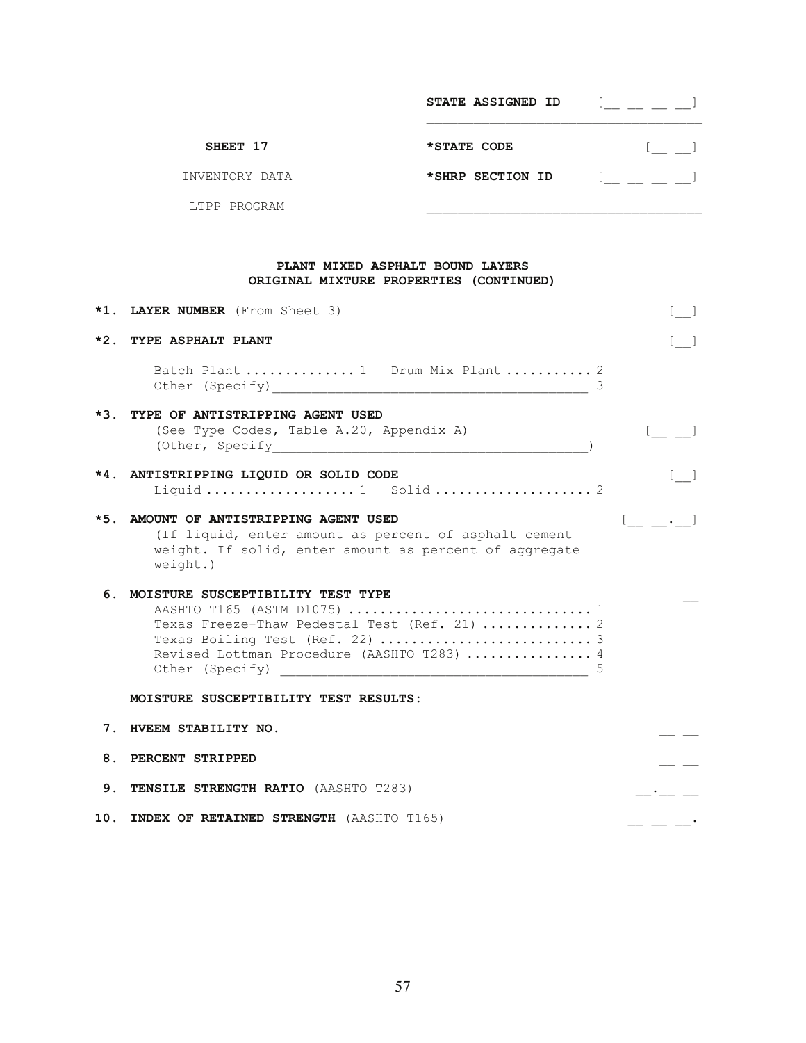STATE ASSIGNED ID [__ __ __ __]

SHEET 17

INVENTORY DATA

LTPP PROGRAM

*STATE CODE [__ __]

*SHRP SECTION ID [__ __ __ __]

**PLANT MIXED ASPHALT BOUND LAYERS**
**ORIGINAL MIXTURE PROPERTIES (CONTINUED)**

**\*1. LAYER NUMBER** (From Sheet 3) [__]

**\*2. TYPE ASPHALT PLANT** [__]

Batch Plant ............. 1 Drum Mix Plant ........... 2
Other (Specify)________________________________________ 3

**\*3. TYPE OF ANTISTRIPPING AGENT USED**
(See Type Codes, Table A.20, Appendix A) [__ __]
(Other, Specify________________________________________)

**\*4. ANTISTRIPPING LIQUID OR SOLID CODE** [__]
Liquid .................. 1 Solid .................... 2

**\*5. AMOUNT OF ANTISTRIPPING AGENT USED** [__ __.__]
(If liquid, enter amount as percent of asphalt cement weight. If solid, enter amount as percent of aggregate weight.)

**6. MOISTURE SUSCEPTIBILITY TEST TYPE** __
AASHTO T165 (ASTM D1075) ............................... 1
Texas Freeze-Thaw Pedestal Test (Ref. 21) ............. 2
Texas Boiling Test (Ref. 22) .......................... 3
Revised Lottman Procedure (AASHTO T283) ................ 4
Other (Specify) ________________________________________ 5

**MOISTURE SUSCEPTIBILITY TEST RESULTS:**

**7. HVEEM STABILITY NO.** __ __

**8. PERCENT STRIPPED** __ __

**9. TENSILE STRENGTH RATIO** (AASHTO T283) __.__ __

**10. INDEX OF RETAINED STRENGTH** (AASHTO T165) __ __ __.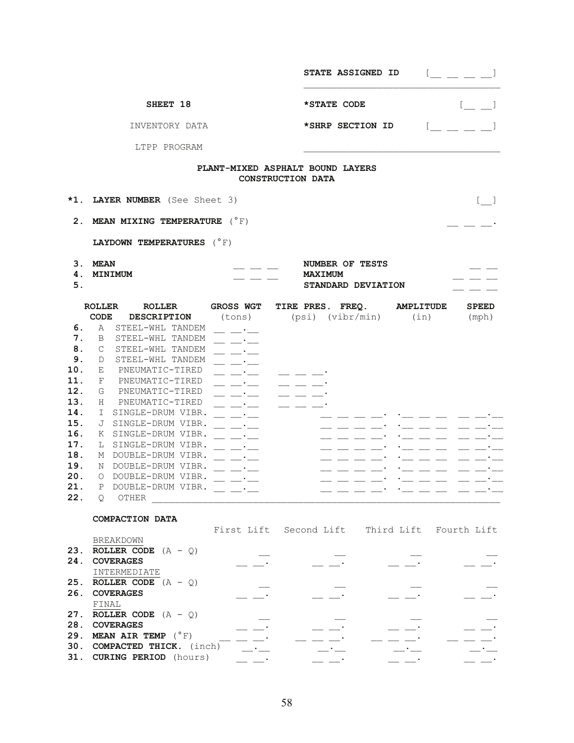| | |
|---|---|
| **STATE ASSIGNED ID** | [__ __ __ __] |
| **SHEET 18** | |
| INVENTORY DATA | |
| LTPP PROGRAM | |
| ***STATE CODE** | [__ __] |
| ***SHRP SECTION ID** | [__ __ __ __] |

## PLANT-MIXED ASPHALT BOUND LAYERS
## CONSTRUCTION DATA

***1. LAYER NUMBER** (See Sheet 3) [__]

**2. MEAN MIXING TEMPERATURE** (°F) __ __ __.

**LAYDOWN TEMPERATURES** (°F)

| | | | | |
|---|---|---|---|---|
| **3.** | **MEAN** | __ __ __ | **NUMBER OF TESTS** | __ __ |
| **4.** | **MINIMUM** | __ __ __ | **MAXIMUM** | __ __ __ |
| **5.** | | | **STANDARD DEVIATION** | __ __ __ |

| | ROLLER CODE | ROLLER DESCRIPTION | GROSS WGT (tons) | TIRE PRES. (psi) | FREQ. (vibr/min) | AMPLITUDE (in) | SPEED (mph) |
|---|---|---|---|---|---|---|---|
| **6.** | A | STEEL-WHL TANDEM | __ __.__ | | | | |
| **7.** | B | STEEL-WHL TANDEM | __ __.__ | | | | |
| **8.** | C | STEEL-WHL TANDEM | __ __.__ | | | | |
| **9.** | D | STEEL-WHL TANDEM | __ __.__ | | | | |
| **10.** | E | PNEUMATIC-TIRED | __ __.__ | __ __ __. | | | |
| **11.** | F | PNEUMATIC-TIRED | __ __.__ | __ __ __. | | | |
| **12.** | G | PNEUMATIC-TIRED | __ __.__ | __ __ __. | | | |
| **13.** | H | PNEUMATIC-TIRED | __ __.__ | __ __ __. | | | |
| **14.** | I | SINGLE-DRUM VIBR. | __ __.__ | | __ __ __ __. | .__ __ __ | __ __.__ |
| **15.** | J | SINGLE-DRUM VIBR. | __ __.__ | | __ __ __ __. | .__ __ __ | __ __.__ |
| **16.** | K | SINGLE-DRUM VIBR. | __ __.__ | | __ __ __ __. | .__ __ __ | __ __.__ |
| **17.** | L | SINGLE-DRUM VIBR. | __ __.__ | | __ __ __ __. | .__ __ __ | __ __.__ |
| **18.** | M | DOUBLE-DRUM VIBR. | __ __.__ | | __ __ __ __. | .__ __ __ | __ __.__ |
| **19.** | N | DOUBLE-DRUM VIBR. | __ __.__ | | __ __ __ __. | .__ __ __ | __ __.__ |
| **20.** | O | DOUBLE-DRUM VIBR. | __ __.__ | | __ __ __ __. | .__ __ __ | __ __.__ |
| **21.** | P | DOUBLE-DRUM VIBR. | __ __.__ | | __ __ __ __. | .__ __ __ | __ __.__ |
| **22.** | Q | OTHER ______________________________ | | | | | |

**COMPACTION DATA**

| | | First Lift | Second Lift | Third Lift | Fourth Lift |
|---|---|---|---|---|---|
| | BREAKDOWN | | | | |
| **23.** | **ROLLER CODE** (A - Q) | __ | __ | __ | __ |
| **24.** | **COVERAGES** | __ __. | __ __. | __ __. | __ __. |
| | INTERMEDIATE | | | | |
| **25.** | **ROLLER CODE** (A - Q) | __ | __ | __ | __ |
| **26.** | **COVERAGES** | __ __. | __ __. | __ __. | __ __. |
| | FINAL | | | | |
| **27.** | **ROLLER CODE** (A - Q) | __ | __ | __ | __ |
| **28.** | **COVERAGES** | __ __. | __ __. | __ __. | __ __. |
| **29.** | **MEAN AIR TEMP** (°F) | __ __ __. | __ __ __. | __ __ __. | __ __ __. |
| **30.** | **COMPACTED THICK.** (inch) | __.__ | __.__ | __.__ | __.__ |
| **31.** | **CURING PERIOD** (hours) | __ __. | __ __. | __ __. | __ __. |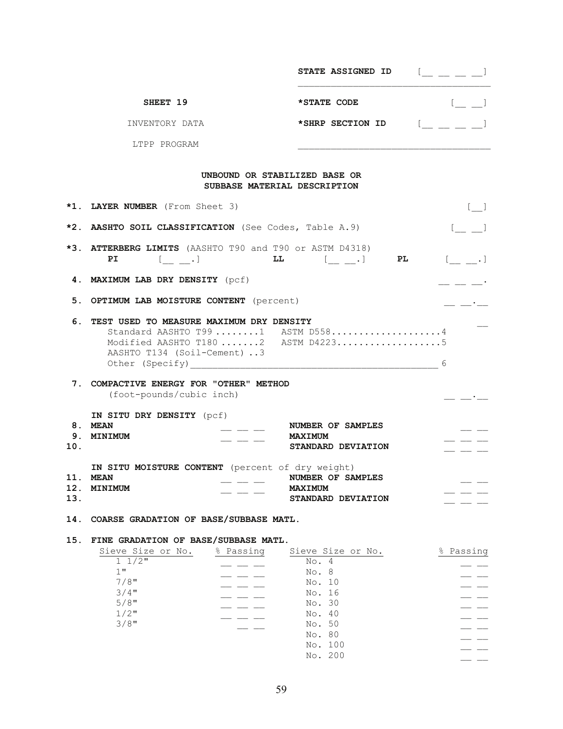STATE ASSIGNED ID [__ __ __ __]

SHEET 19 — *STATE CODE [__ __]

INVENTORY DATA — *SHRP SECTION ID [__ __ __ __]

LTPP PROGRAM

## UNBOUND OR STABILIZED BASE OR SUBBASE MATERIAL DESCRIPTION

**\*1. LAYER NUMBER** (From Sheet 3) [__]

**\*2. AASHTO SOIL CLASSIFICATION** (See Codes, Table A.9) [__ __]

**\*3. ATTERBERG LIMITS** (AASHTO T90 and T90 or ASTM D4318)
**PI** [__ __.] **LL** [__ __.] **PL** [__ __.]

**4. MAXIMUM LAB DRY DENSITY** (pcf) __ __ __.

**5. OPTIMUM LAB MOISTURE CONTENT** (percent) __ __.__

**6. TEST USED TO MEASURE MAXIMUM DRY DENSITY** __

- Standard AASHTO T99 ........1
- Modified AASHTO T180 .......2
- AASHTO T134 (Soil-Cement) ..3
- ASTM D558....................4
- ASTM D4223...................5
- Other (Specify)______________________________________________ 6

**7. COMPACTIVE ENERGY FOR "OTHER" METHOD** (foot-pounds/cubic inch) __ __.__

**IN SITU DRY DENSITY** (pcf)

| | | | | |
|---|---|---|---|---|
| **8.** | **MEAN** | __ __ __ | **NUMBER OF SAMPLES** | __ __ |
| **9.** | **MINIMUM** | __ __ __ | **MAXIMUM** | __ __ __ |
| **10.** | | | **STANDARD DEVIATION** | __ __ __ |

**IN SITU MOISTURE CONTENT** (percent of dry weight)

| | | | | |
|---|---|---|---|---|
| **11.** | **MEAN** | __ __ __ | **NUMBER OF SAMPLES** | __ __ |
| **12.** | **MINIMUM** | __ __ __ | **MAXIMUM** | __ __ __ |
| **13.** | | | **STANDARD DEVIATION** | __ __ __ |

**14. COARSE GRADATION OF BASE/SUBBASE MATL.**

**15. FINE GRADATION OF BASE/SUBBASE MATL.**

| Sieve Size or No. | % Passing | Sieve Size or No. | % Passing |
|---|---|---|---|
| 1 1/2" | __ __ __ | No. 4 | __ __ |
| 1" | __ __ __ | No. 8 | __ __ |
| 7/8" | __ __ __ | No. 10 | __ __ |
| 3/4" | __ __ __ | No. 16 | __ __ |
| 5/8" | __ __ __ | No. 30 | __ __ |
| 1/2" | __ __ __ | No. 40 | __ __ |
| 3/8" | __ __ | No. 50 | __ __ |
| | | No. 80 | __ __ |
| | | No. 100 | __ __ |
| | | No. 200 | __ __ |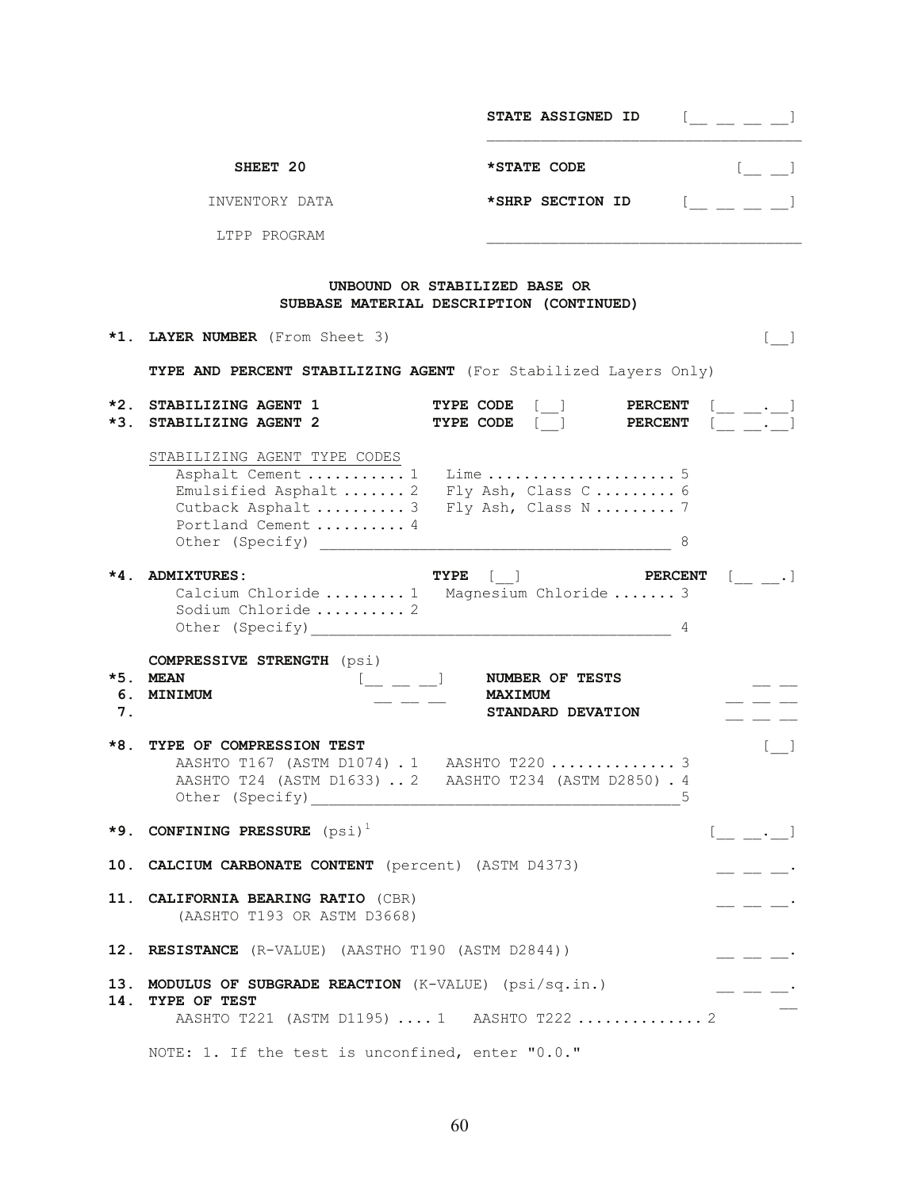STATE ASSIGNED ID [__ __ __ __]

SHEET 20 | *STATE CODE [__ __]

INVENTORY DATA | *SHRP SECTION ID [__ __ __ __]

LTPP PROGRAM

## UNBOUND OR STABILIZED BASE OR SUBBASE MATERIAL DESCRIPTION (CONTINUED)

**\*1. LAYER NUMBER** (From Sheet 3) [__]

**TYPE AND PERCENT STABILIZING AGENT** (For Stabilized Layers Only)

**\*2. STABILIZING AGENT 1** **TYPE CODE** [__] **PERCENT** [__ __.__]
**\*3. STABILIZING AGENT 2** **TYPE CODE** [__] **PERCENT** [__ __.__]

STABILIZING AGENT TYPE CODES
- Asphalt Cement .......... 1
- Emulsified Asphalt ....... 2
- Cutback Asphalt .......... 3
- Portland Cement .......... 4
- Lime ..................... 5
- Fly Ash, Class C ......... 6
- Fly Ash, Class N ......... 7
- Other (Specify) ________________________________________ 8

**\*4. ADMIXTURES:** **TYPE** [__] **PERCENT** [__ __.]
- Calcium Chloride ......... 1
- Sodium Chloride .......... 2
- Magnesium Chloride ....... 3
- Other (Specify)________________________________________ 4

**COMPRESSIVE STRENGTH** (psi)

**\*5. MEAN** [__ __ __] **NUMBER OF TESTS** __ __
**6. MINIMUM** __ __ __ **MAXIMUM** __ __ __
**7.** **STANDARD DEVATION** __ __ __

**\*8. TYPE OF COMPRESSION TEST** [__]
- AASHTO T167 (ASTM D1074) . 1
- AASHTO T24 (ASTM D1633) .. 2
- AASHTO T220 ............. 3
- AASHTO T234 (ASTM D2850) . 4
- Other (Specify)________________________________________5

**\*9. CONFINING PRESSURE** (psi)[1] [__ __.__]

**10. CALCIUM CARBONATE CONTENT** (percent) (ASTM D4373) __ __ __.

**11. CALIFORNIA BEARING RATIO** (CBR) (AASHTO T193 OR ASTM D3668) __ __ __.

**12. RESISTANCE** (R-VALUE) (AASTHO T190 (ASTM D2844)) __ __ __.

**13. MODULUS OF SUBGRADE REACTION** (K-VALUE) (psi/sq.in.) __ __ __.
**14. TYPE OF TEST** __
- AASHTO T221 (ASTM D1195) .... 1
- AASHTO T222 ............. 2

NOTE: 1. If the test is unconfined, enter "0.0."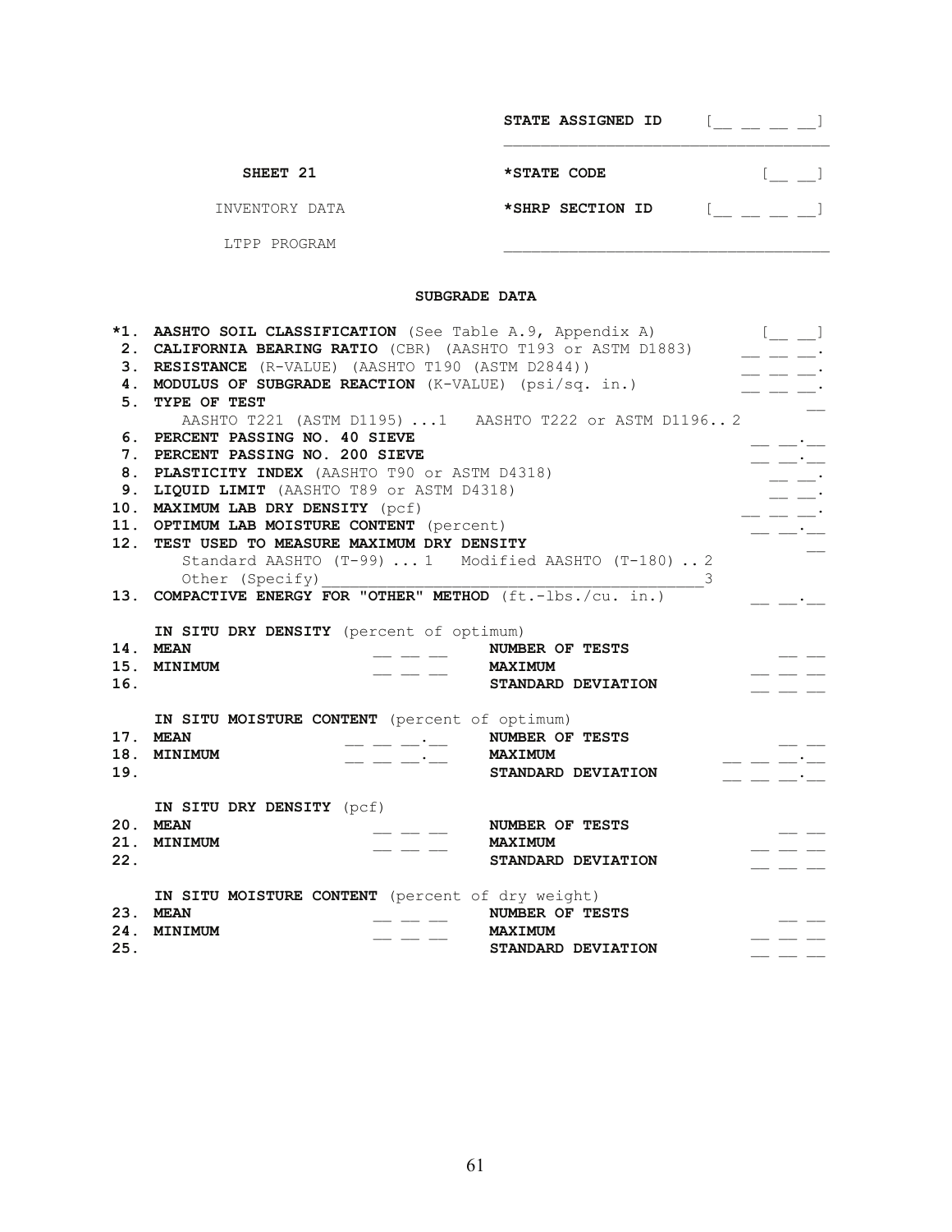STATE ASSIGNED ID [__ __ __ __]

SHEET 21 — INVENTORY DATA — LTPP PROGRAM

*STATE CODE [__ __]

*SHRP SECTION ID [__ __ __ __]

## SUBGRADE DATA

*1. **AASHTO SOIL CLASSIFICATION** (See Table A.9, Appendix A) [__ __]

2. **CALIFORNIA BEARING RATIO** (CBR) (AASHTO T193 or ASTM D1883) __ __ __.

3. **RESISTANCE** (R-VALUE) (AASHTO T190 (ASTM D2844)) __ __ __.

4. **MODULUS OF SUBGRADE REACTION** (K-VALUE) (psi/sq. in.) __ __ __.

5. **TYPE OF TEST** __
   AASHTO T221 (ASTM D1195) ...1   AASHTO T222 or ASTM D1196.. 2

6. **PERCENT PASSING NO. 40 SIEVE** __ __.__

7. **PERCENT PASSING NO. 200 SIEVE** __ __.__

8. **PLASTICITY INDEX** (AASHTO T90 or ASTM D4318) __ __.

9. **LIQUID LIMIT** (AASHTO T89 or ASTM D4318) __ __.

10. **MAXIMUM LAB DRY DENSITY** (pcf) __ __ __.

11. **OPTIMUM LAB MOISTURE CONTENT** (percent) __ __.__

12. **TEST USED TO MEASURE MAXIMUM DRY DENSITY** __
    Standard AASHTO (T-99) ... 1   Modified AASHTO (T-180) .. 2
    Other (Specify)________________________________________3

13. **COMPACTIVE ENERGY FOR "OTHER" METHOD** (ft.-lbs./cu. in.) __ __.__

**IN SITU DRY DENSITY** (percent of optimum)

| | | | | |
|---|---|---|---|---|
| 14. | **MEAN** | __ __ __ | **NUMBER OF TESTS** | __ __ |
| 15. | **MINIMUM** | __ __ __ | **MAXIMUM** | __ __ __ |
| 16. | | | **STANDARD DEVIATION** | __ __ __ |

**IN SITU MOISTURE CONTENT** (percent of optimum)

| | | | | |
|---|---|---|---|---|
| 17. | **MEAN** | __ __ __.__ | **NUMBER OF TESTS** | __ __ |
| 18. | **MINIMUM** | __ __ __.__ | **MAXIMUM** | __ __ __.__ |
| 19. | | | **STANDARD DEVIATION** | __ __ __.__ |

**IN SITU DRY DENSITY** (pcf)

| | | | | |
|---|---|---|---|---|
| 20. | **MEAN** | __ __ __ | **NUMBER OF TESTS** | __ __ |
| 21. | **MINIMUM** | __ __ __ | **MAXIMUM** | __ __ __ |
| 22. | | | **STANDARD DEVIATION** | __ __ __ |

**IN SITU MOISTURE CONTENT** (percent of dry weight)

| | | | | |
|---|---|---|---|---|
| 23. | **MEAN** | __ __ __ | **NUMBER OF TESTS** | __ __ |
| 24. | **MINIMUM** | __ __ __ | **MAXIMUM** | __ __ __ |
| 25. | | | **STANDARD DEVIATION** | __ __ __ |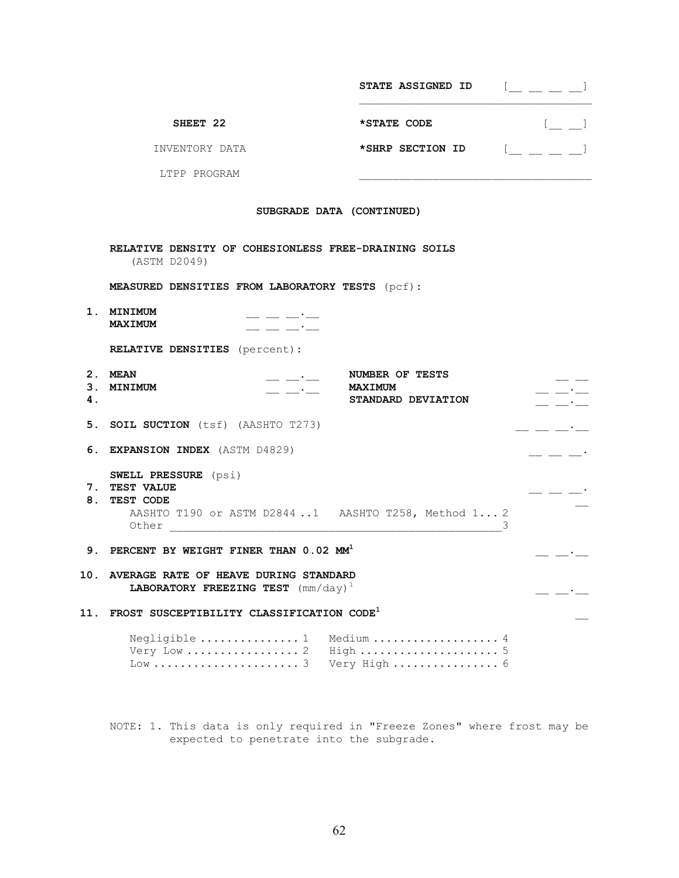STATE ASSIGNED ID [__ __ __ __]

**SHEET 22**

INVENTORY DATA

LTPP PROGRAM

**\*STATE CODE** [__ __]

**\*SHRP SECTION ID** [__ __ __ __]

**SUBGRADE DATA (CONTINUED)**

**RELATIVE DENSITY OF COHESIONLESS FREE-DRAINING SOILS** (ASTM D2049)

**MEASURED DENSITIES FROM LABORATORY TESTS** (pcf):

**1. MINIMUM** __ __ __.__
**MAXIMUM** __ __ __.__

**RELATIVE DENSITIES** (percent):

**2. MEAN** __ __.__ **NUMBER OF TESTS** __ __

**3. MINIMUM** __ __.__ **MAXIMUM** __ __.__

**4.** **STANDARD DEVIATION** __ __.__

**5. SOIL SUCTION** (tsf) (AASHTO T273) __ __ __.__

**6. EXPANSION INDEX** (ASTM D4829) __ __ __.

**SWELL PRESSURE** (psi)

**7. TEST VALUE** __ __ __.

**8. TEST CODE** __

AASHTO T190 or ASTM D2844 ..1 AASHTO T258, Method 1... 2
Other ________________________________________________3

**9. PERCENT BY WEIGHT FINER THAN 0.02 MM**[1] __ __.__

**10. AVERAGE RATE OF HEAVE DURING STANDARD LABORATORY FREEZING TEST** (mm/day)[1] __ __.__

**11. FROST SUSCEPTIBILITY CLASSIFICATION CODE**[1] __

Negligible .............. 1 Medium .................. 4
Very Low ................ 2 High .................... 5
Low ..................... 3 Very High ............... 6

NOTE: 1. This data is only required in "Freeze Zones" where frost may be expected to penetrate into the subgrade.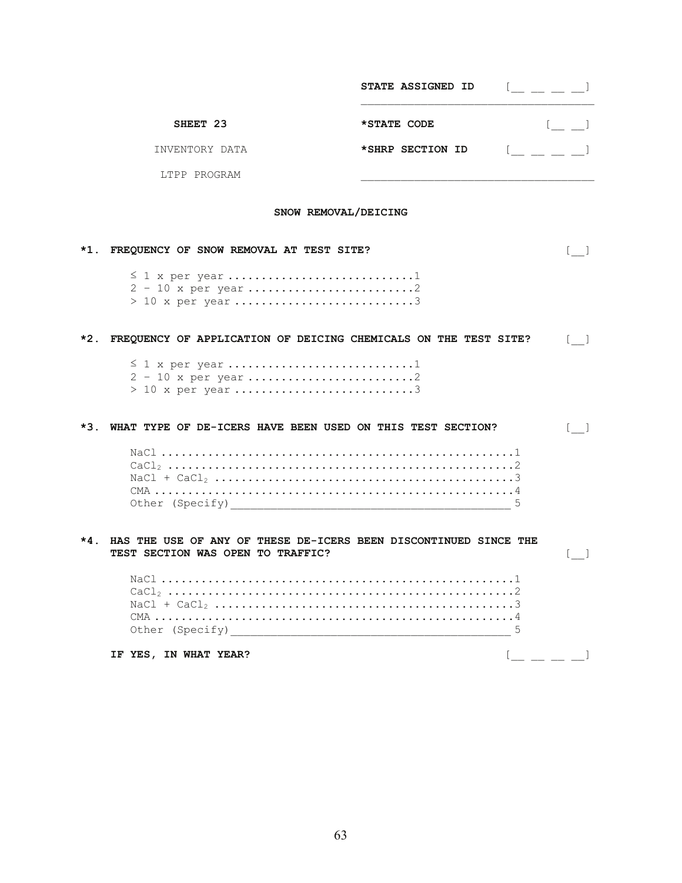STATE ASSIGNED ID [__ __ __ __]

**SHEET 23**

INVENTORY DATA

LTPP PROGRAM

*STATE CODE [__ __]

*SHRP SECTION ID [__ __ __ __]

## SNOW REMOVAL/DEICING

**\*1. FREQUENCY OF SNOW REMOVAL AT TEST SITE?** [__]

- ≤ 1 x per year ............................1
- 2 - 10 x per year ........................2
- > 10 x per year ..........................3

**\*2. FREQUENCY OF APPLICATION OF DEICING CHEMICALS ON THE TEST SITE?** [__]

- ≤ 1 x per year ............................1
- 2 - 10 x per year ........................2
- > 10 x per year ..........................3

**\*3. WHAT TYPE OF DE-ICERS HAVE BEEN USED ON THIS TEST SECTION?** [__]

- NaCl ....................................................1
- $CaCl_2$ ..................................................2
- NaCl + $CaCl_2$ ............................................3
- CMA .....................................................4
- Other (Specify)___________________________________________ 5

**\*4. HAS THE USE OF ANY OF THESE DE-ICERS BEEN DISCONTINUED SINCE THE TEST SECTION WAS OPEN TO TRAFFIC?** [__]

- NaCl ....................................................1
- $CaCl_2$ ..................................................2
- NaCl + $CaCl_2$ ............................................3
- CMA .....................................................4
- Other (Specify)___________________________________________ 5

**IF YES, IN WHAT YEAR?** [__ __ __ __]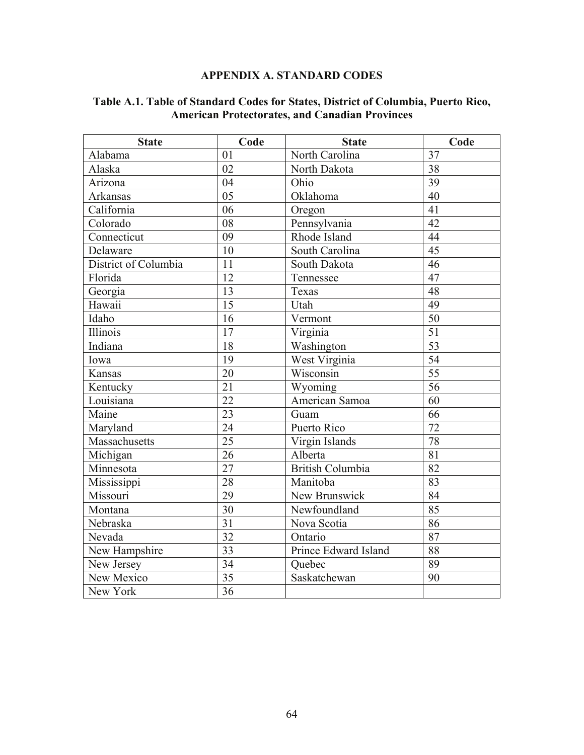# APPENDIX A. STANDARD CODES

## Table A.1. Table of Standard Codes for States, District of Columbia, Puerto Rico, American Protectorates, and Canadian Provinces

| State | Code | State | Code |
|---|---|---|---|
| Alabama | 01 | North Carolina | 37 |
| Alaska | 02 | North Dakota | 38 |
| Arizona | 04 | Ohio | 39 |
| Arkansas | 05 | Oklahoma | 40 |
| California | 06 | Oregon | 41 |
| Colorado | 08 | Pennsylvania | 42 |
| Connecticut | 09 | Rhode Island | 44 |
| Delaware | 10 | South Carolina | 45 |
| District of Columbia | 11 | South Dakota | 46 |
| Florida | 12 | Tennessee | 47 |
| Georgia | 13 | Texas | 48 |
| Hawaii | 15 | Utah | 49 |
| Idaho | 16 | Vermont | 50 |
| Illinois | 17 | Virginia | 51 |
| Indiana | 18 | Washington | 53 |
| Iowa | 19 | West Virginia | 54 |
| Kansas | 20 | Wisconsin | 55 |
| Kentucky | 21 | Wyoming | 56 |
| Louisiana | 22 | American Samoa | 60 |
| Maine | 23 | Guam | 66 |
| Maryland | 24 | Puerto Rico | 72 |
| Massachusetts | 25 | Virgin Islands | 78 |
| Michigan | 26 | Alberta | 81 |
| Minnesota | 27 | British Columbia | 82 |
| Mississippi | 28 | Manitoba | 83 |
| Missouri | 29 | New Brunswick | 84 |
| Montana | 30 | Newfoundland | 85 |
| Nebraska | 31 | Nova Scotia | 86 |
| Nevada | 32 | Ontario | 87 |
| New Hampshire | 33 | Prince Edward Island | 88 |
| New Jersey | 34 | Quebec | 89 |
| New Mexico | 35 | Saskatchewan | 90 |
| New York | 36 | | |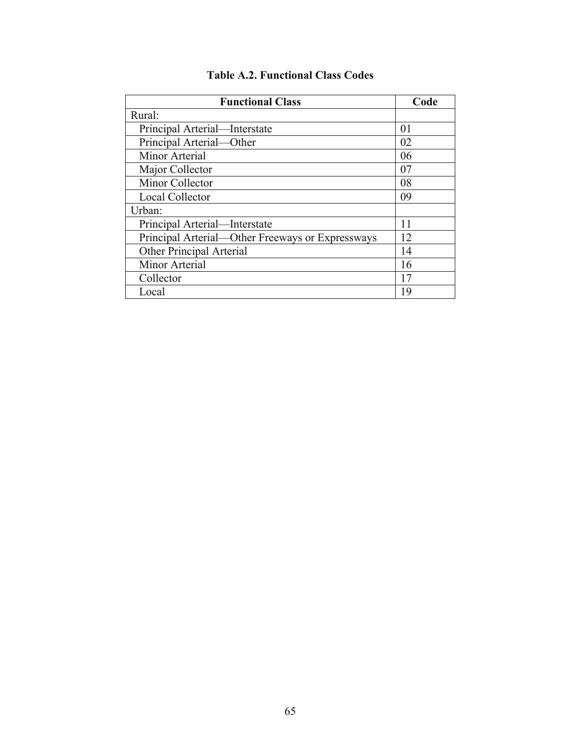**Table A.2. Functional Class Codes**

| Functional Class | Code |
|---|---|
| Rural: | |
| Principal Arterial—Interstate | 01 |
| Principal Arterial—Other | 02 |
| Minor Arterial | 06 |
| Major Collector | 07 |
| Minor Collector | 08 |
| Local Collector | 09 |
| Urban: | |
| Principal Arterial—Interstate | 11 |
| Principal Arterial—Other Freeways or Expressways | 12 |
| Other Principal Arterial | 14 |
| Minor Arterial | 16 |
| Collector | 17 |
| Local | 19 |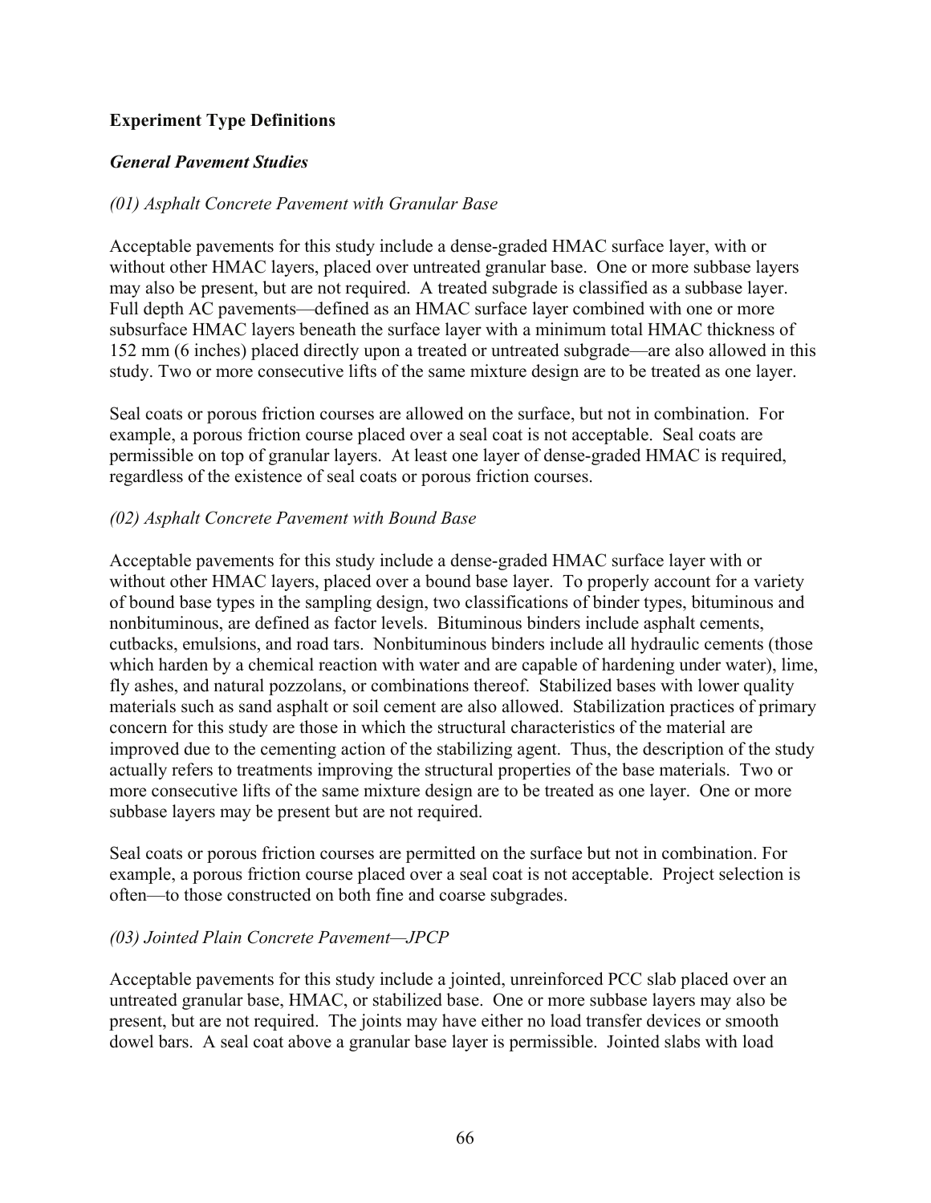### Experiment Type Definitions

#### *General Pavement Studies*

*(01) Asphalt Concrete Pavement with Granular Base*

Acceptable pavements for this study include a dense-graded HMAC surface layer, with or without other HMAC layers, placed over untreated granular base. One or more subbase layers may also be present, but are not required. A treated subgrade is classified as a subbase layer. Full depth AC pavements—defined as an HMAC surface layer combined with one or more subsurface HMAC layers beneath the surface layer with a minimum total HMAC thickness of 152 mm (6 inches) placed directly upon a treated or untreated subgrade—are also allowed in this study. Two or more consecutive lifts of the same mixture design are to be treated as one layer.

Seal coats or porous friction courses are allowed on the surface, but not in combination. For example, a porous friction course placed over a seal coat is not acceptable. Seal coats are permissible on top of granular layers. At least one layer of dense-graded HMAC is required, regardless of the existence of seal coats or porous friction courses.

*(02) Asphalt Concrete Pavement with Bound Base*

Acceptable pavements for this study include a dense-graded HMAC surface layer with or without other HMAC layers, placed over a bound base layer. To properly account for a variety of bound base types in the sampling design, two classifications of binder types, bituminous and nonbituminous, are defined as factor levels. Bituminous binders include asphalt cements, cutbacks, emulsions, and road tars. Nonbituminous binders include all hydraulic cements (those which harden by a chemical reaction with water and are capable of hardening under water), lime, fly ashes, and natural pozzolans, or combinations thereof. Stabilized bases with lower quality materials such as sand asphalt or soil cement are also allowed. Stabilization practices of primary concern for this study are those in which the structural characteristics of the material are improved due to the cementing action of the stabilizing agent. Thus, the description of the study actually refers to treatments improving the structural properties of the base materials. Two or more consecutive lifts of the same mixture design are to be treated as one layer. One or more subbase layers may be present but are not required.

Seal coats or porous friction courses are permitted on the surface but not in combination. For example, a porous friction course placed over a seal coat is not acceptable. Project selection is often—to those constructed on both fine and coarse subgrades.

*(03) Jointed Plain Concrete Pavement—JPCP*

Acceptable pavements for this study include a jointed, unreinforced PCC slab placed over an untreated granular base, HMAC, or stabilized base. One or more subbase layers may also be present, but are not required. The joints may have either no load transfer devices or smooth dowel bars. A seal coat above a granular base layer is permissible. Jointed slabs with load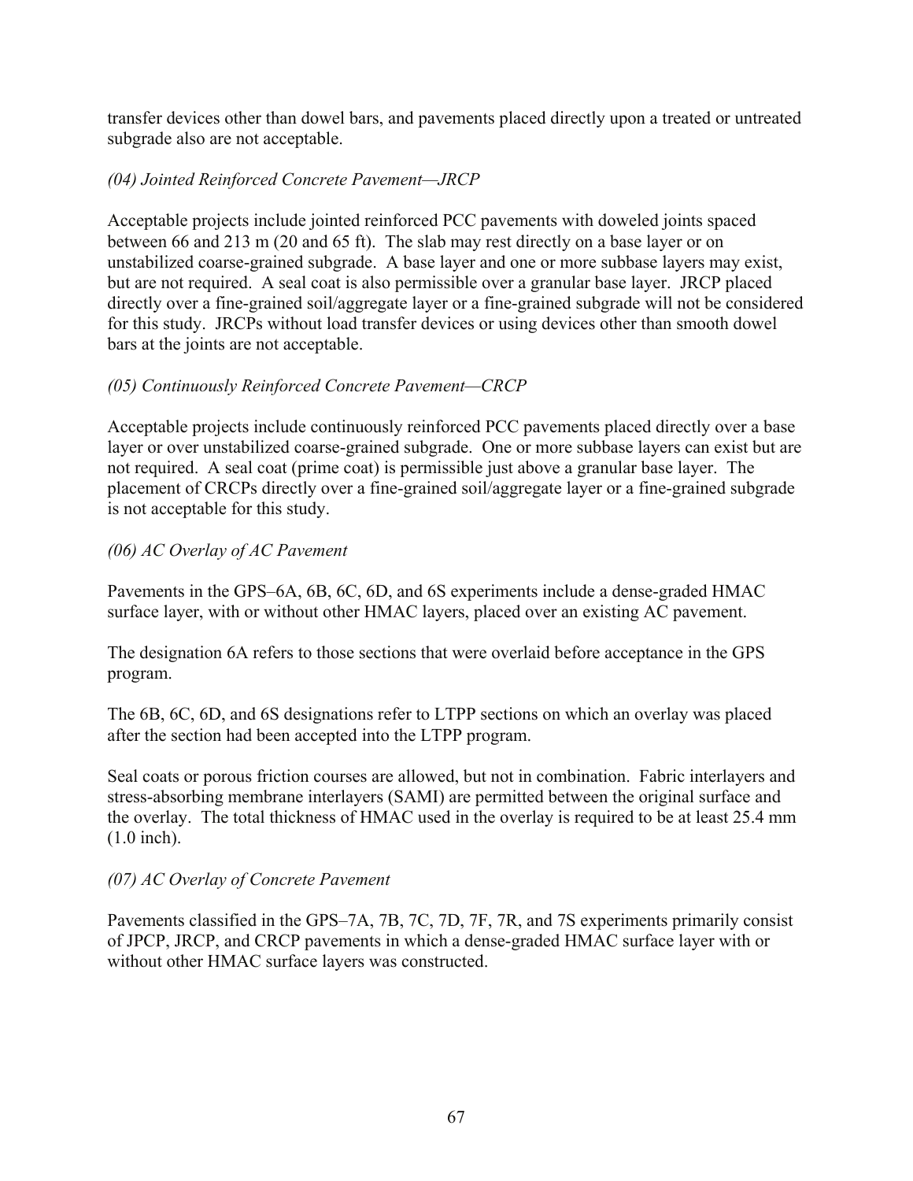transfer devices other than dowel bars, and pavements placed directly upon a treated or untreated subgrade also are not acceptable.

*(04) Jointed Reinforced Concrete Pavement—JRCP*

Acceptable projects include jointed reinforced PCC pavements with doweled joints spaced between 66 and 213 m (20 and 65 ft). The slab may rest directly on a base layer or on unstabilized coarse-grained subgrade. A base layer and one or more subbase layers may exist, but are not required. A seal coat is also permissible over a granular base layer. JRCP placed directly over a fine-grained soil/aggregate layer or a fine-grained subgrade will not be considered for this study. JRCPs without load transfer devices or using devices other than smooth dowel bars at the joints are not acceptable.

*(05) Continuously Reinforced Concrete Pavement—CRCP*

Acceptable projects include continuously reinforced PCC pavements placed directly over a base layer or over unstabilized coarse-grained subgrade. One or more subbase layers can exist but are not required. A seal coat (prime coat) is permissible just above a granular base layer. The placement of CRCPs directly over a fine-grained soil/aggregate layer or a fine-grained subgrade is not acceptable for this study.

*(06) AC Overlay of AC Pavement*

Pavements in the GPS–6A, 6B, 6C, 6D, and 6S experiments include a dense-graded HMAC surface layer, with or without other HMAC layers, placed over an existing AC pavement.

The designation 6A refers to those sections that were overlaid before acceptance in the GPS program.

The 6B, 6C, 6D, and 6S designations refer to LTPP sections on which an overlay was placed after the section had been accepted into the LTPP program.

Seal coats or porous friction courses are allowed, but not in combination. Fabric interlayers and stress-absorbing membrane interlayers (SAMI) are permitted between the original surface and the overlay. The total thickness of HMAC used in the overlay is required to be at least 25.4 mm (1.0 inch).

*(07) AC Overlay of Concrete Pavement*

Pavements classified in the GPS–7A, 7B, 7C, 7D, 7F, 7R, and 7S experiments primarily consist of JPCP, JRCP, and CRCP pavements in which a dense-graded HMAC surface layer with or without other HMAC surface layers was constructed.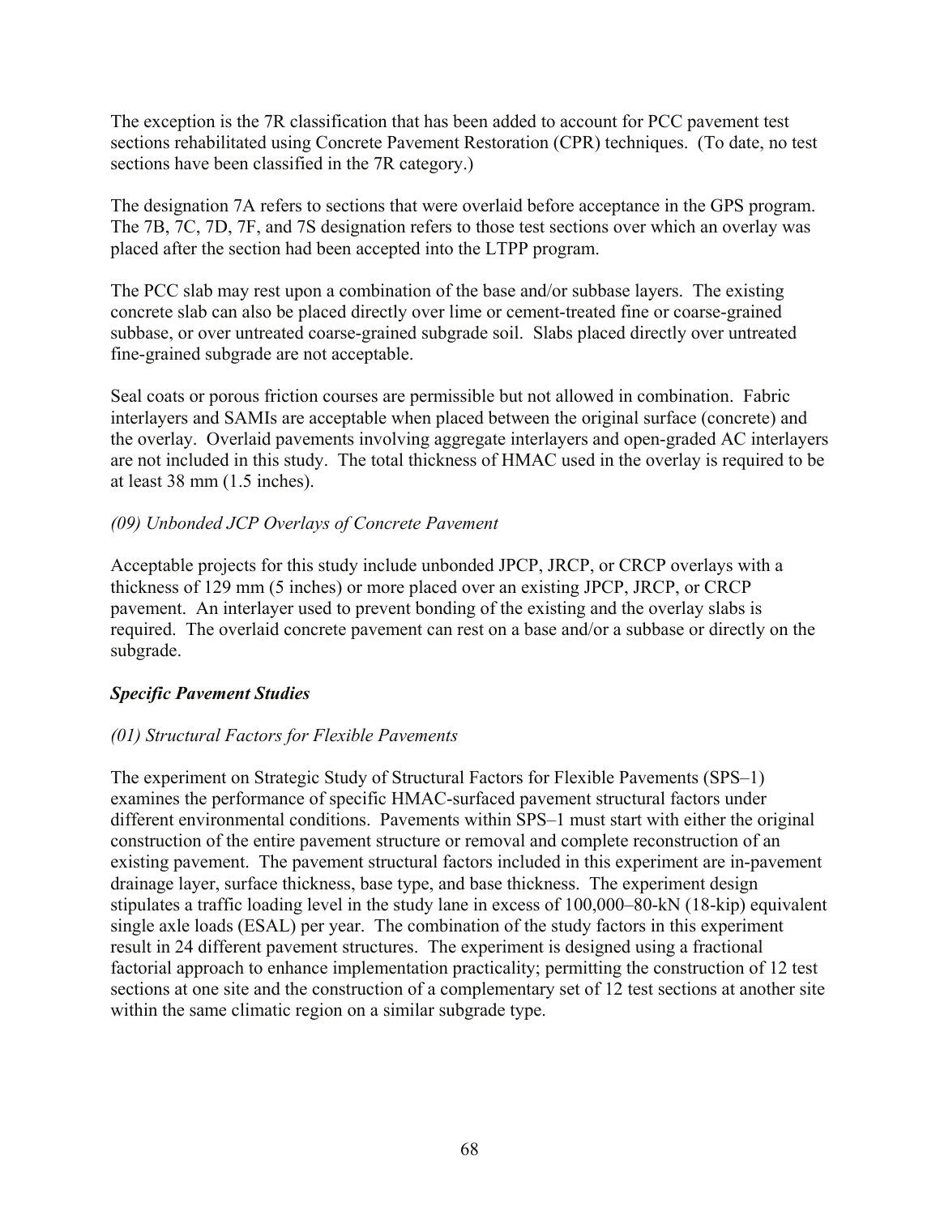The exception is the 7R classification that has been added to account for PCC pavement test sections rehabilitated using Concrete Pavement Restoration (CPR) techniques. (To date, no test sections have been classified in the 7R category.)

The designation 7A refers to sections that were overlaid before acceptance in the GPS program. The 7B, 7C, 7D, 7F, and 7S designation refers to those test sections over which an overlay was placed after the section had been accepted into the LTPP program.

The PCC slab may rest upon a combination of the base and/or subbase layers. The existing concrete slab can also be placed directly over lime or cement-treated fine or coarse-grained subbase, or over untreated coarse-grained subgrade soil. Slabs placed directly over untreated fine-grained subgrade are not acceptable.

Seal coats or porous friction courses are permissible but not allowed in combination. Fabric interlayers and SAMIs are acceptable when placed between the original surface (concrete) and the overlay. Overlaid pavements involving aggregate interlayers and open-graded AC interlayers are not included in this study. The total thickness of HMAC used in the overlay is required to be at least 38 mm (1.5 inches).

*(09) Unbonded JCP Overlays of Concrete Pavement*

Acceptable projects for this study include unbonded JPCP, JRCP, or CRCP overlays with a thickness of 129 mm (5 inches) or more placed over an existing JPCP, JRCP, or CRCP pavement. An interlayer used to prevent bonding of the existing and the overlay slabs is required. The overlaid concrete pavement can rest on a base and/or a subbase or directly on the subgrade.

***Specific Pavement Studies***

*(01) Structural Factors for Flexible Pavements*

The experiment on Strategic Study of Structural Factors for Flexible Pavements (SPS–1) examines the performance of specific HMAC-surfaced pavement structural factors under different environmental conditions. Pavements within SPS–1 must start with either the original construction of the entire pavement structure or removal and complete reconstruction of an existing pavement. The pavement structural factors included in this experiment are in-pavement drainage layer, surface thickness, base type, and base thickness. The experiment design stipulates a traffic loading level in the study lane in excess of 100,000–80-kN (18-kip) equivalent single axle loads (ESAL) per year. The combination of the study factors in this experiment result in 24 different pavement structures. The experiment is designed using a fractional factorial approach to enhance implementation practicality; permitting the construction of 12 test sections at one site and the construction of a complementary set of 12 test sections at another site within the same climatic region on a similar subgrade type.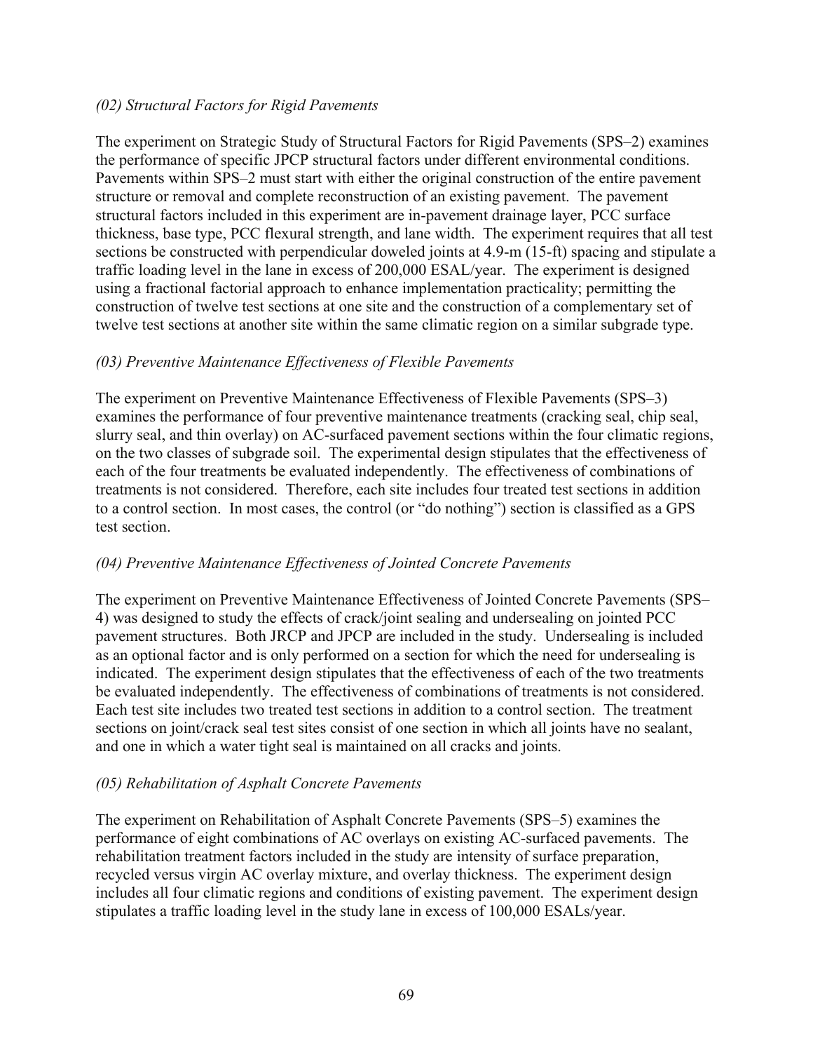*(02) Structural Factors for Rigid Pavements*

The experiment on Strategic Study of Structural Factors for Rigid Pavements (SPS–2) examines the performance of specific JPCP structural factors under different environmental conditions. Pavements within SPS–2 must start with either the original construction of the entire pavement structure or removal and complete reconstruction of an existing pavement. The pavement structural factors included in this experiment are in-pavement drainage layer, PCC surface thickness, base type, PCC flexural strength, and lane width. The experiment requires that all test sections be constructed with perpendicular doweled joints at 4.9-m (15-ft) spacing and stipulate a traffic loading level in the lane in excess of 200,000 ESAL/year. The experiment is designed using a fractional factorial approach to enhance implementation practicality; permitting the construction of twelve test sections at one site and the construction of a complementary set of twelve test sections at another site within the same climatic region on a similar subgrade type.

*(03) Preventive Maintenance Effectiveness of Flexible Pavements*

The experiment on Preventive Maintenance Effectiveness of Flexible Pavements (SPS–3) examines the performance of four preventive maintenance treatments (cracking seal, chip seal, slurry seal, and thin overlay) on AC-surfaced pavement sections within the four climatic regions, on the two classes of subgrade soil. The experimental design stipulates that the effectiveness of each of the four treatments be evaluated independently. The effectiveness of combinations of treatments is not considered. Therefore, each site includes four treated test sections in addition to a control section. In most cases, the control (or "do nothing") section is classified as a GPS test section.

*(04) Preventive Maintenance Effectiveness of Jointed Concrete Pavements*

The experiment on Preventive Maintenance Effectiveness of Jointed Concrete Pavements (SPS–4) was designed to study the effects of crack/joint sealing and undersealing on jointed PCC pavement structures. Both JRCP and JPCP are included in the study. Undersealing is included as an optional factor and is only performed on a section for which the need for undersealing is indicated. The experiment design stipulates that the effectiveness of each of the two treatments be evaluated independently. The effectiveness of combinations of treatments is not considered. Each test site includes two treated test sections in addition to a control section. The treatment sections on joint/crack seal test sites consist of one section in which all joints have no sealant, and one in which a water tight seal is maintained on all cracks and joints.

*(05) Rehabilitation of Asphalt Concrete Pavements*

The experiment on Rehabilitation of Asphalt Concrete Pavements (SPS–5) examines the performance of eight combinations of AC overlays on existing AC-surfaced pavements. The rehabilitation treatment factors included in the study are intensity of surface preparation, recycled versus virgin AC overlay mixture, and overlay thickness. The experiment design includes all four climatic regions and conditions of existing pavement. The experiment design stipulates a traffic loading level in the study lane in excess of 100,000 ESALs/year.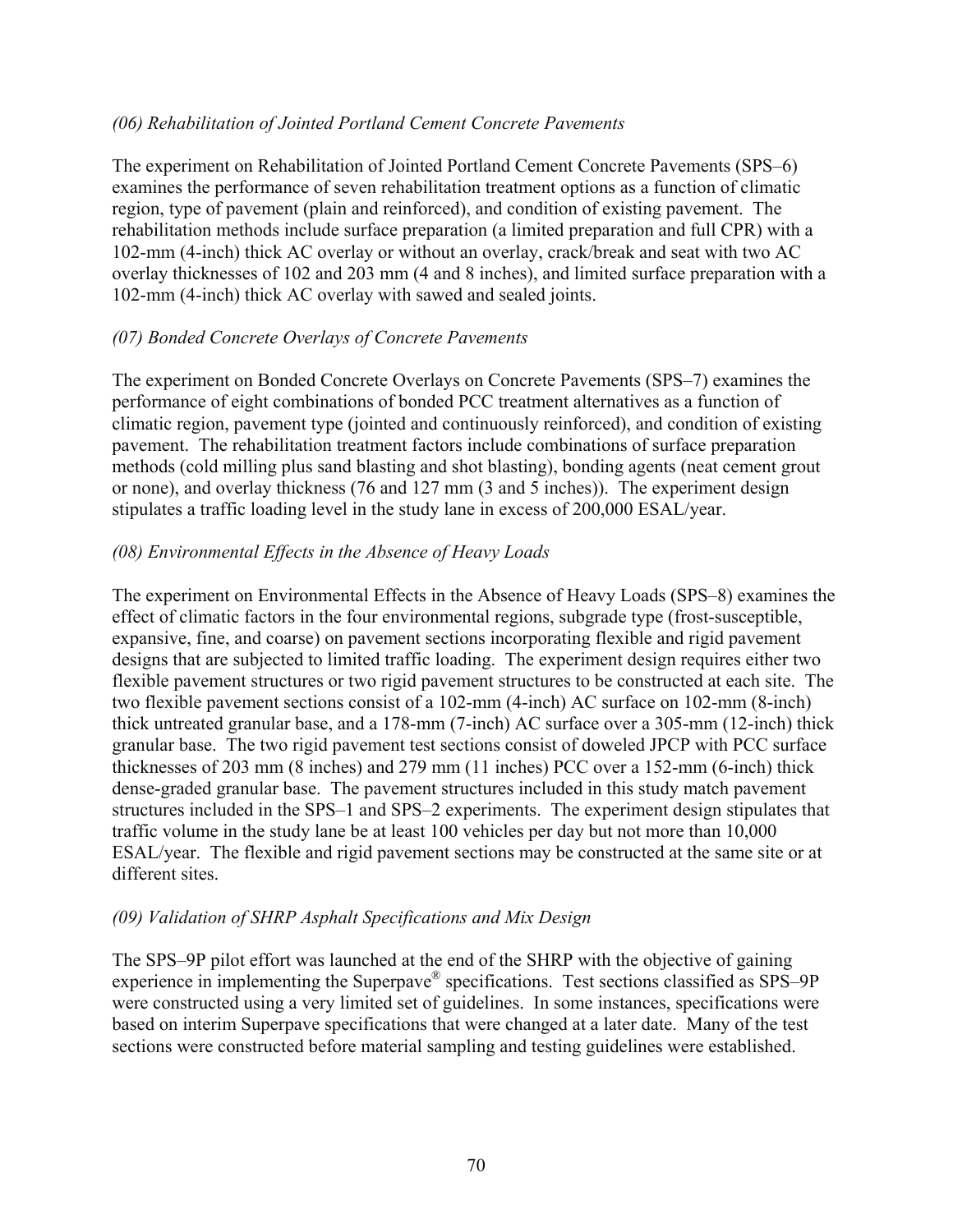*(06) Rehabilitation of Jointed Portland Cement Concrete Pavements*

The experiment on Rehabilitation of Jointed Portland Cement Concrete Pavements (SPS–6) examines the performance of seven rehabilitation treatment options as a function of climatic region, type of pavement (plain and reinforced), and condition of existing pavement. The rehabilitation methods include surface preparation (a limited preparation and full CPR) with a 102-mm (4-inch) thick AC overlay or without an overlay, crack/break and seat with two AC overlay thicknesses of 102 and 203 mm (4 and 8 inches), and limited surface preparation with a 102-mm (4-inch) thick AC overlay with sawed and sealed joints.

*(07) Bonded Concrete Overlays of Concrete Pavements*

The experiment on Bonded Concrete Overlays on Concrete Pavements (SPS–7) examines the performance of eight combinations of bonded PCC treatment alternatives as a function of climatic region, pavement type (jointed and continuously reinforced), and condition of existing pavement. The rehabilitation treatment factors include combinations of surface preparation methods (cold milling plus sand blasting and shot blasting), bonding agents (neat cement grout or none), and overlay thickness (76 and 127 mm (3 and 5 inches)). The experiment design stipulates a traffic loading level in the study lane in excess of 200,000 ESAL/year.

*(08) Environmental Effects in the Absence of Heavy Loads*

The experiment on Environmental Effects in the Absence of Heavy Loads (SPS–8) examines the effect of climatic factors in the four environmental regions, subgrade type (frost-susceptible, expansive, fine, and coarse) on pavement sections incorporating flexible and rigid pavement designs that are subjected to limited traffic loading. The experiment design requires either two flexible pavement structures or two rigid pavement structures to be constructed at each site. The two flexible pavement sections consist of a 102-mm (4-inch) AC surface on 102-mm (8-inch) thick untreated granular base, and a 178-mm (7-inch) AC surface over a 305-mm (12-inch) thick granular base. The two rigid pavement test sections consist of doweled JPCP with PCC surface thicknesses of 203 mm (8 inches) and 279 mm (11 inches) PCC over a 152-mm (6-inch) thick dense-graded granular base. The pavement structures included in this study match pavement structures included in the SPS–1 and SPS–2 experiments. The experiment design stipulates that traffic volume in the study lane be at least 100 vehicles per day but not more than 10,000 ESAL/year. The flexible and rigid pavement sections may be constructed at the same site or at different sites.

*(09) Validation of SHRP Asphalt Specifications and Mix Design*

The SPS–9P pilot effort was launched at the end of the SHRP with the objective of gaining experience in implementing the Superpave® specifications. Test sections classified as SPS–9P were constructed using a very limited set of guidelines. In some instances, specifications were based on interim Superpave specifications that were changed at a later date. Many of the test sections were constructed before material sampling and testing guidelines were established.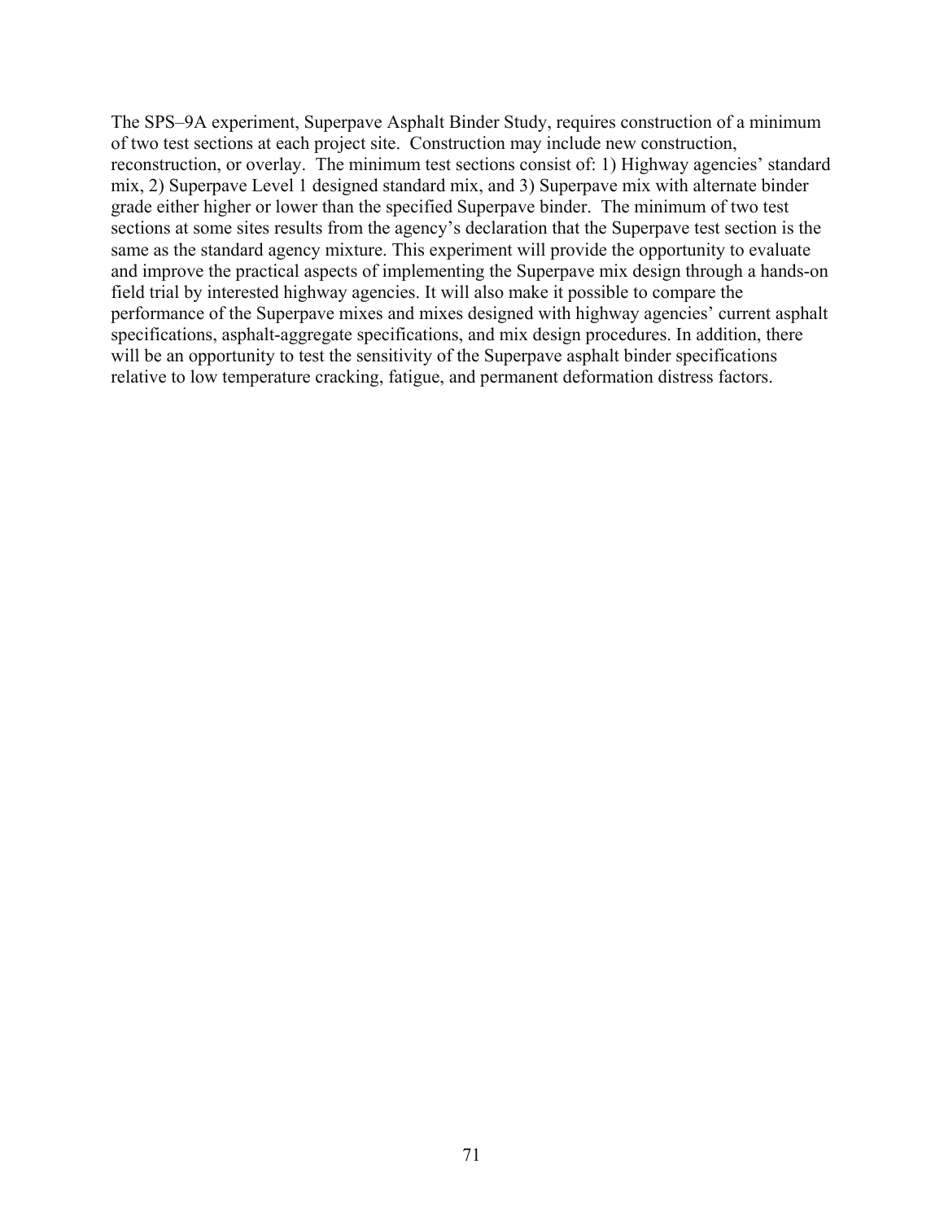The SPS–9A experiment, Superpave Asphalt Binder Study, requires construction of a minimum of two test sections at each project site. Construction may include new construction, reconstruction, or overlay. The minimum test sections consist of: 1) Highway agencies' standard mix, 2) Superpave Level 1 designed standard mix, and 3) Superpave mix with alternate binder grade either higher or lower than the specified Superpave binder. The minimum of two test sections at some sites results from the agency's declaration that the Superpave test section is the same as the standard agency mixture. This experiment will provide the opportunity to evaluate and improve the practical aspects of implementing the Superpave mix design through a hands-on field trial by interested highway agencies. It will also make it possible to compare the performance of the Superpave mixes and mixes designed with highway agencies' current asphalt specifications, asphalt-aggregate specifications, and mix design procedures. In addition, there will be an opportunity to test the sensitivity of the Superpave asphalt binder specifications relative to low temperature cracking, fatigue, and permanent deformation distress factors.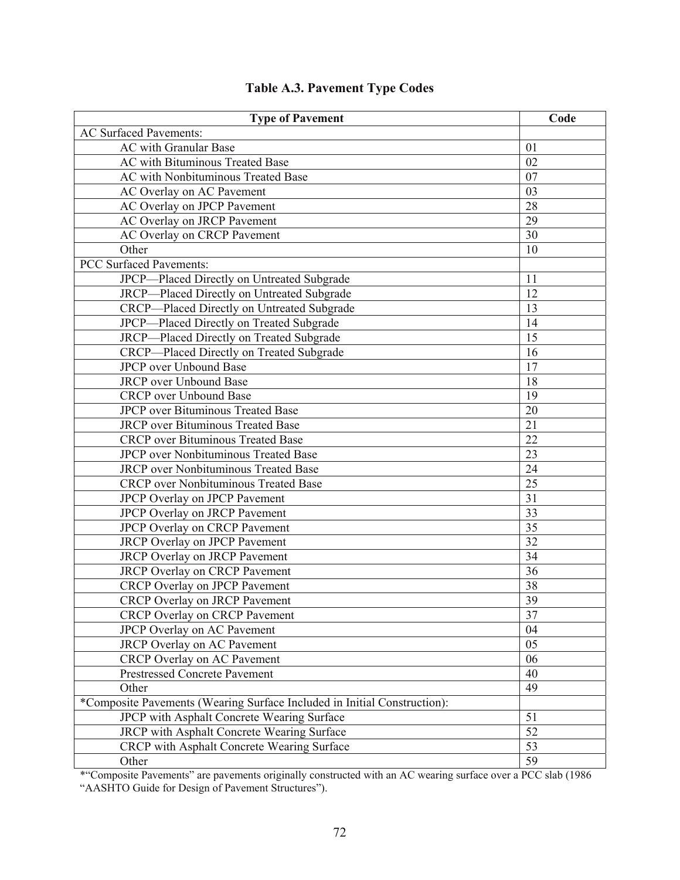## Table A.3. Pavement Type Codes

| Type of Pavement | Code |
|---|---|
| AC Surfaced Pavements: | |
| AC with Granular Base | 01 |
| AC with Bituminous Treated Base | 02 |
| AC with Nonbituminous Treated Base | 07 |
| AC Overlay on AC Pavement | 03 |
| AC Overlay on JPCP Pavement | 28 |
| AC Overlay on JRCP Pavement | 29 |
| AC Overlay on CRCP Pavement | 30 |
| Other | 10 |
| PCC Surfaced Pavements: | |
| JPCP—Placed Directly on Untreated Subgrade | 11 |
| JRCP—Placed Directly on Untreated Subgrade | 12 |
| CRCP—Placed Directly on Untreated Subgrade | 13 |
| JPCP—Placed Directly on Treated Subgrade | 14 |
| JRCP—Placed Directly on Treated Subgrade | 15 |
| CRCP—Placed Directly on Treated Subgrade | 16 |
| JPCP over Unbound Base | 17 |
| JRCP over Unbound Base | 18 |
| CRCP over Unbound Base | 19 |
| JPCP over Bituminous Treated Base | 20 |
| JRCP over Bituminous Treated Base | 21 |
| CRCP over Bituminous Treated Base | 22 |
| JPCP over Nonbituminous Treated Base | 23 |
| JRCP over Nonbituminous Treated Base | 24 |
| CRCP over Nonbituminous Treated Base | 25 |
| JPCP Overlay on JPCP Pavement | 31 |
| JPCP Overlay on JRCP Pavement | 33 |
| JPCP Overlay on CRCP Pavement | 35 |
| JRCP Overlay on JPCP Pavement | 32 |
| JRCP Overlay on JRCP Pavement | 34 |
| JRCP Overlay on CRCP Pavement | 36 |
| CRCP Overlay on JPCP Pavement | 38 |
| CRCP Overlay on JRCP Pavement | 39 |
| CRCP Overlay on CRCP Pavement | 37 |
| JPCP Overlay on AC Pavement | 04 |
| JRCP Overlay on AC Pavement | 05 |
| CRCP Overlay on AC Pavement | 06 |
| Prestressed Concrete Pavement | 40 |
| Other | 49 |
| *Composite Pavements (Wearing Surface Included in Initial Construction): | |
| JPCP with Asphalt Concrete Wearing Surface | 51 |
| JRCP with Asphalt Concrete Wearing Surface | 52 |
| CRCP with Asphalt Concrete Wearing Surface | 53 |
| Other | 59 |

*"Composite Pavements" are pavements originally constructed with an AC wearing surface over a PCC slab (1986 "AASHTO Guide for Design of Pavement Structures").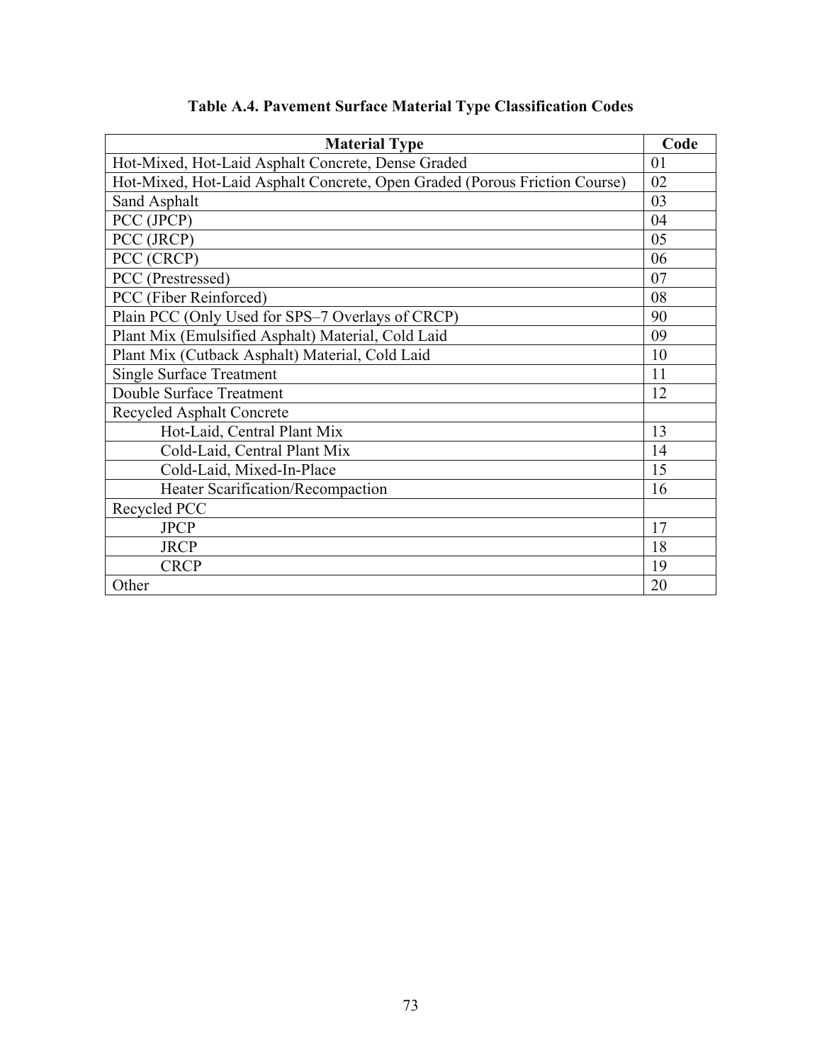**Table A.4. Pavement Surface Material Type Classification Codes**

| Material Type | Code |
|---|---|
| Hot-Mixed, Hot-Laid Asphalt Concrete, Dense Graded | 01 |
| Hot-Mixed, Hot-Laid Asphalt Concrete, Open Graded (Porous Friction Course) | 02 |
| Sand Asphalt | 03 |
| PCC (JPCP) | 04 |
| PCC (JRCP) | 05 |
| PCC (CRCP) | 06 |
| PCC (Prestressed) | 07 |
| PCC (Fiber Reinforced) | 08 |
| Plain PCC (Only Used for SPS–7 Overlays of CRCP) | 90 |
| Plant Mix (Emulsified Asphalt) Material, Cold Laid | 09 |
| Plant Mix (Cutback Asphalt) Material, Cold Laid | 10 |
| Single Surface Treatment | 11 |
| Double Surface Treatment | 12 |
| Recycled Asphalt Concrete | |
| Hot-Laid, Central Plant Mix | 13 |
| Cold-Laid, Central Plant Mix | 14 |
| Cold-Laid, Mixed-In-Place | 15 |
| Heater Scarification/Recompaction | 16 |
| Recycled PCC | |
| JPCP | 17 |
| JRCP | 18 |
| CRCP | 19 |
| Other | 20 |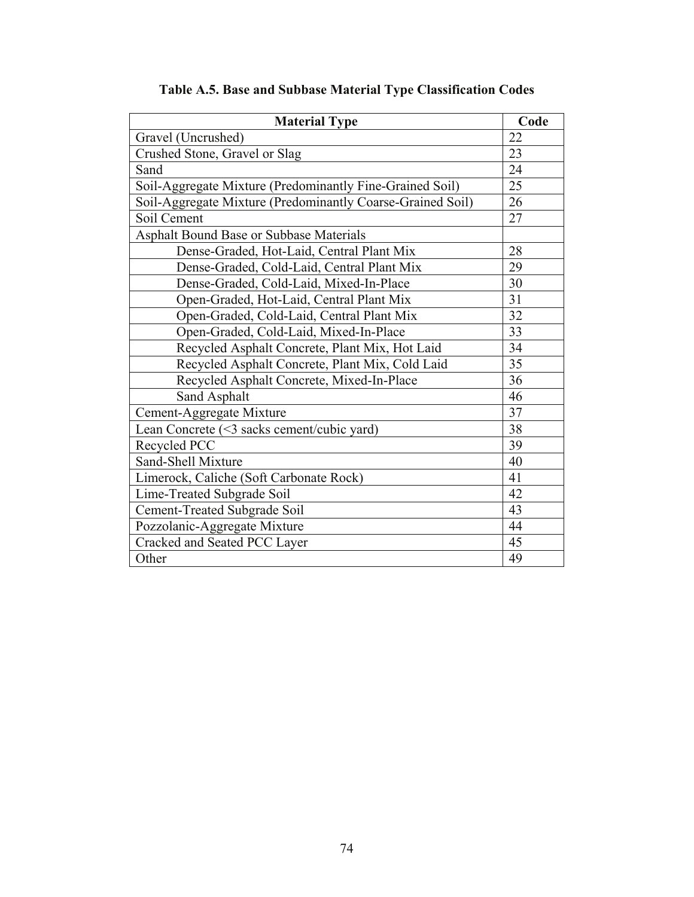**Table A.5. Base and Subbase Material Type Classification Codes**

| Material Type | Code |
|---|---|
| Gravel (Uncrushed) | 22 |
| Crushed Stone, Gravel or Slag | 23 |
| Sand | 24 |
| Soil-Aggregate Mixture (Predominantly Fine-Grained Soil) | 25 |
| Soil-Aggregate Mixture (Predominantly Coarse-Grained Soil) | 26 |
| Soil Cement | 27 |
| Asphalt Bound Base or Subbase Materials | |
| Dense-Graded, Hot-Laid, Central Plant Mix | 28 |
| Dense-Graded, Cold-Laid, Central Plant Mix | 29 |
| Dense-Graded, Cold-Laid, Mixed-In-Place | 30 |
| Open-Graded, Hot-Laid, Central Plant Mix | 31 |
| Open-Graded, Cold-Laid, Central Plant Mix | 32 |
| Open-Graded, Cold-Laid, Mixed-In-Place | 33 |
| Recycled Asphalt Concrete, Plant Mix, Hot Laid | 34 |
| Recycled Asphalt Concrete, Plant Mix, Cold Laid | 35 |
| Recycled Asphalt Concrete, Mixed-In-Place | 36 |
| Sand Asphalt | 46 |
| Cement-Aggregate Mixture | 37 |
| Lean Concrete (<3 sacks cement/cubic yard) | 38 |
| Recycled PCC | 39 |
| Sand-Shell Mixture | 40 |
| Limerock, Caliche (Soft Carbonate Rock) | 41 |
| Lime-Treated Subgrade Soil | 42 |
| Cement-Treated Subgrade Soil | 43 |
| Pozzolanic-Aggregate Mixture | 44 |
| Cracked and Seated PCC Layer | 45 |
| Other | 49 |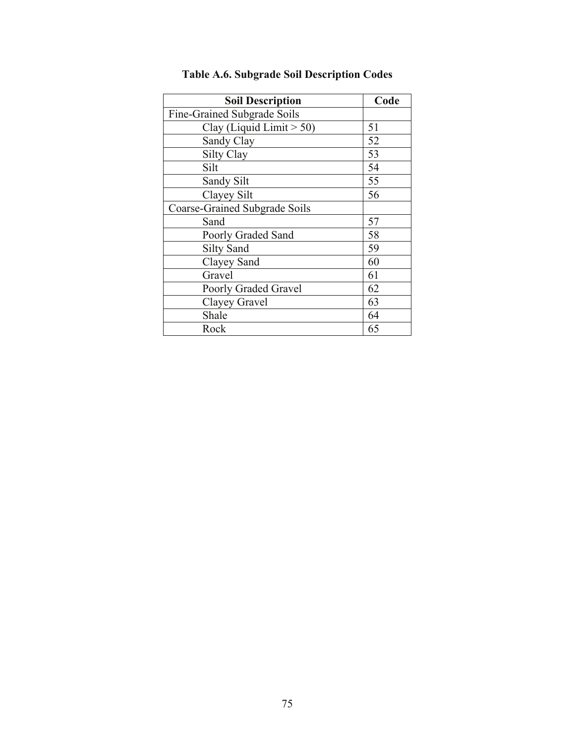**Table A.6. Subgrade Soil Description Codes**

| Soil Description | Code |
|---|---|
| Fine-Grained Subgrade Soils | |
| Clay (Liquid Limit > 50) | 51 |
| Sandy Clay | 52 |
| Silty Clay | 53 |
| Silt | 54 |
| Sandy Silt | 55 |
| Clayey Silt | 56 |
| Coarse-Grained Subgrade Soils | |
| Sand | 57 |
| Poorly Graded Sand | 58 |
| Silty Sand | 59 |
| Clayey Sand | 60 |
| Gravel | 61 |
| Poorly Graded Gravel | 62 |
| Clayey Gravel | 63 |
| Shale | 64 |
| Rock | 65 |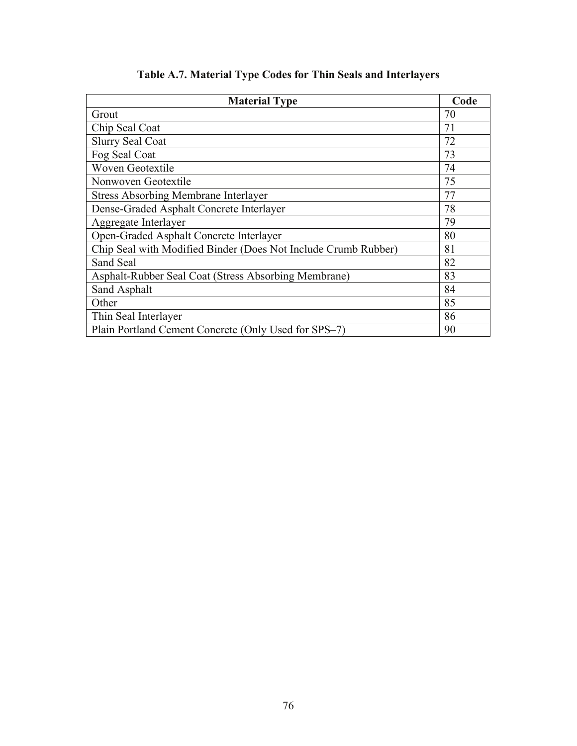**Table A.7. Material Type Codes for Thin Seals and Interlayers**

| Material Type | Code |
|---|---|
| Grout | 70 |
| Chip Seal Coat | 71 |
| Slurry Seal Coat | 72 |
| Fog Seal Coat | 73 |
| Woven Geotextile | 74 |
| Nonwoven Geotextile | 75 |
| Stress Absorbing Membrane Interlayer | 77 |
| Dense-Graded Asphalt Concrete Interlayer | 78 |
| Aggregate Interlayer | 79 |
| Open-Graded Asphalt Concrete Interlayer | 80 |
| Chip Seal with Modified Binder (Does Not Include Crumb Rubber) | 81 |
| Sand Seal | 82 |
| Asphalt-Rubber Seal Coat (Stress Absorbing Membrane) | 83 |
| Sand Asphalt | 84 |
| Other | 85 |
| Thin Seal Interlayer | 86 |
| Plain Portland Cement Concrete (Only Used for SPS–7) | 90 |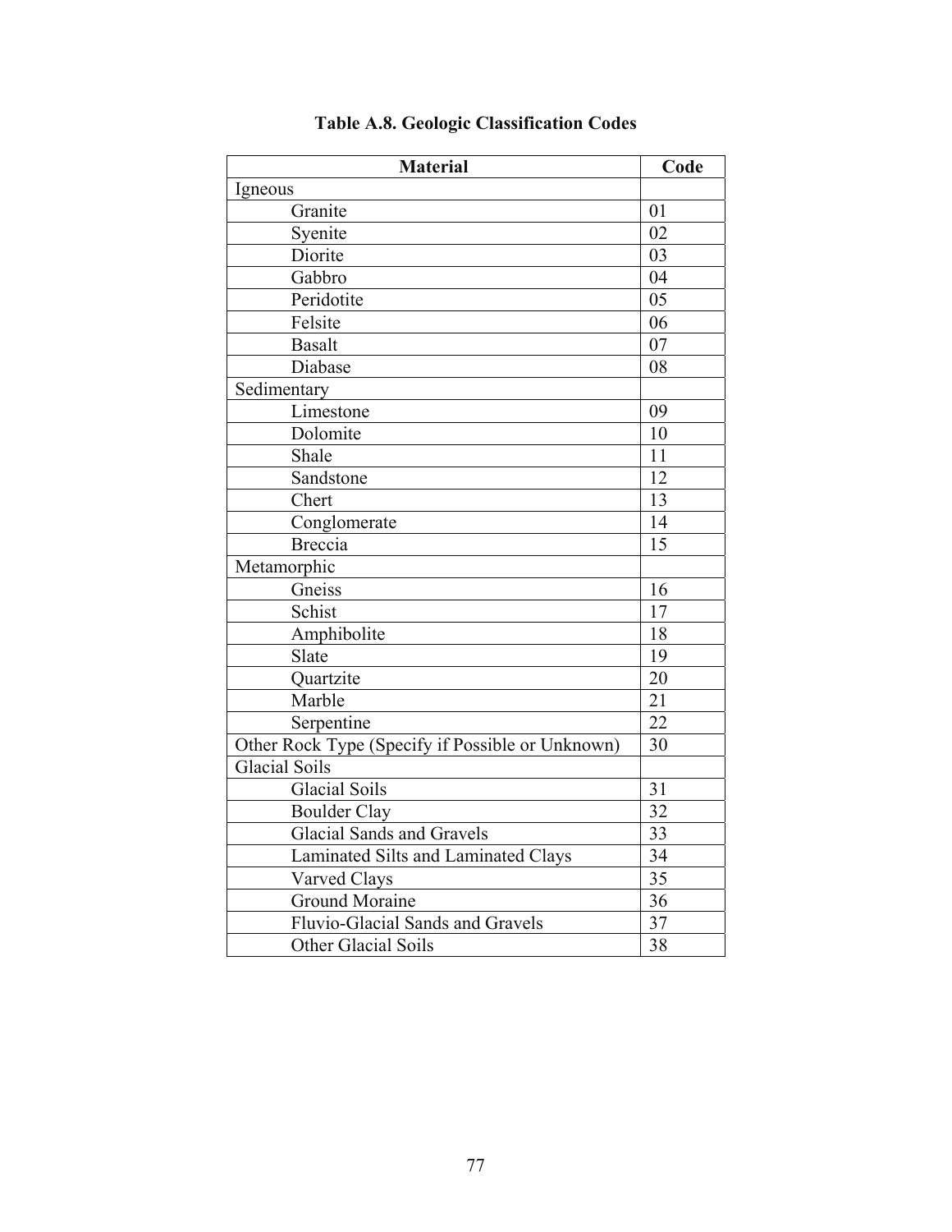**Table A.8. Geologic Classification Codes**

| Material | Code |
| --- | --- |
| Igneous | |
| Granite | 01 |
| Syenite | 02 |
| Diorite | 03 |
| Gabbro | 04 |
| Peridotite | 05 |
| Felsite | 06 |
| Basalt | 07 |
| Diabase | 08 |
| Sedimentary | |
| Limestone | 09 |
| Dolomite | 10 |
| Shale | 11 |
| Sandstone | 12 |
| Chert | 13 |
| Conglomerate | 14 |
| Breccia | 15 |
| Metamorphic | |
| Gneiss | 16 |
| Schist | 17 |
| Amphibolite | 18 |
| Slate | 19 |
| Quartzite | 20 |
| Marble | 21 |
| Serpentine | 22 |
| Other Rock Type (Specify if Possible or Unknown) | 30 |
| Glacial Soils | |
| Glacial Soils | 31 |
| Boulder Clay | 32 |
| Glacial Sands and Gravels | 33 |
| Laminated Silts and Laminated Clays | 34 |
| Varved Clays | 35 |
| Ground Moraine | 36 |
| Fluvio-Glacial Sands and Gravels | 37 |
| Other Glacial Soils | 38 |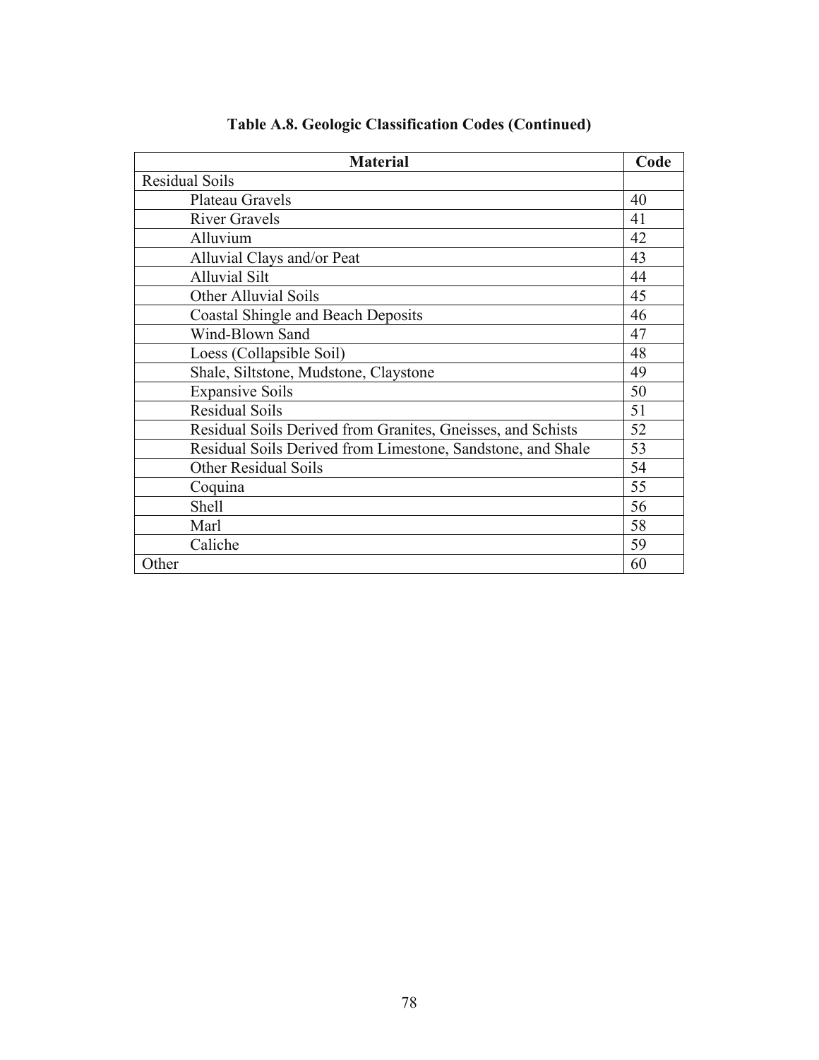**Table A.8. Geologic Classification Codes (Continued)**

| Material | Code |
|---|---|
| Residual Soils | |
| Plateau Gravels | 40 |
| River Gravels | 41 |
| Alluvium | 42 |
| Alluvial Clays and/or Peat | 43 |
| Alluvial Silt | 44 |
| Other Alluvial Soils | 45 |
| Coastal Shingle and Beach Deposits | 46 |
| Wind-Blown Sand | 47 |
| Loess (Collapsible Soil) | 48 |
| Shale, Siltstone, Mudstone, Claystone | 49 |
| Expansive Soils | 50 |
| Residual Soils | 51 |
| Residual Soils Derived from Granites, Gneisses, and Schists | 52 |
| Residual Soils Derived from Limestone, Sandstone, and Shale | 53 |
| Other Residual Soils | 54 |
| Coquina | 55 |
| Shell | 56 |
| Marl | 58 |
| Caliche | 59 |
| Other | 60 |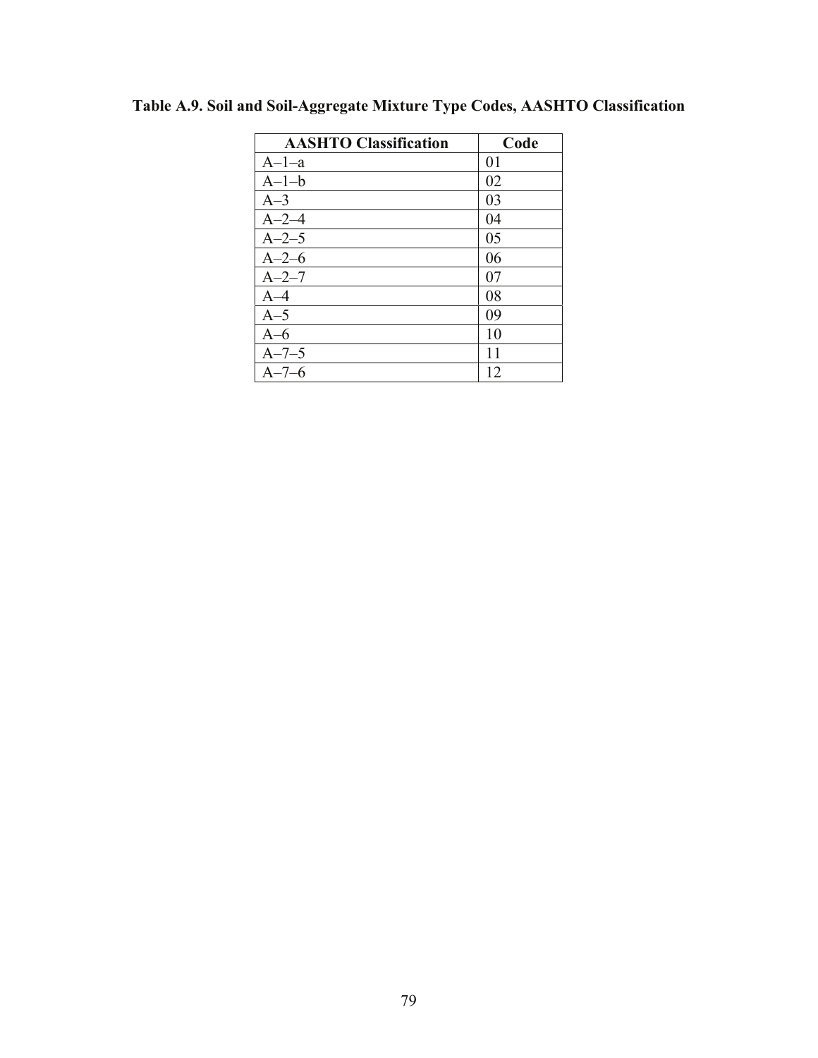**Table A.9. Soil and Soil-Aggregate Mixture Type Codes, AASHTO Classification**

| AASHTO Classification | Code |
|---|---|
| A–1–a | 01 |
| A–1–b | 02 |
| A–3 | 03 |
| A–2–4 | 04 |
| A–2–5 | 05 |
| A–2–6 | 06 |
| A–2–7 | 07 |
| A–4 | 08 |
| A–5 | 09 |
| A–6 | 10 |
| A–7–5 | 11 |
| A–7–6 | 12 |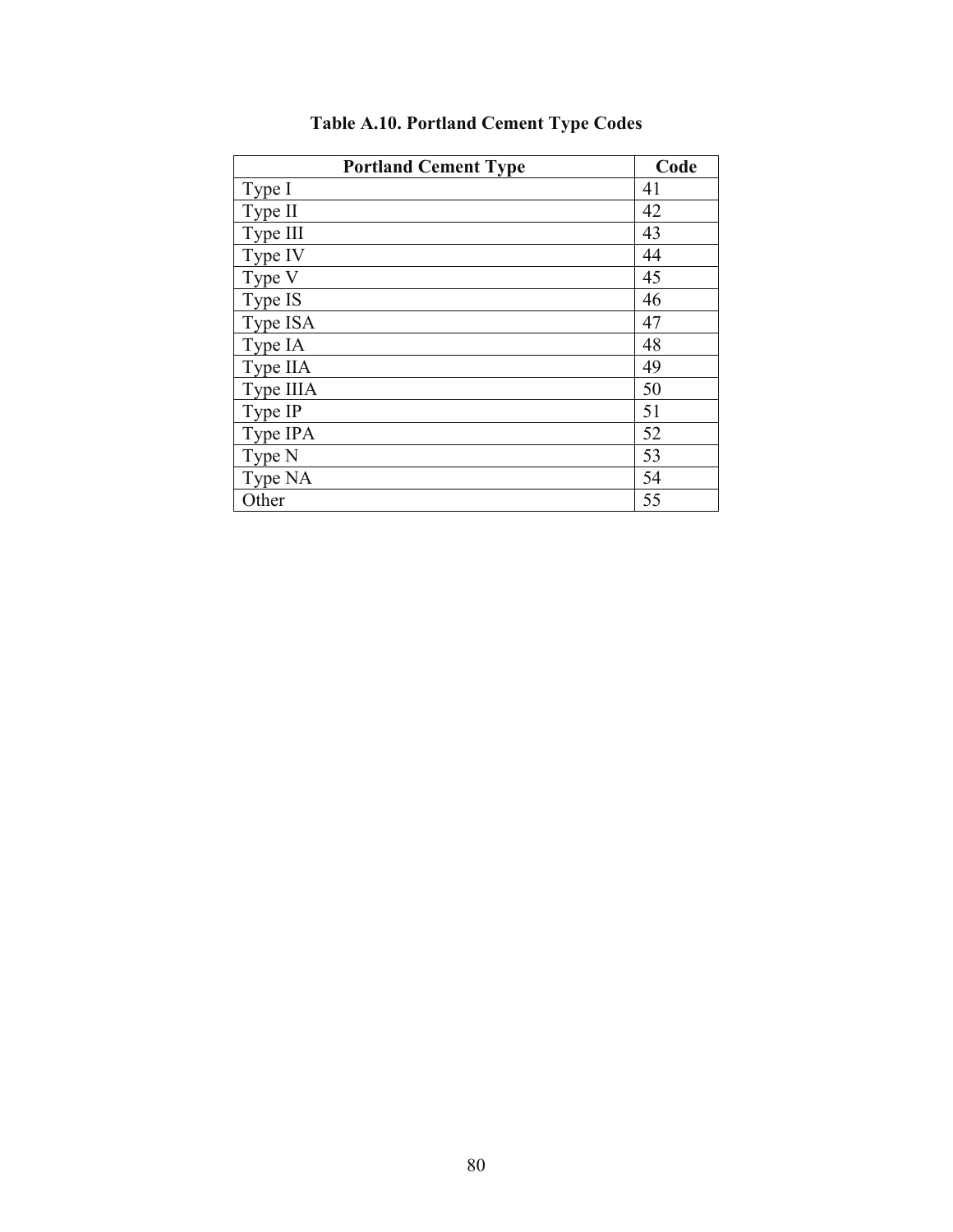**Table A.10. Portland Cement Type Codes**

| Portland Cement Type | Code |
|---|---|
| Type I | 41 |
| Type II | 42 |
| Type III | 43 |
| Type IV | 44 |
| Type V | 45 |
| Type IS | 46 |
| Type ISA | 47 |
| Type IA | 48 |
| Type IIA | 49 |
| Type IIIA | 50 |
| Type IP | 51 |
| Type IPA | 52 |
| Type N | 53 |
| Type NA | 54 |
| Other | 55 |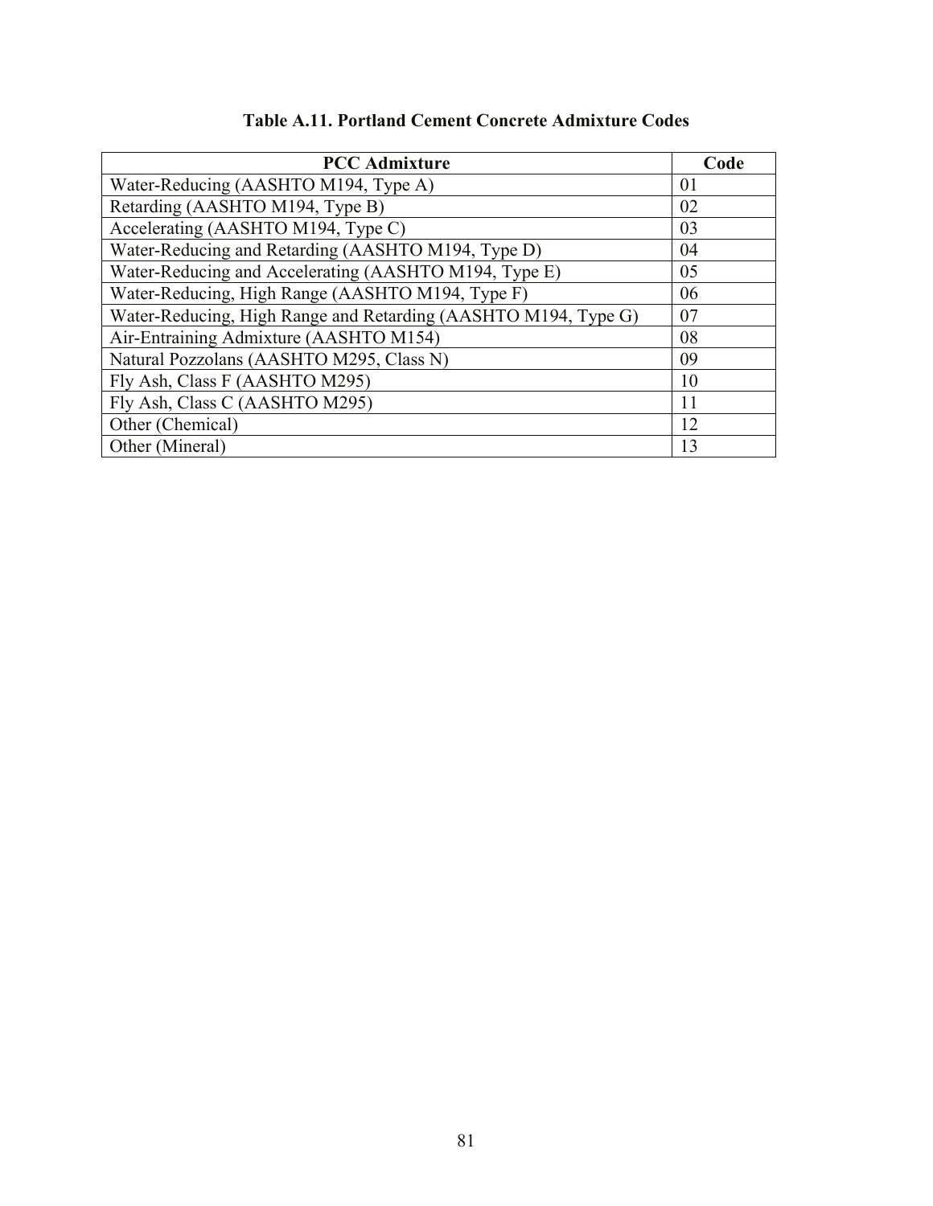**Table A.11. Portland Cement Concrete Admixture Codes**

| PCC Admixture | Code |
|---|---|
| Water-Reducing (AASHTO M194, Type A) | 01 |
| Retarding (AASHTO M194, Type B) | 02 |
| Accelerating (AASHTO M194, Type C) | 03 |
| Water-Reducing and Retarding (AASHTO M194, Type D) | 04 |
| Water-Reducing and Accelerating (AASHTO M194, Type E) | 05 |
| Water-Reducing, High Range (AASHTO M194, Type F) | 06 |
| Water-Reducing, High Range and Retarding (AASHTO M194, Type G) | 07 |
| Air-Entraining Admixture (AASHTO M154) | 08 |
| Natural Pozzolans (AASHTO M295, Class N) | 09 |
| Fly Ash, Class F (AASHTO M295) | 10 |
| Fly Ash, Class C (AASHTO M295) | 11 |
| Other (Chemical) | 12 |
| Other (Mineral) | 13 |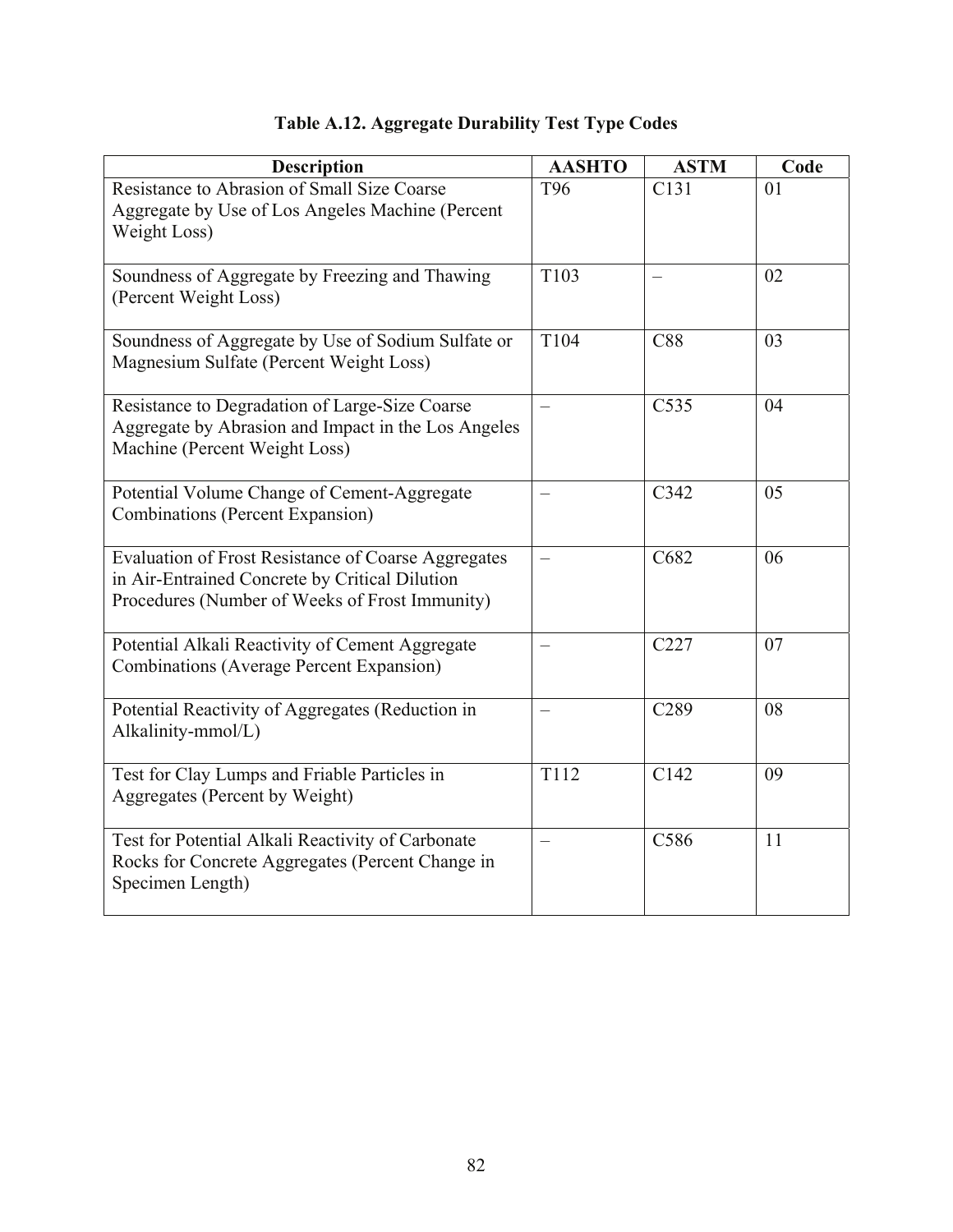**Table A.12. Aggregate Durability Test Type Codes**

| Description | AASHTO | ASTM | Code |
|---|---|---|---|
| Resistance to Abrasion of Small Size Coarse Aggregate by Use of Los Angeles Machine (Percent Weight Loss) | T96 | C131 | 01 |
| Soundness of Aggregate by Freezing and Thawing (Percent Weight Loss) | T103 | – | 02 |
| Soundness of Aggregate by Use of Sodium Sulfate or Magnesium Sulfate (Percent Weight Loss) | T104 | C88 | 03 |
| Resistance to Degradation of Large-Size Coarse Aggregate by Abrasion and Impact in the Los Angeles Machine (Percent Weight Loss) | – | C535 | 04 |
| Potential Volume Change of Cement-Aggregate Combinations (Percent Expansion) | – | C342 | 05 |
| Evaluation of Frost Resistance of Coarse Aggregates in Air-Entrained Concrete by Critical Dilution Procedures (Number of Weeks of Frost Immunity) | – | C682 | 06 |
| Potential Alkali Reactivity of Cement Aggregate Combinations (Average Percent Expansion) | – | C227 | 07 |
| Potential Reactivity of Aggregates (Reduction in Alkalinity-mmol/L) | – | C289 | 08 |
| Test for Clay Lumps and Friable Particles in Aggregates (Percent by Weight) | T112 | C142 | 09 |
| Test for Potential Alkali Reactivity of Carbonate Rocks for Concrete Aggregates (Percent Change in Specimen Length) | – | C586 | 11 |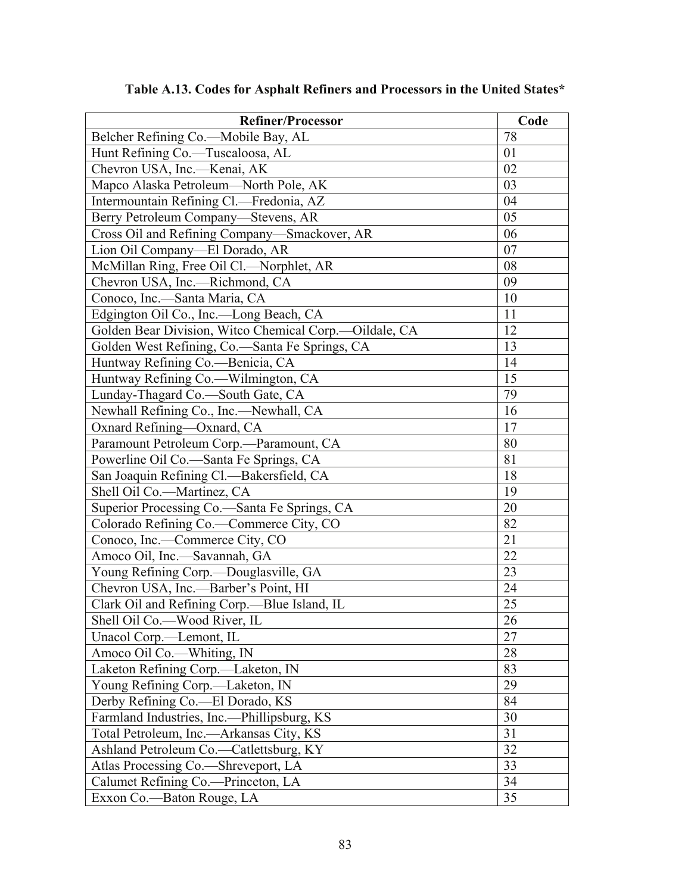**Table A.13. Codes for Asphalt Refiners and Processors in the United States***

| Refiner/Processor | Code |
|---|---|
| Belcher Refining Co.—Mobile Bay, AL | 78 |
| Hunt Refining Co.—Tuscaloosa, AL | 01 |
| Chevron USA, Inc.—Kenai, AK | 02 |
| Mapco Alaska Petroleum—North Pole, AK | 03 |
| Intermountain Refining Cl.—Fredonia, AZ | 04 |
| Berry Petroleum Company—Stevens, AR | 05 |
| Cross Oil and Refining Company—Smackover, AR | 06 |
| Lion Oil Company—El Dorado, AR | 07 |
| McMillan Ring, Free Oil Cl.—Norphlet, AR | 08 |
| Chevron USA, Inc.—Richmond, CA | 09 |
| Conoco, Inc.—Santa Maria, CA | 10 |
| Edgington Oil Co., Inc.—Long Beach, CA | 11 |
| Golden Bear Division, Witco Chemical Corp.—Oildale, CA | 12 |
| Golden West Refining, Co.—Santa Fe Springs, CA | 13 |
| Huntway Refining Co.—Benicia, CA | 14 |
| Huntway Refining Co.—Wilmington, CA | 15 |
| Lunday-Thagard Co.—South Gate, CA | 79 |
| Newhall Refining Co., Inc.—Newhall, CA | 16 |
| Oxnard Refining—Oxnard, CA | 17 |
| Paramount Petroleum Corp.—Paramount, CA | 80 |
| Powerline Oil Co.—Santa Fe Springs, CA | 81 |
| San Joaquin Refining Cl.—Bakersfield, CA | 18 |
| Shell Oil Co.—Martinez, CA | 19 |
| Superior Processing Co.—Santa Fe Springs, CA | 20 |
| Colorado Refining Co.—Commerce City, CO | 82 |
| Conoco, Inc.—Commerce City, CO | 21 |
| Amoco Oil, Inc.—Savannah, GA | 22 |
| Young Refining Corp.—Douglasville, GA | 23 |
| Chevron USA, Inc.—Barber's Point, HI | 24 |
| Clark Oil and Refining Corp.—Blue Island, IL | 25 |
| Shell Oil Co.—Wood River, IL | 26 |
| Unacol Corp.—Lemont, IL | 27 |
| Amoco Oil Co.—Whiting, IN | 28 |
| Laketon Refining Corp.—Laketon, IN | 83 |
| Young Refining Corp.—Laketon, IN | 29 |
| Derby Refining Co.—El Dorado, KS | 84 |
| Farmland Industries, Inc.—Phillipsburg, KS | 30 |
| Total Petroleum, Inc.—Arkansas City, KS | 31 |
| Ashland Petroleum Co.—Catlettsburg, KY | 32 |
| Atlas Processing Co.—Shreveport, LA | 33 |
| Calumet Refining Co.—Princeton, LA | 34 |
| Exxon Co.—Baton Rouge, LA | 35 |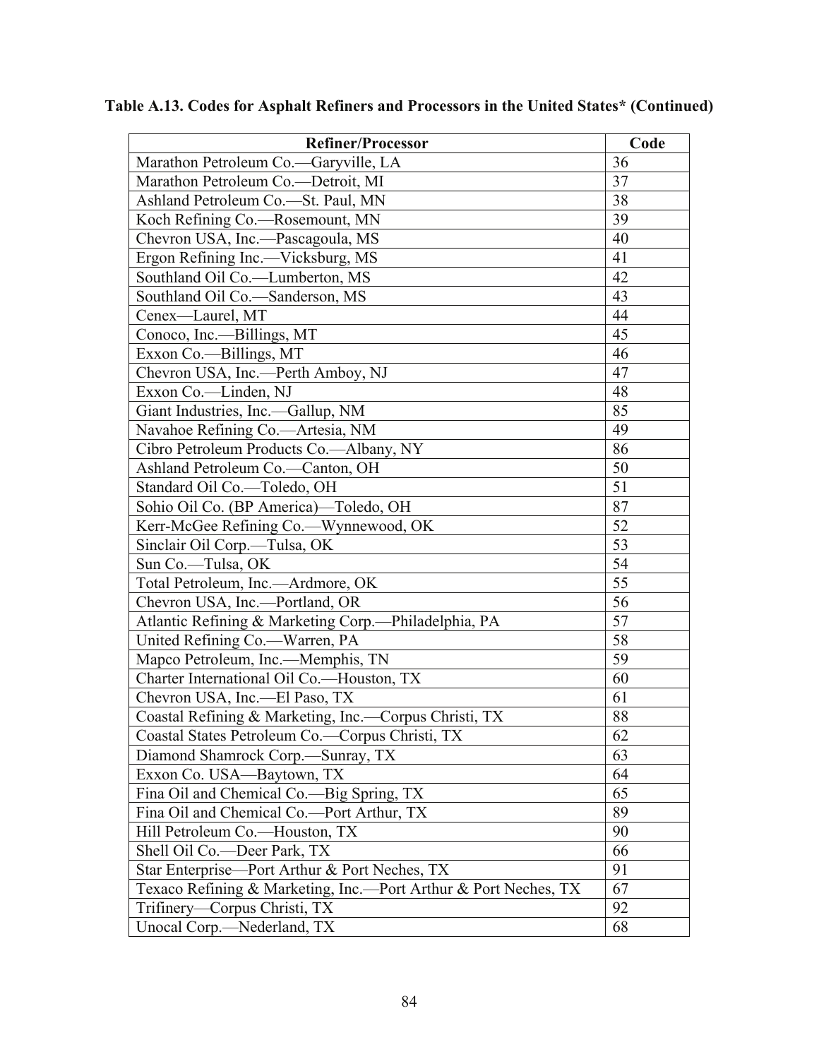**Table A.13. Codes for Asphalt Refiners and Processors in the United States* (Continued)**

| Refiner/Processor | Code |
|---|---|
| Marathon Petroleum Co.—Garyville, LA | 36 |
| Marathon Petroleum Co.—Detroit, MI | 37 |
| Ashland Petroleum Co.—St. Paul, MN | 38 |
| Koch Refining Co.—Rosemount, MN | 39 |
| Chevron USA, Inc.—Pascagoula, MS | 40 |
| Ergon Refining Inc.—Vicksburg, MS | 41 |
| Southland Oil Co.—Lumberton, MS | 42 |
| Southland Oil Co.—Sanderson, MS | 43 |
| Cenex—Laurel, MT | 44 |
| Conoco, Inc.—Billings, MT | 45 |
| Exxon Co.—Billings, MT | 46 |
| Chevron USA, Inc.—Perth Amboy, NJ | 47 |
| Exxon Co.—Linden, NJ | 48 |
| Giant Industries, Inc.—Gallup, NM | 85 |
| Navahoe Refining Co.—Artesia, NM | 49 |
| Cibro Petroleum Products Co.—Albany, NY | 86 |
| Ashland Petroleum Co.—Canton, OH | 50 |
| Standard Oil Co.—Toledo, OH | 51 |
| Sohio Oil Co. (BP America)—Toledo, OH | 87 |
| Kerr-McGee Refining Co.—Wynnewood, OK | 52 |
| Sinclair Oil Corp.—Tulsa, OK | 53 |
| Sun Co.—Tulsa, OK | 54 |
| Total Petroleum, Inc.—Ardmore, OK | 55 |
| Chevron USA, Inc.—Portland, OR | 56 |
| Atlantic Refining & Marketing Corp.—Philadelphia, PA | 57 |
| United Refining Co.—Warren, PA | 58 |
| Mapco Petroleum, Inc.—Memphis, TN | 59 |
| Charter International Oil Co.—Houston, TX | 60 |
| Chevron USA, Inc.—El Paso, TX | 61 |
| Coastal Refining & Marketing, Inc.—Corpus Christi, TX | 88 |
| Coastal States Petroleum Co.—Corpus Christi, TX | 62 |
| Diamond Shamrock Corp.—Sunray, TX | 63 |
| Exxon Co. USA—Baytown, TX | 64 |
| Fina Oil and Chemical Co.—Big Spring, TX | 65 |
| Fina Oil and Chemical Co.—Port Arthur, TX | 89 |
| Hill Petroleum Co.—Houston, TX | 90 |
| Shell Oil Co.—Deer Park, TX | 66 |
| Star Enterprise—Port Arthur & Port Neches, TX | 91 |
| Texaco Refining & Marketing, Inc.—Port Arthur & Port Neches, TX | 67 |
| Trifinery—Corpus Christi, TX | 92 |
| Unocal Corp.—Nederland, TX | 68 |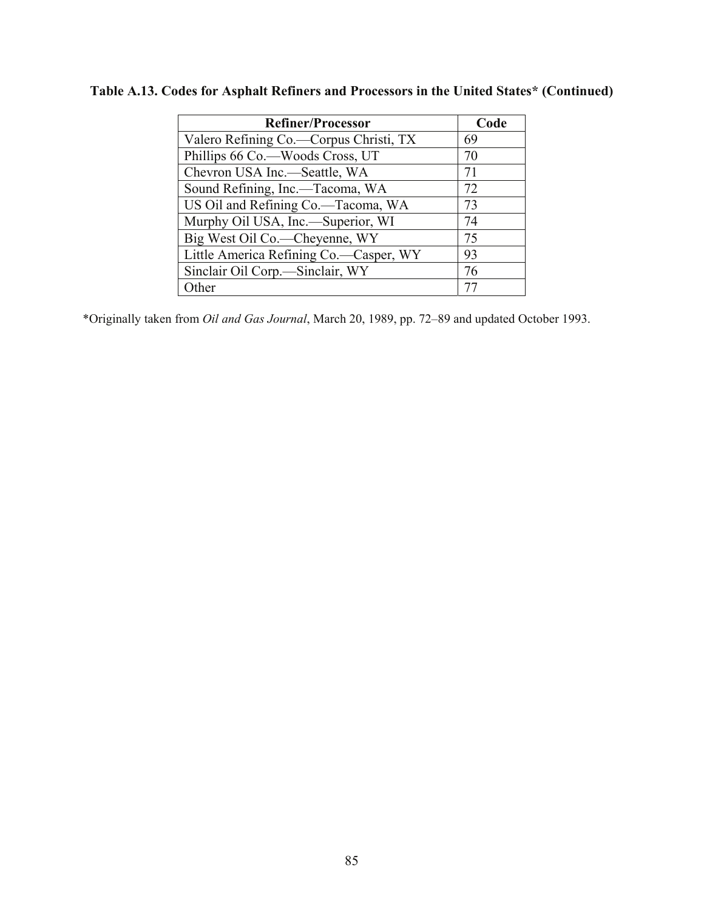**Table A.13. Codes for Asphalt Refiners and Processors in the United States* (Continued)**

| Refiner/Processor | Code |
|---|---|
| Valero Refining Co.—Corpus Christi, TX | 69 |
| Phillips 66 Co.—Woods Cross, UT | 70 |
| Chevron USA Inc.—Seattle, WA | 71 |
| Sound Refining, Inc.—Tacoma, WA | 72 |
| US Oil and Refining Co.—Tacoma, WA | 73 |
| Murphy Oil USA, Inc.—Superior, WI | 74 |
| Big West Oil Co.—Cheyenne, WY | 75 |
| Little America Refining Co.—Casper, WY | 93 |
| Sinclair Oil Corp.—Sinclair, WY | 76 |
| Other | 77 |

*Originally taken from *Oil and Gas Journal*, March 20, 1989, pp. 72–89 and updated October 1993.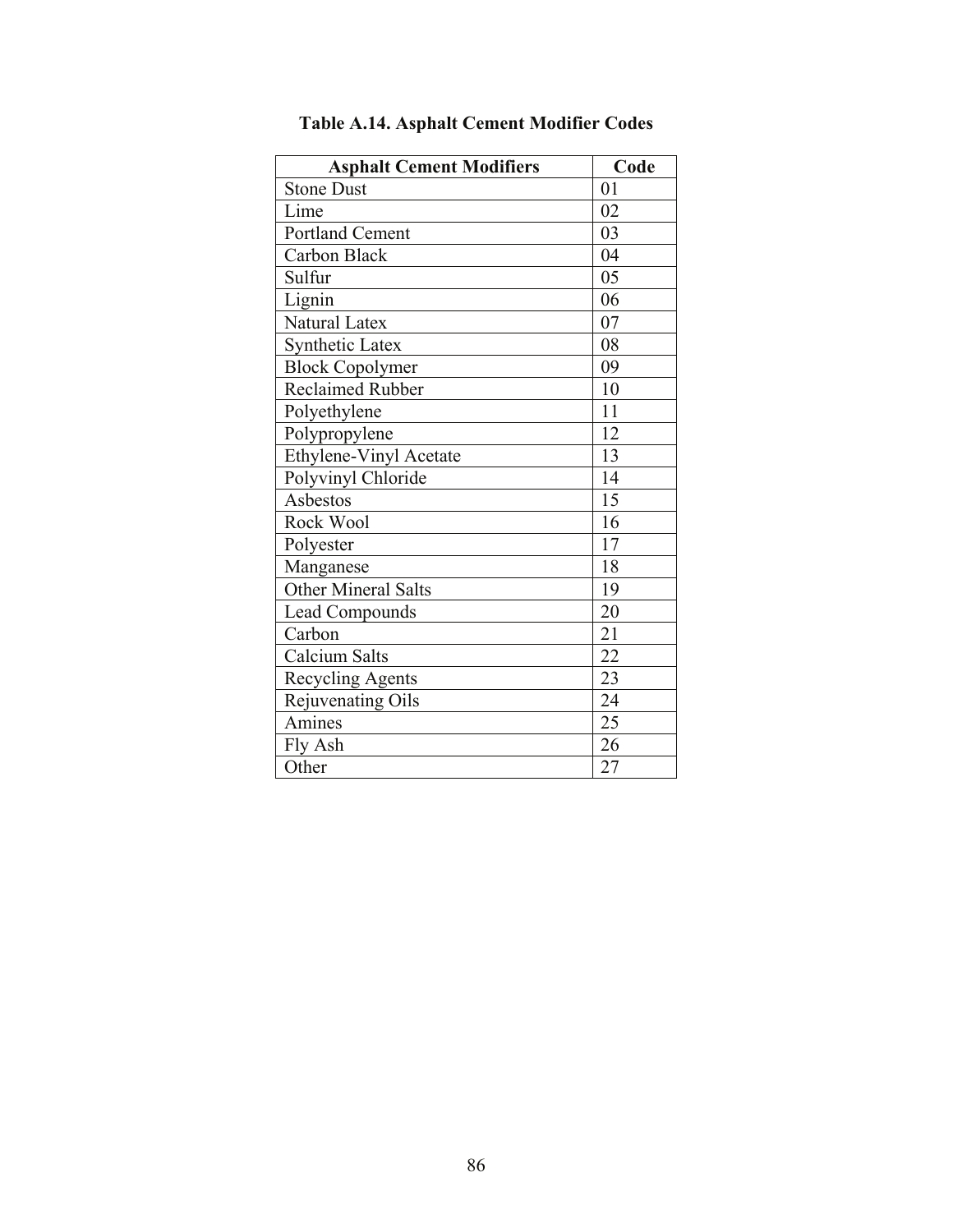**Table A.14. Asphalt Cement Modifier Codes**

| Asphalt Cement Modifiers | Code |
|---|---|
| Stone Dust | 01 |
| Lime | 02 |
| Portland Cement | 03 |
| Carbon Black | 04 |
| Sulfur | 05 |
| Lignin | 06 |
| Natural Latex | 07 |
| Synthetic Latex | 08 |
| Block Copolymer | 09 |
| Reclaimed Rubber | 10 |
| Polyethylene | 11 |
| Polypropylene | 12 |
| Ethylene-Vinyl Acetate | 13 |
| Polyvinyl Chloride | 14 |
| Asbestos | 15 |
| Rock Wool | 16 |
| Polyester | 17 |
| Manganese | 18 |
| Other Mineral Salts | 19 |
| Lead Compounds | 20 |
| Carbon | 21 |
| Calcium Salts | 22 |
| Recycling Agents | 23 |
| Rejuvenating Oils | 24 |
| Amines | 25 |
| Fly Ash | 26 |
| Other | 27 |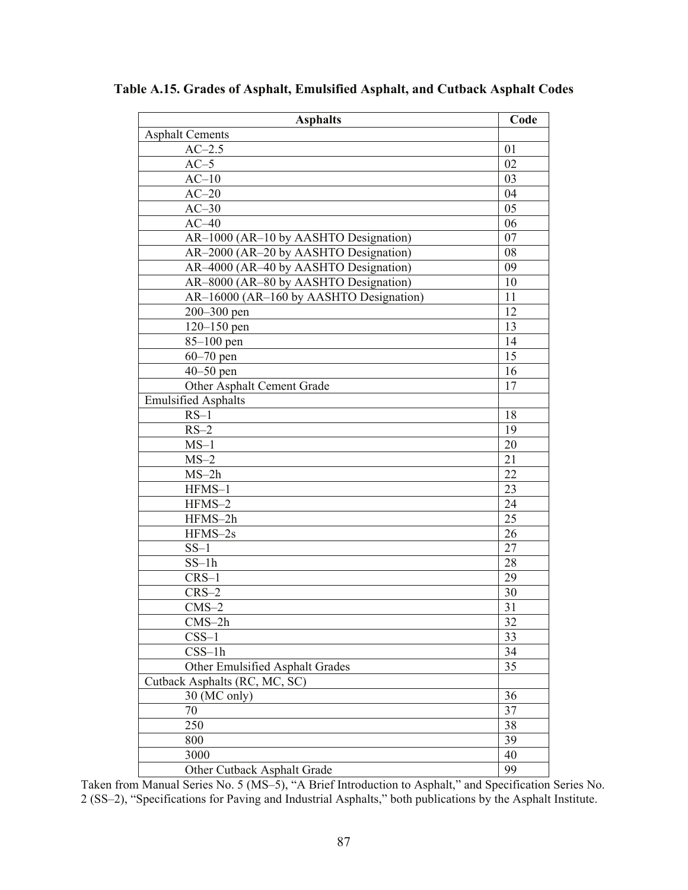**Table A.15. Grades of Asphalt, Emulsified Asphalt, and Cutback Asphalt Codes**

| Asphalts | Code |
|---|---|
| Asphalt Cements | |
| AC–2.5 | 01 |
| AC–5 | 02 |
| AC–10 | 03 |
| AC–20 | 04 |
| AC–30 | 05 |
| AC–40 | 06 |
| AR–1000 (AR–10 by AASHTO Designation) | 07 |
| AR–2000 (AR–20 by AASHTO Designation) | 08 |
| AR–4000 (AR–40 by AASHTO Designation) | 09 |
| AR–8000 (AR–80 by AASHTO Designation) | 10 |
| AR–16000 (AR–160 by AASHTO Designation) | 11 |
| 200–300 pen | 12 |
| 120–150 pen | 13 |
| 85–100 pen | 14 |
| 60–70 pen | 15 |
| 40–50 pen | 16 |
| Other Asphalt Cement Grade | 17 |
| Emulsified Asphalts | |
| RS–1 | 18 |
| RS–2 | 19 |
| MS–1 | 20 |
| MS–2 | 21 |
| MS–2h | 22 |
| HFMS–1 | 23 |
| HFMS–2 | 24 |
| HFMS–2h | 25 |
| HFMS–2s | 26 |
| SS–1 | 27 |
| SS–1h | 28 |
| CRS–1 | 29 |
| CRS–2 | 30 |
| CMS–2 | 31 |
| CMS–2h | 32 |
| CSS–1 | 33 |
| CSS–1h | 34 |
| Other Emulsified Asphalt Grades | 35 |
| Cutback Asphalts (RC, MC, SC) | |
| 30 (MC only) | 36 |
| 70 | 37 |
| 250 | 38 |
| 800 | 39 |
| 3000 | 40 |
| Other Cutback Asphalt Grade | 99 |

Taken from Manual Series No. 5 (MS–5), "A Brief Introduction to Asphalt," and Specification Series No. 2 (SS–2), "Specifications for Paving and Industrial Asphalts," both publications by the Asphalt Institute.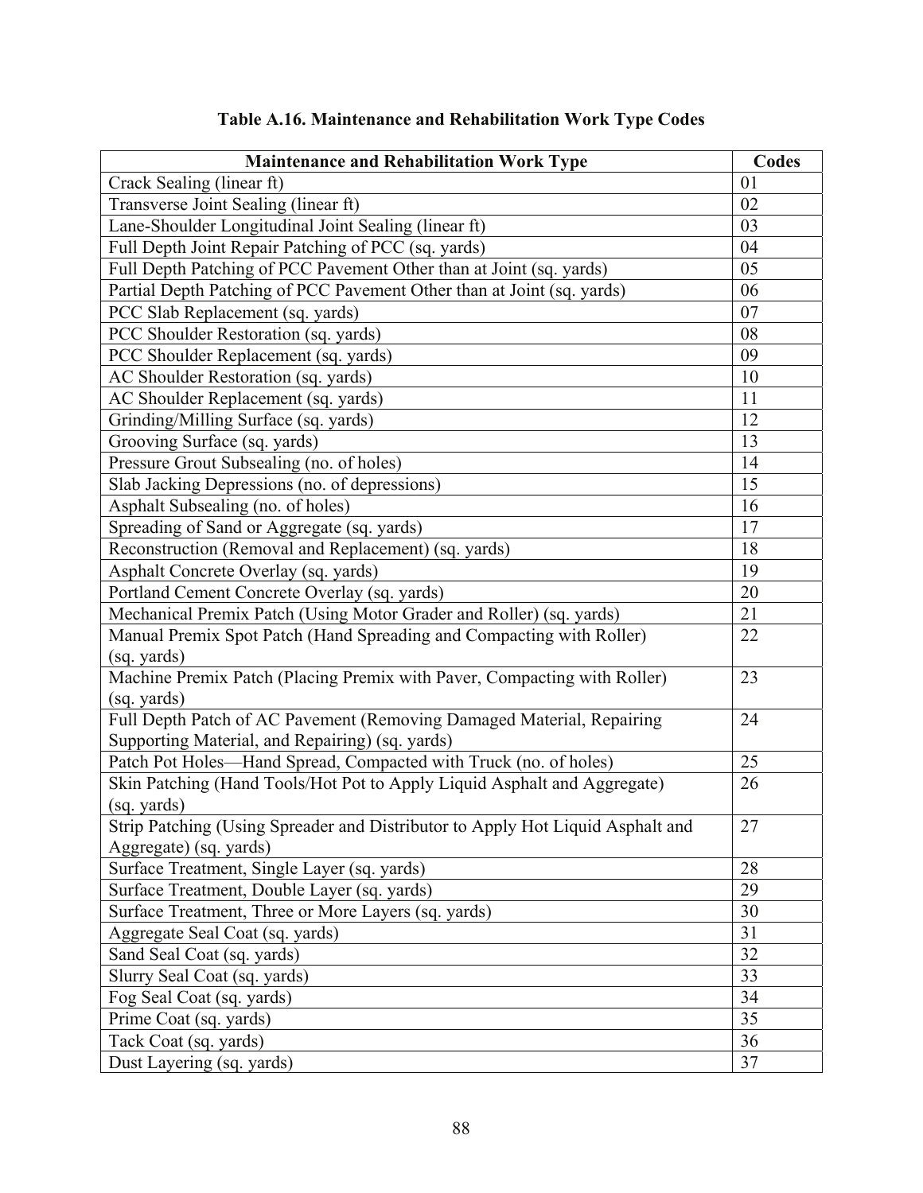**Table A.16. Maintenance and Rehabilitation Work Type Codes**

| Maintenance and Rehabilitation Work Type | Codes |
|---|---|
| Crack Sealing (linear ft) | 01 |
| Transverse Joint Sealing (linear ft) | 02 |
| Lane-Shoulder Longitudinal Joint Sealing (linear ft) | 03 |
| Full Depth Joint Repair Patching of PCC (sq. yards) | 04 |
| Full Depth Patching of PCC Pavement Other than at Joint (sq. yards) | 05 |
| Partial Depth Patching of PCC Pavement Other than at Joint (sq. yards) | 06 |
| PCC Slab Replacement (sq. yards) | 07 |
| PCC Shoulder Restoration (sq. yards) | 08 |
| PCC Shoulder Replacement (sq. yards) | 09 |
| AC Shoulder Restoration (sq. yards) | 10 |
| AC Shoulder Replacement (sq. yards) | 11 |
| Grinding/Milling Surface (sq. yards) | 12 |
| Grooving Surface (sq. yards) | 13 |
| Pressure Grout Subsealing (no. of holes) | 14 |
| Slab Jacking Depressions (no. of depressions) | 15 |
| Asphalt Subsealing (no. of holes) | 16 |
| Spreading of Sand or Aggregate (sq. yards) | 17 |
| Reconstruction (Removal and Replacement) (sq. yards) | 18 |
| Asphalt Concrete Overlay (sq. yards) | 19 |
| Portland Cement Concrete Overlay (sq. yards) | 20 |
| Mechanical Premix Patch (Using Motor Grader and Roller) (sq. yards) | 21 |
| Manual Premix Spot Patch (Hand Spreading and Compacting with Roller) (sq. yards) | 22 |
| Machine Premix Patch (Placing Premix with Paver, Compacting with Roller) (sq. yards) | 23 |
| Full Depth Patch of AC Pavement (Removing Damaged Material, Repairing Supporting Material, and Repairing) (sq. yards) | 24 |
| Patch Pot Holes—Hand Spread, Compacted with Truck (no. of holes) | 25 |
| Skin Patching (Hand Tools/Hot Pot to Apply Liquid Asphalt and Aggregate) (sq. yards) | 26 |
| Strip Patching (Using Spreader and Distributor to Apply Hot Liquid Asphalt and Aggregate) (sq. yards) | 27 |
| Surface Treatment, Single Layer (sq. yards) | 28 |
| Surface Treatment, Double Layer (sq. yards) | 29 |
| Surface Treatment, Three or More Layers (sq. yards) | 30 |
| Aggregate Seal Coat (sq. yards) | 31 |
| Sand Seal Coat (sq. yards) | 32 |
| Slurry Seal Coat (sq. yards) | 33 |
| Fog Seal Coat (sq. yards) | 34 |
| Prime Coat (sq. yards) | 35 |
| Tack Coat (sq. yards) | 36 |
| Dust Layering (sq. yards) | 37 |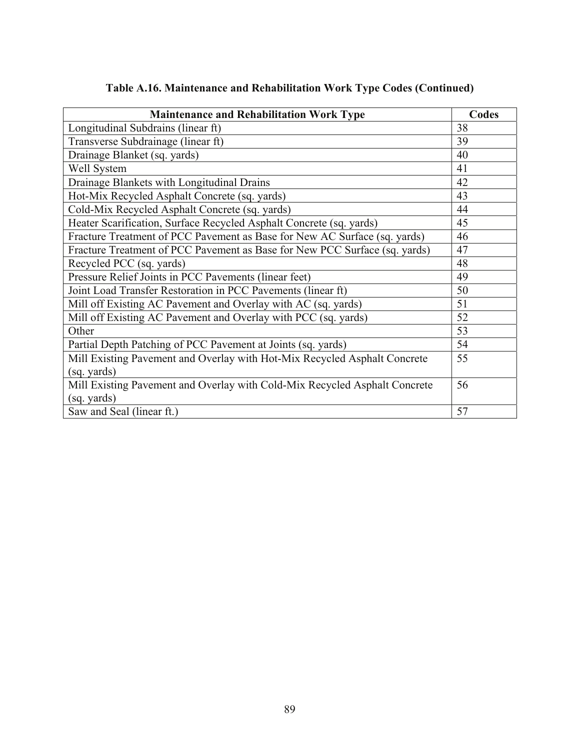**Table A.16. Maintenance and Rehabilitation Work Type Codes (Continued)**

| Maintenance and Rehabilitation Work Type | Codes |
|---|---|
| Longitudinal Subdrains (linear ft) | 38 |
| Transverse Subdrainage (linear ft) | 39 |
| Drainage Blanket (sq. yards) | 40 |
| Well System | 41 |
| Drainage Blankets with Longitudinal Drains | 42 |
| Hot-Mix Recycled Asphalt Concrete (sq. yards) | 43 |
| Cold-Mix Recycled Asphalt Concrete (sq. yards) | 44 |
| Heater Scarification, Surface Recycled Asphalt Concrete (sq. yards) | 45 |
| Fracture Treatment of PCC Pavement as Base for New AC Surface (sq. yards) | 46 |
| Fracture Treatment of PCC Pavement as Base for New PCC Surface (sq. yards) | 47 |
| Recycled PCC (sq. yards) | 48 |
| Pressure Relief Joints in PCC Pavements (linear feet) | 49 |
| Joint Load Transfer Restoration in PCC Pavements (linear ft) | 50 |
| Mill off Existing AC Pavement and Overlay with AC (sq. yards) | 51 |
| Mill off Existing AC Pavement and Overlay with PCC (sq. yards) | 52 |
| Other | 53 |
| Partial Depth Patching of PCC Pavement at Joints (sq. yards) | 54 |
| Mill Existing Pavement and Overlay with Hot-Mix Recycled Asphalt Concrete (sq. yards) | 55 |
| Mill Existing Pavement and Overlay with Cold-Mix Recycled Asphalt Concrete (sq. yards) | 56 |
| Saw and Seal (linear ft.) | 57 |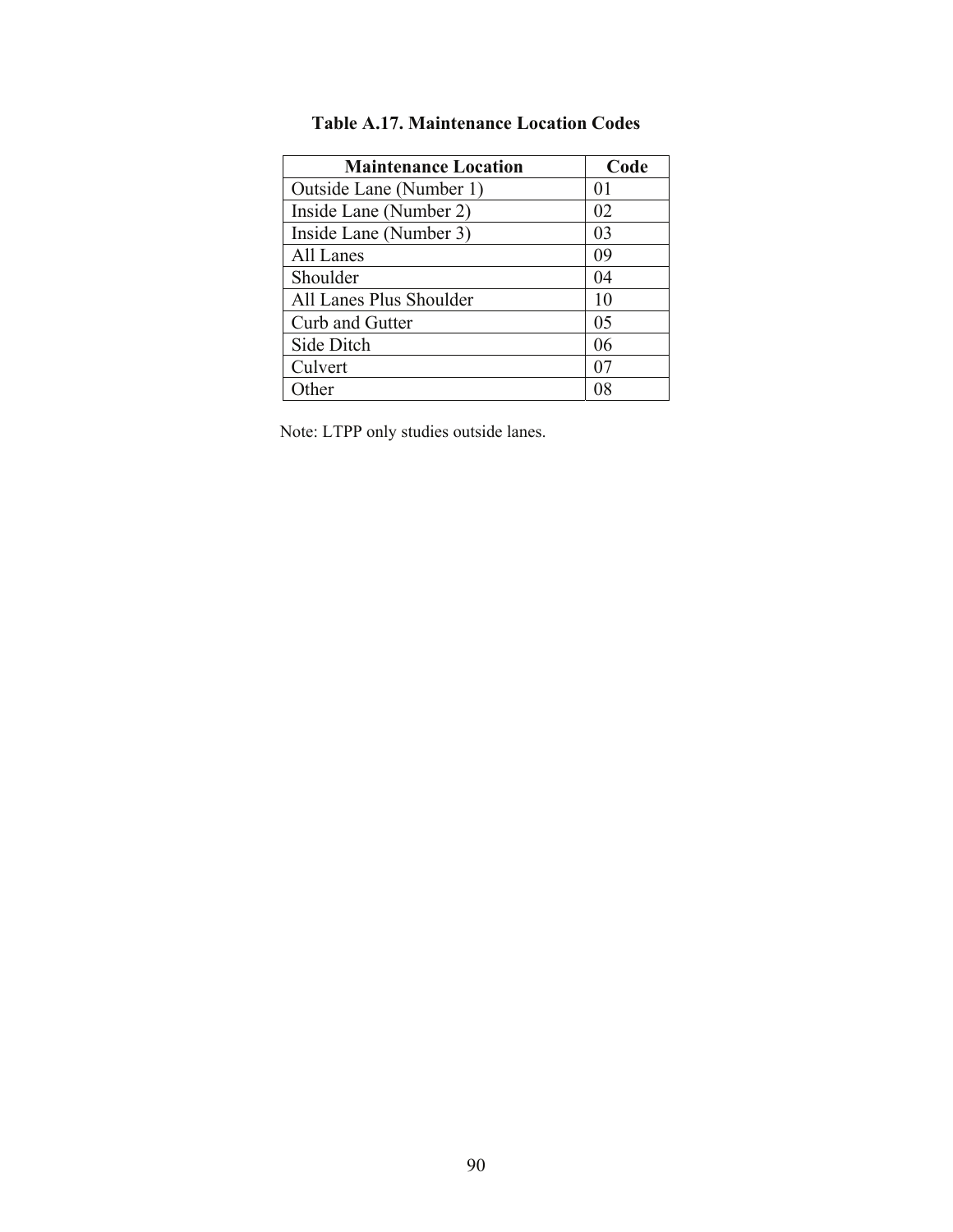**Table A.17. Maintenance Location Codes**

| Maintenance Location | Code |
| --- | --- |
| Outside Lane (Number 1) | 01 |
| Inside Lane (Number 2) | 02 |
| Inside Lane (Number 3) | 03 |
| All Lanes | 09 |
| Shoulder | 04 |
| All Lanes Plus Shoulder | 10 |
| Curb and Gutter | 05 |
| Side Ditch | 06 |
| Culvert | 07 |
| Other | 08 |

Note: LTPP only studies outside lanes.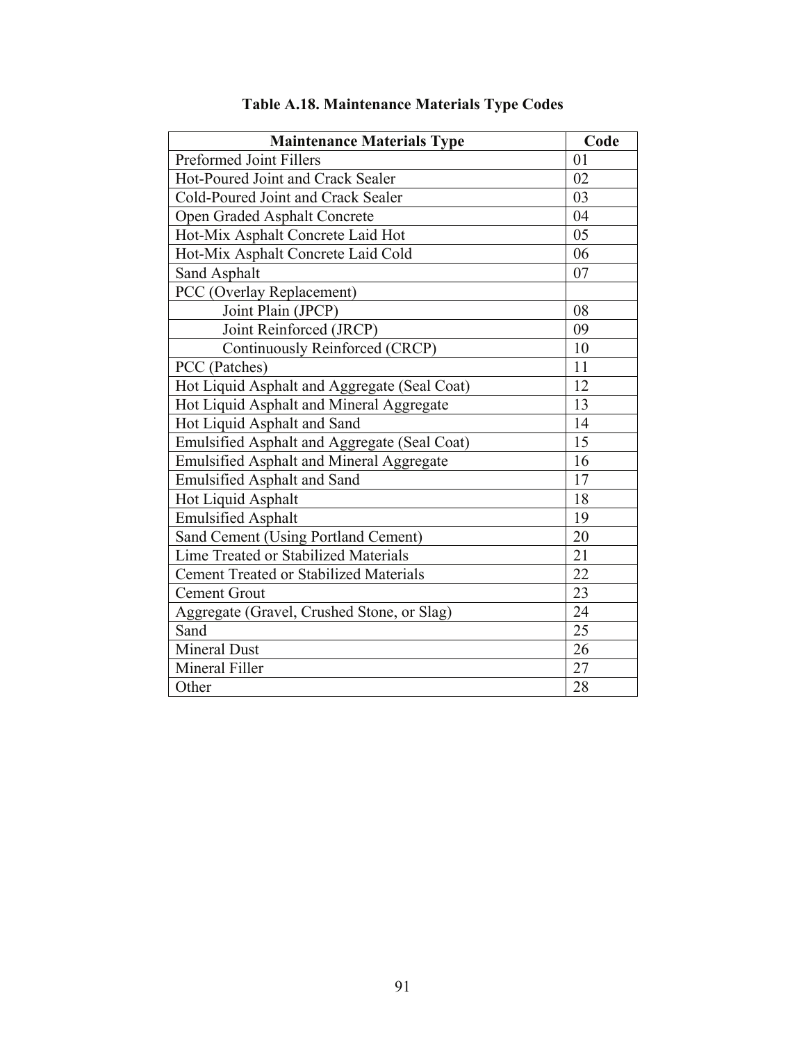**Table A.18. Maintenance Materials Type Codes**

| Maintenance Materials Type | Code |
| --- | --- |
| Preformed Joint Fillers | 01 |
| Hot-Poured Joint and Crack Sealer | 02 |
| Cold-Poured Joint and Crack Sealer | 03 |
| Open Graded Asphalt Concrete | 04 |
| Hot-Mix Asphalt Concrete Laid Hot | 05 |
| Hot-Mix Asphalt Concrete Laid Cold | 06 |
| Sand Asphalt | 07 |
| PCC (Overlay Replacement) | |
| Joint Plain (JPCP) | 08 |
| Joint Reinforced (JRCP) | 09 |
| Continuously Reinforced (CRCP) | 10 |
| PCC (Patches) | 11 |
| Hot Liquid Asphalt and Aggregate (Seal Coat) | 12 |
| Hot Liquid Asphalt and Mineral Aggregate | 13 |
| Hot Liquid Asphalt and Sand | 14 |
| Emulsified Asphalt and Aggregate (Seal Coat) | 15 |
| Emulsified Asphalt and Mineral Aggregate | 16 |
| Emulsified Asphalt and Sand | 17 |
| Hot Liquid Asphalt | 18 |
| Emulsified Asphalt | 19 |
| Sand Cement (Using Portland Cement) | 20 |
| Lime Treated or Stabilized Materials | 21 |
| Cement Treated or Stabilized Materials | 22 |
| Cement Grout | 23 |
| Aggregate (Gravel, Crushed Stone, or Slag) | 24 |
| Sand | 25 |
| Mineral Dust | 26 |
| Mineral Filler | 27 |
| Other | 28 |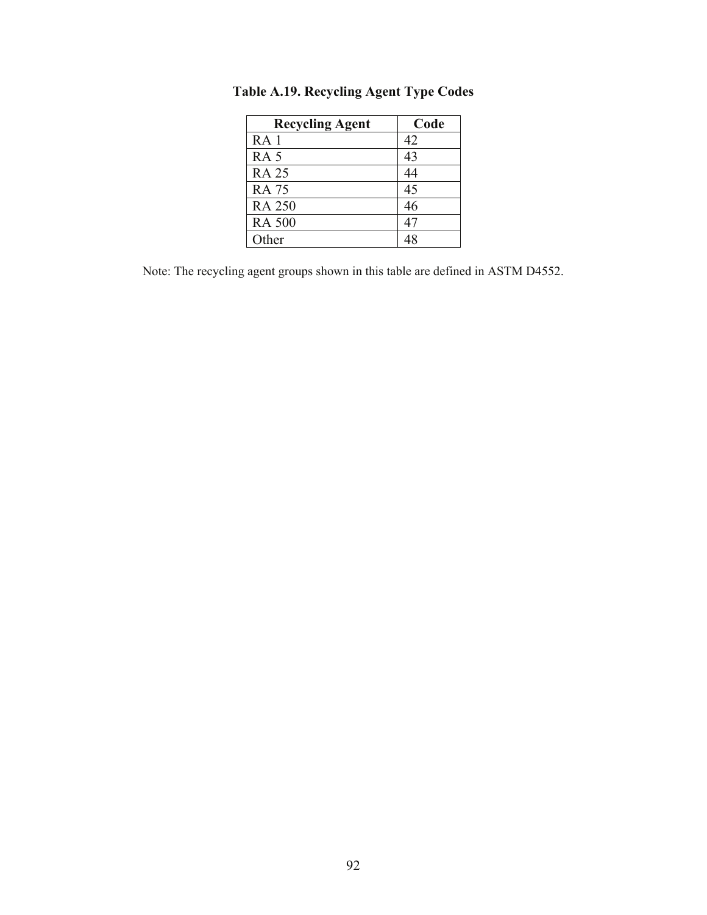**Table A.19. Recycling Agent Type Codes**

| Recycling Agent | Code |
| --- | --- |
| RA 1 | 42 |
| RA 5 | 43 |
| RA 25 | 44 |
| RA 75 | 45 |
| RA 250 | 46 |
| RA 500 | 47 |
| Other | 48 |

Note: The recycling agent groups shown in this table are defined in ASTM D4552.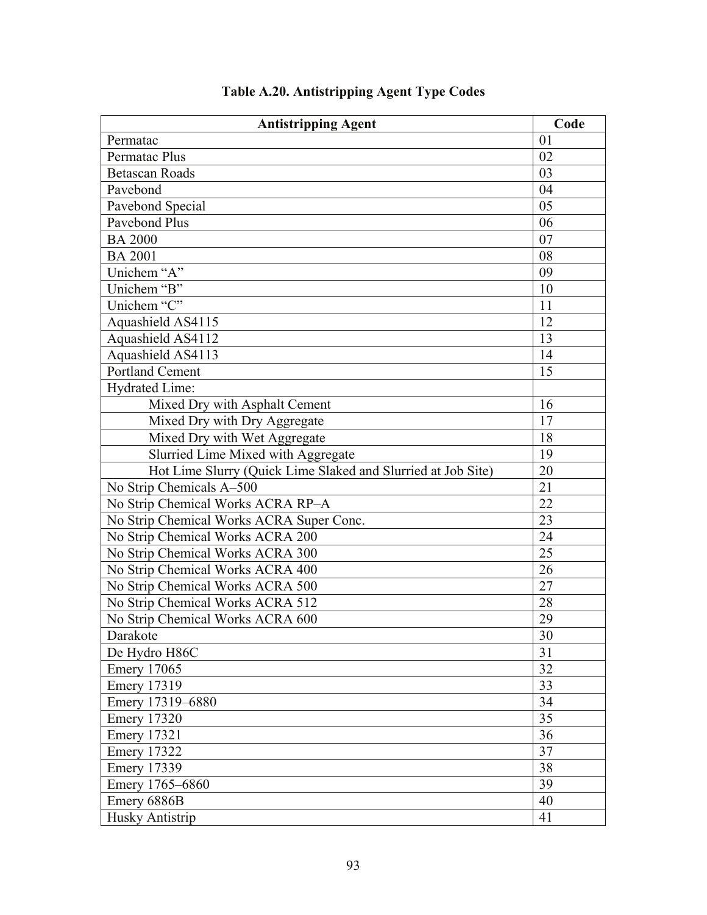**Table A.20. Antistripping Agent Type Codes**

| Antistripping Agent | Code |
|---|---|
| Permatac | 01 |
| Permatac Plus | 02 |
| Betascan Roads | 03 |
| Pavebond | 04 |
| Pavebond Special | 05 |
| Pavebond Plus | 06 |
| BA 2000 | 07 |
| BA 2001 | 08 |
| Unichem "A" | 09 |
| Unichem "B" | 10 |
| Unichem "C" | 11 |
| Aquashield AS4115 | 12 |
| Aquashield AS4112 | 13 |
| Aquashield AS4113 | 14 |
| Portland Cement | 15 |
| Hydrated Lime: | |
| Mixed Dry with Asphalt Cement | 16 |
| Mixed Dry with Dry Aggregate | 17 |
| Mixed Dry with Wet Aggregate | 18 |
| Slurried Lime Mixed with Aggregate | 19 |
| Hot Lime Slurry (Quick Lime Slaked and Slurried at Job Site) | 20 |
| No Strip Chemicals A–500 | 21 |
| No Strip Chemical Works ACRA RP–A | 22 |
| No Strip Chemical Works ACRA Super Conc. | 23 |
| No Strip Chemical Works ACRA 200 | 24 |
| No Strip Chemical Works ACRA 300 | 25 |
| No Strip Chemical Works ACRA 400 | 26 |
| No Strip Chemical Works ACRA 500 | 27 |
| No Strip Chemical Works ACRA 512 | 28 |
| No Strip Chemical Works ACRA 600 | 29 |
| Darakote | 30 |
| De Hydro H86C | 31 |
| Emery 17065 | 32 |
| Emery 17319 | 33 |
| Emery 17319–6880 | 34 |
| Emery 17320 | 35 |
| Emery 17321 | 36 |
| Emery 17322 | 37 |
| Emery 17339 | 38 |
| Emery 1765–6860 | 39 |
| Emery 6886B | 40 |
| Husky Antistrip | 41 |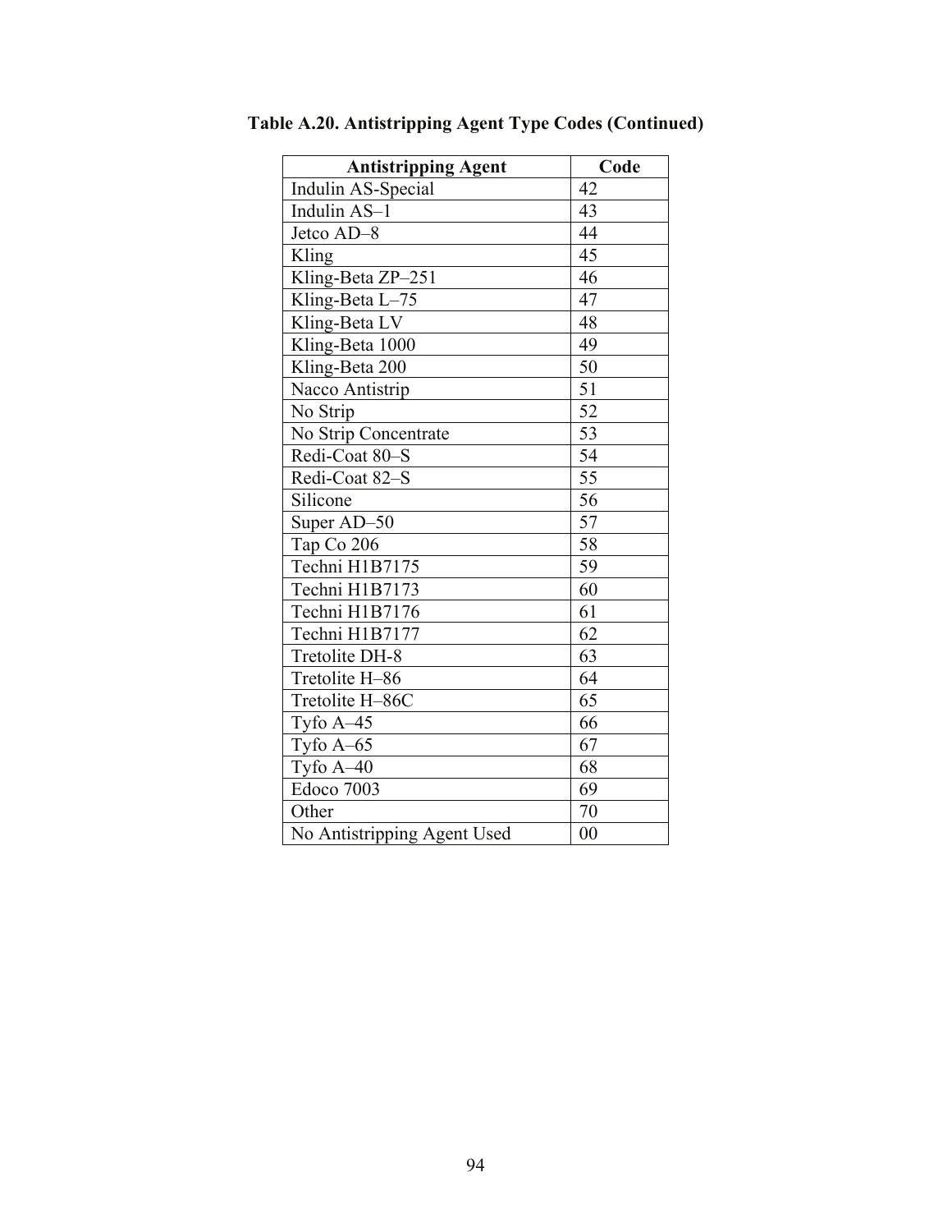**Table A.20. Antistripping Agent Type Codes (Continued)**

| Antistripping Agent | Code |
|---|---|
| Indulin AS-Special | 42 |
| Indulin AS–1 | 43 |
| Jetco AD–8 | 44 |
| Kling | 45 |
| Kling-Beta ZP–251 | 46 |
| Kling-Beta L–75 | 47 |
| Kling-Beta LV | 48 |
| Kling-Beta 1000 | 49 |
| Kling-Beta 200 | 50 |
| Nacco Antistrip | 51 |
| No Strip | 52 |
| No Strip Concentrate | 53 |
| Redi-Coat 80–S | 54 |
| Redi-Coat 82–S | 55 |
| Silicone | 56 |
| Super AD–50 | 57 |
| Tap Co 206 | 58 |
| Techni H1B7175 | 59 |
| Techni H1B7173 | 60 |
| Techni H1B7176 | 61 |
| Techni H1B7177 | 62 |
| Tretolite DH-8 | 63 |
| Tretolite H–86 | 64 |
| Tretolite H–86C | 65 |
| Tyfo A–45 | 66 |
| Tyfo A–65 | 67 |
| Tyfo A–40 | 68 |
| Edoco 7003 | 69 |
| Other | 70 |
| No Antistripping Agent Used | 00 |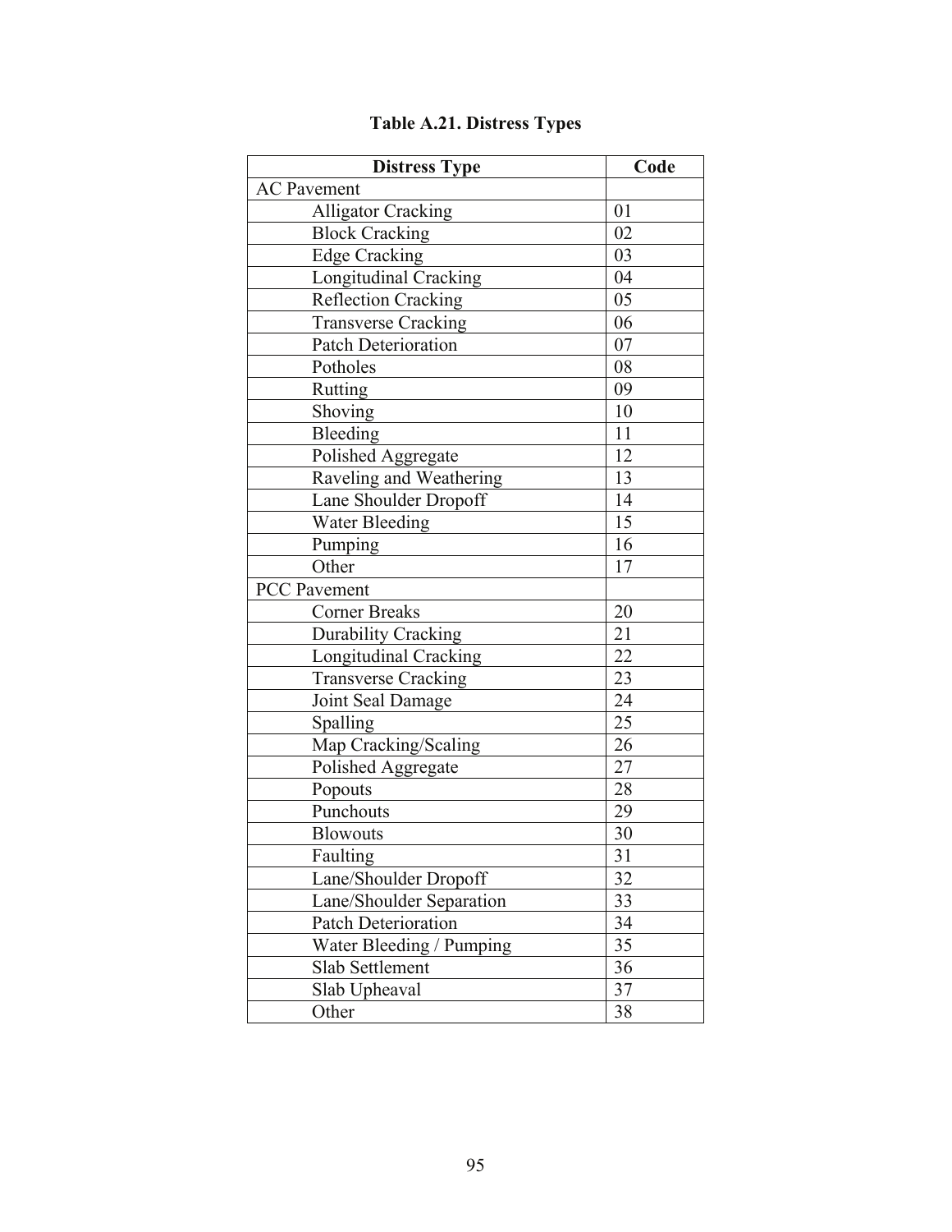**Table A.21. Distress Types**

| Distress Type | Code |
|---|---|
| AC Pavement | |
| Alligator Cracking | 01 |
| Block Cracking | 02 |
| Edge Cracking | 03 |
| Longitudinal Cracking | 04 |
| Reflection Cracking | 05 |
| Transverse Cracking | 06 |
| Patch Deterioration | 07 |
| Potholes | 08 |
| Rutting | 09 |
| Shoving | 10 |
| Bleeding | 11 |
| Polished Aggregate | 12 |
| Raveling and Weathering | 13 |
| Lane Shoulder Dropoff | 14 |
| Water Bleeding | 15 |
| Pumping | 16 |
| Other | 17 |
| PCC Pavement | |
| Corner Breaks | 20 |
| Durability Cracking | 21 |
| Longitudinal Cracking | 22 |
| Transverse Cracking | 23 |
| Joint Seal Damage | 24 |
| Spalling | 25 |
| Map Cracking/Scaling | 26 |
| Polished Aggregate | 27 |
| Popouts | 28 |
| Punchouts | 29 |
| Blowouts | 30 |
| Faulting | 31 |
| Lane/Shoulder Dropoff | 32 |
| Lane/Shoulder Separation | 33 |
| Patch Deterioration | 34 |
| Water Bleeding / Pumping | 35 |
| Slab Settlement | 36 |
| Slab Upheaval | 37 |
| Other | 38 |